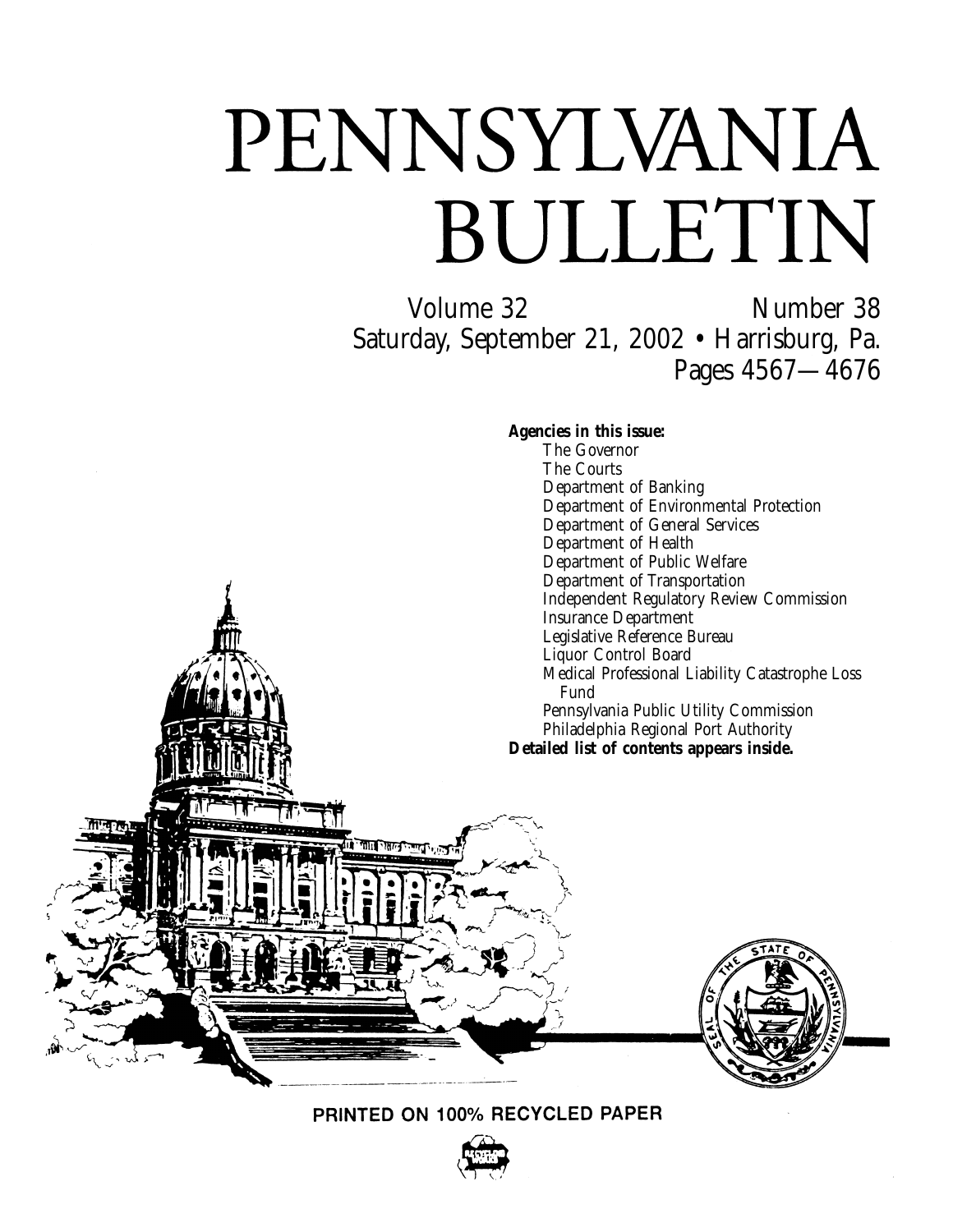# PENNSYLVANIA BULLETIN

Volume 32 Number 38

Saturday, September 21, 2002 • Harrisburg, Pa.

Pages 4567—4676

**Agencies in this issue:**

The Governor
The Courts
Department of Banking
Department of Environmental Protection
Department of General Services
Department of Health
Department of Public Welfare
Department of Transportation
Independent Regulatory Review Commission
Insurance Department
Legislative Reference Bureau
Liquor Control Board
Medical Professional Liability Catastrophe Loss Fund
Pennsylvania Public Utility Commission
Philadelphia Regional Port Authority

**Detailed list of contents appears inside.**

PRINTED ON 100% RECYCLED PAPER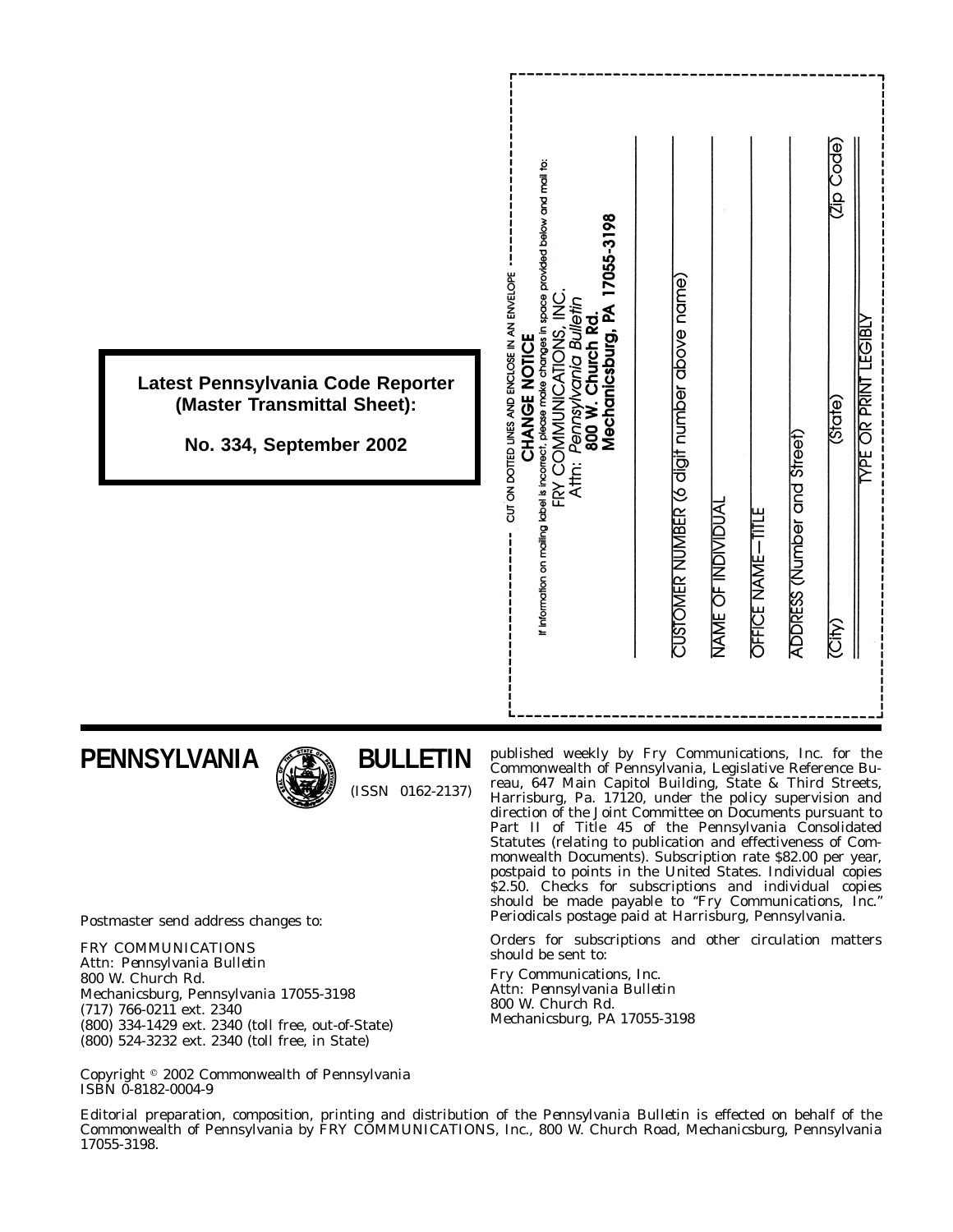**Latest Pennsylvania Code Reporter (Master Transmittal Sheet):**

**No. 334, September 2002**

CUT ON DOTTED LINES AND ENCLOSE IN AN ENVELOPE

**CHANGE NOTICE**

If information on mailing label is incorrect, please make changes in space provided below and mail to:

FRY COMMUNICATIONS, INC.
Attn: *Pennsylvania Bulletin*
**800 W. Church Rd.**
**Mechanicsburg, PA 17055-3198**

CUSTOMER NUMBER (6 digit number above name)

NAME OF INDIVIDUAL

OFFICE NAME—TITLE

ADDRESS (Number and Street)

(City) (State) (Zip Code)

TYPE OR PRINT LEGIBLY

# PENNSYLVANIA BULLETIN

(ISSN 0162-2137)

published weekly by Fry Communications, Inc. for the Commonwealth of Pennsylvania, Legislative Reference Bureau, 647 Main Capitol Building, State & Third Streets, Harrisburg, Pa. 17120, under the policy supervision and direction of the Joint Committee on Documents pursuant to Part II of Title 45 of the Pennsylvania Consolidated Statutes (relating to publication and effectiveness of Commonwealth Documents). Subscription rate $82.00 per year, postpaid to points in the United States. Individual copies $2.50. Checks for subscriptions and individual copies should be made payable to "Fry Communications, Inc." Periodicals postage paid at Harrisburg, Pennsylvania.

Orders for subscriptions and other circulation matters should be sent to:

Fry Communications, Inc.
Attn: *Pennsylvania Bulletin*
800 W. Church Rd.
Mechanicsburg, PA 17055-3198

Postmaster send address changes to:

FRY COMMUNICATIONS
Attn: *Pennsylvania Bulletin*
800 W. Church Rd.
Mechanicsburg, Pennsylvania 17055-3198
(717) 766-0211 ext. 2340
(800) 334-1429 ext. 2340 (toll free, out-of-State)
(800) 524-3232 ext. 2340 (toll free, in State)

Copyright © 2002 Commonwealth of Pennsylvania
ISBN 0-8182-0004-9

Editorial preparation, composition, printing and distribution of the *Pennsylvania Bulletin* is effected on behalf of the Commonwealth of Pennsylvania by FRY COMMUNICATIONS, Inc., 800 W. Church Road, Mechanicsburg, Pennsylvania 17055-3198.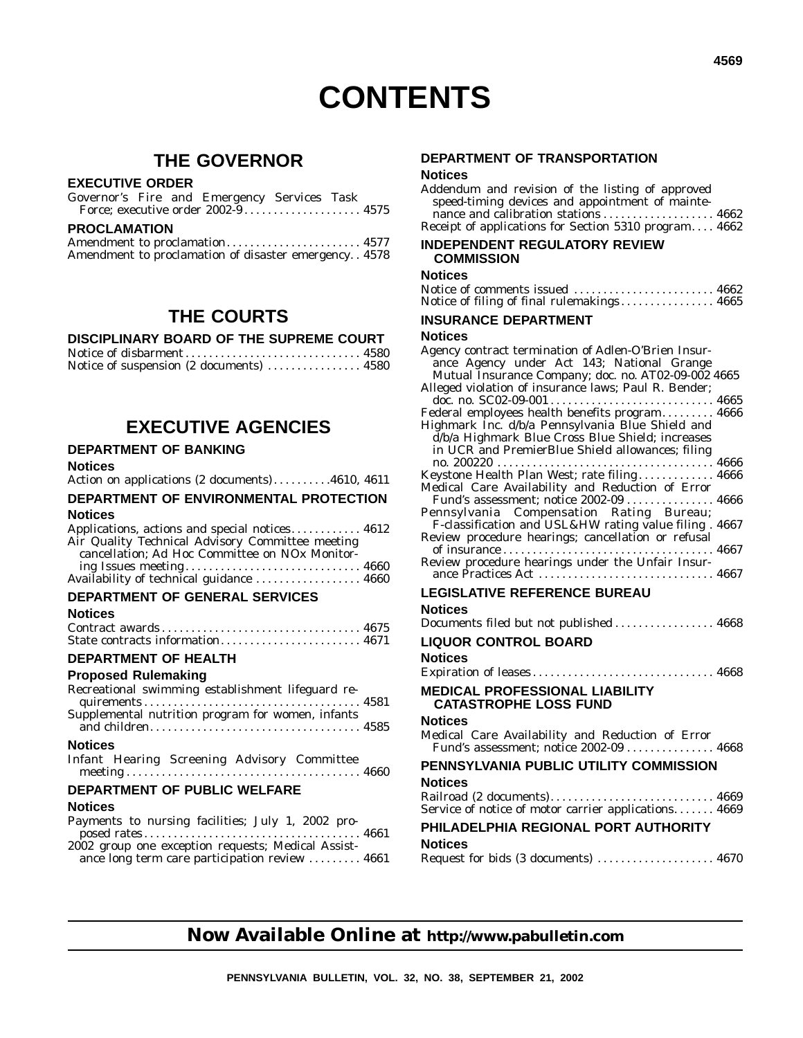# CONTENTS

## THE GOVERNOR

### EXECUTIVE ORDER

Governor's Fire and Emergency Services Task Force; executive order 2002-9 . . . . . . . . . . . . . . . . . . . . 4575

### PROCLAMATION

Amendment to proclamation . . . . . . . . . . . . . . . . . . . . . . 4577
Amendment to proclamation of disaster emergency. . 4578

## THE COURTS

### DISCIPLINARY BOARD OF THE SUPREME COURT

Notice of disbarment . . . . . . . . . . . . . . . . . . . . . . . . . . . . . 4580
Notice of suspension (2 documents) . . . . . . . . . . . . . . . . 4580

## EXECUTIVE AGENCIES

### DEPARTMENT OF BANKING

**Notices**

Action on applications (2 documents). . . . . . . . . .4610, 4611

### DEPARTMENT OF ENVIRONMENTAL PROTECTION

**Notices**

Applications, actions and special notices. . . . . . . . . . . . 4612
Air Quality Technical Advisory Committee meeting cancellation; Ad Hoc Committee on NOx Monitoring Issues meeting. . . . . . . . . . . . . . . . . . . . . . . . . . . . . 4660
Availability of technical guidance . . . . . . . . . . . . . . . . . . 4660

### DEPARTMENT OF GENERAL SERVICES

**Notices**

Contract awards . . . . . . . . . . . . . . . . . . . . . . . . . . . . . . . . . 4675
State contracts information. . . . . . . . . . . . . . . . . . . . . . . . 4671

### DEPARTMENT OF HEALTH

**Proposed Rulemaking**

Recreational swimming establishment lifeguard requirements . . . . . . . . . . . . . . . . . . . . . . . . . . . . . . . . . . . . . 4581
Supplemental nutrition program for women, infants and children. . . . . . . . . . . . . . . . . . . . . . . . . . . . . . . . . . . . 4585

**Notices**

Infant Hearing Screening Advisory Committee meeting . . . . . . . . . . . . . . . . . . . . . . . . . . . . . . . . . . . . . . . 4660

### DEPARTMENT OF PUBLIC WELFARE

**Notices**

Payments to nursing facilities; July 1, 2002 proposed rates . . . . . . . . . . . . . . . . . . . . . . . . . . . . . . . . . . . . 4661
2002 group one exception requests; Medical Assistance long term care participation review . . . . . . . . . 4661

### DEPARTMENT OF TRANSPORTATION

**Notices**

Addendum and revision of the listing of approved speed-timing devices and appointment of maintenance and calibration stations . . . . . . . . . . . . . . . . . . . 4662
Receipt of applications for Section 5310 program. . . . 4662

### INDEPENDENT REGULATORY REVIEW COMMISSION

**Notices**

Notice of comments issued . . . . . . . . . . . . . . . . . . . . . . . . 4662
Notice of filing of final rulemakings . . . . . . . . . . . . . . . . 4665

### INSURANCE DEPARTMENT

**Notices**

Agency contract termination of Adlen-O'Brien Insurance Agency under Act 143; National Grange Mutual Insurance Company; doc. no. AT02-09-002 4665
Alleged violation of insurance laws; Paul R. Bender; doc. no. SC02-09-001 . . . . . . . . . . . . . . . . . . . . . . . . . . . . 4665
Federal employees health benefits program. . . . . . . . . 4666
Highmark Inc. d/b/a Pennsylvania Blue Shield and d/b/a Highmark Blue Cross Blue Shield; increases in UCR and PremierBlue Shield allowances; filing no. 200220 . . . . . . . . . . . . . . . . . . . . . . . . . . . . . . . . . . . . . 4666
Keystone Health Plan West; rate filing. . . . . . . . . . . . . 4666
Medical Care Availability and Reduction of Error Fund's assessment; notice 2002-09 . . . . . . . . . . . . . . . 4666
Pennsylvania Compensation Rating Bureau; F-classification and USL&HW rating value filing . 4667
Review procedure hearings; cancellation or refusal of insurance . . . . . . . . . . . . . . . . . . . . . . . . . . . . . . . . . . . . 4667
Review procedure hearings under the Unfair Insurance Practices Act . . . . . . . . . . . . . . . . . . . . . . . . . . . . . . 4667

### LEGISLATIVE REFERENCE BUREAU

**Notices**

Documents filed but not published . . . . . . . . . . . . . . . . . 4668

### LIQUOR CONTROL BOARD

**Notices**

Expiration of leases . . . . . . . . . . . . . . . . . . . . . . . . . . . . . . . 4668

### MEDICAL PROFESSIONAL LIABILITY CATASTROPHE LOSS FUND

**Notices**

Medical Care Availability and Reduction of Error Fund's assessment; notice 2002-09 . . . . . . . . . . . . . . . 4668

### PENNSYLVANIA PUBLIC UTILITY COMMISSION

**Notices**

Railroad (2 documents). . . . . . . . . . . . . . . . . . . . . . . . . . . . 4669
Service of notice of motor carrier applications. . . . . . . 4669

### PHILADELPHIA REGIONAL PORT AUTHORITY

**Notices**

Request for bids (3 documents) . . . . . . . . . . . . . . . . . . . . 4670

## Now Available Online at http://www.pabulletin.com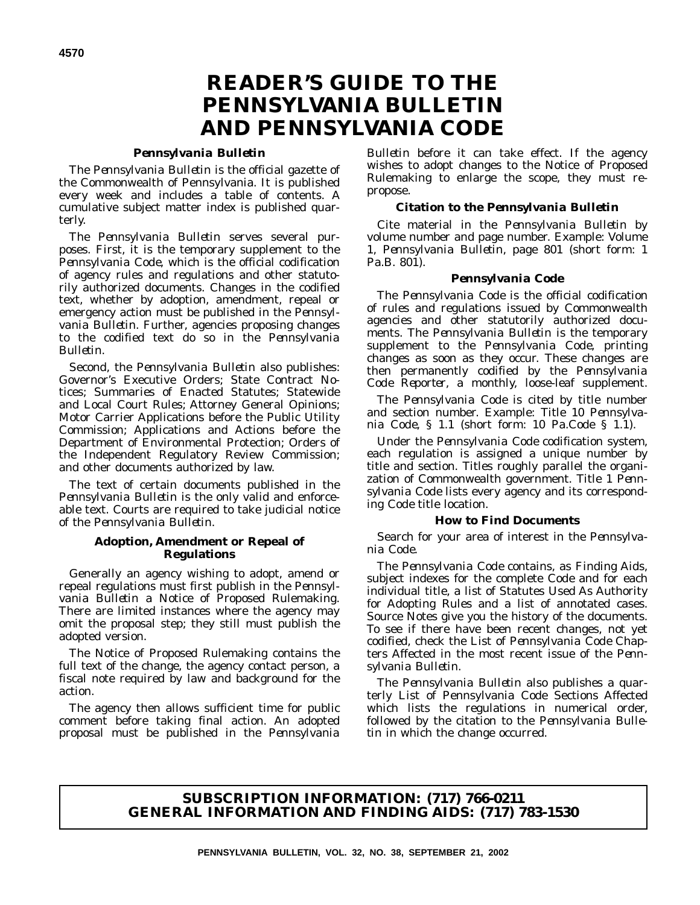# READER'S GUIDE TO THE PENNSYLVANIA BULLETIN AND PENNSYLVANIA CODE

### *Pennsylvania Bulletin*

The *Pennsylvania Bulletin* is the official gazette of the Commonwealth of Pennsylvania. It is published every week and includes a table of contents. A cumulative subject matter index is published quarterly.

The *Pennsylvania Bulletin* serves several purposes. First, it is the temporary supplement to the *Pennsylvania Code*, which is the official codification of agency rules and regulations and other statutorily authorized documents. Changes in the codified text, whether by adoption, amendment, repeal or emergency action must be published in the *Pennsylvania Bulletin*. Further, agencies proposing changes to the codified text do so in the *Pennsylvania Bulletin*.

Second, the *Pennsylvania Bulletin* also publishes: Governor's Executive Orders; State Contract Notices; Summaries of Enacted Statutes; Statewide and Local Court Rules; Attorney General Opinions; Motor Carrier Applications before the Public Utility Commission; Applications and Actions before the Department of Environmental Protection; Orders of the Independent Regulatory Review Commission; and other documents authorized by law.

The text of certain documents published in the *Pennsylvania Bulletin* is the only valid and enforceable text. Courts are required to take judicial notice of the *Pennsylvania Bulletin*.

### Adoption, Amendment or Repeal of Regulations

Generally an agency wishing to adopt, amend or repeal regulations must first publish in the *Pennsylvania Bulletin* a Notice of Proposed Rulemaking. There are limited instances where the agency may omit the proposal step; they still must publish the adopted version.

The Notice of Proposed Rulemaking contains the full text of the change, the agency contact person, a fiscal note required by law and background for the action.

The agency then allows sufficient time for public comment before taking final action. An adopted proposal must be published in the *Pennsylvania Bulletin* before it can take effect. If the agency wishes to adopt changes to the Notice of Proposed Rulemaking to enlarge the scope, they must repropose.

### Citation to the *Pennsylvania Bulletin*

Cite material in the *Pennsylvania Bulletin* by volume number and page number. Example: Volume 1, *Pennsylvania Bulletin*, page 801 (short form: 1 Pa.B. 801).

### *Pennsylvania Code*

The *Pennsylvania Code* is the official codification of rules and regulations issued by Commonwealth agencies and other statutorily authorized documents. The *Pennsylvania Bulletin* is the temporary supplement to the *Pennsylvania Code*, printing changes as soon as they occur. These changes are then permanently codified by the *Pennsylvania Code Reporter*, a monthly, loose-leaf supplement.

The *Pennsylvania Code* is cited by title number and section number. Example: Title 10 *Pennsylvania Code*, § 1.1 (short form: 10 Pa.Code § 1.1).

Under the *Pennsylvania Code* codification system, each regulation is assigned a unique number by title and section. Titles roughly parallel the organization of Commonwealth government. Title 1 *Pennsylvania Code* lists every agency and its corresponding Code title location.

### How to Find Documents

Search for your area of interest in the *Pennsylvania Code*.

The *Pennsylvania Code* contains, as Finding Aids, subject indexes for the complete Code and for each individual title, a list of Statutes Used As Authority for Adopting Rules and a list of annotated cases. Source Notes give you the history of the documents. To see if there have been recent changes, not yet codified, check the List of *Pennsylvania Code* Chapters Affected in the most recent issue of the *Pennsylvania Bulletin*.

The *Pennsylvania Bulletin* also publishes a quarterly List of Pennsylvania Code Sections Affected which lists the regulations in numerical order, followed by the citation to the *Pennsylvania Bulletin* in which the change occurred.

**SUBSCRIPTION INFORMATION: (717) 766-0211**
**GENERAL INFORMATION AND FINDING AIDS: (717) 783-1530**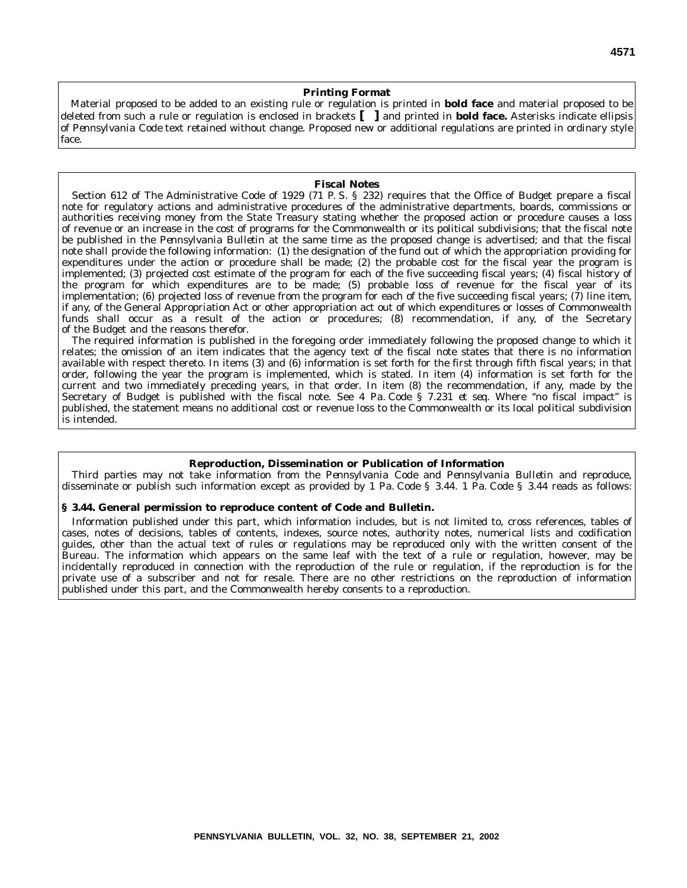## Printing Format

Material proposed to be added to an existing rule or regulation is printed in **bold face** and material proposed to be deleted from such a rule or regulation is enclosed in brackets **[ ]** and printed in **bold face.** Asterisks indicate ellipsis of *Pennsylvania Code* text retained without change. Proposed new or additional regulations are printed in ordinary style face.

## Fiscal Notes

Section 612 of The Administrative Code of 1929 (71 P. S. § 232) requires that the Office of Budget prepare a fiscal note for regulatory actions and administrative procedures of the administrative departments, boards, commissions or authorities receiving money from the State Treasury stating whether the proposed action or procedure causes a loss of revenue or an increase in the cost of programs for the Commonwealth or its political subdivisions; that the fiscal note be published in the *Pennsylvania Bulletin* at the same time as the proposed change is advertised; and that the fiscal note shall provide the following information: (1) the designation of the fund out of which the appropriation providing for expenditures under the action or procedure shall be made; (2) the probable cost for the fiscal year the program is implemented; (3) projected cost estimate of the program for each of the five succeeding fiscal years; (4) fiscal history of the program for which expenditures are to be made; (5) probable loss of revenue for the fiscal year of its implementation; (6) projected loss of revenue from the program for each of the five succeeding fiscal years; (7) line item, if any, of the General Appropriation Act or other appropriation act out of which expenditures or losses of Commonwealth funds shall occur as a result of the action or procedures; (8) recommendation, if any, of the Secretary of the Budget and the reasons therefor.

The required information is published in the foregoing order immediately following the proposed change to which it relates; the omission of an item indicates that the agency text of the fiscal note states that there is no information available with respect thereto. In items (3) and (6) information is set forth for the first through fifth fiscal years; in that order, following the year the program is implemented, which is stated. In item (4) information is set forth for the current and two immediately preceding years, in that order. In item (8) the recommendation, if any, made by the Secretary of Budget is published with the fiscal note. See 4 Pa. Code § 7.231 *et seq.* Where "no fiscal impact" is published, the statement means no additional cost or revenue loss to the Commonwealth or its local political subdivision is intended.

## Reproduction, Dissemination or Publication of Information

Third parties may not take information from the *Pennsylvania Code* and *Pennsylvania Bulletin* and reproduce, disseminate or publish such information except as provided by 1 Pa. Code § 3.44. 1 Pa. Code § 3.44 reads as follows:

**§ 3.44. General permission to reproduce content of Code and Bulletin.**

Information published under this part, which information includes, but is not limited to, cross references, tables of cases, notes of decisions, tables of contents, indexes, source notes, authority notes, numerical lists and codification guides, other than the actual text of rules or regulations may be reproduced only with the written consent of the Bureau. The information which appears on the same leaf with the text of a rule or regulation, however, may be incidentally reproduced in connection with the reproduction of the rule or regulation, if the reproduction is for the private use of a subscriber and not for resale. There are no other restrictions on the reproduction of information published under this part, and the Commonwealth hereby consents to a reproduction.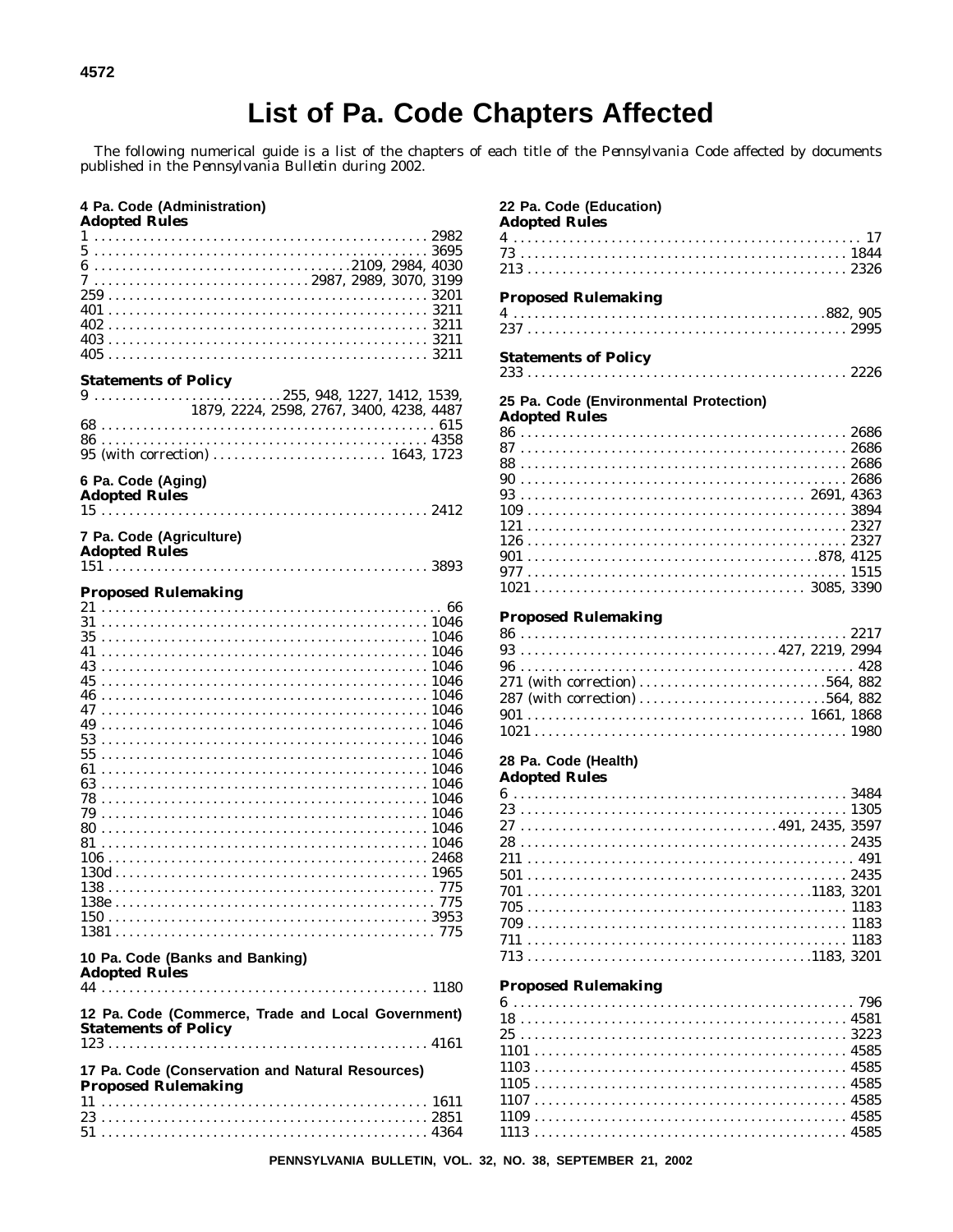# List of Pa. Code Chapters Affected

*The following numerical guide is a list of the chapters of each title of the* Pennsylvania Code *affected by documents published in the* Pennsylvania Bulletin *during 2002.*

**4 Pa. Code (Administration)**
**Adopted Rules**
1 . . . . . . . . . . . . . . . . . . . . . . . . . . . . . . . . . . . . . . . . . . . . . 2982
5 . . . . . . . . . . . . . . . . . . . . . . . . . . . . . . . . . . . . . . . . . . . . . 3695
6 . . . . . . . . . . . . . . . . . . . . . . . . . . . . . . . . . . 2109, 2984, 4030
7 . . . . . . . . . . . . . . . . . . . . . . . . . . . . 2987, 2989, 3070, 3199
259 . . . . . . . . . . . . . . . . . . . . . . . . . . . . . . . . . . . . . . . . . . . . 3201
401 . . . . . . . . . . . . . . . . . . . . . . . . . . . . . . . . . . . . . . . . . . . . 3211
402 . . . . . . . . . . . . . . . . . . . . . . . . . . . . . . . . . . . . . . . . . . . . 3211
403 . . . . . . . . . . . . . . . . . . . . . . . . . . . . . . . . . . . . . . . . . . . . 3211
405 . . . . . . . . . . . . . . . . . . . . . . . . . . . . . . . . . . . . . . . . . . . . 3211

**Statements of Policy**
9 . . . . . . . . . . . . . . . . . . . . . . . . . 255, 948, 1227, 1412, 1539, 1879, 2224, 2598, 2767, 3400, 4238, 4487
68 . . . . . . . . . . . . . . . . . . . . . . . . . . . . . . . . . . . . . . . . . . . . . 615
86 . . . . . . . . . . . . . . . . . . . . . . . . . . . . . . . . . . . . . . . . . . . . 4358
95 (with correction) . . . . . . . . . . . . . . . . . . . . . . . . 1643, 1723

**6 Pa. Code (Aging)**
**Adopted Rules**
15 . . . . . . . . . . . . . . . . . . . . . . . . . . . . . . . . . . . . . . . . . . . . 2412

**7 Pa. Code (Agriculture)**
**Adopted Rules**
151 . . . . . . . . . . . . . . . . . . . . . . . . . . . . . . . . . . . . . . . . . . . 3893

**Proposed Rulemaking**
21 . . . . . . . . . . . . . . . . . . . . . . . . . . . . . . . . . . . . . . . . . . . . . . 66
31 . . . . . . . . . . . . . . . . . . . . . . . . . . . . . . . . . . . . . . . . . . . . 1046
35 . . . . . . . . . . . . . . . . . . . . . . . . . . . . . . . . . . . . . . . . . . . . 1046
41 . . . . . . . . . . . . . . . . . . . . . . . . . . . . . . . . . . . . . . . . . . . . 1046
43 . . . . . . . . . . . . . . . . . . . . . . . . . . . . . . . . . . . . . . . . . . . . 1046
45 . . . . . . . . . . . . . . . . . . . . . . . . . . . . . . . . . . . . . . . . . . . . 1046
46 . . . . . . . . . . . . . . . . . . . . . . . . . . . . . . . . . . . . . . . . . . . . 1046
47 . . . . . . . . . . . . . . . . . . . . . . . . . . . . . . . . . . . . . . . . . . . . 1046
49 . . . . . . . . . . . . . . . . . . . . . . . . . . . . . . . . . . . . . . . . . . . . 1046
53 . . . . . . . . . . . . . . . . . . . . . . . . . . . . . . . . . . . . . . . . . . . . 1046
55 . . . . . . . . . . . . . . . . . . . . . . . . . . . . . . . . . . . . . . . . . . . . 1046
61 . . . . . . . . . . . . . . . . . . . . . . . . . . . . . . . . . . . . . . . . . . . . 1046
63 . . . . . . . . . . . . . . . . . . . . . . . . . . . . . . . . . . . . . . . . . . . . 1046
78 . . . . . . . . . . . . . . . . . . . . . . . . . . . . . . . . . . . . . . . . . . . . 1046
79 . . . . . . . . . . . . . . . . . . . . . . . . . . . . . . . . . . . . . . . . . . . . 1046
80 . . . . . . . . . . . . . . . . . . . . . . . . . . . . . . . . . . . . . . . . . . . . 1046
81 . . . . . . . . . . . . . . . . . . . . . . . . . . . . . . . . . . . . . . . . . . . . 1046
106 . . . . . . . . . . . . . . . . . . . . . . . . . . . . . . . . . . . . . . . . . . . 2468
130d . . . . . . . . . . . . . . . . . . . . . . . . . . . . . . . . . . . . . . . . . . 1965
138 . . . . . . . . . . . . . . . . . . . . . . . . . . . . . . . . . . . . . . . . . . . . 775
138e . . . . . . . . . . . . . . . . . . . . . . . . . . . . . . . . . . . . . . . . . . . 775
150 . . . . . . . . . . . . . . . . . . . . . . . . . . . . . . . . . . . . . . . . . . . 3953
1381 . . . . . . . . . . . . . . . . . . . . . . . . . . . . . . . . . . . . . . . . . . . 775

**10 Pa. Code (Banks and Banking)**
**Adopted Rules**
44 . . . . . . . . . . . . . . . . . . . . . . . . . . . . . . . . . . . . . . . . . . . . 1180

**12 Pa. Code (Commerce, Trade and Local Government)**
**Statements of Policy**
123 . . . . . . . . . . . . . . . . . . . . . . . . . . . . . . . . . . . . . . . . . . . 4161

**17 Pa. Code (Conservation and Natural Resources)**
**Proposed Rulemaking**
11 . . . . . . . . . . . . . . . . . . . . . . . . . . . . . . . . . . . . . . . . . . . . 1611
23 . . . . . . . . . . . . . . . . . . . . . . . . . . . . . . . . . . . . . . . . . . . . 2851
51 . . . . . . . . . . . . . . . . . . . . . . . . . . . . . . . . . . . . . . . . . . . . 4364

**22 Pa. Code (Education)**
**Adopted Rules**
4 . . . . . . . . . . . . . . . . . . . . . . . . . . . . . . . . . . . . . . . . . . . . . . . 17
73 . . . . . . . . . . . . . . . . . . . . . . . . . . . . . . . . . . . . . . . . . . . . 1844
213 . . . . . . . . . . . . . . . . . . . . . . . . . . . . . . . . . . . . . . . . . . . 2326

**Proposed Rulemaking**
4 . . . . . . . . . . . . . . . . . . . . . . . . . . . . . . . . . . . . . . . . . . 882, 905
237 . . . . . . . . . . . . . . . . . . . . . . . . . . . . . . . . . . . . . . . . . . . 2995

**Statements of Policy**
233 . . . . . . . . . . . . . . . . . . . . . . . . . . . . . . . . . . . . . . . . . . . 2226

**25 Pa. Code (Environmental Protection)**
**Adopted Rules**
86 . . . . . . . . . . . . . . . . . . . . . . . . . . . . . . . . . . . . . . . . . . . . 2686
87 . . . . . . . . . . . . . . . . . . . . . . . . . . . . . . . . . . . . . . . . . . . . 2686
88 . . . . . . . . . . . . . . . . . . . . . . . . . . . . . . . . . . . . . . . . . . . . 2686
90 . . . . . . . . . . . . . . . . . . . . . . . . . . . . . . . . . . . . . . . . . . . . 2686
93 . . . . . . . . . . . . . . . . . . . . . . . . . . . . . . . . . . . . . . . . 2691, 4363
109 . . . . . . . . . . . . . . . . . . . . . . . . . . . . . . . . . . . . . . . . . . . 3894
121 . . . . . . . . . . . . . . . . . . . . . . . . . . . . . . . . . . . . . . . . . . . 2327
126 . . . . . . . . . . . . . . . . . . . . . . . . . . . . . . . . . . . . . . . . . . . 2327
901 . . . . . . . . . . . . . . . . . . . . . . . . . . . . . . . . . . . . . . . . 878, 4125
977 . . . . . . . . . . . . . . . . . . . . . . . . . . . . . . . . . . . . . . . . . . . 1515
1021 . . . . . . . . . . . . . . . . . . . . . . . . . . . . . . . . . . . . . . . 3085, 3390

**Proposed Rulemaking**
86 . . . . . . . . . . . . . . . . . . . . . . . . . . . . . . . . . . . . . . . . . . . . 2217
93 . . . . . . . . . . . . . . . . . . . . . . . . . . . . . . . . . . . . 427, 2219, 2994
96 . . . . . . . . . . . . . . . . . . . . . . . . . . . . . . . . . . . . . . . . . . . . . 428
271 (with correction) . . . . . . . . . . . . . . . . . . . . . . . . . . . 564, 882
287 (with correction) . . . . . . . . . . . . . . . . . . . . . . . . . . . 564, 882
901 . . . . . . . . . . . . . . . . . . . . . . . . . . . . . . . . . . . . . . . 1661, 1868
1021 . . . . . . . . . . . . . . . . . . . . . . . . . . . . . . . . . . . . . . . . . . 1980

**28 Pa. Code (Health)**
**Adopted Rules**
6 . . . . . . . . . . . . . . . . . . . . . . . . . . . . . . . . . . . . . . . . . . . . . 3484
23 . . . . . . . . . . . . . . . . . . . . . . . . . . . . . . . . . . . . . . . . . . . . 1305
27 . . . . . . . . . . . . . . . . . . . . . . . . . . . . . . . . . . . . . 491, 2435, 3597
28 . . . . . . . . . . . . . . . . . . . . . . . . . . . . . . . . . . . . . . . . . . . . 2435
211 . . . . . . . . . . . . . . . . . . . . . . . . . . . . . . . . . . . . . . . . . . . . 491
501 . . . . . . . . . . . . . . . . . . . . . . . . . . . . . . . . . . . . . . . . . . . 2435
701 . . . . . . . . . . . . . . . . . . . . . . . . . . . . . . . . . . . . . . . . 1183, 3201
705 . . . . . . . . . . . . . . . . . . . . . . . . . . . . . . . . . . . . . . . . . . . 1183
709 . . . . . . . . . . . . . . . . . . . . . . . . . . . . . . . . . . . . . . . . . . . 1183
711 . . . . . . . . . . . . . . . . . . . . . . . . . . . . . . . . . . . . . . . . . . . 1183
713 . . . . . . . . . . . . . . . . . . . . . . . . . . . . . . . . . . . . . . . . 1183, 3201

**Proposed Rulemaking**
6 . . . . . . . . . . . . . . . . . . . . . . . . . . . . . . . . . . . . . . . . . . . . . . 796
18 . . . . . . . . . . . . . . . . . . . . . . . . . . . . . . . . . . . . . . . . . . . . 4581
25 . . . . . . . . . . . . . . . . . . . . . . . . . . . . . . . . . . . . . . . . . . . . 3223
1101 . . . . . . . . . . . . . . . . . . . . . . . . . . . . . . . . . . . . . . . . . . 4585
1103 . . . . . . . . . . . . . . . . . . . . . . . . . . . . . . . . . . . . . . . . . . 4585
1105 . . . . . . . . . . . . . . . . . . . . . . . . . . . . . . . . . . . . . . . . . . 4585
1107 . . . . . . . . . . . . . . . . . . . . . . . . . . . . . . . . . . . . . . . . . . 4585
1109 . . . . . . . . . . . . . . . . . . . . . . . . . . . . . . . . . . . . . . . . . . 4585
1113 . . . . . . . . . . . . . . . . . . . . . . . . . . . . . . . . . . . . . . . . . . 4585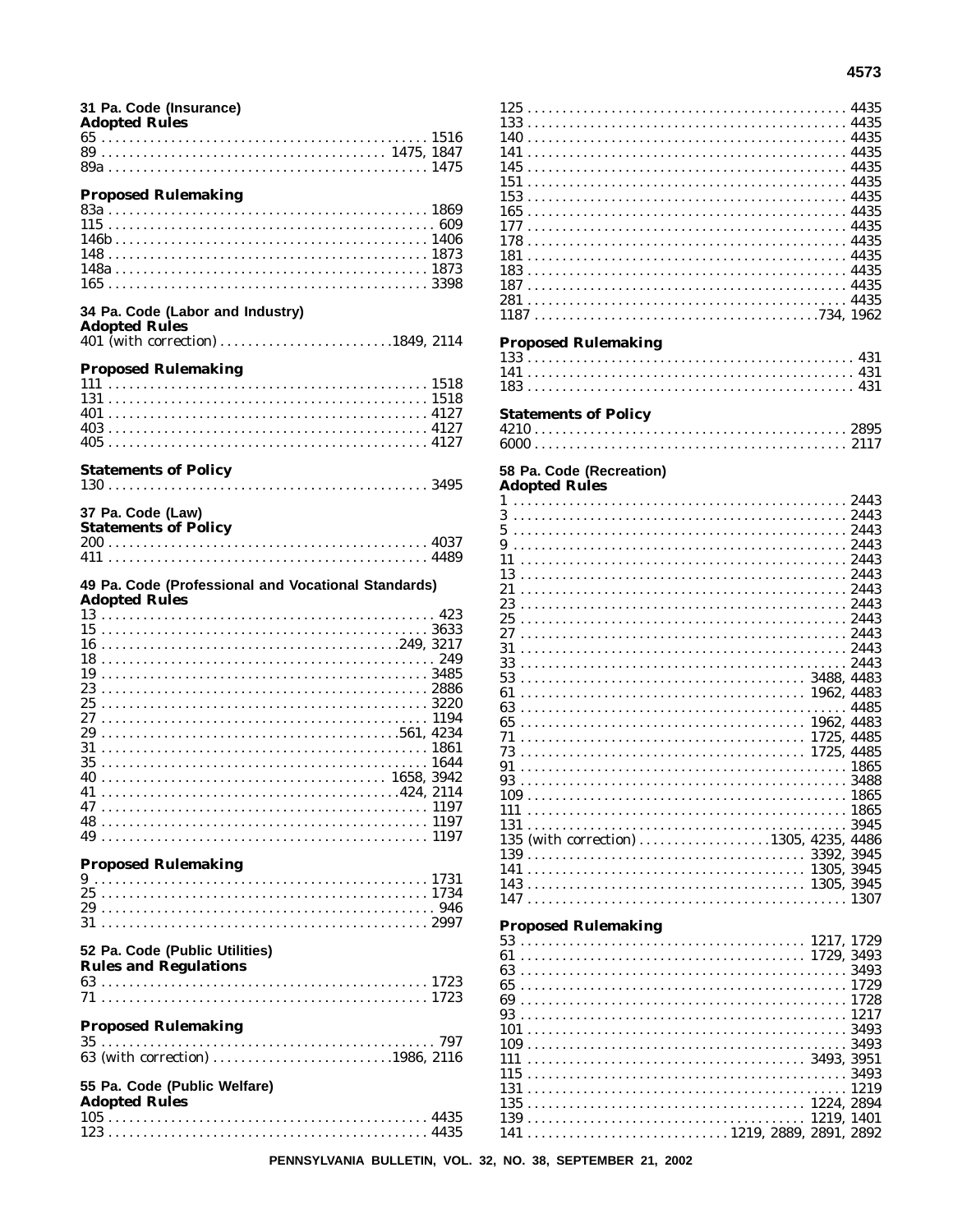### 31 Pa. Code (Insurance)

**Adopted Rules**

65 . . . . . . . . . . . . . . . . . . . . . . . . . . . . . . . . . . . . . . . . . . . . . . 1516
89 . . . . . . . . . . . . . . . . . . . . . . . . . . . . . . . . . . . . . . . . 1475, 1847
89a . . . . . . . . . . . . . . . . . . . . . . . . . . . . . . . . . . . . . . . . . . . . . 1475

**Proposed Rulemaking**

83a . . . . . . . . . . . . . . . . . . . . . . . . . . . . . . . . . . . . . . . . . . . . . 1869
115 . . . . . . . . . . . . . . . . . . . . . . . . . . . . . . . . . . . . . . . . . . . . . . 609
146b . . . . . . . . . . . . . . . . . . . . . . . . . . . . . . . . . . . . . . . . . . . . 1406
148 . . . . . . . . . . . . . . . . . . . . . . . . . . . . . . . . . . . . . . . . . . . . . 1873
148a . . . . . . . . . . . . . . . . . . . . . . . . . . . . . . . . . . . . . . . . . . . . 1873
165 . . . . . . . . . . . . . . . . . . . . . . . . . . . . . . . . . . . . . . . . . . . . . 3398

### 34 Pa. Code (Labor and Industry)

**Adopted Rules**

401 (with correction) . . . . . . . . . . . . . . . . . . . . . . . . 1849, 2114

**Proposed Rulemaking**

111 . . . . . . . . . . . . . . . . . . . . . . . . . . . . . . . . . . . . . . . . . . . . . 1518
131 . . . . . . . . . . . . . . . . . . . . . . . . . . . . . . . . . . . . . . . . . . . . . 1518
401 . . . . . . . . . . . . . . . . . . . . . . . . . . . . . . . . . . . . . . . . . . . . . 4127
403 . . . . . . . . . . . . . . . . . . . . . . . . . . . . . . . . . . . . . . . . . . . . . 4127
405 . . . . . . . . . . . . . . . . . . . . . . . . . . . . . . . . . . . . . . . . . . . . . 4127

**Statements of Policy**

130 . . . . . . . . . . . . . . . . . . . . . . . . . . . . . . . . . . . . . . . . . . . . . 3495

### 37 Pa. Code (Law)

**Statements of Policy**

200 . . . . . . . . . . . . . . . . . . . . . . . . . . . . . . . . . . . . . . . . . . . . . 4037
411 . . . . . . . . . . . . . . . . . . . . . . . . . . . . . . . . . . . . . . . . . . . . . 4489

### 49 Pa. Code (Professional and Vocational Standards)

**Adopted Rules**

13 . . . . . . . . . . . . . . . . . . . . . . . . . . . . . . . . . . . . . . . . . . . . . . . 423
15 . . . . . . . . . . . . . . . . . . . . . . . . . . . . . . . . . . . . . . . . . . . . . . 3633
16 . . . . . . . . . . . . . . . . . . . . . . . . . . . . . . . . . . . . . . . . . . . 249, 3217
18 . . . . . . . . . . . . . . . . . . . . . . . . . . . . . . . . . . . . . . . . . . . . . . . 249
19 . . . . . . . . . . . . . . . . . . . . . . . . . . . . . . . . . . . . . . . . . . . . . . 3485
23 . . . . . . . . . . . . . . . . . . . . . . . . . . . . . . . . . . . . . . . . . . . . . . 2886
25 . . . . . . . . . . . . . . . . . . . . . . . . . . . . . . . . . . . . . . . . . . . . . . 3220
27 . . . . . . . . . . . . . . . . . . . . . . . . . . . . . . . . . . . . . . . . . . . . . . 1194
29 . . . . . . . . . . . . . . . . . . . . . . . . . . . . . . . . . . . . . . . . . . . 561, 4234
31 . . . . . . . . . . . . . . . . . . . . . . . . . . . . . . . . . . . . . . . . . . . . . . 1861
35 . . . . . . . . . . . . . . . . . . . . . . . . . . . . . . . . . . . . . . . . . . . . . . 1644
40 . . . . . . . . . . . . . . . . . . . . . . . . . . . . . . . . . . . . . . . . . 1658, 3942
41 . . . . . . . . . . . . . . . . . . . . . . . . . . . . . . . . . . . . . . . . . . . 424, 2114
47 . . . . . . . . . . . . . . . . . . . . . . . . . . . . . . . . . . . . . . . . . . . . . . 1197
48 . . . . . . . . . . . . . . . . . . . . . . . . . . . . . . . . . . . . . . . . . . . . . . 1197
49 . . . . . . . . . . . . . . . . . . . . . . . . . . . . . . . . . . . . . . . . . . . . . . 1197

**Proposed Rulemaking**

9 . . . . . . . . . . . . . . . . . . . . . . . . . . . . . . . . . . . . . . . . . . . . . . . 1731
25 . . . . . . . . . . . . . . . . . . . . . . . . . . . . . . . . . . . . . . . . . . . . . . 1734
29 . . . . . . . . . . . . . . . . . . . . . . . . . . . . . . . . . . . . . . . . . . . . . . . 946
31 . . . . . . . . . . . . . . . . . . . . . . . . . . . . . . . . . . . . . . . . . . . . . . 2997

### 52 Pa. Code (Public Utilities)

**Rules and Regulations**

63 . . . . . . . . . . . . . . . . . . . . . . . . . . . . . . . . . . . . . . . . . . . . . . 1723
71 . . . . . . . . . . . . . . . . . . . . . . . . . . . . . . . . . . . . . . . . . . . . . . 1723

**Proposed Rulemaking**

35 . . . . . . . . . . . . . . . . . . . . . . . . . . . . . . . . . . . . . . . . . . . . . . . 797
63 (with correction) . . . . . . . . . . . . . . . . . . . . . . . . . 1986, 2116

### 55 Pa. Code (Public Welfare)

**Adopted Rules**

105 . . . . . . . . . . . . . . . . . . . . . . . . . . . . . . . . . . . . . . . . . . . . . 4435
123 . . . . . . . . . . . . . . . . . . . . . . . . . . . . . . . . . . . . . . . . . . . . . 4435
125 . . . . . . . . . . . . . . . . . . . . . . . . . . . . . . . . . . . . . . . . . . . . . 4435
133 . . . . . . . . . . . . . . . . . . . . . . . . . . . . . . . . . . . . . . . . . . . . . 4435
140 . . . . . . . . . . . . . . . . . . . . . . . . . . . . . . . . . . . . . . . . . . . . . 4435
141 . . . . . . . . . . . . . . . . . . . . . . . . . . . . . . . . . . . . . . . . . . . . . 4435
145 . . . . . . . . . . . . . . . . . . . . . . . . . . . . . . . . . . . . . . . . . . . . . 4435
151 . . . . . . . . . . . . . . . . . . . . . . . . . . . . . . . . . . . . . . . . . . . . . 4435
153 . . . . . . . . . . . . . . . . . . . . . . . . . . . . . . . . . . . . . . . . . . . . . 4435
165 . . . . . . . . . . . . . . . . . . . . . . . . . . . . . . . . . . . . . . . . . . . . . 4435
177 . . . . . . . . . . . . . . . . . . . . . . . . . . . . . . . . . . . . . . . . . . . . . 4435
178 . . . . . . . . . . . . . . . . . . . . . . . . . . . . . . . . . . . . . . . . . . . . . 4435
181 . . . . . . . . . . . . . . . . . . . . . . . . . . . . . . . . . . . . . . . . . . . . . 4435
183 . . . . . . . . . . . . . . . . . . . . . . . . . . . . . . . . . . . . . . . . . . . . . 4435
187 . . . . . . . . . . . . . . . . . . . . . . . . . . . . . . . . . . . . . . . . . . . . . 4435
281 . . . . . . . . . . . . . . . . . . . . . . . . . . . . . . . . . . . . . . . . . . . . . 4435
1187 . . . . . . . . . . . . . . . . . . . . . . . . . . . . . . . . . . . . . . . . . 734, 1962

**Proposed Rulemaking**

133 . . . . . . . . . . . . . . . . . . . . . . . . . . . . . . . . . . . . . . . . . . . . . . 431
141 . . . . . . . . . . . . . . . . . . . . . . . . . . . . . . . . . . . . . . . . . . . . . . 431
183 . . . . . . . . . . . . . . . . . . . . . . . . . . . . . . . . . . . . . . . . . . . . . . 431

**Statements of Policy**

4210 . . . . . . . . . . . . . . . . . . . . . . . . . . . . . . . . . . . . . . . . . . . . 2895
6000 . . . . . . . . . . . . . . . . . . . . . . . . . . . . . . . . . . . . . . . . . . . . 2117

### 58 Pa. Code (Recreation)

**Adopted Rules**

1 . . . . . . . . . . . . . . . . . . . . . . . . . . . . . . . . . . . . . . . . . . . . . . . 2443
3 . . . . . . . . . . . . . . . . . . . . . . . . . . . . . . . . . . . . . . . . . . . . . . . 2443
5 . . . . . . . . . . . . . . . . . . . . . . . . . . . . . . . . . . . . . . . . . . . . . . . 2443
9 . . . . . . . . . . . . . . . . . . . . . . . . . . . . . . . . . . . . . . . . . . . . . . . 2443
11 . . . . . . . . . . . . . . . . . . . . . . . . . . . . . . . . . . . . . . . . . . . . . . 2443
13 . . . . . . . . . . . . . . . . . . . . . . . . . . . . . . . . . . . . . . . . . . . . . . 2443
21 . . . . . . . . . . . . . . . . . . . . . . . . . . . . . . . . . . . . . . . . . . . . . . 2443
23 . . . . . . . . . . . . . . . . . . . . . . . . . . . . . . . . . . . . . . . . . . . . . . 2443
25 . . . . . . . . . . . . . . . . . . . . . . . . . . . . . . . . . . . . . . . . . . . . . . 2443
27 . . . . . . . . . . . . . . . . . . . . . . . . . . . . . . . . . . . . . . . . . . . . . . 2443
31 . . . . . . . . . . . . . . . . . . . . . . . . . . . . . . . . . . . . . . . . . . . . . . 2443
33 . . . . . . . . . . . . . . . . . . . . . . . . . . . . . . . . . . . . . . . . . . . . . . 2443
53 . . . . . . . . . . . . . . . . . . . . . . . . . . . . . . . . . . . . . . . . . 3488, 4483
61 . . . . . . . . . . . . . . . . . . . . . . . . . . . . . . . . . . . . . . . . . 1962, 4483
63 . . . . . . . . . . . . . . . . . . . . . . . . . . . . . . . . . . . . . . . . . . . . . . 4485
65 . . . . . . . . . . . . . . . . . . . . . . . . . . . . . . . . . . . . . . . . . 1962, 4483
71 . . . . . . . . . . . . . . . . . . . . . . . . . . . . . . . . . . . . . . . . . 1725, 4485
73 . . . . . . . . . . . . . . . . . . . . . . . . . . . . . . . . . . . . . . . . . 1725, 4485
91 . . . . . . . . . . . . . . . . . . . . . . . . . . . . . . . . . . . . . . . . . . . . . . 1865
93 . . . . . . . . . . . . . . . . . . . . . . . . . . . . . . . . . . . . . . . . . . . . . . 3488
109 . . . . . . . . . . . . . . . . . . . . . . . . . . . . . . . . . . . . . . . . . . . . . 1865
111 . . . . . . . . . . . . . . . . . . . . . . . . . . . . . . . . . . . . . . . . . . . . . 1865
131 . . . . . . . . . . . . . . . . . . . . . . . . . . . . . . . . . . . . . . . . . . . . . 3945
135 (with correction) . . . . . . . . . . . . . . . . . . . 1305, 4235, 4486
139 . . . . . . . . . . . . . . . . . . . . . . . . . . . . . . . . . . . . . . . . 3392, 3945
141 . . . . . . . . . . . . . . . . . . . . . . . . . . . . . . . . . . . . . . . . 1305, 3945
143 . . . . . . . . . . . . . . . . . . . . . . . . . . . . . . . . . . . . . . . . 1305, 3945
147 . . . . . . . . . . . . . . . . . . . . . . . . . . . . . . . . . . . . . . . . . . . . . 1307

**Proposed Rulemaking**

53 . . . . . . . . . . . . . . . . . . . . . . . . . . . . . . . . . . . . . . . . . 1217, 1729
61 . . . . . . . . . . . . . . . . . . . . . . . . . . . . . . . . . . . . . . . . . 1729, 3493
63 . . . . . . . . . . . . . . . . . . . . . . . . . . . . . . . . . . . . . . . . . . . . . . 3493
65 . . . . . . . . . . . . . . . . . . . . . . . . . . . . . . . . . . . . . . . . . . . . . . 1729
69 . . . . . . . . . . . . . . . . . . . . . . . . . . . . . . . . . . . . . . . . . . . . . . 1728
93 . . . . . . . . . . . . . . . . . . . . . . . . . . . . . . . . . . . . . . . . . . . . . . 1217
101 . . . . . . . . . . . . . . . . . . . . . . . . . . . . . . . . . . . . . . . . . . . . . 3493
109 . . . . . . . . . . . . . . . . . . . . . . . . . . . . . . . . . . . . . . . . . . . . . 3493
111 . . . . . . . . . . . . . . . . . . . . . . . . . . . . . . . . . . . . . . . . 3493, 3951
115 . . . . . . . . . . . . . . . . . . . . . . . . . . . . . . . . . . . . . . . . . . . . . 3493
131 . . . . . . . . . . . . . . . . . . . . . . . . . . . . . . . . . . . . . . . . . . . . . 1219
135 . . . . . . . . . . . . . . . . . . . . . . . . . . . . . . . . . . . . . . . . 1224, 2894
139 . . . . . . . . . . . . . . . . . . . . . . . . . . . . . . . . . . . . . . . . 1219, 1401
141 . . . . . . . . . . . . . . . . . . . . . . . . . . . 1219, 2889, 2891, 2892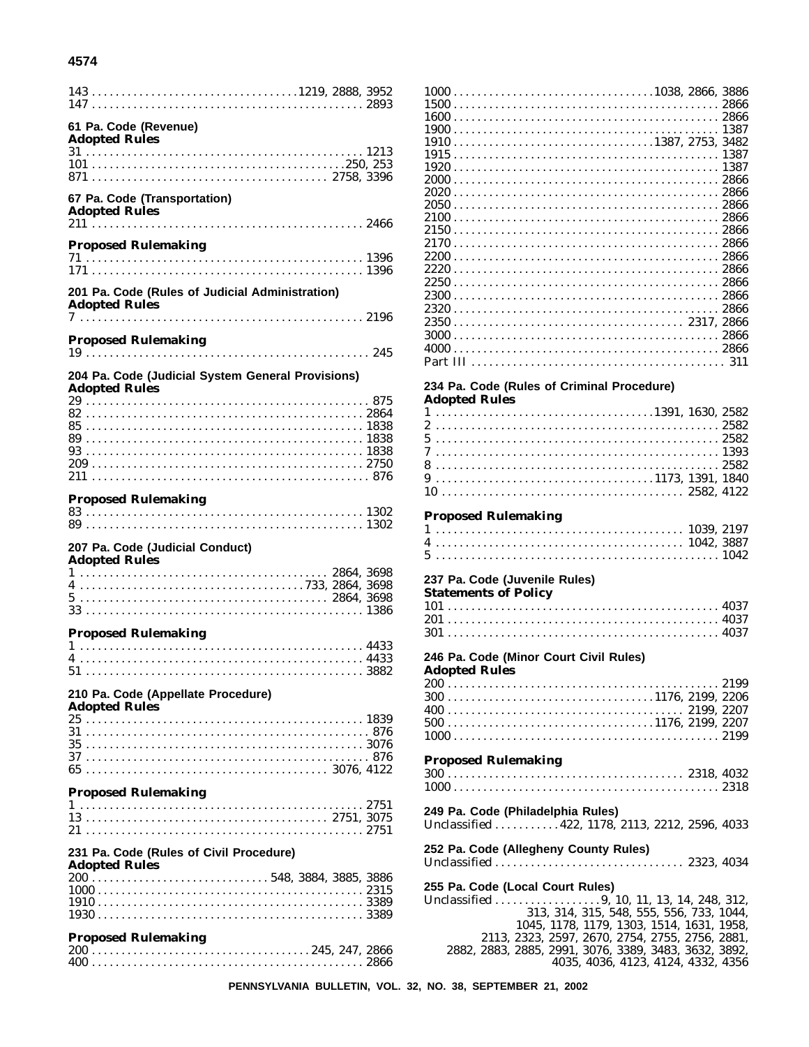143 . . . . . . . . . . . . . . . . . . . . . . . . . . . . . . . . . 1219, 2888, 3952
147 . . . . . . . . . . . . . . . . . . . . . . . . . . . . . . . . . . . . . . . . . . . . . 2893

**61 Pa. Code (Revenue)**
**Adopted Rules**
31 . . . . . . . . . . . . . . . . . . . . . . . . . . . . . . . . . . . . . . . . . . . . . . . 1213
101 . . . . . . . . . . . . . . . . . . . . . . . . . . . . . . . . . . . . . . . . . . 250, 253
871 . . . . . . . . . . . . . . . . . . . . . . . . . . . . . . . . . . . . . . . 2758, 3396

**67 Pa. Code (Transportation)**
**Adopted Rules**
211 . . . . . . . . . . . . . . . . . . . . . . . . . . . . . . . . . . . . . . . . . . . . . 2466

**Proposed Rulemaking**
71 . . . . . . . . . . . . . . . . . . . . . . . . . . . . . . . . . . . . . . . . . . . . . . 1396
171 . . . . . . . . . . . . . . . . . . . . . . . . . . . . . . . . . . . . . . . . . . . . . 1396

**201 Pa. Code (Rules of Judicial Administration)**
**Adopted Rules**
7 . . . . . . . . . . . . . . . . . . . . . . . . . . . . . . . . . . . . . . . . . . . . . . . . 2196

**Proposed Rulemaking**
19 . . . . . . . . . . . . . . . . . . . . . . . . . . . . . . . . . . . . . . . . . . . . . . . 245

**204 Pa. Code (Judicial System General Provisions)**
**Adopted Rules**
29 . . . . . . . . . . . . . . . . . . . . . . . . . . . . . . . . . . . . . . . . . . . . . . . 875
82 . . . . . . . . . . . . . . . . . . . . . . . . . . . . . . . . . . . . . . . . . . . . . . 2864
85 . . . . . . . . . . . . . . . . . . . . . . . . . . . . . . . . . . . . . . . . . . . . . . 1838
89 . . . . . . . . . . . . . . . . . . . . . . . . . . . . . . . . . . . . . . . . . . . . . . 1838
93 . . . . . . . . . . . . . . . . . . . . . . . . . . . . . . . . . . . . . . . . . . . . . . 1838
209 . . . . . . . . . . . . . . . . . . . . . . . . . . . . . . . . . . . . . . . . . . . . . 2750
211 . . . . . . . . . . . . . . . . . . . . . . . . . . . . . . . . . . . . . . . . . . . . . . 876

**Proposed Rulemaking**
83 . . . . . . . . . . . . . . . . . . . . . . . . . . . . . . . . . . . . . . . . . . . . . . 1302
89 . . . . . . . . . . . . . . . . . . . . . . . . . . . . . . . . . . . . . . . . . . . . . . 1302

**207 Pa. Code (Judicial Conduct)**
**Adopted Rules**
1 . . . . . . . . . . . . . . . . . . . . . . . . . . . . . . . . . . . . . . . . . . 2864, 3698
4 . . . . . . . . . . . . . . . . . . . . . . . . . . . . . . . . . . . . . . 733, 2864, 3698
5 . . . . . . . . . . . . . . . . . . . . . . . . . . . . . . . . . . . . . . . . . . 2864, 3698
33 . . . . . . . . . . . . . . . . . . . . . . . . . . . . . . . . . . . . . . . . . . . . . . 1386

**Proposed Rulemaking**
1 . . . . . . . . . . . . . . . . . . . . . . . . . . . . . . . . . . . . . . . . . . . . . . . 4433
4 . . . . . . . . . . . . . . . . . . . . . . . . . . . . . . . . . . . . . . . . . . . . . . . 4433
51 . . . . . . . . . . . . . . . . . . . . . . . . . . . . . . . . . . . . . . . . . . . . . . 3882

**210 Pa. Code (Appellate Procedure)**
**Adopted Rules**
25 . . . . . . . . . . . . . . . . . . . . . . . . . . . . . . . . . . . . . . . . . . . . . . 1839
31 . . . . . . . . . . . . . . . . . . . . . . . . . . . . . . . . . . . . . . . . . . . . . . . 876
35 . . . . . . . . . . . . . . . . . . . . . . . . . . . . . . . . . . . . . . . . . . . . . . 3076
37 . . . . . . . . . . . . . . . . . . . . . . . . . . . . . . . . . . . . . . . . . . . . . . . 876
65 . . . . . . . . . . . . . . . . . . . . . . . . . . . . . . . . . . . . . . . . . 3076, 4122

**Proposed Rulemaking**
1 . . . . . . . . . . . . . . . . . . . . . . . . . . . . . . . . . . . . . . . . . . . . . . . 2751
13 . . . . . . . . . . . . . . . . . . . . . . . . . . . . . . . . . . . . . . . . . 2751, 3075
21 . . . . . . . . . . . . . . . . . . . . . . . . . . . . . . . . . . . . . . . . . . . . . . 2751

**231 Pa. Code (Rules of Civil Procedure)**
**Adopted Rules**
200 . . . . . . . . . . . . . . . . . . . . . . . . . . . . . . . 548, 3884, 3885, 3886
1000 . . . . . . . . . . . . . . . . . . . . . . . . . . . . . . . . . . . . . . . . . . . . 2315
1910 . . . . . . . . . . . . . . . . . . . . . . . . . . . . . . . . . . . . . . . . . . . . 3389
1930 . . . . . . . . . . . . . . . . . . . . . . . . . . . . . . . . . . . . . . . . . . . . 3389

**Proposed Rulemaking**
200 . . . . . . . . . . . . . . . . . . . . . . . . . . . . . . . . . . . . . 245, 247, 2866
400 . . . . . . . . . . . . . . . . . . . . . . . . . . . . . . . . . . . . . . . . . . . . . 2866
1000 . . . . . . . . . . . . . . . . . . . . . . . . . . . . . . . . . . 1038, 2866, 3886
1500 . . . . . . . . . . . . . . . . . . . . . . . . . . . . . . . . . . . . . . . . . . . . 2866
1600 . . . . . . . . . . . . . . . . . . . . . . . . . . . . . . . . . . . . . . . . . . . . 2866
1900 . . . . . . . . . . . . . . . . . . . . . . . . . . . . . . . . . . . . . . . . . . . . 1387
1910 . . . . . . . . . . . . . . . . . . . . . . . . . . . . . . . . . . 1387, 2753, 3482
1915 . . . . . . . . . . . . . . . . . . . . . . . . . . . . . . . . . . . . . . . . . . . . 1387
1920 . . . . . . . . . . . . . . . . . . . . . . . . . . . . . . . . . . . . . . . . . . . . 1387
2000 . . . . . . . . . . . . . . . . . . . . . . . . . . . . . . . . . . . . . . . . . . . . 2866
2020 . . . . . . . . . . . . . . . . . . . . . . . . . . . . . . . . . . . . . . . . . . . . 2866
2050 . . . . . . . . . . . . . . . . . . . . . . . . . . . . . . . . . . . . . . . . . . . . 2866
2100 . . . . . . . . . . . . . . . . . . . . . . . . . . . . . . . . . . . . . . . . . . . . 2866
2150 . . . . . . . . . . . . . . . . . . . . . . . . . . . . . . . . . . . . . . . . . . . . 2866
2170 . . . . . . . . . . . . . . . . . . . . . . . . . . . . . . . . . . . . . . . . . . . . 2866
2200 . . . . . . . . . . . . . . . . . . . . . . . . . . . . . . . . . . . . . . . . . . . . 2866
2220 . . . . . . . . . . . . . . . . . . . . . . . . . . . . . . . . . . . . . . . . . . . . 2866
2250 . . . . . . . . . . . . . . . . . . . . . . . . . . . . . . . . . . . . . . . . . . . . 2866
2300 . . . . . . . . . . . . . . . . . . . . . . . . . . . . . . . . . . . . . . . . . . . . 2866
2320 . . . . . . . . . . . . . . . . . . . . . . . . . . . . . . . . . . . . . . . . . . . . 2866
2350 . . . . . . . . . . . . . . . . . . . . . . . . . . . . . . . . . . . . . . . 2317, 2866
3000 . . . . . . . . . . . . . . . . . . . . . . . . . . . . . . . . . . . . . . . . . . . . 2866
4000 . . . . . . . . . . . . . . . . . . . . . . . . . . . . . . . . . . . . . . . . . . . . 2866
Part III . . . . . . . . . . . . . . . . . . . . . . . . . . . . . . . . . . . . . . . . . . . 311

**234 Pa. Code (Rules of Criminal Procedure)**
**Adopted Rules**
1 . . . . . . . . . . . . . . . . . . . . . . . . . . . . . . . . . . . . 1391, 1630, 2582
2 . . . . . . . . . . . . . . . . . . . . . . . . . . . . . . . . . . . . . . . . . . . . . . . 2582
5 . . . . . . . . . . . . . . . . . . . . . . . . . . . . . . . . . . . . . . . . . . . . . . . 2582
7 . . . . . . . . . . . . . . . . . . . . . . . . . . . . . . . . . . . . . . . . . . . . . . . 1393
8 . . . . . . . . . . . . . . . . . . . . . . . . . . . . . . . . . . . . . . . . . . . . . . . 2582
9 . . . . . . . . . . . . . . . . . . . . . . . . . . . . . . . . . . . . 1173, 1391, 1840
10 . . . . . . . . . . . . . . . . . . . . . . . . . . . . . . . . . . . . . . . . . 2582, 4122

**Proposed Rulemaking**
1 . . . . . . . . . . . . . . . . . . . . . . . . . . . . . . . . . . . . . . . . . . 1039, 2197
4 . . . . . . . . . . . . . . . . . . . . . . . . . . . . . . . . . . . . . . . . . . 1042, 3887
5 . . . . . . . . . . . . . . . . . . . . . . . . . . . . . . . . . . . . . . . . . . . . . . . 1042

**237 Pa. Code (Juvenile Rules)**
**Statements of Policy**
101 . . . . . . . . . . . . . . . . . . . . . . . . . . . . . . . . . . . . . . . . . . . . . 4037
201 . . . . . . . . . . . . . . . . . . . . . . . . . . . . . . . . . . . . . . . . . . . . . 4037
301 . . . . . . . . . . . . . . . . . . . . . . . . . . . . . . . . . . . . . . . . . . . . . 4037

**246 Pa. Code (Minor Court Civil Rules)**
**Adopted Rules**
200 . . . . . . . . . . . . . . . . . . . . . . . . . . . . . . . . . . . . . . . . . . . . . 2199
300 . . . . . . . . . . . . . . . . . . . . . . . . . . . . . . . . . . 1176, 2199, 2206
400 . . . . . . . . . . . . . . . . . . . . . . . . . . . . . . . . . . . . . . . . 2199, 2207
500 . . . . . . . . . . . . . . . . . . . . . . . . . . . . . . . . . . 1176, 2199, 2207
1000 . . . . . . . . . . . . . . . . . . . . . . . . . . . . . . . . . . . . . . . . . . . . 2199

**Proposed Rulemaking**
300 . . . . . . . . . . . . . . . . . . . . . . . . . . . . . . . . . . . . . . . . 2318, 4032
1000 . . . . . . . . . . . . . . . . . . . . . . . . . . . . . . . . . . . . . . . . . . . . 2318

**249 Pa. Code (Philadelphia Rules)**
Unclassified . . . . . . . . . . . 422, 1178, 2113, 2212, 2596, 4033

**252 Pa. Code (Allegheny County Rules)**
Unclassified . . . . . . . . . . . . . . . . . . . . . . . . . . . . . . . . . . 2323, 4034

**255 Pa. Code (Local Court Rules)**
Unclassified . . . . . . . . . . . . . . . . . . 9, 10, 11, 13, 14, 248, 312, 313, 314, 315, 548, 555, 556, 733, 1044, 1045, 1178, 1179, 1303, 1514, 1631, 1958, 2113, 2323, 2597, 2670, 2754, 2755, 2756, 2881, 2882, 2883, 2885, 2991, 3076, 3389, 3483, 3632, 3892, 4035, 4036, 4123, 4124, 4332, 4356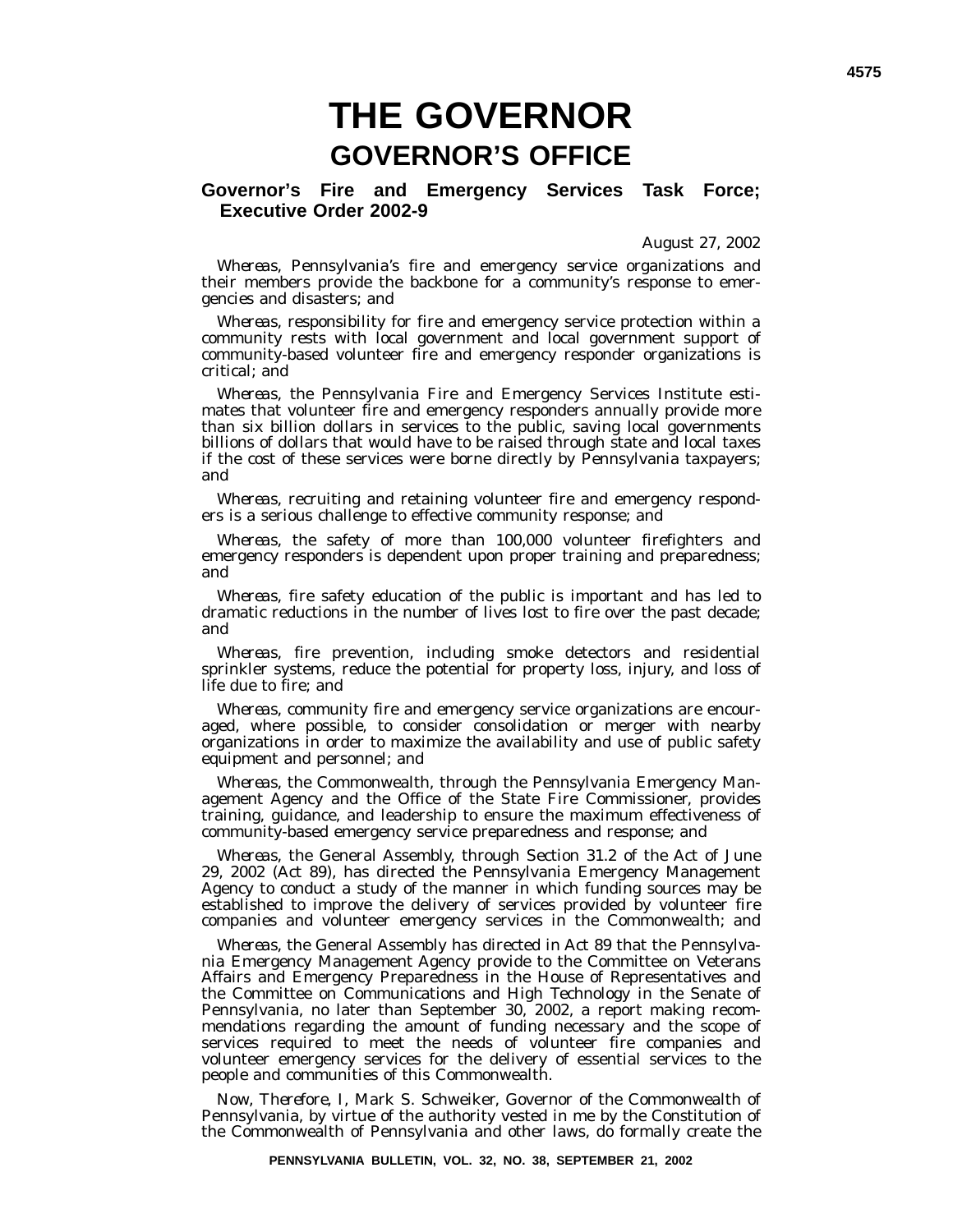# THE GOVERNOR

## GOVERNOR'S OFFICE

### Governor's Fire and Emergency Services Task Force; Executive Order 2002-9

August 27, 2002

*Whereas*, Pennsylvania's fire and emergency service organizations and their members provide the backbone for a community's response to emergencies and disasters; and

*Whereas*, responsibility for fire and emergency service protection within a community rests with local government and local government support of community-based volunteer fire and emergency responder organizations is critical; and

*Whereas*, the Pennsylvania Fire and Emergency Services Institute estimates that volunteer fire and emergency responders annually provide more than six billion dollars in services to the public, saving local governments billions of dollars that would have to be raised through state and local taxes if the cost of these services were borne directly by Pennsylvania taxpayers; and

*Whereas*, recruiting and retaining volunteer fire and emergency responders is a serious challenge to effective community response; and

*Whereas*, the safety of more than 100,000 volunteer firefighters and emergency responders is dependent upon proper training and preparedness; and

*Whereas*, fire safety education of the public is important and has led to dramatic reductions in the number of lives lost to fire over the past decade; and

*Whereas*, fire prevention, including smoke detectors and residential sprinkler systems, reduce the potential for property loss, injury, and loss of life due to fire; and

*Whereas*, community fire and emergency service organizations are encouraged, where possible, to consider consolidation or merger with nearby organizations in order to maximize the availability and use of public safety equipment and personnel; and

*Whereas*, the Commonwealth, through the Pennsylvania Emergency Management Agency and the Office of the State Fire Commissioner, provides training, guidance, and leadership to ensure the maximum effectiveness of community-based emergency service preparedness and response; and

*Whereas*, the General Assembly, through Section 31.2 of the Act of June 29, 2002 (Act 89), has directed the Pennsylvania Emergency Management Agency to conduct a study of the manner in which funding sources may be established to improve the delivery of services provided by volunteer fire companies and volunteer emergency services in the Commonwealth; and

*Whereas*, the General Assembly has directed in Act 89 that the Pennsylvania Emergency Management Agency provide to the Committee on Veterans Affairs and Emergency Preparedness in the House of Representatives and the Committee on Communications and High Technology in the Senate of Pennsylvania, no later than September 30, 2002, a report making recommendations regarding the amount of funding necessary and the scope of services required to meet the needs of volunteer fire companies and volunteer emergency services for the delivery of essential services to the people and communities of this Commonwealth.

*Now, Therefore*, I, Mark S. Schweiker, Governor of the Commonwealth of Pennsylvania, by virtue of the authority vested in me by the Constitution of the Commonwealth of Pennsylvania and other laws, do formally create the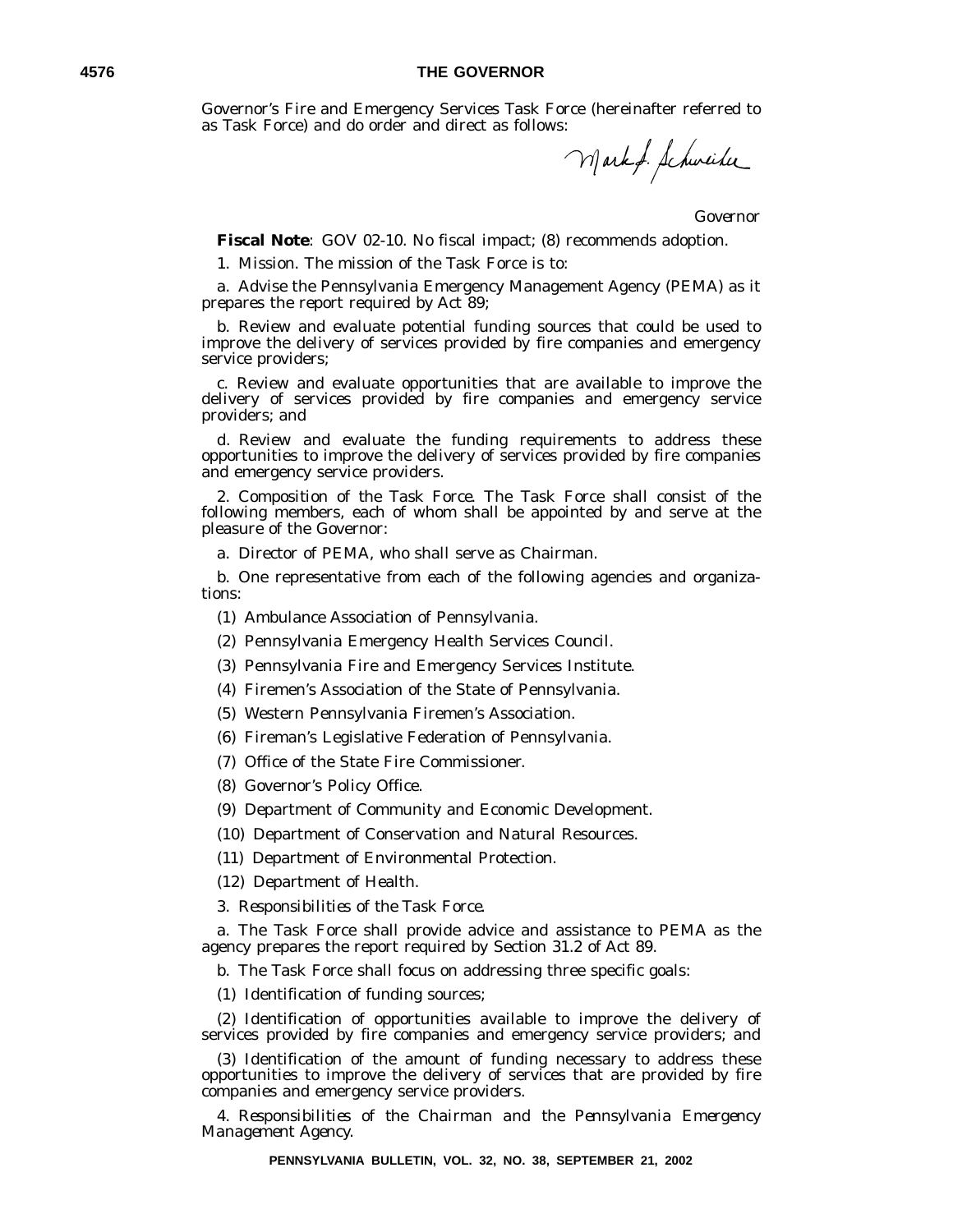Governor's Fire and Emergency Services Task Force (hereinafter referred to as Task Force) and do order and direct as follows:

*Governor*

**Fiscal Note**: GOV 02-10. No fiscal impact; (8) recommends adoption.

1. Mission. The mission of the Task Force is to:

a. Advise the Pennsylvania Emergency Management Agency (PEMA) as it prepares the report required by Act 89;

b. Review and evaluate potential funding sources that could be used to improve the delivery of services provided by fire companies and emergency service providers;

c. Review and evaluate opportunities that are available to improve the delivery of services provided by fire companies and emergency service providers; and

d. Review and evaluate the funding requirements to address these opportunities to improve the delivery of services provided by fire companies and emergency service providers.

2. Composition of the Task Force. The Task Force shall consist of the following members, each of whom shall be appointed by and serve at the pleasure of the Governor:

a. Director of PEMA, who shall serve as Chairman.

b. One representative from each of the following agencies and organizations:

(1) Ambulance Association of Pennsylvania.

(2) Pennsylvania Emergency Health Services Council.

(3) Pennsylvania Fire and Emergency Services Institute.

(4) Firemen's Association of the State of Pennsylvania.

(5) Western Pennsylvania Firemen's Association.

(6) Fireman's Legislative Federation of Pennsylvania.

(7) Office of the State Fire Commissioner.

(8) Governor's Policy Office.

(9) Department of Community and Economic Development.

(10) Department of Conservation and Natural Resources.

(11) Department of Environmental Protection.

(12) Department of Health.

3. *Responsibilities of the Task Force.*

a. The Task Force shall provide advice and assistance to PEMA as the agency prepares the report required by Section 31.2 of Act 89.

b. The Task Force shall focus on addressing three specific goals:

(1) Identification of funding sources;

(2) Identification of opportunities available to improve the delivery of services provided by fire companies and emergency service providers; and

(3) Identification of the amount of funding necessary to address these opportunities to improve the delivery of services that are provided by fire companies and emergency service providers.

4. *Responsibilities of the Chairman and the Pennsylvania Emergency Management Agency.*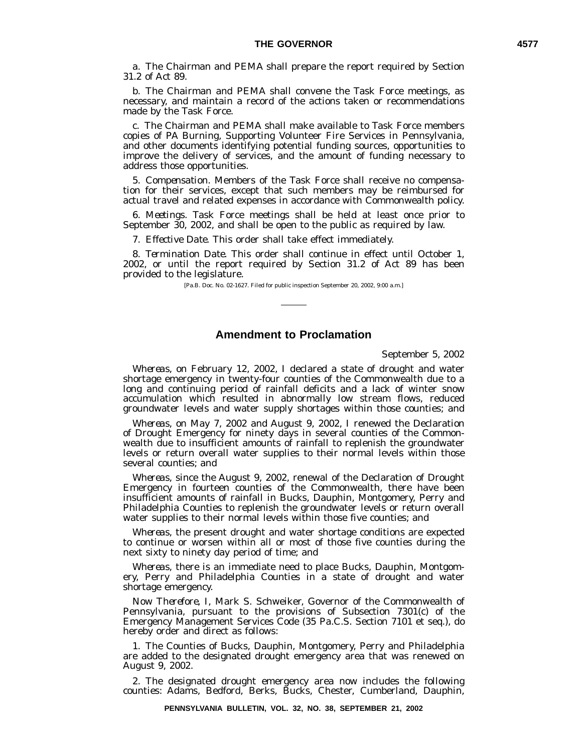a. The Chairman and PEMA shall prepare the report required by Section 31.2 of Act 89.

b. The Chairman and PEMA shall convene the Task Force meetings, as necessary, and maintain a record of the actions taken or recommendations made by the Task Force.

c. The Chairman and PEMA shall make available to Task Force members copies of PA Burning, Supporting Volunteer Fire Services in Pennsylvania, and other documents identifying potential funding sources, opportunities to improve the delivery of services, and the amount of funding necessary to address those opportunities.

5. *Compensation.* Members of the Task Force shall receive no compensation for their services, except that such members may be reimbursed for actual travel and related expenses in accordance with Commonwealth policy.

6. *Meetings.* Task Force meetings shall be held at least once prior to September 30, 2002, and shall be open to the public as required by law.

7. *Effective Date.* This order shall take effect immediately.

8. *Termination Date.* This order shall continue in effect until October 1, 2002, or until the report required by Section 31.2 of Act 89 has been provided to the legislature.

[Pa.B. Doc. No. 02-1627. Filed for public inspection September 20, 2002, 9:00 a.m.]

## Amendment to Proclamation

September 5, 2002

*Whereas,* on February 12, 2002, I declared a state of drought and water shortage emergency in twenty-four counties of the Commonwealth due to a long and continuing period of rainfall deficits and a lack of winter snow accumulation which resulted in abnormally low stream flows, reduced groundwater levels and water supply shortages within those counties; and

*Whereas,* on May 7, 2002 and August 9, 2002, I renewed the Declaration of Drought Emergency for ninety days in several counties of the Commonwealth due to insufficient amounts of rainfall to replenish the groundwater levels or return overall water supplies to their normal levels within those several counties; and

*Whereas,* since the August 9, 2002, renewal of the Declaration of Drought Emergency in fourteen counties of the Commonwealth, there have been insufficient amounts of rainfall in Bucks, Dauphin, Montgomery, Perry and Philadelphia Counties to replenish the groundwater levels or return overall water supplies to their normal levels within those five counties; and

*Whereas,* the present drought and water shortage conditions are expected to continue or worsen within all or most of those five counties during the next sixty to ninety day period of time; and

*Whereas,* there is an immediate need to place Bucks, Dauphin, Montgomery, Perry and Philadelphia Counties in a state of drought and water shortage emergency.

*Now Therefore,* I, Mark S. Schweiker, Governor of the Commonwealth of Pennsylvania, pursuant to the provisions of Subsection 7301(c) of the Emergency Management Services Code (35 Pa.C.S. Section 7101 et seq.), do hereby order and direct as follows:

1. The Counties of Bucks, Dauphin, Montgomery, Perry and Philadelphia are added to the designated drought emergency area that was renewed on August 9, 2002.

2. The designated drought emergency area now includes the following counties: Adams, Bedford, Berks, Bucks, Chester, Cumberland, Dauphin,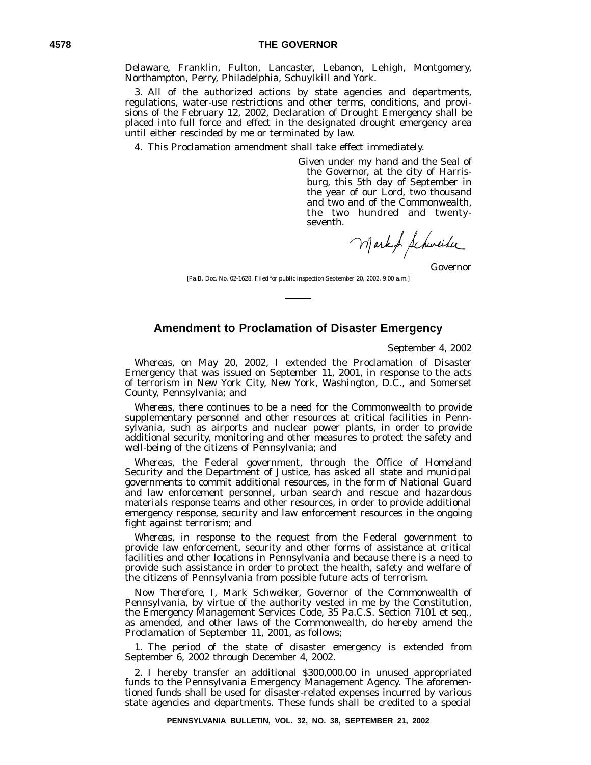Delaware, Franklin, Fulton, Lancaster, Lebanon, Lehigh, Montgomery, Northampton, Perry, Philadelphia, Schuylkill and York.

3. All of the authorized actions by state agencies and departments, regulations, water-use restrictions and other terms, conditions, and provisions of the February 12, 2002, Declaration of Drought Emergency shall be placed into full force and effect in the designated drought emergency area until either rescinded by me or terminated by law.

4. This Proclamation amendment shall take effect immediately.

*Given under my hand and the Seal of the Governor, at the city of Harrisburg, this 5th day of September in the year of our Lord, two thousand and two and of the Commonwealth, the two hundred and twenty-seventh.*

Mark S. Schweiker

*Governor*

[Pa.B. Doc. No. 02-1628. Filed for public inspection September 20, 2002, 9:00 a.m.]

---

## Amendment to Proclamation of Disaster Emergency

September 4, 2002

*Whereas*, on May 20, 2002, I extended the Proclamation of Disaster Emergency that was issued on September 11, 2001, in response to the acts of terrorism in New York City, New York, Washington, D.C., and Somerset County, Pennsylvania; and

*Whereas*, there continues to be a need for the Commonwealth to provide supplementary personnel and other resources at critical facilities in Pennsylvania, such as airports and nuclear power plants, in order to provide additional security, monitoring and other measures to protect the safety and well-being of the citizens of Pennsylvania; and

*Whereas*, the Federal government, through the Office of Homeland Security and the Department of Justice, has asked all state and municipal governments to commit additional resources, in the form of National Guard and law enforcement personnel, urban search and rescue and hazardous materials response teams and other resources, in order to provide additional emergency response, security and law enforcement resources in the ongoing fight against terrorism; and

*Whereas*, in response to the request from the Federal government to provide law enforcement, security and other forms of assistance at critical facilities and other locations in Pennsylvania and because there is a need to provide such assistance in order to protect the health, safety and welfare of the citizens of Pennsylvania from possible future acts of terrorism.

*Now Therefore*, I, Mark Schweiker, Governor of the Commonwealth of Pennsylvania, by virtue of the authority vested in me by the Constitution, the Emergency Management Services Code, 35 Pa.C.S. Section 7101 et seq., as amended, and other laws of the Commonwealth, do hereby amend the Proclamation of September 11, 2001, as follows;

1. The period of the state of disaster emergency is extended from September 6, 2002 through December 4, 2002.

2. I hereby transfer an additional $300,000.00 in unused appropriated funds to the Pennsylvania Emergency Management Agency. The aforementioned funds shall be used for disaster-related expenses incurred by various state agencies and departments. These funds shall be credited to a special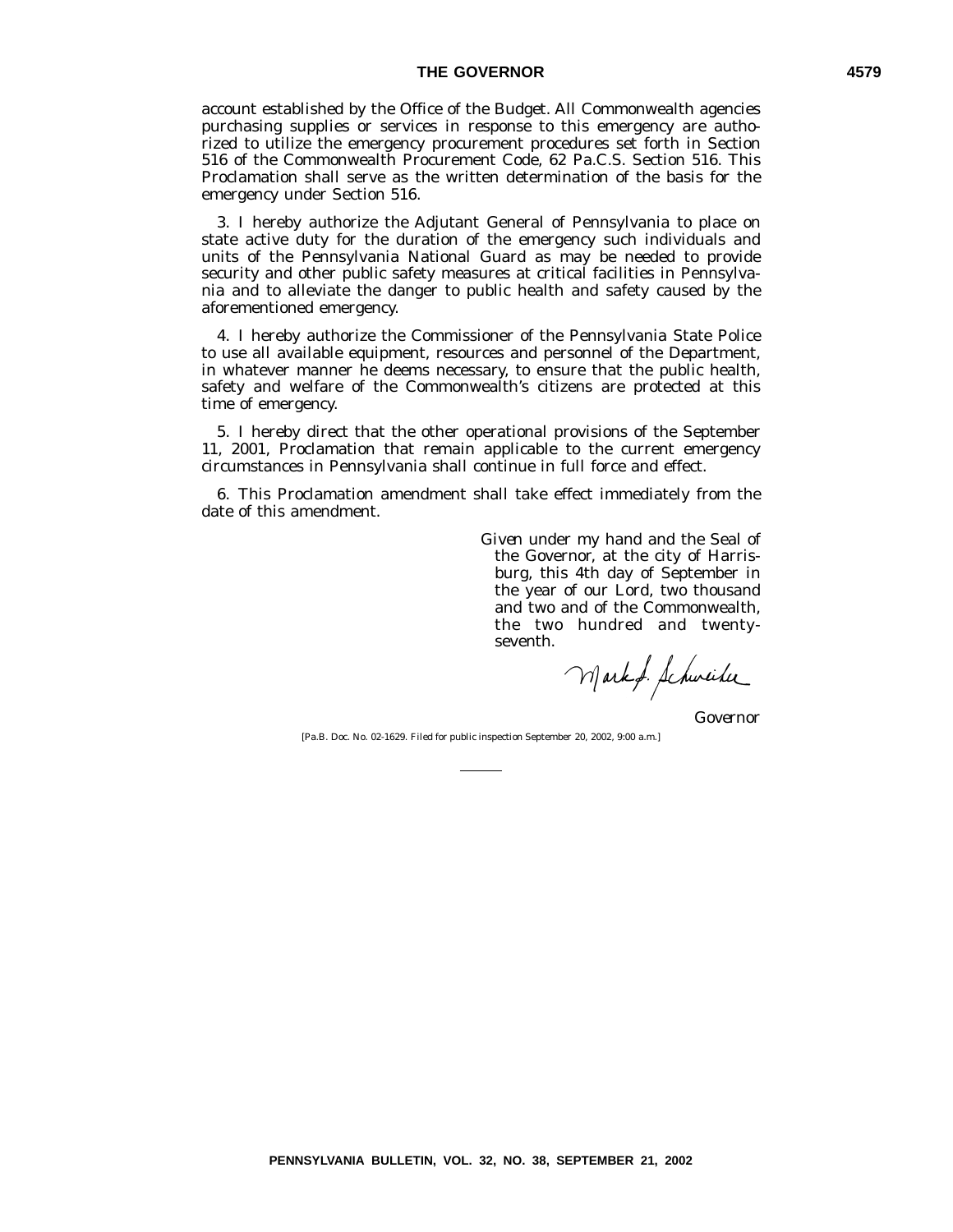account established by the Office of the Budget. All Commonwealth agencies purchasing supplies or services in response to this emergency are authorized to utilize the emergency procurement procedures set forth in Section 516 of the Commonwealth Procurement Code, 62 Pa.C.S. Section 516. This Proclamation shall serve as the written determination of the basis for the emergency under Section 516.

3. I hereby authorize the Adjutant General of Pennsylvania to place on state active duty for the duration of the emergency such individuals and units of the Pennsylvania National Guard as may be needed to provide security and other public safety measures at critical facilities in Pennsylvania and to alleviate the danger to public health and safety caused by the aforementioned emergency.

4. I hereby authorize the Commissioner of the Pennsylvania State Police to use all available equipment, resources and personnel of the Department, in whatever manner he deems necessary, to ensure that the public health, safety and welfare of the Commonwealth's citizens are protected at this time of emergency.

5. I hereby direct that the other operational provisions of the September 11, 2001, Proclamation that remain applicable to the current emergency circumstances in Pennsylvania shall continue in full force and effect.

6. This Proclamation amendment shall take effect immediately from the date of this amendment.

*Given under my hand and the Seal of the Governor, at the city of Harrisburg, this 4th day of September in the year of our Lord, two thousand and two and of the Commonwealth, the two hundred and twenty-seventh.*

Mark S. Schweiker

*Governor*

[Pa.B. Doc. No. 02-1629. Filed for public inspection September 20, 2002, 9:00 a.m.]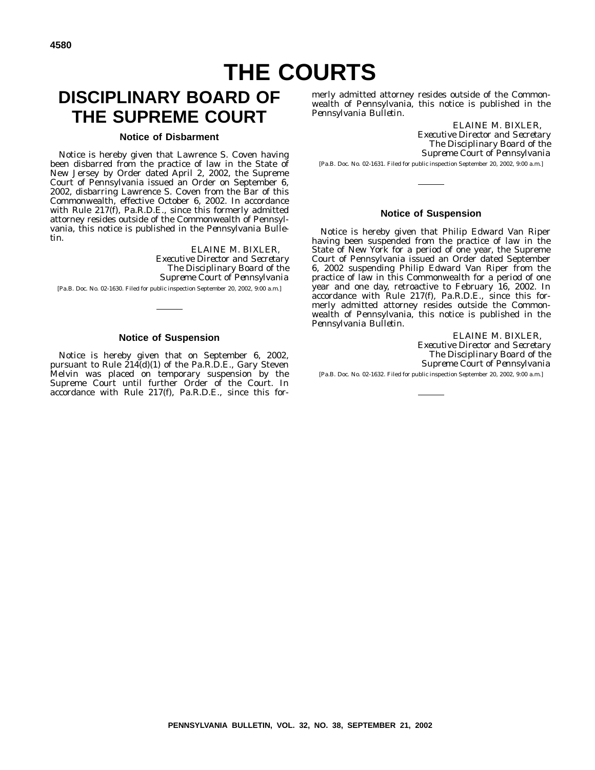# THE COURTS

## DISCIPLINARY BOARD OF THE SUPREME COURT

### Notice of Disbarment

Notice is hereby given that Lawrence S. Coven having been disbarred from the practice of law in the State of New Jersey by Order dated April 2, 2002, the Supreme Court of Pennsylvania issued an Order on September 6, 2002, disbarring Lawrence S. Coven from the Bar of this Commonwealth, effective October 6, 2002. In accordance with Rule 217(f), Pa.R.D.E., since this formerly admitted attorney resides outside of the Commonwealth of Pennsylvania, this notice is published in the *Pennsylvania Bulletin*.

ELAINE M. BIXLER,
*Executive Director and Secretary*
*The Disciplinary Board of the*
*Supreme Court of Pennsylvania*

[Pa.B. Doc. No. 02-1630. Filed for public inspection September 20, 2002, 9:00 a.m.]

---

### Notice of Suspension

Notice is hereby given that on September 6, 2002, pursuant to Rule 214(d)(1) of the Pa.R.D.E., Gary Steven Melvin was placed on temporary suspension by the Supreme Court until further Order of the Court. In accordance with Rule 217(f), Pa.R.D.E., since this formerly admitted attorney resides outside of the Commonwealth of Pennsylvania, this notice is published in the *Pennsylvania Bulletin*.

ELAINE M. BIXLER,
*Executive Director and Secretary*
*The Disciplinary Board of the*
*Supreme Court of Pennsylvania*

[Pa.B. Doc. No. 02-1631. Filed for public inspection September 20, 2002, 9:00 a.m.]

---

### Notice of Suspension

Notice is hereby given that Philip Edward Van Riper having been suspended from the practice of law in the State of New York for a period of one year, the Supreme Court of Pennsylvania issued an Order dated September 6, 2002 suspending Philip Edward Van Riper from the practice of law in this Commonwealth for a period of one year and one day, retroactive to February 16, 2002. In accordance with Rule 217(f), Pa.R.D.E., since this formerly admitted attorney resides outside the Commonwealth of Pennsylvania, this notice is published in the *Pennsylvania Bulletin*.

ELAINE M. BIXLER,
*Executive Director and Secretary*
*The Disciplinary Board of the*
*Supreme Court of Pennsylvania*

[Pa.B. Doc. No. 02-1632. Filed for public inspection September 20, 2002, 9:00 a.m.]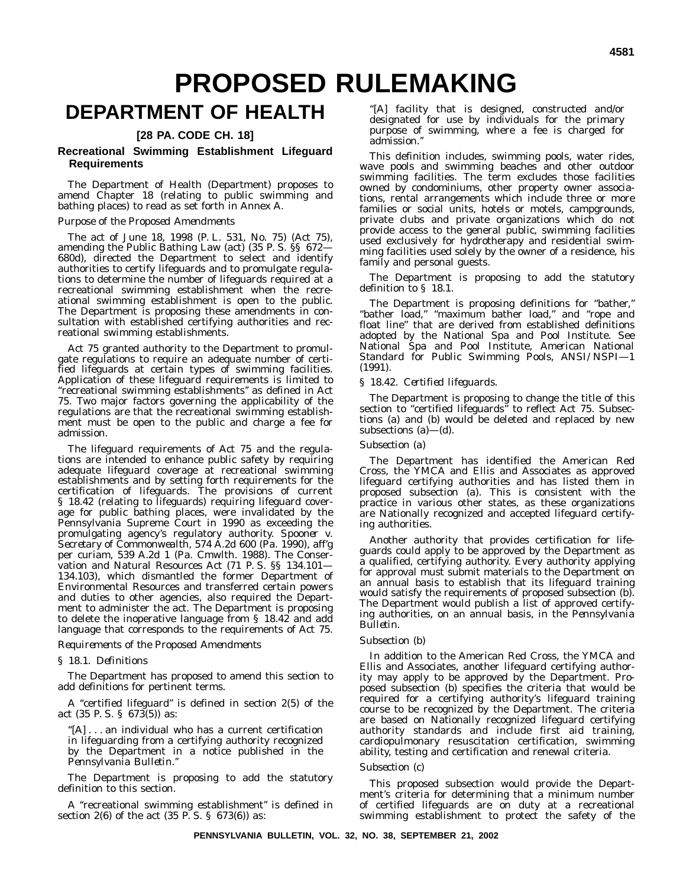# PROPOSED RULEMAKING

# DEPARTMENT OF HEALTH

## [28 PA. CODE CH. 18]

### Recreational Swimming Establishment Lifeguard Requirements

The Department of Health (Department) proposes to amend Chapter 18 (relating to public swimming and bathing places) to read as set forth in Annex A.

*Purpose of the Proposed Amendments*

The act of June 18, 1998 (P. L. 531, No. 75) (Act 75), amending the Public Bathing Law (act) (35 P. S. §§ 672—680d), directed the Department to select and identify authorities to certify lifeguards and to promulgate regulations to determine the number of lifeguards required at a recreational swimming establishment when the recreational swimming establishment is open to the public. The Department is proposing these amendments in consultation with established certifying authorities and recreational swimming establishments.

Act 75 granted authority to the Department to promulgate regulations to require an adequate number of certified lifeguards at certain types of swimming facilities. Application of these lifeguard requirements is limited to "recreational swimming establishments" as defined in Act 75. Two major factors governing the applicability of the regulations are that the recreational swimming establishment must be open to the public and charge a fee for admission.

The lifeguard requirements of Act 75 and the regulations are intended to enhance public safety by requiring adequate lifeguard coverage at recreational swimming establishments and by setting forth requirements for the certification of lifeguards. The provisions of current § 18.42 (relating to lifeguards) requiring lifeguard coverage for public bathing places, were invalidated by the Pennsylvania Supreme Court in 1990 as exceeding the promulgating agency's regulatory authority. *Spooner v. Secretary of Commonwealth*, 574 A.2d 600 (Pa. 1990), aff'g per curiam, 539 A.2d 1 (Pa. Cmwlth. 1988). The Conservation and Natural Resources Act (71 P. S. §§ 134.101—134.103), which dismantled the former Department of Environmental Resources and transferred certain powers and duties to other agencies, also required the Department to administer the act. The Department is proposing to delete the inoperative language from § 18.42 and add language that corresponds to the requirements of Act 75.

*Requirements of the Proposed Amendments*

*§ 18.1. Definitions*

The Department has proposed to amend this section to add definitions for pertinent terms.

A "certified lifeguard" is defined in section 2(5) of the act (35 P. S. § 673(5)) as:

"[A] . . . an individual who has a current certification in lifeguarding from a certifying authority recognized by the Department in a notice published in the *Pennsylvania Bulletin*."

The Department is proposing to add the statutory definition to this section.

A "recreational swimming establishment" is defined in section 2(6) of the act (35 P. S. § 673(6)) as:

"[A] facility that is designed, constructed and/or designated for use by individuals for the primary purpose of swimming, where a fee is charged for admission."

This definition includes, swimming pools, water rides, wave pools and swimming beaches and other outdoor swimming facilities. The term excludes those facilities owned by condominiums, other property owner associations, rental arrangements which include three or more families or social units, hotels or motels, campgrounds, private clubs and private organizations which do not provide access to the general public, swimming facilities used exclusively for hydrotherapy and residential swimming facilities used solely by the owner of a residence, his family and personal guests.

The Department is proposing to add the statutory definition to § 18.1.

The Department is proposing definitions for "bather," "bather load," "maximum bather load," and "rope and float line" that are derived from established definitions adopted by the National Spa and Pool Institute. See National Spa and Pool Institute, *American National Standard for Public Swimming Pools*, ANSI/NSPI—1 (1991).

*§ 18.42. Certified lifeguards.*

The Department is proposing to change the title of this section to "certified lifeguards" to reflect Act 75. Subsections (a) and (b) would be deleted and replaced by new subsections (a)—(d).

*Subsection (a)*

The Department has identified the American Red Cross, the YMCA and Ellis and Associates as approved lifeguard certifying authorities and has listed them in proposed subsection (a). This is consistent with the practice in various other states, as these organizations are Nationally recognized and accepted lifeguard certifying authorities.

Another authority that provides certification for lifeguards could apply to be approved by the Department as a qualified, certifying authority. Every authority applying for approval must submit materials to the Department on an annual basis to establish that its lifeguard training would satisfy the requirements of proposed subsection (b). The Department would publish a list of approved certifying authorities, on an annual basis, in the *Pennsylvania Bulletin*.

*Subsection (b)*

In addition to the American Red Cross, the YMCA and Ellis and Associates, another lifeguard certifying authority may apply to be approved by the Department. Proposed subsection (b) specifies the criteria that would be required for a certifying authority's lifeguard training course to be recognized by the Department. The criteria are based on Nationally recognized lifeguard certifying authority standards and include first aid training, cardiopulmonary resuscitation certification, swimming ability, testing and certification and renewal criteria.

*Subsection (c)*

This proposed subsection would provide the Department's criteria for determining that a minimum number of certified lifeguards are on duty at a recreational swimming establishment to protect the safety of the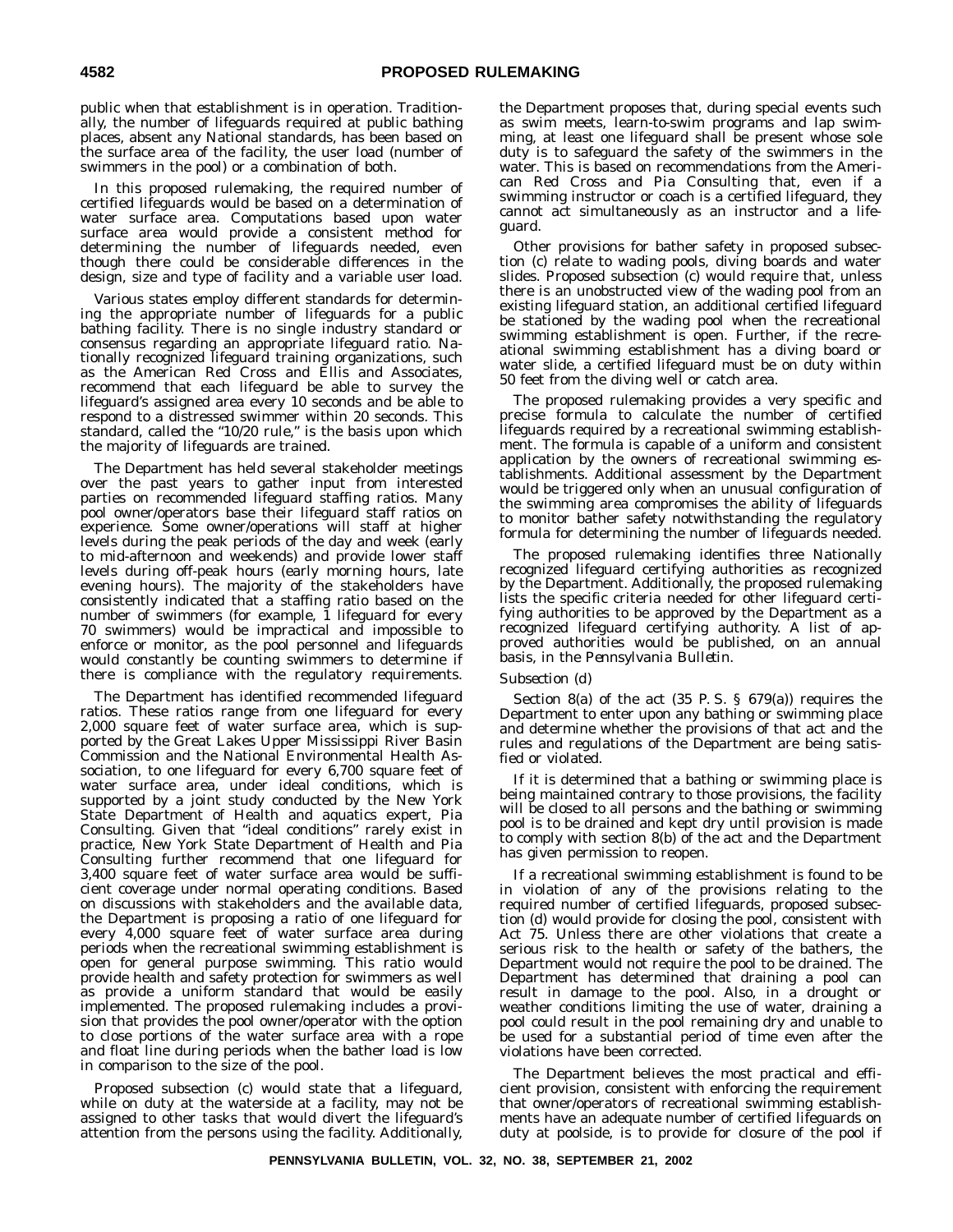public when that establishment is in operation. Traditionally, the number of lifeguards required at public bathing places, absent any National standards, has been based on the surface area of the facility, the user load (number of swimmers in the pool) or a combination of both.

In this proposed rulemaking, the required number of certified lifeguards would be based on a determination of water surface area. Computations based upon water surface area would provide a consistent method for determining the number of lifeguards needed, even though there could be considerable differences in the design, size and type of facility and a variable user load.

Various states employ different standards for determining the appropriate number of lifeguards for a public bathing facility. There is no single industry standard or consensus regarding an appropriate lifeguard ratio. Nationally recognized lifeguard training organizations, such as the American Red Cross and Ellis and Associates, recommend that each lifeguard be able to survey the lifeguard's assigned area every 10 seconds and be able to respond to a distressed swimmer within 20 seconds. This standard, called the "10/20 rule," is the basis upon which the majority of lifeguards are trained.

The Department has held several stakeholder meetings over the past years to gather input from interested parties on recommended lifeguard staffing ratios. Many pool owner/operators base their lifeguard staff ratios on experience. Some owner/operations will staff at higher levels during the peak periods of the day and week (early to mid-afternoon and weekends) and provide lower staff levels during off-peak hours (early morning hours, late evening hours). The majority of the stakeholders have consistently indicated that a staffing ratio based on the number of swimmers (for example, 1 lifeguard for every 70 swimmers) would be impractical and impossible to enforce or monitor, as the pool personnel and lifeguards would constantly be counting swimmers to determine if there is compliance with the regulatory requirements.

The Department has identified recommended lifeguard ratios. These ratios range from one lifeguard for every 2,000 square feet of water surface area, which is supported by the Great Lakes Upper Mississippi River Basin Commission and the National Environmental Health Association, to one lifeguard for every 6,700 square feet of water surface area, under ideal conditions, which is supported by a joint study conducted by the New York State Department of Health and aquatics expert, Pia Consulting. Given that "ideal conditions" rarely exist in practice, New York State Department of Health and Pia Consulting further recommend that one lifeguard for 3,400 square feet of water surface area would be sufficient coverage under normal operating conditions. Based on discussions with stakeholders and the available data, the Department is proposing a ratio of one lifeguard for every 4,000 square feet of water surface area during periods when the recreational swimming establishment is open for general purpose swimming. This ratio would provide health and safety protection for swimmers as well as provide a uniform standard that would be easily implemented. The proposed rulemaking includes a provision that provides the pool owner/operator with the option to close portions of the water surface area with a rope and float line during periods when the bather load is low in comparison to the size of the pool.

Proposed subsection (c) would state that a lifeguard, while on duty at the waterside at a facility, may not be assigned to other tasks that would divert the lifeguard's attention from the persons using the facility. Additionally, the Department proposes that, during special events such as swim meets, learn-to-swim programs and lap swimming, at least one lifeguard shall be present whose sole duty is to safeguard the safety of the swimmers in the water. This is based on recommendations from the American Red Cross and Pia Consulting that, even if a swimming instructor or coach is a certified lifeguard, they cannot act simultaneously as an instructor and a lifeguard.

Other provisions for bather safety in proposed subsection (c) relate to wading pools, diving boards and water slides. Proposed subsection (c) would require that, unless there is an unobstructed view of the wading pool from an existing lifeguard station, an additional certified lifeguard be stationed by the wading pool when the recreational swimming establishment is open. Further, if the recreational swimming establishment has a diving board or water slide, a certified lifeguard must be on duty within 50 feet from the diving well or catch area.

The proposed rulemaking provides a very specific and precise formula to calculate the number of certified lifeguards required by a recreational swimming establishment. The formula is capable of a uniform and consistent application by the owners of recreational swimming establishments. Additional assessment by the Department would be triggered only when an unusual configuration of the swimming area compromises the ability of lifeguards to monitor bather safety notwithstanding the regulatory formula for determining the number of lifeguards needed.

The proposed rulemaking identifies three Nationally recognized lifeguard certifying authorities as recognized by the Department. Additionally, the proposed rulemaking lists the specific criteria needed for other lifeguard certifying authorities to be approved by the Department as a recognized lifeguard certifying authority. A list of approved authorities would be published, on an annual basis, in the *Pennsylvania Bulletin*.

*Subsection (d)*

Section 8(a) of the act (35 P. S. § 679(a)) requires the Department to enter upon any bathing or swimming place and determine whether the provisions of that act and the rules and regulations of the Department are being satisfied or violated.

If it is determined that a bathing or swimming place is being maintained contrary to those provisions, the facility will be closed to all persons and the bathing or swimming pool is to be drained and kept dry until provision is made to comply with section 8(b) of the act and the Department has given permission to reopen.

If a recreational swimming establishment is found to be in violation of any of the provisions relating to the required number of certified lifeguards, proposed subsection (d) would provide for closing the pool, consistent with Act 75. Unless there are other violations that create a serious risk to the health or safety of the bathers, the Department would not require the pool to be drained. The Department has determined that draining a pool can result in damage to the pool. Also, in a drought or weather conditions limiting the use of water, draining a pool could result in the pool remaining dry and unable to be used for a substantial period of time even after the violations have been corrected.

The Department believes the most practical and efficient provision, consistent with enforcing the requirement that owner/operators of recreational swimming establishments have an adequate number of certified lifeguards on duty at poolside, is to provide for closure of the pool if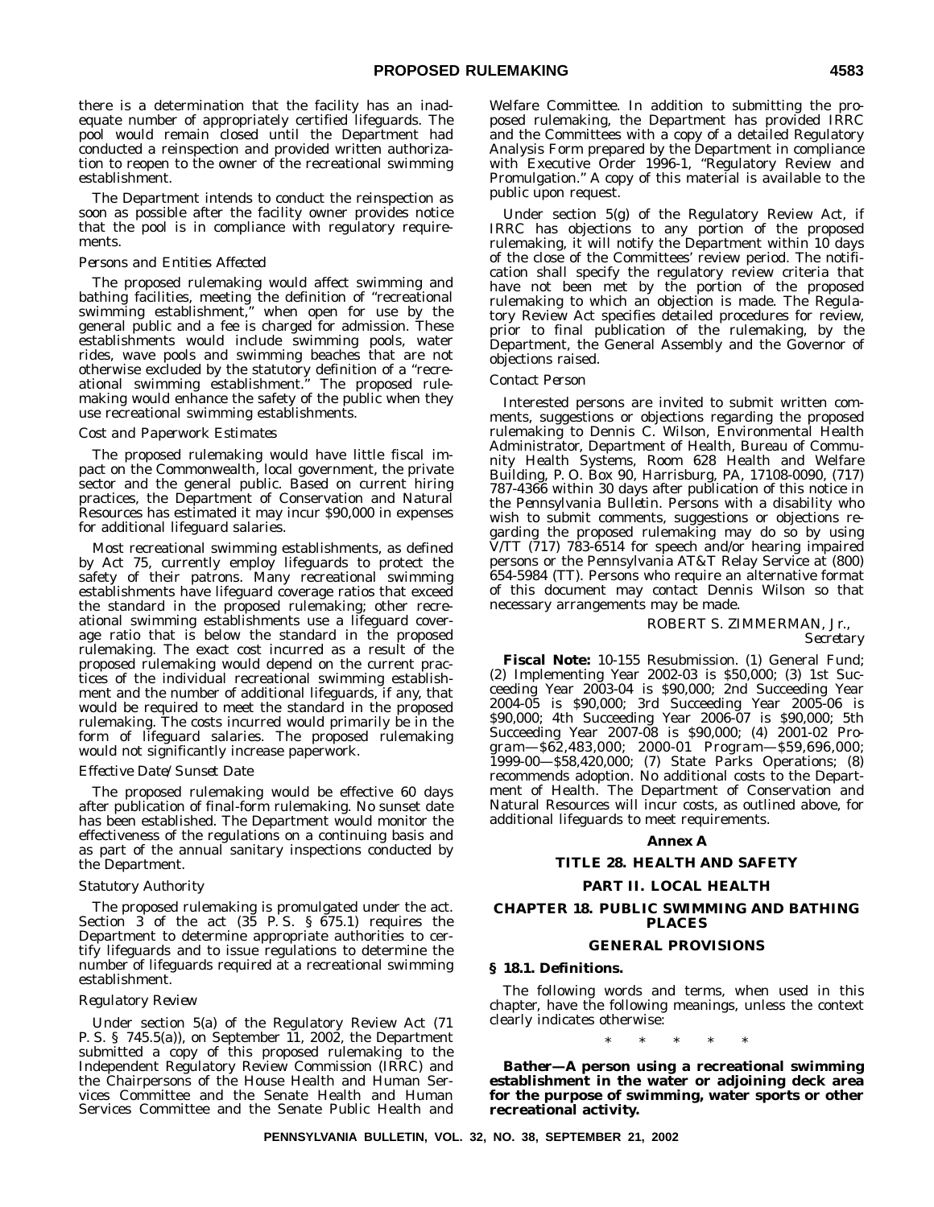there is a determination that the facility has an inadequate number of appropriately certified lifeguards. The pool would remain closed until the Department had conducted a reinspection and provided written authorization to reopen to the owner of the recreational swimming establishment.

The Department intends to conduct the reinspection as soon as possible after the facility owner provides notice that the pool is in compliance with regulatory requirements.

*Persons and Entities Affected*

The proposed rulemaking would affect swimming and bathing facilities, meeting the definition of "recreational swimming establishment," when open for use by the general public and a fee is charged for admission. These establishments would include swimming pools, water rides, wave pools and swimming beaches that are not otherwise excluded by the statutory definition of a "recreational swimming establishment." The proposed rulemaking would enhance the safety of the public when they use recreational swimming establishments.

*Cost and Paperwork Estimates*

The proposed rulemaking would have little fiscal impact on the Commonwealth, local government, the private sector and the general public. Based on current hiring practices, the Department of Conservation and Natural Resources has estimated it may incur $90,000 in expenses for additional lifeguard salaries.

Most recreational swimming establishments, as defined by Act 75, currently employ lifeguards to protect the safety of their patrons. Many recreational swimming establishments have lifeguard coverage ratios that exceed the standard in the proposed rulemaking; other recreational swimming establishments use a lifeguard coverage ratio that is below the standard in the proposed rulemaking. The exact cost incurred as a result of the proposed rulemaking would depend on the current practices of the individual recreational swimming establishment and the number of additional lifeguards, if any, that would be required to meet the standard in the proposed rulemaking. The costs incurred would primarily be in the form of lifeguard salaries. The proposed rulemaking would not significantly increase paperwork.

*Effective Date/Sunset Date*

The proposed rulemaking would be effective 60 days after publication of final-form rulemaking. No sunset date has been established. The Department would monitor the effectiveness of the regulations on a continuing basis and as part of the annual sanitary inspections conducted by the Department.

*Statutory Authority*

The proposed rulemaking is promulgated under the act. Section 3 of the act (35 P. S. § 675.1) requires the Department to determine appropriate authorities to certify lifeguards and to issue regulations to determine the number of lifeguards required at a recreational swimming establishment.

*Regulatory Review*

Under section 5(a) of the Regulatory Review Act (71 P. S. § 745.5(a)), on September 11, 2002, the Department submitted a copy of this proposed rulemaking to the Independent Regulatory Review Commission (IRRC) and the Chairpersons of the House Health and Human Services Committee and the Senate Health and Human Services Committee and the Senate Public Health and Welfare Committee. In addition to submitting the proposed rulemaking, the Department has provided IRRC and the Committees with a copy of a detailed Regulatory Analysis Form prepared by the Department in compliance with Executive Order 1996-1, "Regulatory Review and Promulgation." A copy of this material is available to the public upon request.

Under section 5(g) of the Regulatory Review Act, if IRRC has objections to any portion of the proposed rulemaking, it will notify the Department within 10 days of the close of the Committees' review period. The notification shall specify the regulatory review criteria that have not been met by the portion of the proposed rulemaking to which an objection is made. The Regulatory Review Act specifies detailed procedures for review, prior to final publication of the rulemaking, by the Department, the General Assembly and the Governor of objections raised.

*Contact Person*

Interested persons are invited to submit written comments, suggestions or objections regarding the proposed rulemaking to Dennis C. Wilson, Environmental Health Administrator, Department of Health, Bureau of Community Health Systems, Room 628 Health and Welfare Building, P. O. Box 90, Harrisburg, PA, 17108-0090, (717) 787-4366 within 30 days after publication of this notice in the *Pennsylvania Bulletin*. Persons with a disability who wish to submit comments, suggestions or objections regarding the proposed rulemaking may do so by using V/TT (717) 783-6514 for speech and/or hearing impaired persons or the Pennsylvania AT&T Relay Service at (800) 654-5984 (TT). Persons who require an alternative format of this document may contact Dennis Wilson so that necessary arrangements may be made.

ROBERT S. ZIMMERMAN, Jr.,
*Secretary*

**Fiscal Note:** 10-155 Resubmission. (1) General Fund; (2) Implementing Year 2002-03 is $50,000; (3) 1st Succeeding Year 2003-04 is $90,000; 2nd Succeeding Year 2004-05 is $90,000; 3rd Succeeding Year 2005-06 is $90,000; 4th Succeeding Year 2006-07 is $90,000; 5th Succeeding Year 2007-08 is $90,000; (4) 2001-02 Program—$62,483,000; 2000-01 Program—$59,696,000; 1999-00—$58,420,000; (7) State Parks Operations; (8) recommends adoption. No additional costs to the Department of Health. The Department of Conservation and Natural Resources will incur costs, as outlined above, for additional lifeguards to meet requirements.

## Annex A

## TITLE 28. HEALTH AND SAFETY

## PART II. LOCAL HEALTH

## CHAPTER 18. PUBLIC SWIMMING AND BATHING PLACES

## GENERAL PROVISIONS

### § 18.1. Definitions.

The following words and terms, when used in this chapter, have the following meanings, unless the context clearly indicates otherwise:

\* \* \* \* \*

**Bather—A person using a recreational swimming establishment in the water or adjoining deck area for the purpose of swimming, water sports or other recreational activity.**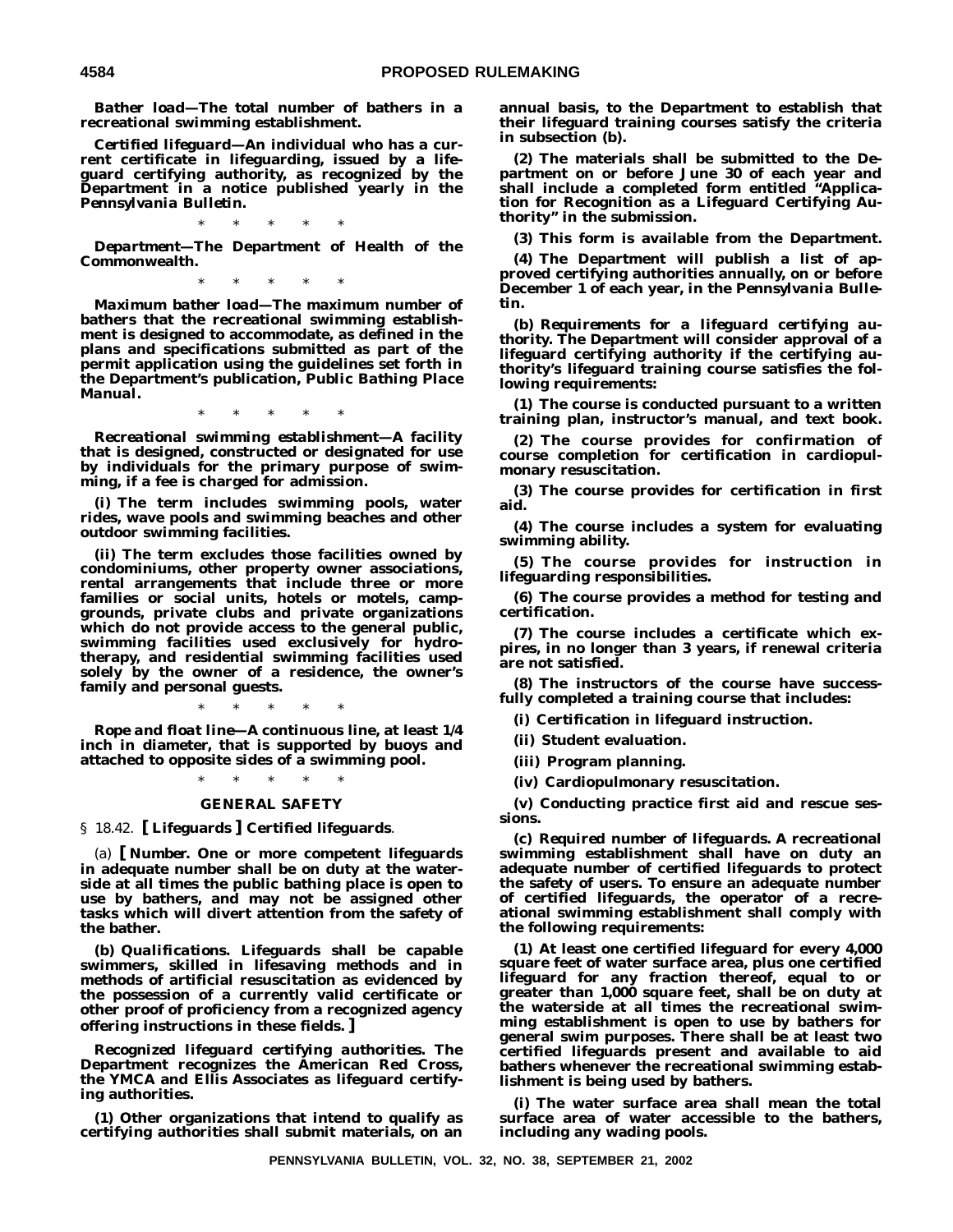***Bather load*—The total number of bathers in a recreational swimming establishment.**

***Certified lifeguard*—An individual who has a current certificate in lifeguarding, issued by a lifeguard certifying authority, as recognized by the Department in a notice published yearly in the *Pennsylvania Bulletin*.**

\* \* \* \* \*

***Department*—The Department of Health of the Commonwealth.**

\* \* \* \* \*

***Maximum bather load*—The maximum number of bathers that the recreational swimming establishment is designed to accommodate, as defined in the plans and specifications submitted as part of the permit application using the guidelines set forth in the Department's publication, *Public Bathing Place Manual*.**

\* \* \* \* \*

***Recreational swimming establishment*—A facility that is designed, constructed or designated for use by individuals for the primary purpose of swimming, if a fee is charged for admission.**

**(i) The term includes swimming pools, water rides, wave pools and swimming beaches and other outdoor swimming facilities.**

**(ii) The term excludes those facilities owned by condominiums, other property owner associations, rental arrangements that include three or more families or social units, hotels or motels, campgrounds, private clubs and private organizations which do not provide access to the general public, swimming facilities used exclusively for hydrotherapy, and residential swimming facilities used solely by the owner of a residence, the owner's family and personal guests.**

\* \* \* \* \*

***Rope and float line*—A continuous line, at least 1/4 inch in diameter, that is supported by buoys and attached to opposite sides of a swimming pool.**

\* \* \* \* \*

## GENERAL SAFETY

§ 18.42. **[ Lifeguards ] Certified lifeguards**.

(a) **[ *Number*. One or more competent lifeguards in adequate number shall be on duty at the waterside at all times the public bathing place is open to use by bathers, and may not be assigned other tasks which will divert attention from the safety of the bather.**

**(b) *Qualifications*. Lifeguards shall be capable swimmers, skilled in lifesaving methods and in methods of artificial resuscitation as evidenced by the possession of a currently valid certificate or other proof of proficiency from a recognized agency offering instructions in these fields. ]**

***Recognized lifeguard certifying authorities*. The Department recognizes the American Red Cross, the YMCA and Ellis Associates as lifeguard certifying authorities.**

**(1) Other organizations that intend to qualify as certifying authorities shall submit materials, on an annual basis, to the Department to establish that their lifeguard training courses satisfy the criteria in subsection (b).**

**(2) The materials shall be submitted to the Department on or before June 30 of each year and shall include a completed form entitled "Application for Recognition as a Lifeguard Certifying Authority" in the submission.**

**(3) This form is available from the Department.**

**(4) The Department will publish a list of approved certifying authorities annually, on or before December 1 of each year, in the *Pennsylvania Bulletin*.**

**(b) *Requirements for a lifeguard certifying authority*. The Department will consider approval of a lifeguard certifying authority if the certifying authority's lifeguard training course satisfies the following requirements:**

**(1) The course is conducted pursuant to a written training plan, instructor's manual, and text book.**

**(2) The course provides for confirmation of course completion for certification in cardiopulmonary resuscitation.**

**(3) The course provides for certification in first aid.**

**(4) The course includes a system for evaluating swimming ability.**

**(5) The course provides for instruction in lifeguarding responsibilities.**

**(6) The course provides a method for testing and certification.**

**(7) The course includes a certificate which expires, in no longer than 3 years, if renewal criteria are not satisfied.**

**(8) The instructors of the course have successfully completed a training course that includes:**

**(i) Certification in lifeguard instruction.**

**(ii) Student evaluation.**

**(iii) Program planning.**

**(iv) Cardiopulmonary resuscitation.**

**(v) Conducting practice first aid and rescue sessions.**

**(c) *Required number of lifeguards*. A recreational swimming establishment shall have on duty an adequate number of certified lifeguards to protect the safety of users. To ensure an adequate number of certified lifeguards, the operator of a recreational swimming establishment shall comply with the following requirements:**

**(1) At least one certified lifeguard for every 4,000 square feet of water surface area, plus one certified lifeguard for any fraction thereof, equal to or greater than 1,000 square feet, shall be on duty at the waterside at all times the recreational swimming establishment is open to use by bathers for general swim purposes. There shall be at least two certified lifeguards present and available to aid bathers whenever the recreational swimming establishment is being used by bathers.**

**(i) The water surface area shall mean the total surface area of water accessible to the bathers, including any wading pools.**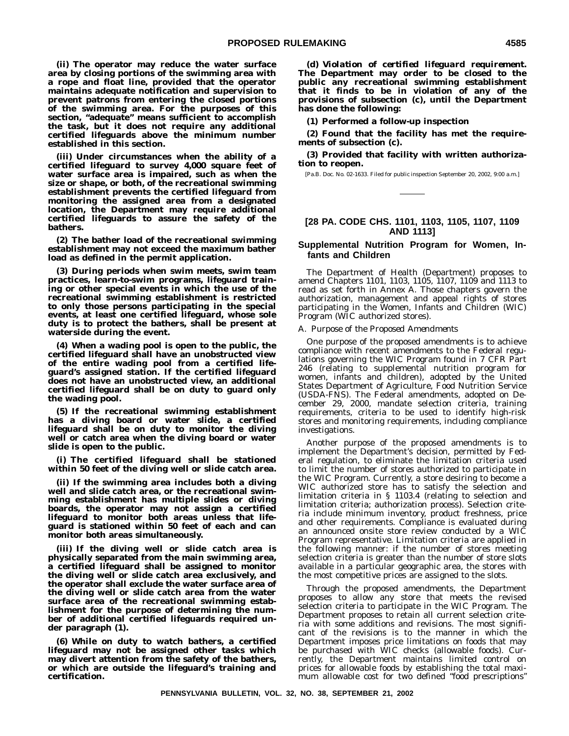**(ii) The operator may reduce the water surface area by closing portions of the swimming area with a rope and float line, provided that the operator maintains adequate notification and supervision to prevent patrons from entering the closed portions of the swimming area. For the purposes of this section, "adequate" means sufficient to accomplish the task, but it does not require any additional certified lifeguards above the minimum number established in this section.**

**(iii) Under circumstances when the ability of a certified lifeguard to survey 4,000 square feet of water surface area is impaired, such as when the size or shape, or both, of the recreational swimming establishment prevents the certified lifeguard from monitoring the assigned area from a designated location, the Department may require additional certified lifeguards to assure the safety of the bathers.**

**(2) The bather load of the recreational swimming establishment may not exceed the maximum bather load as defined in the permit application.**

**(3) During periods when swim meets, swim team practices, learn-to-swim programs, lifeguard training or other special events in which the use of the recreational swimming establishment is restricted to only those persons participating in the special events, at least one certified lifeguard, whose sole duty is to protect the bathers, shall be present at waterside during the event.**

**(4) When a wading pool is open to the public, the certified lifeguard shall have an unobstructed view of the entire wading pool from a certified lifeguard's assigned station. If the certified lifeguard does not have an unobstructed view, an additional certified lifeguard shall be on duty to guard only the wading pool.**

**(5) If the recreational swimming establishment has a diving board or water slide, a certified lifeguard shall be on duty to monitor the diving well or catch area when the diving board or water slide is open to the public.**

**(i) The certified lifeguard shall be stationed within 50 feet of the diving well or slide catch area.**

**(ii) If the swimming area includes both a diving well and slide catch area, or the recreational swimming establishment has multiple slides or diving boards, the operator may not assign a certified lifeguard to monitor both areas unless that lifeguard is stationed within 50 feet of each and can monitor both areas simultaneously.**

**(iii) If the diving well or slide catch area is physically separated from the main swimming area, a certified lifeguard shall be assigned to monitor the diving well or slide catch area exclusively, and the operator shall exclude the water surface area of the diving well or slide catch area from the water surface area of the recreational swimming establishment for the purpose of determining the number of additional certified lifeguards required under paragraph (1).**

**(6) While on duty to watch bathers, a certified lifeguard may not be assigned other tasks which may divert attention from the safety of the bathers, or which are outside the lifeguard's training and certification.**

***(d) Violation of certified lifeguard requirement.* The Department may order to be closed to the public any recreational swimming establishment that it finds to be in violation of any of the provisions of subsection (c), until the Department has done the following:**

**(1) Performed a follow-up inspection**

**(2) Found that the facility has met the requirements of subsection (c).**

**(3) Provided that facility with written authorization to reopen.**

[Pa.B. Doc. No. 02-1633. Filed for public inspection September 20, 2002, 9:00 a.m.]

## [28 PA. CODE CHS. 1101, 1103, 1105, 1107, 1109 AND 1113]

### Supplemental Nutrition Program for Women, Infants and Children

The Department of Health (Department) proposes to amend Chapters 1101, 1103, 1105, 1107, 1109 and 1113 to read as set forth in Annex A. Those chapters govern the authorization, management and appeal rights of stores participating in the Women, Infants and Children (WIC) Program (WIC authorized stores).

*A. Purpose of the Proposed Amendments*

One purpose of the proposed amendments is to achieve compliance with recent amendments to the Federal regulations governing the WIC Program found in 7 CFR Part 246 (relating to supplemental nutrition program for women, infants and children), adopted by the United States Department of Agriculture, Food Nutrition Service (USDA-FNS). The Federal amendments, adopted on December 29, 2000, mandate selection criteria, training requirements, criteria to be used to identify high-risk stores and monitoring requirements, including compliance investigations.

Another purpose of the proposed amendments is to implement the Department's decision, permitted by Federal regulation, to eliminate the limitation criteria used to limit the number of stores authorized to participate in the WIC Program. Currently, a store desiring to become a WIC authorized store has to satisfy the selection and limitation criteria in § 1103.4 (relating to selection and limitation criteria; authorization process). Selection criteria include minimum inventory, product freshness, price and other requirements. Compliance is evaluated during an announced onsite store review conducted by a WIC Program representative. Limitation criteria are applied in the following manner: if the number of stores meeting selection criteria is greater than the number of store slots available in a particular geographic area, the stores with the most competitive prices are assigned to the slots.

Through the proposed amendments, the Department proposes to allow any store that meets the revised selection criteria to participate in the WIC Program. The Department proposes to retain all current selection criteria with some additions and revisions. The most significant of the revisions is to the manner in which the Department imposes price limitations on foods that may be purchased with WIC checks (allowable foods). Currently, the Department maintains limited control on prices for allowable foods by establishing the total maximum allowable cost for two defined "food prescriptions"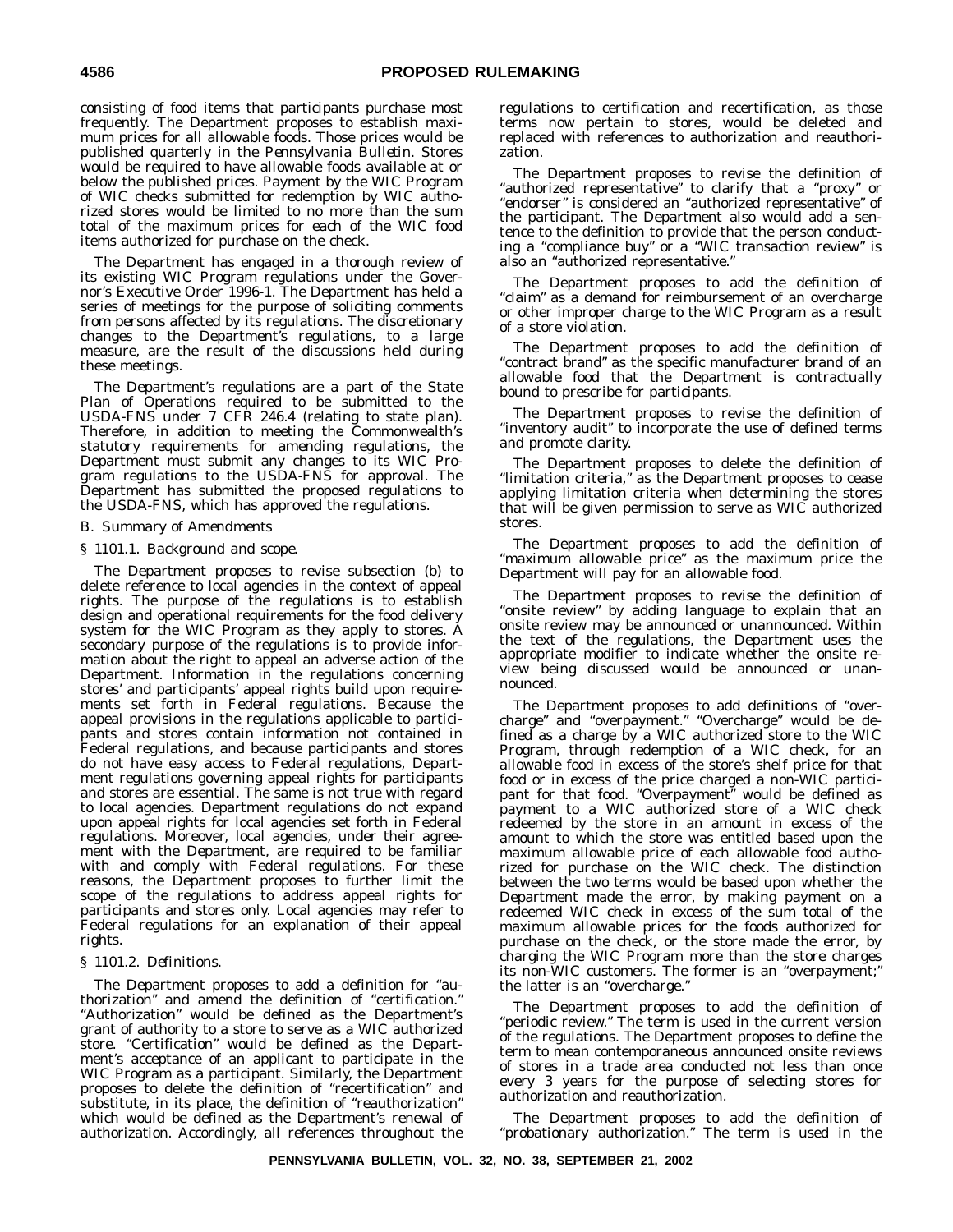consisting of food items that participants purchase most frequently. The Department proposes to establish maximum prices for all allowable foods. Those prices would be published quarterly in the *Pennsylvania Bulletin*. Stores would be required to have allowable foods available at or below the published prices. Payment by the WIC Program of WIC checks submitted for redemption by WIC authorized stores would be limited to no more than the sum total of the maximum prices for each of the WIC food items authorized for purchase on the check.

The Department has engaged in a thorough review of its existing WIC Program regulations under the Governor's Executive Order 1996-1. The Department has held a series of meetings for the purpose of soliciting comments from persons affected by its regulations. The discretionary changes to the Department's regulations, to a large measure, are the result of the discussions held during these meetings.

The Department's regulations are a part of the State Plan of Operations required to be submitted to the USDA-FNS under 7 CFR 246.4 (relating to state plan). Therefore, in addition to meeting the Commonwealth's statutory requirements for amending regulations, the Department must submit any changes to its WIC Program regulations to the USDA-FNS for approval. The Department has submitted the proposed regulations to the USDA-FNS, which has approved the regulations.

*B. Summary of Amendments*

*§ 1101.1. Background and scope.*

The Department proposes to revise subsection (b) to delete reference to local agencies in the context of appeal rights. The purpose of the regulations is to establish design and operational requirements for the food delivery system for the WIC Program as they apply to stores. A secondary purpose of the regulations is to provide information about the right to appeal an adverse action of the Department. Information in the regulations concerning stores' and participants' appeal rights build upon requirements set forth in Federal regulations. Because the appeal provisions in the regulations applicable to participants and stores contain information not contained in Federal regulations, and because participants and stores do not have easy access to Federal regulations, Department regulations governing appeal rights for participants and stores are essential. The same is not true with regard to local agencies. Department regulations do not expand upon appeal rights for local agencies set forth in Federal regulations. Moreover, local agencies, under their agreement with the Department, are required to be familiar with and comply with Federal regulations. For these reasons, the Department proposes to further limit the scope of the regulations to address appeal rights for participants and stores only. Local agencies may refer to Federal regulations for an explanation of their appeal rights.

*§ 1101.2. Definitions.*

The Department proposes to add a definition for "authorization" and amend the definition of "certification." "Authorization" would be defined as the Department's grant of authority to a store to serve as a WIC authorized store. "Certification" would be defined as the Department's acceptance of an applicant to participate in the WIC Program as a participant. Similarly, the Department proposes to delete the definition of "recertification" and substitute, in its place, the definition of "reauthorization" which would be defined as the Department's renewal of authorization. Accordingly, all references throughout the regulations to certification and recertification, as those terms now pertain to stores, would be deleted and replaced with references to authorization and reauthorization.

The Department proposes to revise the definition of "authorized representative" to clarify that a "proxy" or "endorser" is considered an "authorized representative" of the participant. The Department also would add a sentence to the definition to provide that the person conducting a "compliance buy" or a "WIC transaction review" is also an "authorized representative."

The Department proposes to add the definition of "claim" as a demand for reimbursement of an overcharge or other improper charge to the WIC Program as a result of a store violation.

The Department proposes to add the definition of "contract brand" as the specific manufacturer brand of an allowable food that the Department is contractually bound to prescribe for participants.

The Department proposes to revise the definition of "inventory audit" to incorporate the use of defined terms and promote clarity.

The Department proposes to delete the definition of "limitation criteria," as the Department proposes to cease applying limitation criteria when determining the stores that will be given permission to serve as WIC authorized stores.

The Department proposes to add the definition of "maximum allowable price" as the maximum price the Department will pay for an allowable food.

The Department proposes to revise the definition of "onsite review" by adding language to explain that an onsite review may be announced or unannounced. Within the text of the regulations, the Department uses the appropriate modifier to indicate whether the onsite review being discussed would be announced or unannounced.

The Department proposes to add definitions of "overcharge" and "overpayment." "Overcharge" would be defined as a charge by a WIC authorized store to the WIC Program, through redemption of a WIC check, for an allowable food in excess of the store's shelf price for that food or in excess of the price charged a non-WIC participant for that food. "Overpayment" would be defined as payment to a WIC authorized store of a WIC check redeemed by the store in an amount in excess of the amount to which the store was entitled based upon the maximum allowable price of each allowable food authorized for purchase on the WIC check. The distinction between the two terms would be based upon whether the Department made the error, by making payment on a redeemed WIC check in excess of the sum total of the maximum allowable prices for the foods authorized for purchase on the check, or the store made the error, by charging the WIC Program more than the store charges its non-WIC customers. The former is an "overpayment;" the latter is an "overcharge."

The Department proposes to add the definition of "periodic review." The term is used in the current version of the regulations. The Department proposes to define the term to mean contemporaneous announced onsite reviews of stores in a trade area conducted not less than once every 3 years for the purpose of selecting stores for authorization and reauthorization.

The Department proposes to add the definition of "probationary authorization." The term is used in the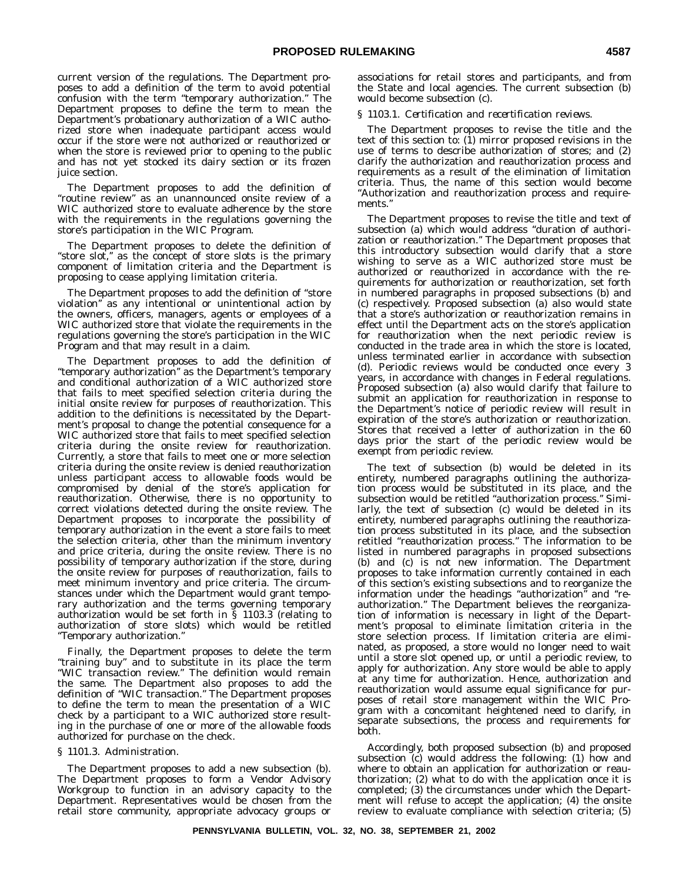current version of the regulations. The Department proposes to add a definition of the term to avoid potential confusion with the term "temporary authorization." The Department proposes to define the term to mean the Department's probationary authorization of a WIC authorized store when inadequate participant access would occur if the store were not authorized or reauthorized or when the store is reviewed prior to opening to the public and has not yet stocked its dairy section or its frozen juice section.

The Department proposes to add the definition of "routine review" as an unannounced onsite review of a WIC authorized store to evaluate adherence by the store with the requirements in the regulations governing the store's participation in the WIC Program.

The Department proposes to delete the definition of "store slot," as the concept of store slots is the primary component of limitation criteria and the Department is proposing to cease applying limitation criteria.

The Department proposes to add the definition of "store violation" as any intentional or unintentional action by the owners, officers, managers, agents or employees of a WIC authorized store that violate the requirements in the regulations governing the store's participation in the WIC Program and that may result in a claim.

The Department proposes to add the definition of "temporary authorization" as the Department's temporary and conditional authorization of a WIC authorized store that fails to meet specified selection criteria during the initial onsite review for purposes of reauthorization. This addition to the definitions is necessitated by the Department's proposal to change the potential consequence for a WIC authorized store that fails to meet specified selection criteria during the onsite review for reauthorization. Currently, a store that fails to meet one or more selection criteria during the onsite review is denied reauthorization unless participant access to allowable foods would be compromised by denial of the store's application for reauthorization. Otherwise, there is no opportunity to correct violations detected during the onsite review. The Department proposes to incorporate the possibility of temporary authorization in the event a store fails to meet the selection criteria, other than the minimum inventory and price criteria, during the onsite review. There is no possibility of temporary authorization if the store, during the onsite review for purposes of reauthorization, fails to meet minimum inventory and price criteria. The circumstances under which the Department would grant temporary authorization and the terms governing temporary authorization would be set forth in § 1103.3 (relating to authorization of store slots) which would be retitled "Temporary authorization."

Finally, the Department proposes to delete the term "training buy" and to substitute in its place the term "WIC transaction review." The definition would remain the same. The Department also proposes to add the definition of "WIC transaction." The Department proposes to define the term to mean the presentation of a WIC check by a participant to a WIC authorized store resulting in the purchase of one or more of the allowable foods authorized for purchase on the check.

*§ 1101.3. Administration.*

The Department proposes to add a new subsection (b). The Department proposes to form a Vendor Advisory Workgroup to function in an advisory capacity to the Department. Representatives would be chosen from the retail store community, appropriate advocacy groups or associations for retail stores and participants, and from the State and local agencies. The current subsection (b) would become subsection (c).

*§ 1103.1. Certification and recertification reviews.*

The Department proposes to revise the title and the text of this section to: (1) mirror proposed revisions in the use of terms to describe authorization of stores; and (2) clarify the authorization and reauthorization process and requirements as a result of the elimination of limitation criteria. Thus, the name of this section would become "Authorization and reauthorization process and requirements."

The Department proposes to revise the title and text of subsection (a) which would address "duration of authorization or reauthorization." The Department proposes that this introductory subsection would clarify that a store wishing to serve as a WIC authorized store must be authorized or reauthorized in accordance with the requirements for authorization or reauthorization, set forth in numbered paragraphs in proposed subsections (b) and (c) respectively. Proposed subsection (a) also would state that a store's authorization or reauthorization remains in effect until the Department acts on the store's application for reauthorization when the next periodic review is conducted in the trade area in which the store is located, unless terminated earlier in accordance with subsection (d). Periodic reviews would be conducted once every 3 years, in accordance with changes in Federal regulations. Proposed subsection (a) also would clarify that failure to submit an application for reauthorization in response to the Department's notice of periodic review will result in expiration of the store's authorization or reauthorization. Stores that received a letter of authorization in the 60 days prior the start of the periodic review would be exempt from periodic review.

The text of subsection (b) would be deleted in its entirety, numbered paragraphs outlining the authorization process would be substituted in its place, and the subsection would be retitled "authorization process." Similarly, the text of subsection (c) would be deleted in its entirety, numbered paragraphs outlining the reauthorization process substituted in its place, and the subsection retitled "reauthorization process." The information to be listed in numbered paragraphs in proposed subsections (b) and (c) is not new information. The Department proposes to take information currently contained in each of this section's existing subsections and to reorganize the information under the headings "authorization" and "reauthorization." The Department believes the reorganization of information is necessary in light of the Department's proposal to eliminate limitation criteria in the store selection process. If limitation criteria are eliminated, as proposed, a store would no longer need to wait until a store slot opened up, or until a periodic review, to apply for authorization. Any store would be able to apply at any time for authorization. Hence, authorization and reauthorization would assume equal significance for purposes of retail store management within the WIC Program with a concomitant heightened need to clarify, in separate subsections, the process and requirements for both.

Accordingly, both proposed subsection (b) and proposed subsection (c) would address the following: (1) how and where to obtain an application for authorization or reauthorization; (2) what to do with the application once it is completed; (3) the circumstances under which the Department will refuse to accept the application; (4) the onsite review to evaluate compliance with selection criteria; (5)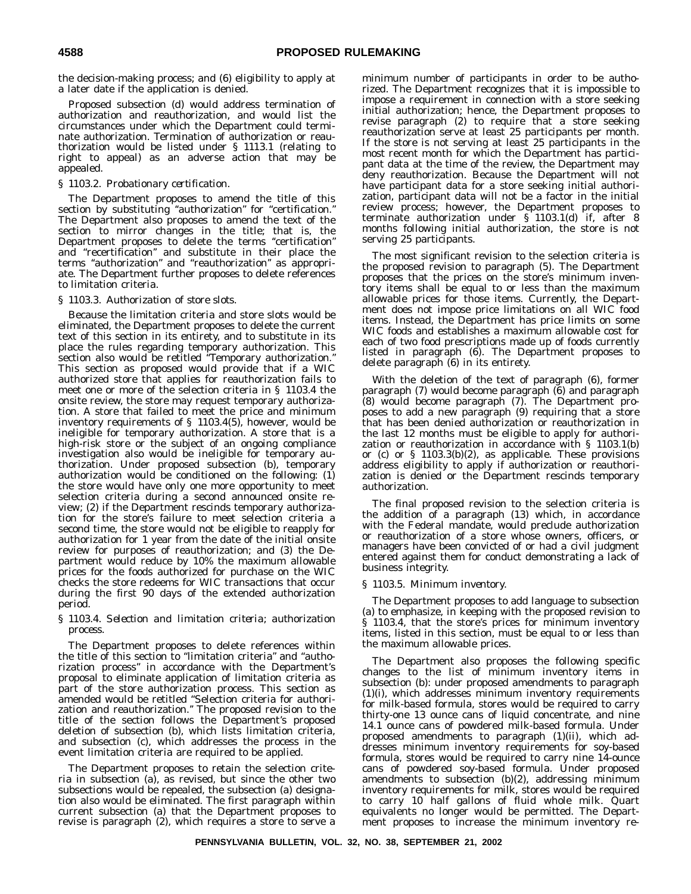the decision-making process; and (6) eligibility to apply at a later date if the application is denied.

Proposed subsection (d) would address termination of authorization and reauthorization, and would list the circumstances under which the Department could terminate authorization. Termination of authorization or reauthorization would be listed under § 1113.1 (relating to right to appeal) as an adverse action that may be appealed.

*§ 1103.2. Probationary certification.*

The Department proposes to amend the title of this section by substituting "authorization" for "certification." The Department also proposes to amend the text of the section to mirror changes in the title; that is, the Department proposes to delete the terms "certification" and "recertification" and substitute in their place the terms "authorization" and "reauthorization" as appropriate. The Department further proposes to delete references to limitation criteria.

*§ 1103.3. Authorization of store slots.*

Because the limitation criteria and store slots would be eliminated, the Department proposes to delete the current text of this section in its entirety, and to substitute in its place the rules regarding temporary authorization. This section also would be retitled "Temporary authorization." This section as proposed would provide that if a WIC authorized store that applies for reauthorization fails to meet one or more of the selection criteria in § 1103.4 the onsite review, the store may request temporary authorization. A store that failed to meet the price and minimum inventory requirements of § 1103.4(5), however, would be ineligible for temporary authorization. A store that is a high-risk store or the subject of an ongoing compliance investigation also would be ineligible for temporary authorization. Under proposed subsection (b), temporary authorization would be conditioned on the following: (1) the store would have only one more opportunity to meet selection criteria during a second announced onsite review; (2) if the Department rescinds temporary authorization for the store's failure to meet selection criteria a second time, the store would not be eligible to reapply for authorization for 1 year from the date of the initial onsite review for purposes of reauthorization; and (3) the Department would reduce by 10% the maximum allowable prices for the foods authorized for purchase on the WIC checks the store redeems for WIC transactions that occur during the first 90 days of the extended authorization period.

*§ 1103.4. Selection and limitation criteria; authorization process.*

The Department proposes to delete references within the title of this section to "limitation criteria" and "authorization process" in accordance with the Department's proposal to eliminate application of limitation criteria as part of the store authorization process. This section as amended would be retitled "Selection criteria for authorization and reauthorization." The proposed revision to the title of the section follows the Department's proposed deletion of subsection (b), which lists limitation criteria, and subsection (c), which addresses the process in the event limitation criteria are required to be applied.

The Department proposes to retain the selection criteria in subsection (a), as revised, but since the other two subsections would be repealed, the subsection (a) designation also would be eliminated. The first paragraph within current subsection (a) that the Department proposes to revise is paragraph (2), which requires a store to serve a minimum number of participants in order to be authorized. The Department recognizes that it is impossible to impose a requirement in connection with a store seeking initial authorization; hence, the Department proposes to revise paragraph (2) to require that a store seeking reauthorization serve at least 25 participants per month. If the store is not serving at least 25 participants in the most recent month for which the Department has participant data at the time of the review, the Department may deny reauthorization. Because the Department will not have participant data for a store seeking initial authorization, participant data will not be a factor in the initial review process; however, the Department proposes to terminate authorization under § 1103.1(d) if, after 8 months following initial authorization, the store is not serving 25 participants.

The most significant revision to the selection criteria is the proposed revision to paragraph (5). The Department proposes that the prices on the store's minimum inventory items shall be equal to or less than the maximum allowable prices for those items. Currently, the Department does not impose price limitations on all WIC food items. Instead, the Department has price limits on some WIC foods and establishes a maximum allowable cost for each of two food prescriptions made up of foods currently listed in paragraph (6). The Department proposes to delete paragraph (6) in its entirety.

With the deletion of the text of paragraph (6), former paragraph (7) would become paragraph (6) and paragraph (8) would become paragraph (7). The Department proposes to add a new paragraph (9) requiring that a store that has been denied authorization or reauthorization in the last 12 months must be eligible to apply for authorization or reauthorization in accordance with § 1103.1(b) or (c) or § 1103.3(b)(2), as applicable. These provisions address eligibility to apply if authorization or reauthorization is denied or the Department rescinds temporary authorization.

The final proposed revision to the selection criteria is the addition of a paragraph (13) which, in accordance with the Federal mandate, would preclude authorization or reauthorization of a store whose owners, officers, or managers have been convicted of or had a civil judgment entered against them for conduct demonstrating a lack of business integrity.

*§ 1103.5. Minimum inventory.*

The Department proposes to add language to subsection (a) to emphasize, in keeping with the proposed revision to § 1103.4, that the store's prices for minimum inventory items, listed in this section, must be equal to or less than the maximum allowable prices.

The Department also proposes the following specific changes to the list of minimum inventory items in subsection (b): under proposed amendments to paragraph (1)(i), which addresses minimum inventory requirements for milk-based formula, stores would be required to carry thirty-one 13 ounce cans of liquid concentrate, and nine 14.1 ounce cans of powdered milk-based formula. Under proposed amendments to paragraph (1)(ii), which addresses minimum inventory requirements for soy-based formula, stores would be required to carry nine 14-ounce cans of powdered soy-based formula. Under proposed amendments to subsection (b)(2), addressing minimum inventory requirements for milk, stores would be required to carry 10 half gallons of fluid whole milk. Quart equivalents no longer would be permitted. The Department proposes to increase the minimum inventory re-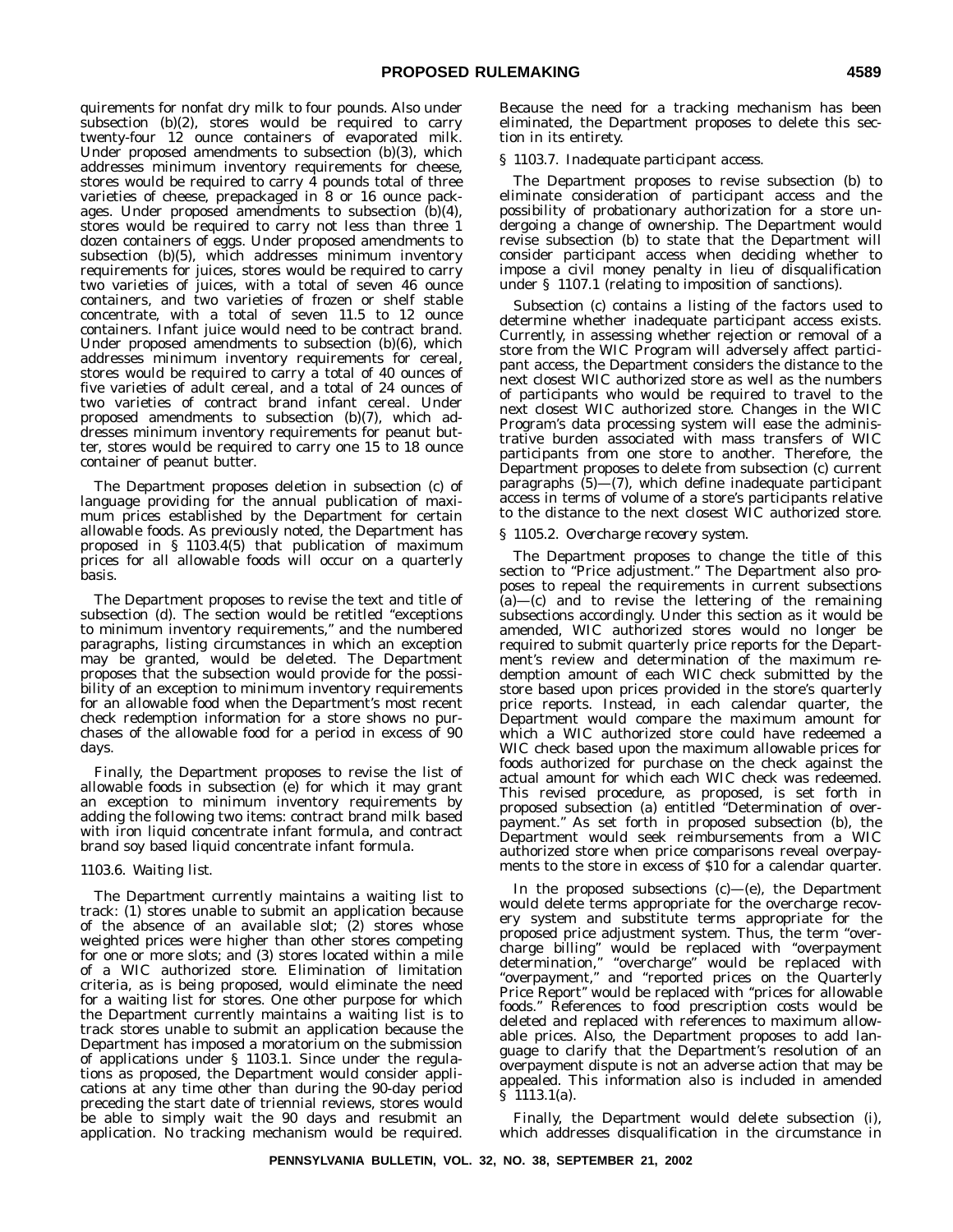quirements for nonfat dry milk to four pounds. Also under subsection (b)(2), stores would be required to carry twenty-four 12 ounce containers of evaporated milk. Under proposed amendments to subsection (b)(3), which addresses minimum inventory requirements for cheese, stores would be required to carry 4 pounds total of three varieties of cheese, prepackaged in 8 or 16 ounce packages. Under proposed amendments to subsection (b)(4), stores would be required to carry not less than three 1 dozen containers of eggs. Under proposed amendments to subsection (b)(5), which addresses minimum inventory requirements for juices, stores would be required to carry two varieties of juices, with a total of seven 46 ounce containers, and two varieties of frozen or shelf stable concentrate, with a total of seven 11.5 to 12 ounce containers. Infant juice would need to be contract brand. Under proposed amendments to subsection (b)(6), which addresses minimum inventory requirements for cereal, stores would be required to carry a total of 40 ounces of five varieties of adult cereal, and a total of 24 ounces of two varieties of contract brand infant cereal. Under proposed amendments to subsection (b)(7), which addresses minimum inventory requirements for peanut butter, stores would be required to carry one 15 to 18 ounce container of peanut butter.

The Department proposes deletion in subsection (c) of language providing for the annual publication of maximum prices established by the Department for certain allowable foods. As previously noted, the Department has proposed in § 1103.4(5) that publication of maximum prices for all allowable foods will occur on a quarterly basis.

The Department proposes to revise the text and title of subsection (d). The section would be retitled "exceptions to minimum inventory requirements," and the numbered paragraphs, listing circumstances in which an exception may be granted, would be deleted. The Department proposes that the subsection would provide for the possibility of an exception to minimum inventory requirements for an allowable food when the Department's most recent check redemption information for a store shows no purchases of the allowable food for a period in excess of 90 days.

Finally, the Department proposes to revise the list of allowable foods in subsection (e) for which it may grant an exception to minimum inventory requirements by adding the following two items: contract brand milk based with iron liquid concentrate infant formula, and contract brand soy based liquid concentrate infant formula.

*1103.6. Waiting list.*

The Department currently maintains a waiting list to track: (1) stores unable to submit an application because of the absence of an available slot; (2) stores whose weighted prices were higher than other stores competing for one or more slots; and (3) stores located within a mile of a WIC authorized store. Elimination of limitation criteria, as is being proposed, would eliminate the need for a waiting list for stores. One other purpose for which the Department currently maintains a waiting list is to track stores unable to submit an application because the Department has imposed a moratorium on the submission of applications under § 1103.1. Since under the regulations as proposed, the Department would consider applications at any time other than during the 90-day period preceding the start date of triennial reviews, stores would be able to simply wait the 90 days and resubmit an application. No tracking mechanism would be required. Because the need for a tracking mechanism has been eliminated, the Department proposes to delete this section in its entirety.

*§ 1103.7. Inadequate participant access.*

The Department proposes to revise subsection (b) to eliminate consideration of participant access and the possibility of probationary authorization for a store undergoing a change of ownership. The Department would revise subsection (b) to state that the Department will consider participant access when deciding whether to impose a civil money penalty in lieu of disqualification under § 1107.1 (relating to imposition of sanctions).

Subsection (c) contains a listing of the factors used to determine whether inadequate participant access exists. Currently, in assessing whether rejection or removal of a store from the WIC Program will adversely affect participant access, the Department considers the distance to the next closest WIC authorized store as well as the numbers of participants who would be required to travel to the next closest WIC authorized store. Changes in the WIC Program's data processing system will ease the administrative burden associated with mass transfers of WIC participants from one store to another. Therefore, the Department proposes to delete from subsection (c) current paragraphs (5)—(7), which define inadequate participant access in terms of volume of a store's participants relative to the distance to the next closest WIC authorized store.

*§ 1105.2. Overcharge recovery system.*

The Department proposes to change the title of this section to "Price adjustment." The Department also proposes to repeal the requirements in current subsections (a)—(c) and to revise the lettering of the remaining subsections accordingly. Under this section as it would be amended, WIC authorized stores would no longer be required to submit quarterly price reports for the Department's review and determination of the maximum redemption amount of each WIC check submitted by the store based upon prices provided in the store's quarterly price reports. Instead, in each calendar quarter, the Department would compare the maximum amount for which a WIC authorized store could have redeemed a WIC check based upon the maximum allowable prices for foods authorized for purchase on the check against the actual amount for which each WIC check was redeemed. This revised procedure, as proposed, is set forth in proposed subsection (a) entitled "Determination of overpayment." As set forth in proposed subsection (b), the Department would seek reimbursements from a WIC authorized store when price comparisons reveal overpayments to the store in excess of $10 for a calendar quarter.

In the proposed subsections (c)—(e), the Department would delete terms appropriate for the overcharge recovery system and substitute terms appropriate for the proposed price adjustment system. Thus, the term "overcharge billing" would be replaced with "overpayment determination," "overcharge" would be replaced with "overpayment," and "reported prices on the Quarterly Price Report" would be replaced with "prices for allowable foods." References to food prescription costs would be deleted and replaced with references to maximum allowable prices. Also, the Department proposes to add language to clarify that the Department's resolution of an overpayment dispute is not an adverse action that may be appealed. This information also is included in amended § 1113.1(a).

Finally, the Department would delete subsection (i), which addresses disqualification in the circumstance in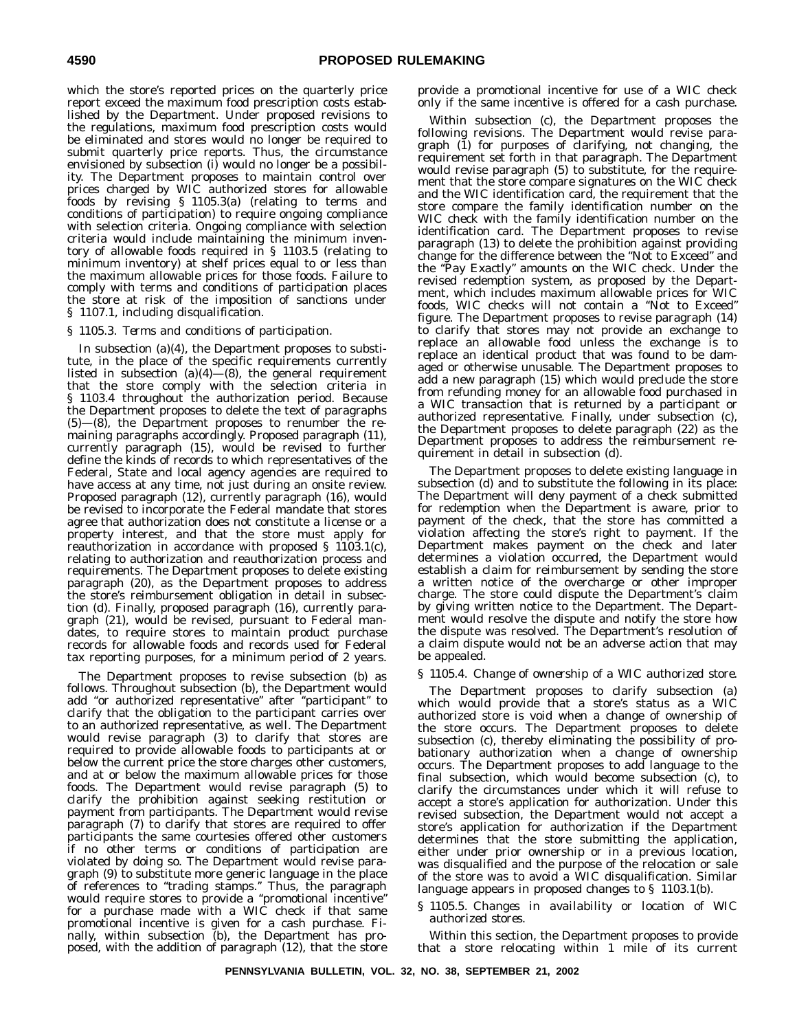which the store's reported prices on the quarterly price report exceed the maximum food prescription costs established by the Department. Under proposed revisions to the regulations, maximum food prescription costs would be eliminated and stores would no longer be required to submit quarterly price reports. Thus, the circumstance envisioned by subsection (i) would no longer be a possibility. The Department proposes to maintain control over prices charged by WIC authorized stores for allowable foods by revising § 1105.3(a) (relating to terms and conditions of participation) to require ongoing compliance with selection criteria. Ongoing compliance with selection criteria would include maintaining the minimum inventory of allowable foods required in § 1103.5 (relating to minimum inventory) at shelf prices equal to or less than the maximum allowable prices for those foods. Failure to comply with terms and conditions of participation places the store at risk of the imposition of sanctions under § 1107.1, including disqualification.

*§ 1105.3. Terms and conditions of participation.*

In subsection (a)(4), the Department proposes to substitute, in the place of the specific requirements currently listed in subsection (a)(4)—(8), the general requirement that the store comply with the selection criteria in § 1103.4 throughout the authorization period. Because the Department proposes to delete the text of paragraphs (5)—(8), the Department proposes to renumber the remaining paragraphs accordingly. Proposed paragraph (11), currently paragraph (15), would be revised to further define the kinds of records to which representatives of the Federal, State and local agency agencies are required to have access at any time, not just during an onsite review. Proposed paragraph (12), currently paragraph (16), would be revised to incorporate the Federal mandate that stores agree that authorization does not constitute a license or a property interest, and that the store must apply for reauthorization in accordance with proposed § 1103.1(c), relating to authorization and reauthorization process and requirements. The Department proposes to delete existing paragraph (20), as the Department proposes to address the store's reimbursement obligation in detail in subsection (d). Finally, proposed paragraph (16), currently paragraph (21), would be revised, pursuant to Federal mandates, to require stores to maintain product purchase records for allowable foods and records used for Federal tax reporting purposes, for a minimum period of 2 years.

The Department proposes to revise subsection (b) as follows. Throughout subsection (b), the Department would add "or authorized representative" after "participant" to clarify that the obligation to the participant carries over to an authorized representative, as well. The Department would revise paragraph (3) to clarify that stores are required to provide allowable foods to participants at or below the current price the store charges other customers, and at or below the maximum allowable prices for those foods. The Department would revise paragraph (5) to clarify the prohibition against seeking restitution or payment from participants. The Department would revise paragraph (7) to clarify that stores are required to offer participants the same courtesies offered other customers if no other terms or conditions of participation are violated by doing so. The Department would revise paragraph (9) to substitute more generic language in the place of references to "trading stamps." Thus, the paragraph would require stores to provide a "promotional incentive" for a purchase made with a WIC check if that same promotional incentive is given for a cash purchase. Finally, within subsection (b), the Department has proposed, with the addition of paragraph (12), that the store provide a promotional incentive for use of a WIC check only if the same incentive is offered for a cash purchase.

Within subsection (c), the Department proposes the following revisions. The Department would revise paragraph (1) for purposes of clarifying, not changing, the requirement set forth in that paragraph. The Department would revise paragraph (5) to substitute, for the requirement that the store compare signatures on the WIC check and the WIC identification card, the requirement that the store compare the family identification number on the WIC check with the family identification number on the identification card. The Department proposes to revise paragraph (13) to delete the prohibition against providing change for the difference between the "Not to Exceed" and the "Pay Exactly" amounts on the WIC check. Under the revised redemption system, as proposed by the Department, which includes maximum allowable prices for WIC foods, WIC checks will not contain a "Not to Exceed" figure. The Department proposes to revise paragraph (14) to clarify that stores may not provide an exchange to replace an allowable food unless the exchange is to replace an identical product that was found to be damaged or otherwise unusable. The Department proposes to add a new paragraph (15) which would preclude the store from refunding money for an allowable food purchased in a WIC transaction that is returned by a participant or authorized representative. Finally, under subsection (c), the Department proposes to delete paragraph (22) as the Department proposes to address the reimbursement requirement in detail in subsection (d).

The Department proposes to delete existing language in subsection (d) and to substitute the following in its place: The Department will deny payment of a check submitted for redemption when the Department is aware, prior to payment of the check, that the store has committed a violation affecting the store's right to payment. If the Department makes payment on the check and later determines a violation occurred, the Department would establish a claim for reimbursement by sending the store a written notice of the overcharge or other improper charge. The store could dispute the Department's claim by giving written notice to the Department. The Department would resolve the dispute and notify the store how the dispute was resolved. The Department's resolution of a claim dispute would not be an adverse action that may be appealed.

*§ 1105.4. Change of ownership of a WIC authorized store.*

The Department proposes to clarify subsection (a) which would provide that a store's status as a WIC authorized store is void when a change of ownership of the store occurs. The Department proposes to delete subsection (c), thereby eliminating the possibility of probationary authorization when a change of ownership occurs. The Department proposes to add language to the final subsection, which would become subsection (c), to clarify the circumstances under which it will refuse to accept a store's application for authorization. Under this revised subsection, the Department would not accept a store's application for authorization if the Department determines that the store submitting the application, either under prior ownership or in a previous location, was disqualified and the purpose of the relocation or sale of the store was to avoid a WIC disqualification. Similar language appears in proposed changes to § 1103.1(b).

*§ 1105.5. Changes in availability or location of WIC authorized stores.*

Within this section, the Department proposes to provide that a store relocating within 1 mile of its current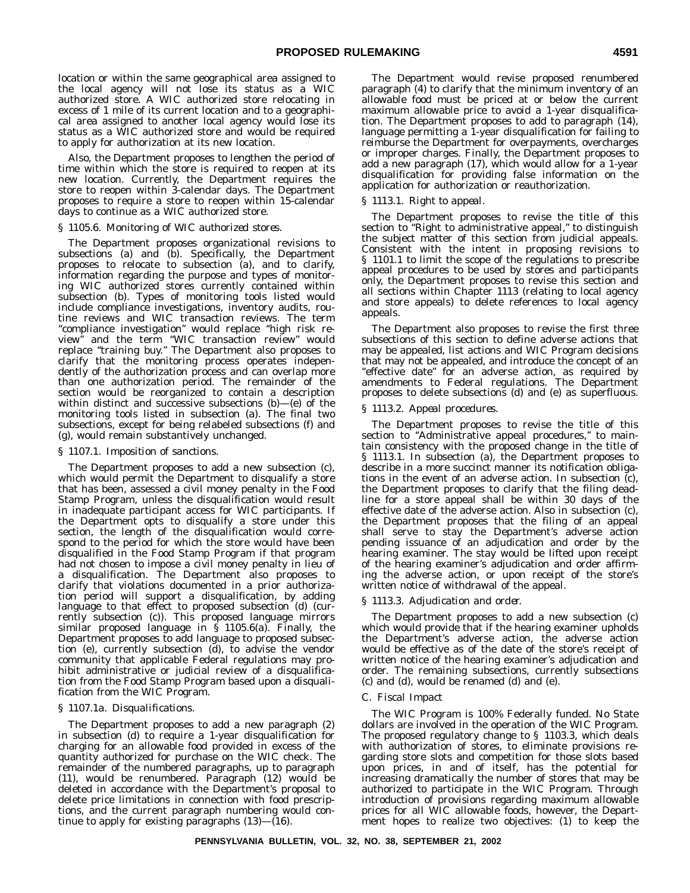location or within the same geographical area assigned to the local agency will not lose its status as a WIC authorized store. A WIC authorized store relocating in excess of 1 mile of its current location and to a geographical area assigned to another local agency would lose its status as a WIC authorized store and would be required to apply for authorization at its new location.

Also, the Department proposes to lengthen the period of time within which the store is required to reopen at its new location. Currently, the Department requires the store to reopen within 3-calendar days. The Department proposes to require a store to reopen within 15-calendar days to continue as a WIC authorized store.

*§ 1105.6. Monitoring of WIC authorized stores.*

The Department proposes organizational revisions to subsections (a) and (b). Specifically, the Department proposes to relocate to subsection (a), and to clarify, information regarding the purpose and types of monitoring WIC authorized stores currently contained within subsection (b). Types of monitoring tools listed would include compliance investigations, inventory audits, routine reviews and WIC transaction reviews. The term "compliance investigation" would replace "high risk review" and the term "WIC transaction review" would replace "training buy." The Department also proposes to clarify that the monitoring process operates independently of the authorization process and can overlap more than one authorization period. The remainder of the section would be reorganized to contain a description within distinct and successive subsections (b)—(e) of the monitoring tools listed in subsection (a). The final two subsections, except for being relabeled subsections (f) and (g), would remain substantively unchanged.

*§ 1107.1. Imposition of sanctions.*

The Department proposes to add a new subsection (c), which would permit the Department to disqualify a store that has been, assessed a civil money penalty in the Food Stamp Program, unless the disqualification would result in inadequate participant access for WIC participants. If the Department opts to disqualify a store under this section, the length of the disqualification would correspond to the period for which the store would have been disqualified in the Food Stamp Program if that program had not chosen to impose a civil money penalty in lieu of a disqualification. The Department also proposes to clarify that violations documented in a prior authorization period will support a disqualification, by adding language to that effect to proposed subsection (d) (currently subsection (c)). This proposed language mirrors similar proposed language in § 1105.6(a). Finally, the Department proposes to add language to proposed subsection (e), currently subsection (d), to advise the vendor community that applicable Federal regulations may prohibit administrative or judicial review of a disqualification from the Food Stamp Program based upon a disqualification from the WIC Program.

*§ 1107.1a. Disqualifications.*

The Department proposes to add a new paragraph (2) in subsection (d) to require a 1-year disqualification for charging for an allowable food provided in excess of the quantity authorized for purchase on the WIC check. The remainder of the numbered paragraphs, up to paragraph (11), would be renumbered. Paragraph (12) would be deleted in accordance with the Department's proposal to delete price limitations in connection with food prescriptions, and the current paragraph numbering would continue to apply for existing paragraphs (13)—(16).

The Department would revise proposed renumbered paragraph (4) to clarify that the minimum inventory of an allowable food must be priced at or below the current maximum allowable price to avoid a 1-year disqualification. The Department proposes to add to paragraph (14), language permitting a 1-year disqualification for failing to reimburse the Department for overpayments, overcharges or improper charges. Finally, the Department proposes to add a new paragraph (17), which would allow for a 1-year disqualification for providing false information on the application for authorization or reauthorization.

*§ 1113.1. Right to appeal.*

The Department proposes to revise the title of this section to "Right to administrative appeal," to distinguish the subject matter of this section from judicial appeals. Consistent with the intent in proposing revisions to § 1101.1 to limit the scope of the regulations to prescribe appeal procedures to be used by stores and participants only, the Department proposes to revise this section and all sections within Chapter 1113 (relating to local agency and store appeals) to delete references to local agency appeals.

The Department also proposes to revise the first three subsections of this section to define adverse actions that may be appealed, list actions and WIC Program decisions that may not be appealed, and introduce the concept of an "effective date" for an adverse action, as required by amendments to Federal regulations. The Department proposes to delete subsections (d) and (e) as superfluous.

*§ 1113.2. Appeal procedures.*

The Department proposes to revise the title of this section to "Administrative appeal procedures," to maintain consistency with the proposed change in the title of § 1113.1. In subsection (a), the Department proposes to describe in a more succinct manner its notification obligations in the event of an adverse action. In subsection (c), the Department proposes to clarify that the filing deadline for a store appeal shall be within 30 days of the effective date of the adverse action. Also in subsection (c), the Department proposes that the filing of an appeal shall serve to stay the Department's adverse action pending issuance of an adjudication and order by the hearing examiner. The stay would be lifted upon receipt of the hearing examiner's adjudication and order affirming the adverse action, or upon receipt of the store's written notice of withdrawal of the appeal.

*§ 1113.3. Adjudication and order.*

The Department proposes to add a new subsection (c) which would provide that if the hearing examiner upholds the Department's adverse action, the adverse action would be effective as of the date of the store's receipt of written notice of the hearing examiner's adjudication and order. The remaining subsections, currently subsections (c) and (d), would be renamed (d) and (e).

*C. Fiscal Impact*

The WIC Program is 100% Federally funded. No State dollars are involved in the operation of the WIC Program. The proposed regulatory change to § 1103.3, which deals with authorization of stores, to eliminate provisions regarding store slots and competition for those slots based upon prices, in and of itself, has the potential for increasing dramatically the number of stores that may be authorized to participate in the WIC Program. Through introduction of provisions regarding maximum allowable prices for all WIC allowable foods, however, the Department hopes to realize two objectives: (1) to keep the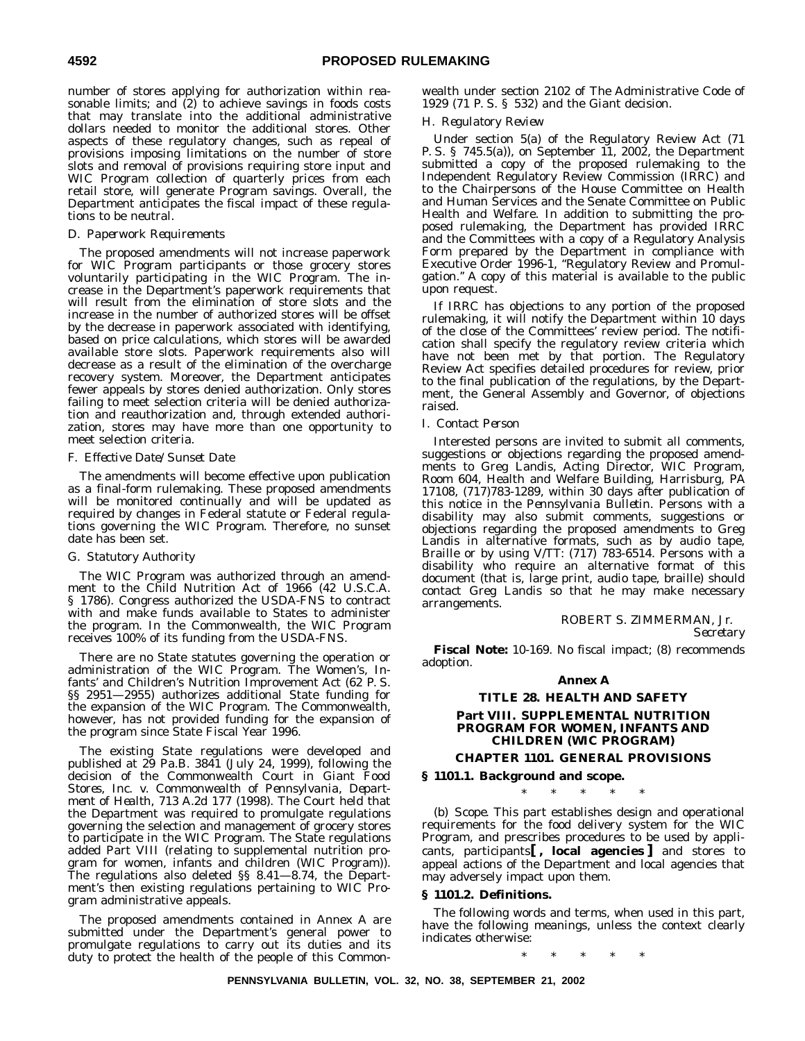number of stores applying for authorization within reasonable limits; and (2) to achieve savings in foods costs that may translate into the additional administrative dollars needed to monitor the additional stores. Other aspects of these regulatory changes, such as repeal of provisions imposing limitations on the number of store slots and removal of provisions requiring store input and WIC Program collection of quarterly prices from each retail store, will generate Program savings. Overall, the Department anticipates the fiscal impact of these regulations to be neutral.

*D. Paperwork Requirements*

The proposed amendments will not increase paperwork for WIC Program participants or those grocery stores voluntarily participating in the WIC Program. The increase in the Department's paperwork requirements that will result from the elimination of store slots and the increase in the number of authorized stores will be offset by the decrease in paperwork associated with identifying, based on price calculations, which stores will be awarded available store slots. Paperwork requirements also will decrease as a result of the elimination of the overcharge recovery system. Moreover, the Department anticipates fewer appeals by stores denied authorization. Only stores failing to meet selection criteria will be denied authorization and reauthorization and, through extended authorization, stores may have more than one opportunity to meet selection criteria.

*F. Effective Date/Sunset Date*

The amendments will become effective upon publication as a final-form rulemaking. These proposed amendments will be monitored continually and will be updated as required by changes in Federal statute or Federal regulations governing the WIC Program. Therefore, no sunset date has been set.

*G. Statutory Authority*

The WIC Program was authorized through an amendment to the Child Nutrition Act of 1966 (42 U.S.C.A. § 1786). Congress authorized the USDA-FNS to contract with and make funds available to States to administer the program. In the Commonwealth, the WIC Program receives 100% of its funding from the USDA-FNS.

There are no State statutes governing the operation or administration of the WIC Program. The Women's, Infants' and Children's Nutrition Improvement Act (62 P. S. §§ 2951—2955) authorizes additional State funding for the expansion of the WIC Program. The Commonwealth, however, has not provided funding for the expansion of the program since State Fiscal Year 1996.

The existing State regulations were developed and published at 29 Pa.B. 3841 (July 24, 1999), following the decision of the Commonwealth Court in *Giant Food Stores, Inc. v. Commonwealth of Pennsylvania, Department of Health*, 713 A.2d 177 (1998). The Court held that the Department was required to promulgate regulations governing the selection and management of grocery stores to participate in the WIC Program. The State regulations added Part VIII (relating to supplemental nutrition program for women, infants and children (WIC Program)). The regulations also deleted §§ 8.41—8.74, the Department's then existing regulations pertaining to WIC Program administrative appeals.

The proposed amendments contained in Annex A are submitted under the Department's general power to promulgate regulations to carry out its duties and its duty to protect the health of the people of this Commonwealth under section 2102 of The Administrative Code of 1929 (71 P. S. § 532) and the *Giant* decision.

*H. Regulatory Review*

Under section 5(a) of the Regulatory Review Act (71 P. S. § 745.5(a)), on September 11, 2002, the Department submitted a copy of the proposed rulemaking to the Independent Regulatory Review Commission (IRRC) and to the Chairpersons of the House Committee on Health and Human Services and the Senate Committee on Public Health and Welfare. In addition to submitting the proposed rulemaking, the Department has provided IRRC and the Committees with a copy of a Regulatory Analysis Form prepared by the Department in compliance with Executive Order 1996-1, "Regulatory Review and Promulgation." A copy of this material is available to the public upon request.

If IRRC has objections to any portion of the proposed rulemaking, it will notify the Department within 10 days of the close of the Committees' review period. The notification shall specify the regulatory review criteria which have not been met by that portion. The Regulatory Review Act specifies detailed procedures for review, prior to the final publication of the regulations, by the Department, the General Assembly and Governor, of objections raised.

*I. Contact Person*

Interested persons are invited to submit all comments, suggestions or objections regarding the proposed amendments to Greg Landis, Acting Director, WIC Program, Room 604, Health and Welfare Building, Harrisburg, PA 17108, (717)783-1289, within 30 days after publication of this notice in the *Pennsylvania Bulletin*. Persons with a disability may also submit comments, suggestions or objections regarding the proposed amendments to Greg Landis in alternative formats, such as by audio tape, Braille or by using V/TT: (717) 783-6514. Persons with a disability who require an alternative format of this document (that is, large print, audio tape, braille) should contact Greg Landis so that he may make necessary arrangements.

ROBERT S. ZIMMERMAN, Jr.
*Secretary*

**Fiscal Note:** 10-169. No fiscal impact; (8) recommends adoption.

## Annex A

## TITLE 28. HEALTH AND SAFETY

## Part VIII. SUPPLEMENTAL NUTRITION PROGRAM FOR WOMEN, INFANTS AND CHILDREN (WIC PROGRAM)

## CHAPTER 1101. GENERAL PROVISIONS

### § 1101.1. Background and scope.

\* \* \* \* \*

(b) *Scope.* This part establishes design and operational requirements for the food delivery system for the WIC Program, and prescribes procedures to be used by applicants, participants**[ , local agencies ]** and stores to appeal actions of the Department and local agencies that may adversely impact upon them.

### § 1101.2. Definitions.

The following words and terms, when used in this part, have the following meanings, unless the context clearly indicates otherwise:

\* \* \* \* \*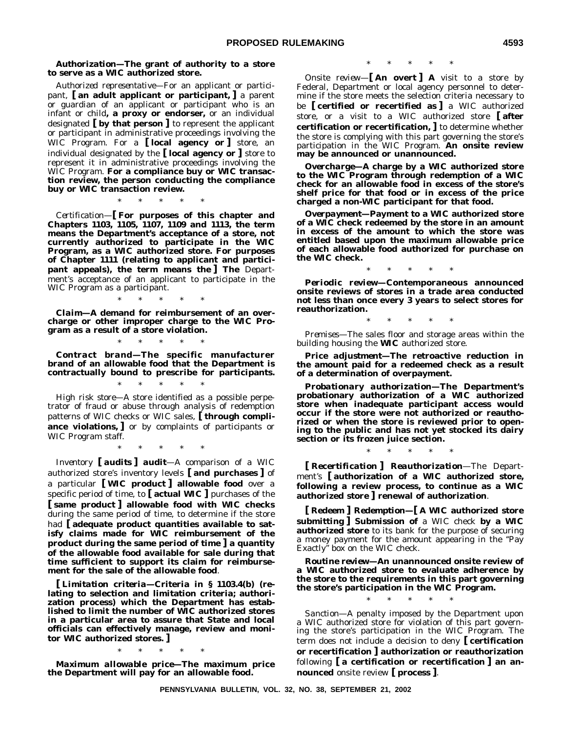**Authorization—The grant of authority to a store to serve as a WIC authorized store.**

*Authorized representative*—For an applicant or participant, **[ an adult applicant or participant, ]** a parent or guardian of an applicant or participant who is an infant or child**, a proxy or endorser,** or an individual designated **[ by that person ]** to represent the applicant or participant in administrative proceedings involving the WIC Program. For a **[ local agency or ]** store, an individual designated by the **[ local agency or ]** store to represent it in administrative proceedings involving the WIC Program. **For a compliance buy or WIC transaction review, the person conducting the compliance buy or WIC transaction review.**

\* \* \* \* \*

*Certification*—**[ For purposes of this chapter and Chapters 1103, 1105, 1107, 1109 and 1113, the term means the Department's acceptance of a store, not currently authorized to participate in the WIC Program, as a WIC authorized store. For purposes of Chapter 1111 (relating to applicant and participant appeals), the term means the ] The** Department's acceptance of an applicant to participate in the WIC Program as a participant.

\* \* \* \* \*

***Claim*—A demand for reimbursement of an overcharge or other improper charge to the WIC Program as a result of a store violation.**

\* \* \* \* \*

***Contract brand*—The specific manufacturer brand of an allowable food that the Department is contractually bound to prescribe for participants.**

\* \* \* \* \*

*High risk store*—A store identified as a possible perpetrator of fraud or abuse through analysis of redemption patterns of WIC checks or WIC sales, **[ through compliance violations, ]** or by complaints of participants or WIC Program staff.

\* \* \* \* \*

*Inventory* **[ *audits* ] *audit***—A comparison of a WIC authorized store's inventory levels **[ and purchases ]** of a particular **[ WIC product ] allowable food** over a specific period of time, to **[ actual WIC ]** purchases of the **[ same product ] allowable food with WIC checks** during the same period of time, to determine if the store had **[ adequate product quantities available to satisfy claims made for WIC reimbursement of the product during the same period of time ] a quantity of the allowable food available for sale during that time sufficient to support its claim for reimbursement for the sale of the allowable food**.

**[ *Limitation criteria*—Criteria in § 1103.4(b) (relating to selection and limitation criteria; authorization process) which the Department has established to limit the number of WIC authorized stores in a particular area to assure that State and local officials can effectively manage, review and monitor WIC authorized stores. ]**

\* \* \* \* \*

***Maximum allowable price*—The maximum price the Department will pay for an allowable food.**

\* \* \* \* \*

*Onsite review*—**[ An overt ] A** visit to a store by Federal, Department or local agency personnel to determine if the store meets the selection criteria necessary to be **[ certified or recertified as ]** a WIC authorized store, or a visit to a WIC authorized store **[ after certification or recertification, ]** to determine whether the store is complying with this part governing the store's participation in the WIC Program. **An onsite review may be announced or unannounced.**

***Overcharge*—A charge by a WIC authorized store to the WIC Program through redemption of a WIC check for an allowable food in excess of the store's shelf price for that food or in excess of the price charged a non-WIC participant for that food.**

***Overpayment*—Payment to a WIC authorized store of a WIC check redeemed by the store in an amount in excess of the amount to which the store was entitled based upon the maximum allowable price of each allowable food authorized for purchase on the WIC check.**

\* \* \* \* \*

***Periodic review*—Contemporaneous announced onsite reviews of stores in a trade area conducted not less than once every 3 years to select stores for reauthorization.**

\* \* \* \* \*

*Premises*—The sales floor and storage areas within the building housing the **WIC** authorized store.

***Price adjustment*—The retroactive reduction in the amount paid for a redeemed check as a result of a determination of overpayment.**

***Probationary authorization*—The Department's probationary authorization of a WIC authorized store when inadequate participant access would occur if the store were not authorized or reauthorized or when the store is reviewed prior to opening to the public and has not yet stocked its dairy section or its frozen juice section.**

\* \* \* \* \*

**[ *Recertification* ] *Reauthorization***—The Department's **[ authorization of a WIC authorized store, following a review process, to continue as a WIC authorized store ] renewal of authorization**.

**[ *Redeem* ] *Redemption*—[ A WIC authorized store submitting ] Submission of** a WIC check **by a WIC authorized store** to its bank for the purpose of securing a money payment for the amount appearing in the "Pay Exactly" box on the WIC check.

***Routine review*—An unannounced onsite review of a WIC authorized store to evaluate adherence by the store to the requirements in this part governing the store's participation in the WIC Program.**

\* \* \* \* \*

*Sanction*—A penalty imposed by the Department upon a WIC authorized store for violation of this part governing the store's participation in the WIC Program. The term does not include a decision to deny **[ certification or recertification ] authorization or reauthorization** following **[ a certification or recertification ] an announced** onsite review **[ process ]**.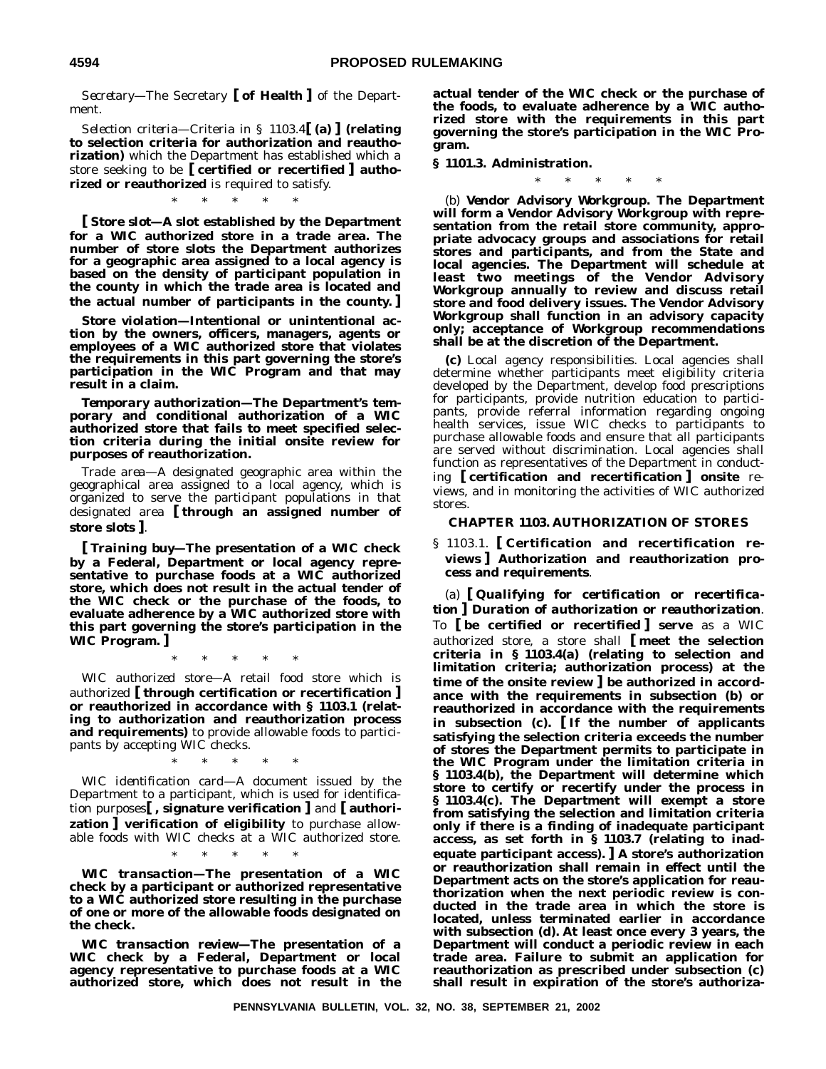*Secretary*—The Secretary **[ of Health ]** of the Department.

*Selection criteria*—Criteria in § 1103.4**[ (a) ] (relating to selection criteria for authorization and reauthorization)** which the Department has established which a store seeking to be **[ certified or recertified ] authorized or reauthorized** is required to satisfy.

\* \* \* \* \*

**[ *Store slot*—A slot established by the Department for a WIC authorized store in a trade area. The number of store slots the Department authorizes for a geographic area assigned to a local agency is based on the density of participant population in the county in which the trade area is located and the actual number of participants in the county. ]**

***Store violation*—Intentional or unintentional action by the owners, officers, managers, agents or employees of a WIC authorized store that violates the requirements in this part governing the store's participation in the WIC Program and that may result in a claim.**

***Temporary authorization*—The Department's temporary and conditional authorization of a WIC authorized store that fails to meet specified selection criteria during the initial onsite review for purposes of reauthorization.**

*Trade area*—A designated geographic area within the geographical area assigned to a local agency, which is organized to serve the participant populations in that designated area **[ through an assigned number of store slots ]**.

**[ *Training buy*—The presentation of a WIC check by a Federal, Department or local agency representative to purchase foods at a WIC authorized store, which does not result in the actual tender of the WIC check or the purchase of the foods, to evaluate adherence by a WIC authorized store with this part governing the store's participation in the WIC Program. ]**

\* \* \* \* \*

*WIC authorized store*—A retail food store which is authorized **[ through certification or recertification ] or reauthorized in accordance with § 1103.1 (relating to authorization and reauthorization process and requirements)** to provide allowable foods to participants by accepting WIC checks.

\* \* \* \* \*

*WIC identification card*—A document issued by the Department to a participant, which is used for identification purposes**[ , signature verification ]** and **[ authorization ] verification of eligibility** to purchase allowable foods with WIC checks at a WIC authorized store.

\* \* \* \* \*

***WIC transaction*—The presentation of a WIC check by a participant or authorized representative to a WIC authorized store resulting in the purchase of one or more of the allowable foods designated on the check.**

***WIC transaction review*—The presentation of a WIC check by a Federal, Department or local agency representative to purchase foods at a WIC authorized store, which does not result in the actual tender of the WIC check or the purchase of the foods, to evaluate adherence by a WIC authorized store with the requirements in this part governing the store's participation in the WIC Program.**

**§ 1101.3. Administration.**

\* \* \* \* \*

(b) ***Vendor Advisory Workgroup.* The Department will form a Vendor Advisory Workgroup with representation from the retail store community, appropriate advocacy groups and associations for retail stores and participants, and from the State and local agencies. The Department will schedule at least two meetings of the Vendor Advisory Workgroup annually to review and discuss retail store and food delivery issues. The Vendor Advisory Workgroup shall function in an advisory capacity only; acceptance of Workgroup recommendations shall be at the discretion of the Department.**

**(c)** *Local agency responsibilities.* Local agencies shall determine whether participants meet eligibility criteria developed by the Department, develop food prescriptions for participants, provide nutrition education to participants, provide referral information regarding ongoing health services, issue WIC checks to participants to purchase allowable foods and ensure that all participants are served without discrimination. Local agencies shall function as representatives of the Department in conducting **[ certification and recertification ] onsite** reviews, and in monitoring the activities of WIC authorized stores.

## CHAPTER 1103. AUTHORIZATION OF STORES

§ 1103.1. **[ Certification and recertification reviews ] Authorization and reauthorization process and requirements**.

(a) **[ *Qualifying for certification or recertification* ] *Duration of authorization or reauthorization***. To **[ be certified or recertified ] serve** as a WIC authorized store, a store shall **[ meet the selection criteria in § 1103.4(a) (relating to selection and limitation criteria; authorization process) at the time of the onsite review ] be authorized in accordance with the requirements in subsection (b) or reauthorized in accordance with the requirements in subsection (c). [ If the number of applicants satisfying the selection criteria exceeds the number of stores the Department permits to participate in the WIC Program under the limitation criteria in § 1103.4(b), the Department will determine which store to certify or recertify under the process in § 1103.4(c). The Department will exempt a store from satisfying the selection and limitation criteria only if there is a finding of inadequate participant access, as set forth in § 1103.7 (relating to inadequate participant access). ] A store's authorization or reauthorization shall remain in effect until the Department acts on the store's application for reauthorization when the next periodic review is conducted in the trade area in which the store is located, unless terminated earlier in accordance with subsection (d). At least once every 3 years, the Department will conduct a periodic review in each trade area. Failure to submit an application for reauthorization as prescribed under subsection (c) shall result in expiration of the store's authoriza-**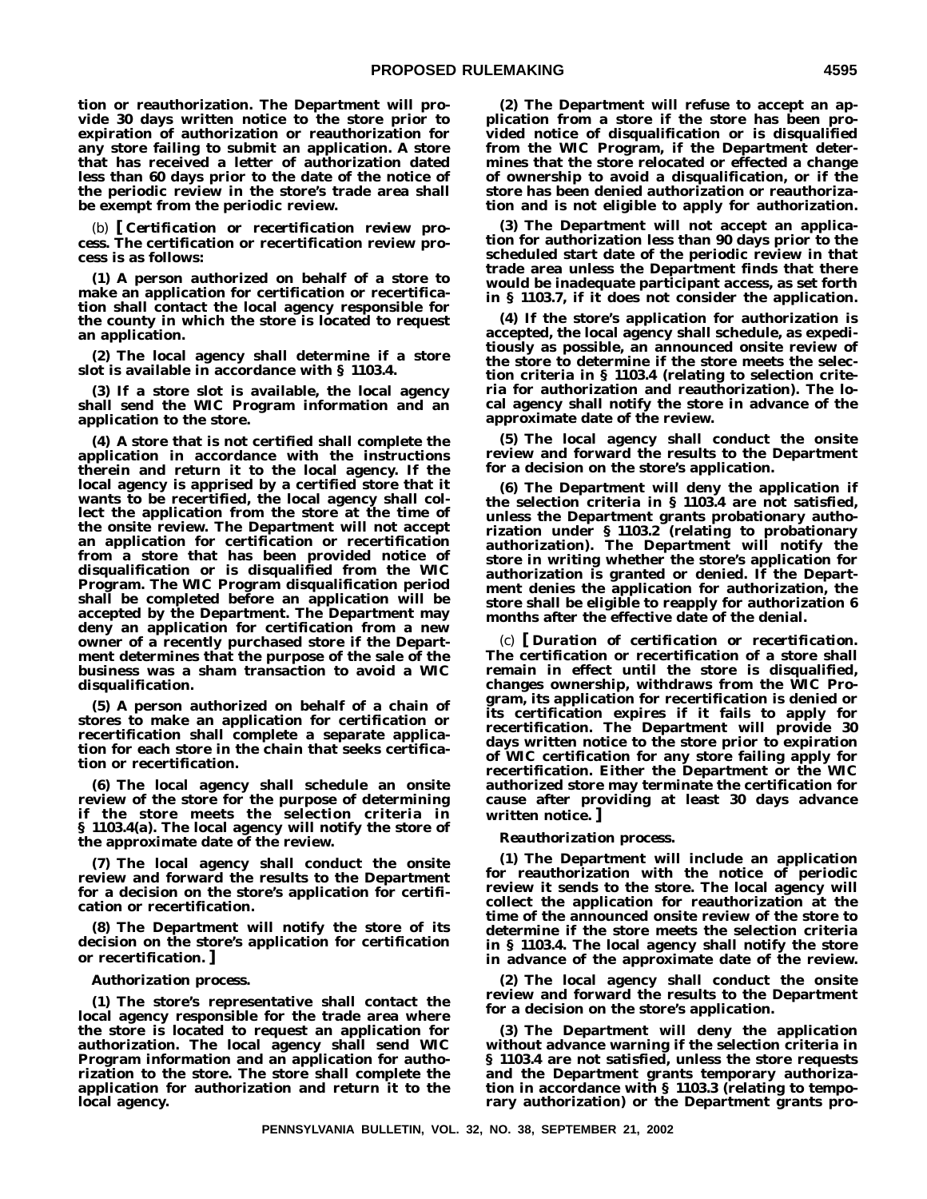**tion or reauthorization. The Department will provide 30 days written notice to the store prior to expiration of authorization or reauthorization for any store failing to submit an application. A store that has received a letter of authorization dated less than 60 days prior to the date of the notice of the periodic review in the store's trade area shall be exempt from the periodic review.**

(b) **[** ***Certification or recertification review process.*** **The certification or recertification review process is as follows:**

**(1) A person authorized on behalf of a store to make an application for certification or recertification shall contact the local agency responsible for the county in which the store is located to request an application.**

**(2) The local agency shall determine if a store slot is available in accordance with § 1103.4.**

**(3) If a store slot is available, the local agency shall send the WIC Program information and an application to the store.**

**(4) A store that is not certified shall complete the application in accordance with the instructions therein and return it to the local agency. If the local agency is apprised by a certified store that it wants to be recertified, the local agency shall collect the application from the store at the time of the onsite review. The Department will not accept an application for certification or recertification from a store that has been provided notice of disqualification or is disqualified from the WIC Program. The WIC Program disqualification period shall be completed before an application will be accepted by the Department. The Department may deny an application for certification from a new owner of a recently purchased store if the Department determines that the purpose of the sale of the business was a sham transaction to avoid a WIC disqualification.**

**(5) A person authorized on behalf of a chain of stores to make an application for certification or recertification shall complete a separate application for each store in the chain that seeks certification or recertification.**

**(6) The local agency shall schedule an onsite review of the store for the purpose of determining if the store meets the selection criteria in § 1103.4(a). The local agency will notify the store of the approximate date of the review.**

**(7) The local agency shall conduct the onsite review and forward the results to the Department for a decision on the store's application for certification or recertification.**

**(8) The Department will notify the store of its decision on the store's application for certification or recertification. ]**

***Authorization process.***

**(1) The store's representative shall contact the local agency responsible for the trade area where the store is located to request an application for authorization. The local agency shall send WIC Program information and an application for authorization to the store. The store shall complete the application for authorization and return it to the local agency.**

**(2) The Department will refuse to accept an application from a store if the store has been provided notice of disqualification or is disqualified from the WIC Program, if the Department determines that the store relocated or effected a change of ownership to avoid a disqualification, or if the store has been denied authorization or reauthorization and is not eligible to apply for authorization.**

**(3) The Department will not accept an application for authorization less than 90 days prior to the scheduled start date of the periodic review in that trade area unless the Department finds that there would be inadequate participant access, as set forth in § 1103.7, if it does not consider the application.**

**(4) If the store's application for authorization is accepted, the local agency shall schedule, as expeditiously as possible, an announced onsite review of the store to determine if the store meets the selection criteria in § 1103.4 (relating to selection criteria for authorization and reauthorization). The local agency shall notify the store in advance of the approximate date of the review.**

**(5) The local agency shall conduct the onsite review and forward the results to the Department for a decision on the store's application.**

**(6) The Department will deny the application if the selection criteria in § 1103.4 are not satisfied, unless the Department grants probationary authorization under § 1103.2 (relating to probationary authorization). The Department will notify the store in writing whether the store's application for authorization is granted or denied. If the Department denies the application for authorization, the store shall be eligible to reapply for authorization 6 months after the effective date of the denial.**

(c) **[** ***Duration of certification or recertification.*** **The certification or recertification of a store shall remain in effect until the store is disqualified, changes ownership, withdraws from the WIC Program, its application for recertification is denied or its certification expires if it fails to apply for recertification. The Department will provide 30 days written notice to the store prior to expiration of WIC certification for any store failing apply for recertification. Either the Department or the WIC authorized store may terminate the certification for cause after providing at least 30 days advance written notice. ]**

***Reauthorization process.***

**(1) The Department will include an application for reauthorization with the notice of periodic review it sends to the store. The local agency will collect the application for reauthorization at the time of the announced onsite review of the store to determine if the store meets the selection criteria in § 1103.4. The local agency shall notify the store in advance of the approximate date of the review.**

**(2) The local agency shall conduct the onsite review and forward the results to the Department for a decision on the store's application.**

**(3) The Department will deny the application without advance warning if the selection criteria in § 1103.4 are not satisfied, unless the store requests and the Department grants temporary authorization in accordance with § 1103.3 (relating to temporary authorization) or the Department grants pro-**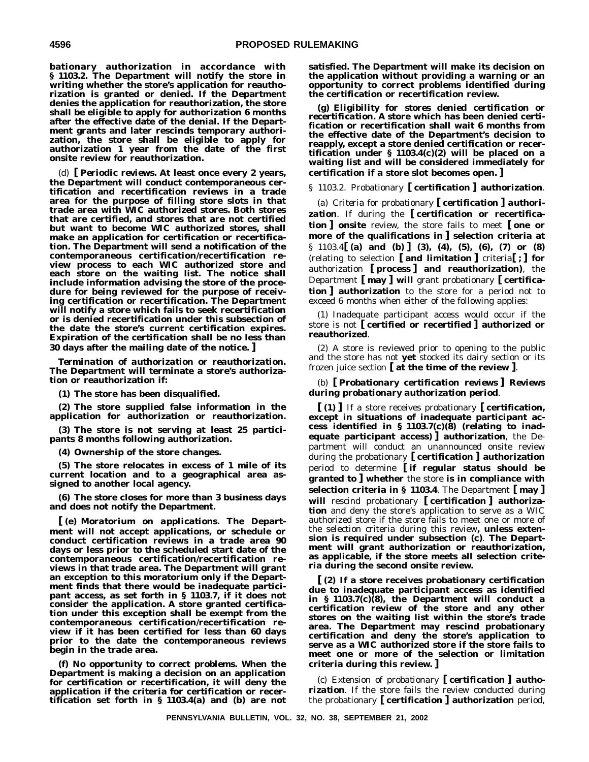**bationary authorization in accordance with § 1103.2. The Department will notify the store in writing whether the store's application for reauthorization is granted or denied. If the Department denies the application for reauthorization, the store shall be eligible to apply for authorization 6 months after the effective date of the denial. If the Department grants and later rescinds temporary authorization, the store shall be eligible to apply for authorization 1 year from the date of the first onsite review for reauthorization.**

(d) **[** ***Periodic reviews.*** **At least once every 2 years, the Department will conduct contemporaneous certification and recertification reviews in a trade area for the purpose of filling store slots in that trade area with WIC authorized stores. Both stores that are certified, and stores that are not certified but want to become WIC authorized stores, shall make an application for certification or recertification. The Department will send a notification of the contemporaneous certification/recertification review process to each WIC authorized store and each store on the waiting list. The notice shall include information advising the store of the procedure for being reviewed for the purpose of receiving certification or recertification. The Department will notify a store which fails to seek recertification or is denied recertification under this subsection of the date the store's current certification expires. Expiration of the certification shall be no less than 30 days after the mailing date of the notice. ]**

***Termination of authorization or reauthorization.*** **The Department will terminate a store's authorization or reauthorization if:**

**(1) The store has been disqualified.**

**(2) The store supplied false information in the application for authorization or reauthorization.**

**(3) The store is not serving at least 25 participants 8 months following authorization.**

**(4) Ownership of the store changes.**

**(5) The store relocates in excess of 1 mile of its current location and to a geographical area assigned to another local agency.**

**(6) The store closes for more than 3 business days and does not notify the Department.**

**[ (e)** ***Moratorium on applications.*** **The Department will not accept applications, or schedule or conduct certification reviews in a trade area 90 days or less prior to the scheduled start date of the contemporaneous certification/recertification reviews in that trade area. The Department will grant an exception to this moratorium only if the Department finds that there would be inadequate participant access, as set forth in § 1103.7, if it does not consider the application. A store granted certification under this exception shall be exempt from the contemporaneous certification/recertification review if it has been certified for less than 60 days prior to the date the contemporaneous reviews begin in the trade area.**

**(f)** ***No opportunity to correct problems.*** **When the Department is making a decision on an application for certification or recertification, it will deny the application if the criteria for certification or recertification set forth in § 1103.4(a) and (b) are not satisfied. The Department will make its decision on the application without providing a warning or an opportunity to correct problems identified during the certification or recertification review.**

**(g)** ***Eligibility for stores denied certification or recertification.*** **A store which has been denied certification or recertification shall wait 6 months from the effective date of the Department's decision to reapply, except a store denied certification or recertification under § 1103.4(c)(2) will be placed on a waiting list and will be considered immediately for certification if a store slot becomes open. ]**

§ 1103.2. Probationary **[ certification ] authorization**.

(a) *Criteria for probationary* **[** ***certification*** **]** ***authorization***. If during the **[ certification or recertification ] onsite** review, the store fails to meet **[ one or more of the qualifications in ] selection criteria at** § 1103.4**[ (a) and (b) ] (3), (4), (5), (6), (7) or (8)** (relating to selection **[ and limitation ]** criteria**[ ; ] for** authorization **[ process ] and reauthorization)**, the Department **[ may ] will** grant probationary **[ certification ] authorization** to the store for a period not to exceed 6 months when either of the following applies:

(1) Inadequate participant access would occur if the store is not **[ certified or recertified ] authorized or reauthorized**.

(2) A store is reviewed prior to opening to the public and the store has not **yet** stocked its dairy section or its frozen juice section **[ at the time of the review ]**.

(b) **[** ***Probationary certification reviews*** **]** ***Reviews during probationary authorization period***.

**[ (1) ]** If a store receives probationary **[ certification, except in situations of inadequate participant access identified in § 1103.7(c)(8) (relating to inadequate participant access) ] authorization**, the Department will conduct an unannounced onsite review during the probationary **[ certification ] authorization** period to determine **[ if regular status should be granted to ] whether** the store **is in compliance with selection criteria in § 1103.4**. The Department **[ may ] will** rescind probationary **[ certification ] authorization** and deny the store's application to serve as a WIC authorized store if the store fails to meet one or more of the selection criteria during this review**, unless extension is required under subsection (c)**. **The Department will grant authorization or reauthorization, as applicable, if the store meets all selection criteria during the second onsite review.**

**[ (2) If a store receives probationary certification due to inadequate participant access as identified in § 1103.7(c)(8), the Department will conduct a certification review of the store and any other stores on the waiting list within the store's trade area. The Department may rescind probationary certification and deny the store's application to serve as a WIC authorized store if the store fails to meet one or more of the selection or limitation criteria during this review. ]**

(c) *Extension of probationary* **[** ***certification*** **]** ***authorization***. If the store fails the review conducted during the probationary **[ certification ] authorization** period,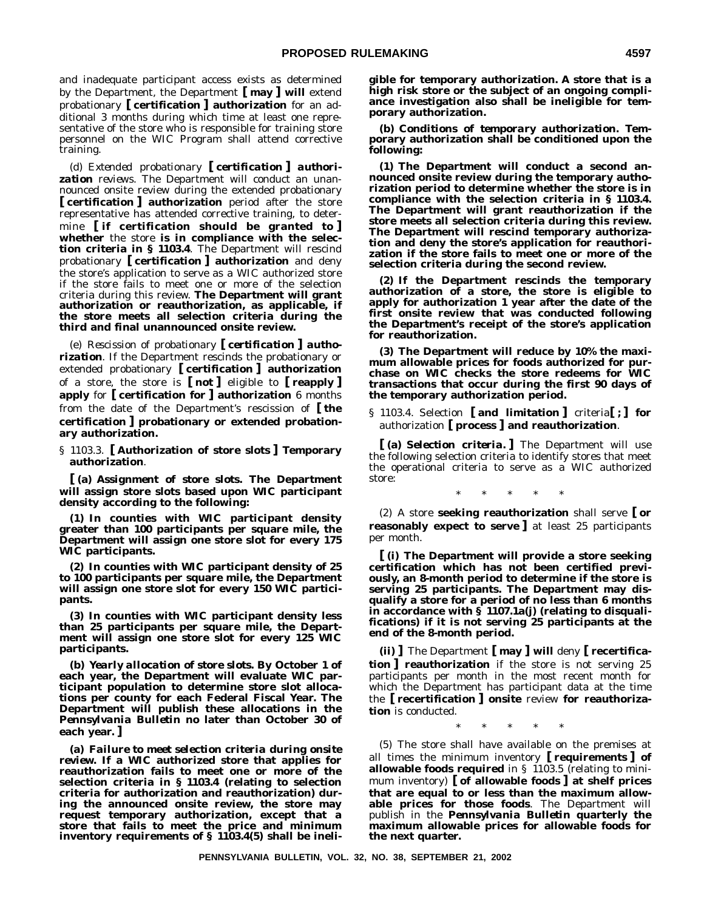and inadequate participant access exists as determined by the Department, the Department **[ may ]** **will** extend probationary **[ certification ]** **authorization** for an additional 3 months during which time at least one representative of the store who is responsible for training store personnel on the WIC Program shall attend corrective training.

(d) *Extended probationary* **[ *certification* ]** ***authorization*** *reviews.* The Department will conduct an unannounced onsite review during the extended probationary **[ certification ]** **authorization** period after the store representative has attended corrective training, to determine **[ if certification should be granted to ]** **whether** the store **is in compliance with the selection criteria in § 1103.4**. The Department will rescind probationary **[ certification ]** **authorization** and deny the store's application to serve as a WIC authorized store if the store fails to meet one or more of the selection criteria during this review. **The Department will grant authorization or reauthorization, as applicable, if the store meets all selection criteria during the third and final unannounced onsite review.**

(e) *Rescission of probationary* **[ *certification* ]** ***authorization***. If the Department rescinds the probationary or extended probationary **[ certification ]** **authorization** of a store, the store is **[ not ]** eligible to **[ reapply ]** **apply** for **[ certification for ]** **authorization** 6 months from the date of the Department's rescission of **[ the certification ]** **probationary or extended probationary authorization.**

§ 1103.3. **[ Authorization of store slots ]** **Temporary authorization**.

**[ (a) *Assignment of store slots.* The Department will assign store slots based upon WIC participant density according to the following:**

**(1) In counties with WIC participant density greater than 100 participants per square mile, the Department will assign one store slot for every 175 WIC participants.**

**(2) In counties with WIC participant density of 25 to 100 participants per square mile, the Department will assign one store slot for every 150 WIC participants.**

**(3) In counties with WIC participant density less than 25 participants per square mile, the Department will assign one store slot for every 125 WIC participants.**

**(b) *Yearly allocation of store slots.* By October 1 of each year, the Department will evaluate WIC participant population to determine store slot allocations per county for each Federal Fiscal Year. The Department will publish these allocations in the *Pennsylvania Bulletin* no later than October 30 of each year. ]**

**(a) *Failure to meet selection criteria during onsite review.* If a WIC authorized store that applies for reauthorization fails to meet one or more of the selection criteria in § 1103.4 (relating to selection criteria for authorization and reauthorization) during the announced onsite review, the store may request temporary authorization, except that a store that fails to meet the price and minimum inventory requirements of § 1103.4(5) shall be ineligible for temporary authorization. A store that is a high risk store or the subject of an ongoing compliance investigation also shall be ineligible for temporary authorization.**

**(b) *Conditions of temporary authorization.* Temporary authorization shall be conditioned upon the following:**

**(1) The Department will conduct a second announced onsite review during the temporary authorization period to determine whether the store is in compliance with the selection criteria in § 1103.4. The Department will grant reauthorization if the store meets all selection criteria during this review. The Department will rescind temporary authorization and deny the store's application for reauthorization if the store fails to meet one or more of the selection criteria during the second review.**

**(2) If the Department rescinds the temporary authorization of a store, the store is eligible to apply for authorization 1 year after the date of the first onsite review that was conducted following the Department's receipt of the store's application for reauthorization.**

**(3) The Department will reduce by 10% the maximum allowable prices for foods authorized for purchase on WIC checks the store redeems for WIC transactions that occur during the first 90 days of the temporary authorization period.**

§ 1103.4. Selection **[ and limitation ]** criteria**[ ; ]** **for** authorization **[ process ]** **and reauthorization**.

**[ (a) *Selection criteria.* ]** The Department will use the following selection criteria to identify stores that meet the operational criteria to serve as a WIC authorized store:

\* \* \* \* \*

(2) A store **seeking reauthorization** shall serve **[ or reasonably expect to serve ]** at least 25 participants per month.

**[ (i) The Department will provide a store seeking certification which has not been certified previously, an 8-month period to determine if the store is serving 25 participants. The Department may disqualify a store for a period of no less than 6 months in accordance with § 1107.1a(j) (relating to disqualifications) if it is not serving 25 participants at the end of the 8-month period.**

**(ii) ]** The Department **[ may ]** **will** deny **[ recertification ]** **reauthorization** if the store is not serving 25 participants per month in the most recent month for which the Department has participant data at the time the **[ recertification ]** **onsite** review **for reauthorization** is conducted.

\* \* \* \* \*

(5) The store shall have available on the premises at all times the minimum inventory **[ requirements ]** **of allowable foods required** in § 1103.5 (relating to minimum inventory) **[ of allowable foods ]** **at shelf prices that are equal to or less than the maximum allowable prices for those foods**. The Department will publish in the ***Pennsylvania Bulletin*** **quarterly the maximum allowable prices for allowable foods for the next quarter.**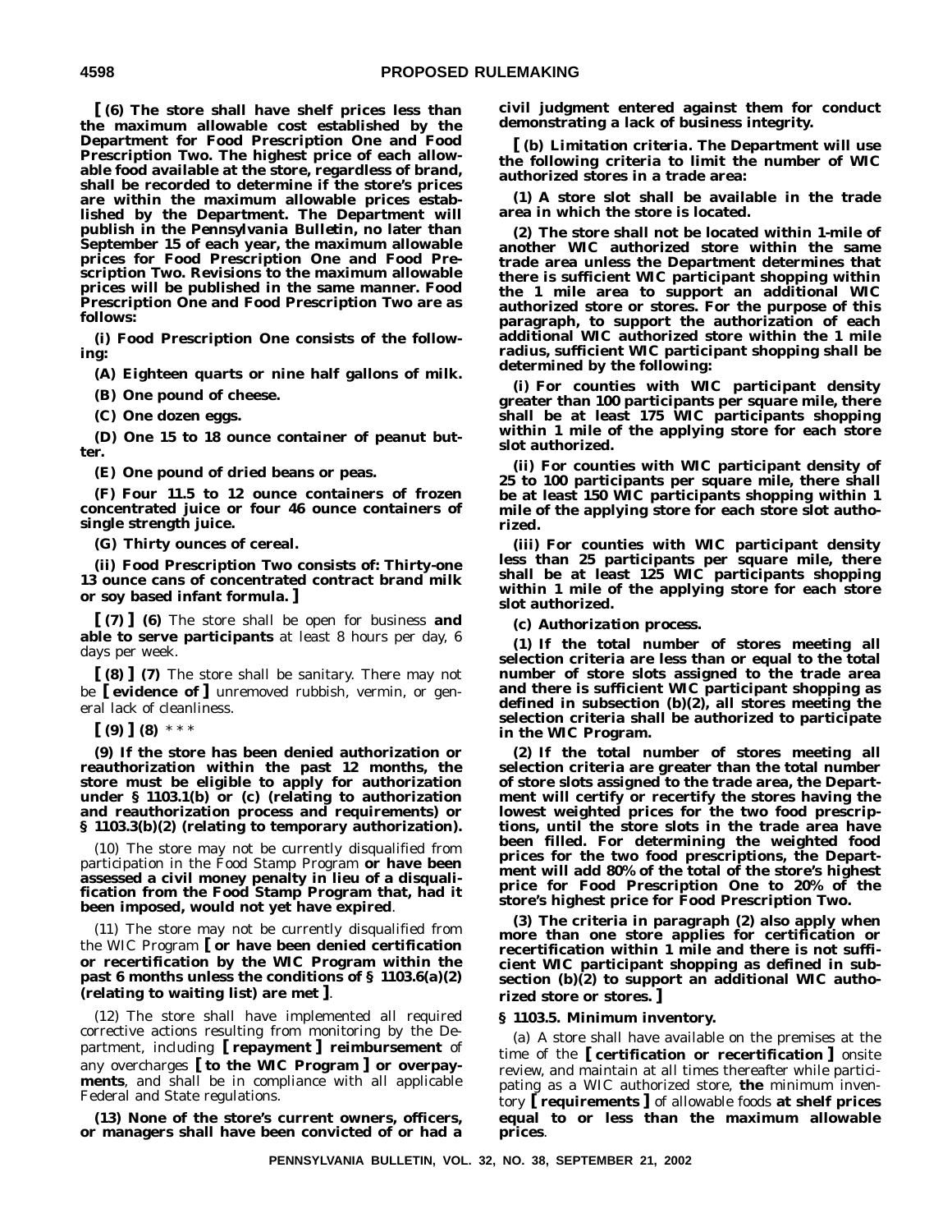**[ (6) The store shall have shelf prices less than the maximum allowable cost established by the Department for Food Prescription One and Food Prescription Two. The highest price of each allowable food available at the store, regardless of brand, shall be recorded to determine if the store's prices are within the maximum allowable prices established by the Department. The Department will publish in the *Pennsylvania Bulletin*, no later than September 15 of each year, the maximum allowable prices for Food Prescription One and Food Prescription Two. Revisions to the maximum allowable prices will be published in the same manner. Food Prescription One and Food Prescription Two are as follows:**

**(i) Food Prescription One consists of the following:**

**(A) Eighteen quarts or nine half gallons of milk.**

**(B) One pound of cheese.**

**(C) One dozen eggs.**

**(D) One 15 to 18 ounce container of peanut butter.**

**(E) One pound of dried beans or peas.**

**(F) Four 11.5 to 12 ounce containers of frozen concentrated juice or four 46 ounce containers of single strength juice.**

**(G) Thirty ounces of cereal.**

**(ii) Food Prescription Two consists of: Thirty-one 13 ounce cans of concentrated contract brand milk or soy based infant formula. ]**

**[ (7) ] (6)** The store shall be open for business **and able to serve participants** at least 8 hours per day, 6 days per week.

**[ (8) ] (7)** The store shall be sanitary. There may not be **[ evidence of ]** unremoved rubbish, vermin, or general lack of cleanliness.

**[ (9) ] (8)** \* \* \*

**(9) If the store has been denied authorization or reauthorization within the past 12 months, the store must be eligible to apply for authorization under § 1103.1(b) or (c) (relating to authorization and reauthorization process and requirements) or § 1103.3(b)(2) (relating to temporary authorization).**

(10) The store may not be currently disqualified from participation in the Food Stamp Program **or have been assessed a civil money penalty in lieu of a disqualification from the Food Stamp Program that, had it been imposed, would not yet have expired**.

(11) The store may not be currently disqualified from the WIC Program **[ or have been denied certification or recertification by the WIC Program within the past 6 months unless the conditions of § 1103.6(a)(2) (relating to waiting list) are met ]**.

(12) The store shall have implemented all required corrective actions resulting from monitoring by the Department, including **[ repayment ] reimbursement** of any overcharges **[ to the WIC Program ] or overpayments**, and shall be in compliance with all applicable Federal and State regulations.

**(13) None of the store's current owners, officers, or managers shall have been convicted of or had a civil judgment entered against them for conduct demonstrating a lack of business integrity.**

**[ (b) *Limitation criteria.* The Department will use the following criteria to limit the number of WIC authorized stores in a trade area:**

**(1) A store slot shall be available in the trade area in which the store is located.**

**(2) The store shall not be located within 1-mile of another WIC authorized store within the same trade area unless the Department determines that there is sufficient WIC participant shopping within the 1 mile area to support an additional WIC authorized store or stores. For the purpose of this paragraph, to support the authorization of each additional WIC authorized store within the 1 mile radius, sufficient WIC participant shopping shall be determined by the following:**

**(i) For counties with WIC participant density greater than 100 participants per square mile, there shall be at least 175 WIC participants shopping within 1 mile of the applying store for each store slot authorized.**

**(ii) For counties with WIC participant density of 25 to 100 participants per square mile, there shall be at least 150 WIC participants shopping within 1 mile of the applying store for each store slot authorized.**

**(iii) For counties with WIC participant density less than 25 participants per square mile, there shall be at least 125 WIC participants shopping within 1 mile of the applying store for each store slot authorized.**

**(c) *Authorization process.***

**(1) If the total number of stores meeting all selection criteria are less than or equal to the total number of store slots assigned to the trade area and there is sufficient WIC participant shopping as defined in subsection (b)(2), all stores meeting the selection criteria shall be authorized to participate in the WIC Program.**

**(2) If the total number of stores meeting all selection criteria are greater than the total number of store slots assigned to the trade area, the Department will certify or recertify the stores having the lowest weighted prices for the two food prescriptions, until the store slots in the trade area have been filled. For determining the weighted food prices for the two food prescriptions, the Department will add 80% of the total of the store's highest price for Food Prescription One to 20% of the store's highest price for Food Prescription Two.**

**(3) The criteria in paragraph (2) also apply when more than one store applies for certification or recertification within 1 mile and there is not sufficient WIC participant shopping as defined in subsection (b)(2) to support an additional WIC authorized store or stores. ]**

**§ 1103.5. Minimum inventory.**

(a) A store shall have available on the premises at the time of the **[ certification or recertification ]** onsite review, and maintain at all times thereafter while participating as a WIC authorized store, **the** minimum inventory **[ requirements ]** of allowable foods **at shelf prices equal to or less than the maximum allowable prices**.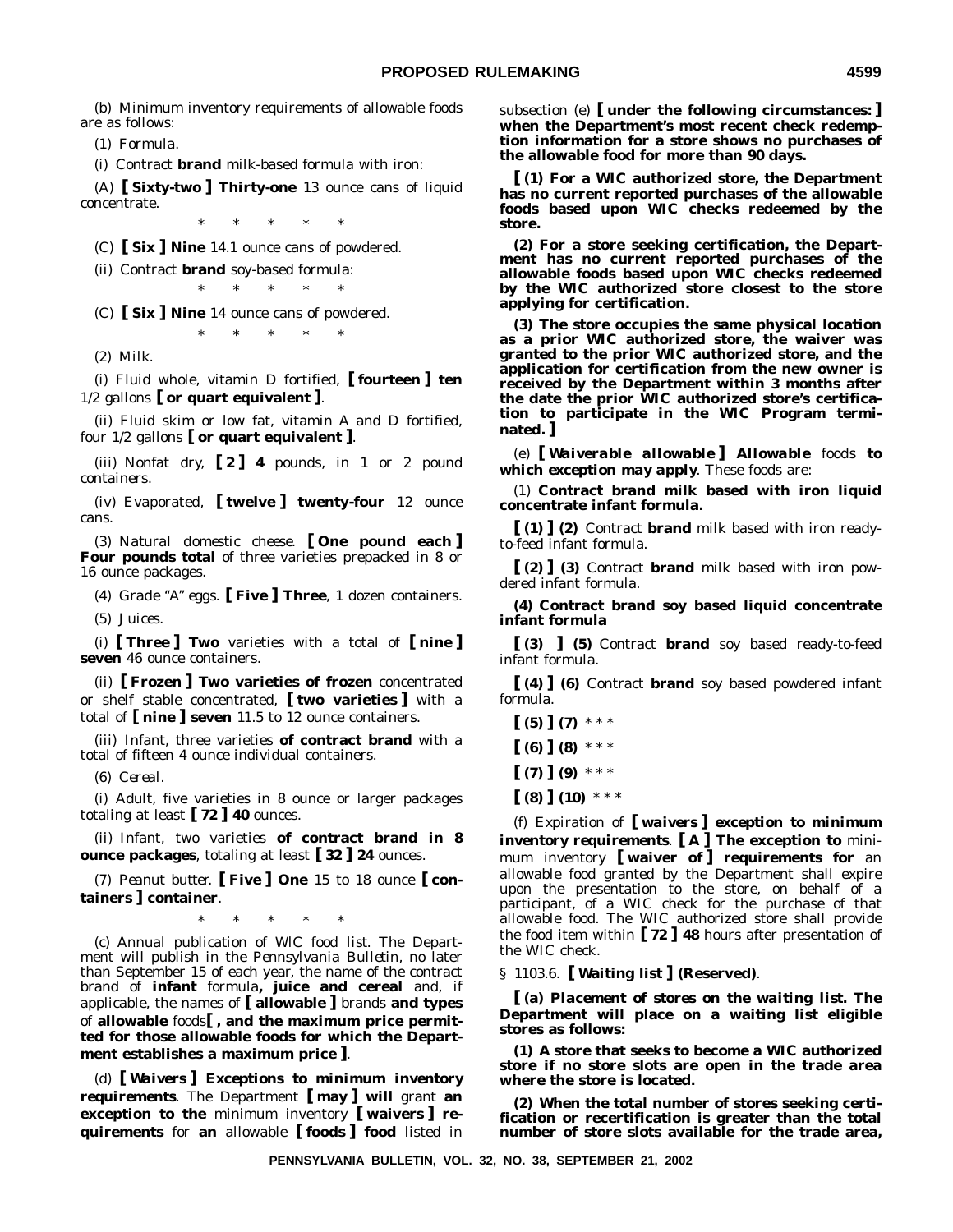(b) Minimum inventory requirements of allowable foods are as follows:

(1) *Formula.*

(i) Contract **brand** milk-based formula with iron:

(A) **[ Sixty-two ] Thirty-one** 13 ounce cans of liquid concentrate.

\* \* \* \* \*

(C) **[ Six ] Nine** 14.1 ounce cans of powdered.

(ii) Contract **brand** soy-based formula:

\* \* \* \* \*

(C) **[ Six ] Nine** 14 ounce cans of powdered.

\* \* \* \* \*

(2) *Milk.*

(i) Fluid whole, vitamin D fortified, **[ fourteen ] ten** 1/2 gallons **[ or quart equivalent ]**.

(ii) Fluid skim or low fat, vitamin A and D fortified, four 1/2 gallons **[ or quart equivalent ]**.

(iii) Nonfat dry, **[ 2 ] 4** pounds, in 1 or 2 pound containers.

(iv) Evaporated, **[ twelve ] twenty-four** 12 ounce cans.

(3) *Natural domestic cheese.* **[ One pound each ] Four pounds total** of three varieties prepacked in 8 or 16 ounce packages.

(4) *Grade "A" eggs.* **[ Five ] Three**, 1 dozen containers.

(5) *Juices.*

(i) **[ Three ] Two** varieties with a total of **[ nine ] seven** 46 ounce containers.

(ii) **[ Frozen ] Two varieties of frozen** concentrated or shelf stable concentrated, **[ two varieties ]** with a total of **[ nine ] seven** 11.5 to 12 ounce containers.

(iii) Infant, three varieties **of contract brand** with a total of fifteen 4 ounce individual containers.

(6) *Cereal.*

(i) Adult, five varieties in 8 ounce or larger packages totaling at least **[ 72 ] 40** ounces.

(ii) Infant, two varieties **of contract brand in 8 ounce packages**, totaling at least **[ 32 ] 24** ounces.

(7) *Peanut butter.* **[ Five ] One** 15 to 18 ounce **[ containers ] container**.

\* \* \* \* \*

(c) *Annual publication of WIC food list.* The Department will publish in the *Pennsylvania Bulletin*, no later than September 15 of each year, the name of the contract brand of **infant** formula**, juice and cereal** and, if applicable, the names of **[ allowable ]** brands **and types** of **allowable** foods**[ , and the maximum price permitted for those allowable foods for which the Department establishes a maximum price ]**.

(d) ***[ Waivers ] Exceptions to minimum inventory requirements***. The Department **[ may ] will** grant **an exception to the** minimum inventory **[ waivers ] requirements** for **an** allowable **[ foods ] food** listed in subsection (e) **[ under the following circumstances: ] when the Department's most recent check redemption information for a store shows no purchases of the allowable food for more than 90 days.**

**[ (1) For a WIC authorized store, the Department has no current reported purchases of the allowable foods based upon WIC checks redeemed by the store.**

**(2) For a store seeking certification, the Department has no current reported purchases of the allowable foods based upon WIC checks redeemed by the WIC authorized store closest to the store applying for certification.**

**(3) The store occupies the same physical location as a prior WIC authorized store, the waiver was granted to the prior WIC authorized store, and the application for certification from the new owner is received by the Department within 3 months after the date the prior WIC authorized store's certification to participate in the WIC Program terminated. ]**

(e) ***[ Waiverable allowable ] Allowable*** *foods* ***to which exception may apply***. These foods are:

(1) **Contract brand milk based with iron liquid concentrate infant formula.**

**[ (1) ] (2)** Contract **brand** milk based with iron ready-to-feed infant formula.

**[ (2) ] (3)** Contract **brand** milk based with iron powdered infant formula.

**(4) Contract brand soy based liquid concentrate infant formula**

**[ (3) ] (5)** Contract **brand** soy based ready-to-feed infant formula.

**[ (4) ] (6)** Contract **brand** soy based powdered infant formula.

**[ (5) ] (7)** \* \* \*

**[ (6) ] (8)** \* \* \*

**[ (7) ] (9)** \* \* \*

**[ (8) ] (10)** \* \* \*

(f) *Expiration of* ***[ waivers ] exception to minimum inventory requirements***. **[ A ] The exception to** minimum inventory **[ waiver of ] requirements for** an allowable food granted by the Department shall expire upon the presentation to the store, on behalf of a participant, of a WIC check for the purchase of that allowable food. The WIC authorized store shall provide the food item within **[ 72 ] 48** hours after presentation of the WIC check.

§ 1103.6. **[ Waiting list ] (Reserved)**.

**[ (a) *Placement of stores on the waiting list.* The Department will place on a waiting list eligible stores as follows:**

**(1) A store that seeks to become a WIC authorized store if no store slots are open in the trade area where the store is located.**

**(2) When the total number of stores seeking certification or recertification is greater than the total number of store slots available for the trade area,**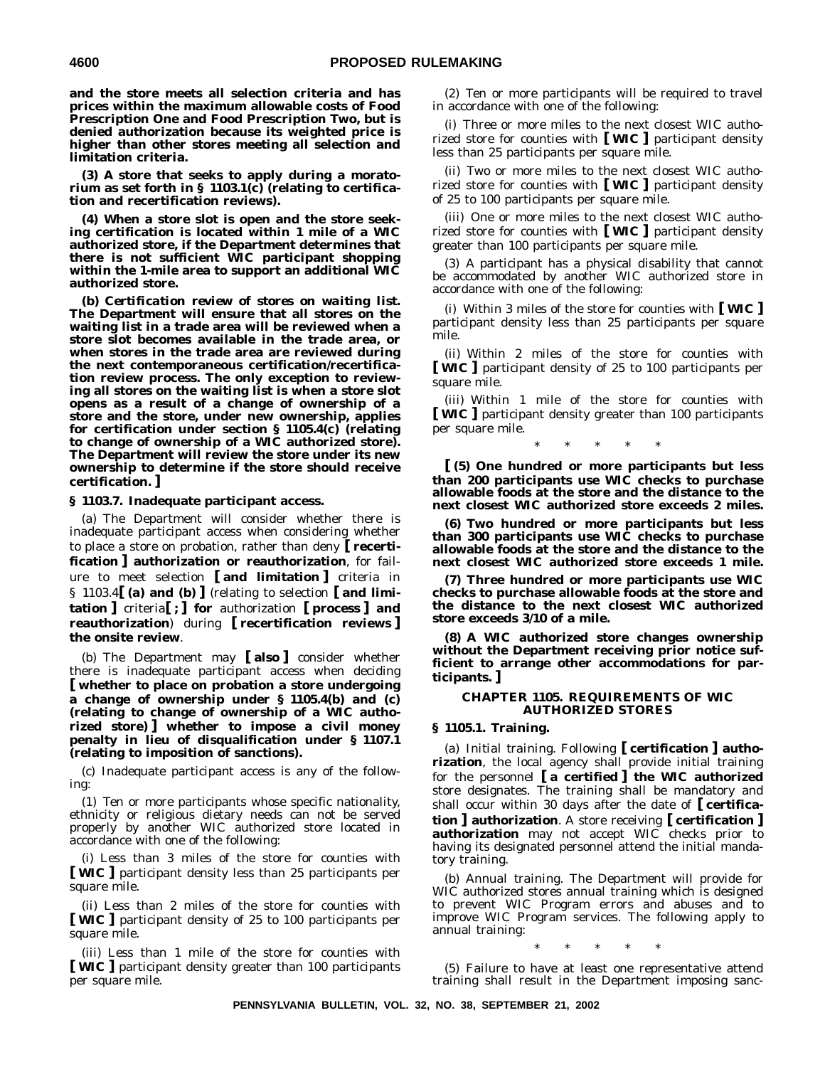**and the store meets all selection criteria and has prices within the maximum allowable costs of Food Prescription One and Food Prescription Two, but is denied authorization because its weighted price is higher than other stores meeting all selection and limitation criteria.**

**(3) A store that seeks to apply during a moratorium as set forth in § 1103.1(c) (relating to certification and recertification reviews).**

**(4) When a store slot is open and the store seeking certification is located within 1 mile of a WIC authorized store, if the Department determines that there is not sufficient WIC participant shopping within the 1-mile area to support an additional WIC authorized store.**

***(b) Certification review of stores on waiting list.*** **The Department will ensure that all stores on the waiting list in a trade area will be reviewed when a store slot becomes available in the trade area, or when stores in the trade area are reviewed during the next contemporaneous certification/recertification review process. The only exception to reviewing all stores on the waiting list is when a store slot opens as a result of a change of ownership of a store and the store, under new ownership, applies for certification under section § 1105.4(c) (relating to change of ownership of a WIC authorized store). The Department will review the store under its new ownership to determine if the store should receive certification. ]**

**§ 1103.7. Inadequate participant access.**

(a) The Department will consider whether there is inadequate participant access when considering whether to place a store on probation, rather than deny **[ recertification ] authorization or reauthorization**, for failure to meet selection **[ and limitation ]** criteria in § 1103.4**[ (a) and (b) ]** (relating to selection **[ and limitation ]** criteria**[ ; ] for** authorization **[ process ] and reauthorization**) during **[ recertification reviews ] the onsite review**.

(b) The Department may **[ also ]** consider whether there is inadequate participant access when deciding **[ whether to place on probation a store undergoing a change of ownership under § 1105.4(b) and (c) (relating to change of ownership of a WIC authorized store) ] whether to impose a civil money penalty in lieu of disqualification under § 1107.1 (relating to imposition of sanctions).**

(c) Inadequate participant access is any of the following:

(1) Ten or more participants whose specific nationality, ethnicity or religious dietary needs can not be served properly by another WIC authorized store located in accordance with one of the following:

(i) Less than 3 miles of the store for counties with **[ WIC ]** participant density less than 25 participants per square mile.

(ii) Less than 2 miles of the store for counties with **[ WIC ]** participant density of 25 to 100 participants per square mile.

(iii) Less than 1 mile of the store for counties with **[ WIC ]** participant density greater than 100 participants per square mile.

(2) Ten or more participants will be required to travel in accordance with one of the following:

(i) Three or more miles to the next closest WIC authorized store for counties with **[ WIC ]** participant density less than 25 participants per square mile.

(ii) Two or more miles to the next closest WIC authorized store for counties with **[ WIC ]** participant density of 25 to 100 participants per square mile.

(iii) One or more miles to the next closest WIC authorized store for counties with **[ WIC ]** participant density greater than 100 participants per square mile.

(3) A participant has a physical disability that cannot be accommodated by another WIC authorized store in accordance with one of the following:

(i) Within 3 miles of the store for counties with **[ WIC ]** participant density less than 25 participants per square mile.

(ii) Within 2 miles of the store for counties with **[ WIC ]** participant density of 25 to 100 participants per square mile.

(iii) Within 1 mile of the store for counties with **[ WIC ]** participant density greater than 100 participants per square mile.

\* \* \* \* \*

**[ (5) One hundred or more participants but less than 200 participants use WIC checks to purchase allowable foods at the store and the distance to the next closest WIC authorized store exceeds 2 miles.**

**(6) Two hundred or more participants but less than 300 participants use WIC checks to purchase allowable foods at the store and the distance to the next closest WIC authorized store exceeds 1 mile.**

**(7) Three hundred or more participants use WIC checks to purchase allowable foods at the store and the distance to the next closest WIC authorized store exceeds 3/10 of a mile.**

**(8) A WIC authorized store changes ownership without the Department receiving prior notice sufficient to arrange other accommodations for participants. ]**

## CHAPTER 1105. REQUIREMENTS OF WIC AUTHORIZED STORES

**§ 1105.1. Training.**

(a) *Initial training.* Following **[ certification ] authorization**, the local agency shall provide initial training for the personnel **[ a certified ] the WIC authorized** store designates. The training shall be mandatory and shall occur within 30 days after the date of **[ certification ] authorization**. A store receiving **[ certification ] authorization** may not accept WIC checks prior to having its designated personnel attend the initial mandatory training.

(b) *Annual training.* The Department will provide for WIC authorized stores annual training which is designed to prevent WIC Program errors and abuses and to improve WIC Program services. The following apply to annual training:

\* \* \* \* \*

(5) Failure to have at least one representative attend training shall result in the Department imposing sanc-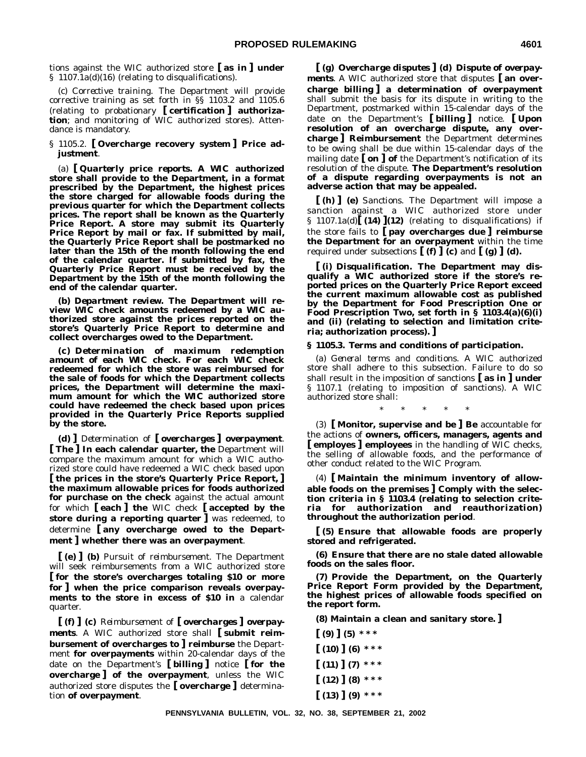tions against the WIC authorized store **[ as in ] under** § 1107.1a(d)(16) (relating to disqualifications).

(c) *Corrective training*. The Department will provide corrective training as set forth in §§ 1103.2 and 1105.6 (relating to probationary **[ certification ] authorization**; and monitoring of WIC authorized stores). Attendance is mandatory.

§ 1105.2. **[ Overcharge recovery system ] Price adjustment**.

(a) **[ *Quarterly price reports*. A WIC authorized store shall provide to the Department, in a format prescribed by the Department, the highest prices the store charged for allowable foods during the previous quarter for which the Department collects prices. The report shall be known as the Quarterly Price Report. A store may submit its Quarterly Price Report by mail or fax. If submitted by mail, the Quarterly Price Report shall be postmarked no later than the 15th of the month following the end of the calendar quarter. If submitted by fax, the Quarterly Price Report must be received by the Department by the 15th of the month following the end of the calendar quarter.**

**(b) *Department review*. The Department will review WIC check amounts redeemed by a WIC authorized store against the prices reported on the store's Quarterly Price Report to determine and collect overcharges owed to the Department.**

**(c) *Determination of maximum redemption amount of each WIC check*. For each WIC check redeemed for which the store was reimbursed for the sale of foods for which the Department collects prices, the Department will determine the maximum amount for which the WIC authorized store could have redeemed the check based upon prices provided in the Quarterly Price Reports supplied by the store.**

**(d) ]** *Determination of* **[ *overcharges* ] *overpayment*. [ The ] In each calendar quarter, the** Department will compare the maximum amount for which a WIC authorized store could have redeemed a WIC check based upon **[ the prices in the store's Quarterly Price Report, ] the maximum allowable prices for foods authorized for purchase on the check** against the actual amount for which **[ each ] the** WIC check **[ accepted by the store during a reporting quarter ]** was redeemed, to determine **[ any overcharge owed to the Department ] whether there was an overpayment**.

**[ (e) ] (b)** *Pursuit of reimbursement*. The Department will seek reimbursements from a WIC authorized store **[ for the store's overcharges totaling $10 or more for ] when the price comparison reveals overpayments to the store in excess of $10 in** a calendar quarter.

**[ (f) ] (c)** *Reimbursement of* **[ *overcharges* ] *overpayments***. A WIC authorized store shall **[ submit reimbursement of overcharges to ] reimburse** the Department **for overpayments** within 20-calendar days of the date on the Department's **[ billing ]** notice **[ for the overcharge ] of the overpayment**, unless the WIC authorized store disputes the **[ overcharge ]** determination **of overpayment**.

**[ (g) *Overcharge disputes* ] (d) *Dispute of overpayments***. A WIC authorized store that disputes **[ an overcharge billing ] a determination of overpayment** shall submit the basis for its dispute in writing to the Department, postmarked within 15-calendar days of the date on the Department's **[ billing ]** notice. **[ Upon resolution of an overcharge dispute, any overcharge ] Reimbursement** the Department determines to be owing shall be due within 15-calendar days of the mailing date **[ on ] of** the Department's notification of its resolution of the dispute. **The Department's resolution of a dispute regarding overpayments is not an adverse action that may be appealed.**

**[ (h) ] (e)** *Sanctions*. The Department will impose a sanction against a WIC authorized store under § 1107.1a(d)**[ (14) ](12)** (relating to disqualifications) if the store fails to **[ pay overcharges due ] reimburse the Department for an overpayment** within the time required under subsections **[ (f) ] (c)** and **[ (g) ] (d).**

**[ (i) *Disqualification*. The Department may disqualify a WIC authorized store if the store's reported prices on the Quarterly Price Report exceed the current maximum allowable cost as published by the Department for Food Prescription One or Food Prescription Two, set forth in § 1103.4(a)(6)(i) and (ii) (relating to selection and limitation criteria; authorization process). ]**

**§ 1105.3. Terms and conditions of participation.**

(a) *General terms and conditions*. A WIC authorized store shall adhere to this subsection. Failure to do so shall result in the imposition of sanctions **[ as in ] under** § 1107.1 (relating to imposition of sanctions). A WIC authorized store shall:

\* \* \* \* \*

(3) **[ Monitor, supervise and be ] Be** accountable for the actions of **owners, officers, managers, agents and [ employes ] employees** in the handling of WIC checks, the selling of allowable foods, and the performance of other conduct related to the WIC Program.

(4) **[ Maintain the minimum inventory of allowable foods on the premises ] Comply with the selection criteria in § 1103.4 (relating to selection criteria for authorization and reauthorization) throughout the authorization period**.

**[ (5) Ensure that allowable foods are properly stored and refrigerated.**

**(6) Ensure that there are no stale dated allowable foods on the sales floor.**

**(7) Provide the Department, on the Quarterly Price Report Form provided by the Department, the highest prices of allowable foods specified on the report form.**

**(8) Maintain a clean and sanitary store. ]**

**[ (9) ] (5) \* \* \***

**[ (10) ] (6) \* \* \***

**[ (11) ] (7) \* \* \***

**[ (12) ] (8) \* \* \***

**[ (13) ] (9) \* \* \***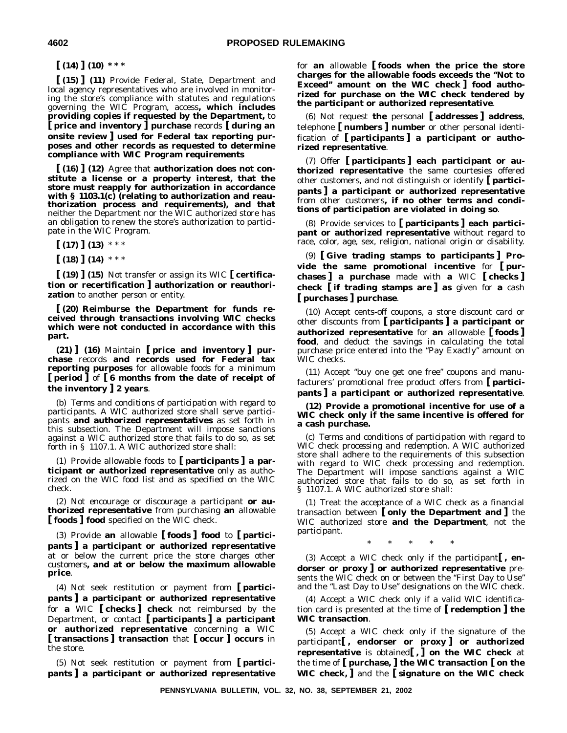**[ (14) ] (10)** \* \* \*

**[ (15) ] (11)** Provide Federal, State, Department and local agency representatives who are involved in monitoring the store's compliance with statutes and regulations governing the WIC Program, access**, which includes providing copies if requested by the Department,** to **[ price and inventory ] purchase** records **[ during an onsite review ] used for Federal tax reporting purposes and other records as requested to determine compliance with WIC Program requirements**

**[ (16) ] (12)** Agree that **authorization does not constitute a license or a property interest, that the store must reapply for authorization in accordance with § 1103.1(c) (relating to authorization and reauthorization process and requirements), and that** neither the Department nor the WIC authorized store has an obligation to renew the store's authorization to participate in the WIC Program.

**[ (17) ] (13)** \* \* \*

**[ (18) ] (14)** \* \* \*

**[ (19) ] (15)** Not transfer or assign its WIC **[ certification or recertification ] authorization or reauthorization** to another person or entity.

**[ (20) Reimburse the Department for funds received through transactions involving WIC checks which were not conducted in accordance with this part.**

**(21) ] (16)** Maintain **[ price and inventory ] purchase** records **and records used for Federal tax reporting purposes** for allowable foods for a minimum **[ period ]** of **[ 6 months from the date of receipt of the inventory ] 2 years**.

(b) *Terms and conditions of participation with regard to participants.* A WIC authorized store shall serve participants **and authorized representatives** as set forth in this subsection. The Department will impose sanctions against a WIC authorized store that fails to do so, as set forth in § 1107.1. A WIC authorized store shall:

(1) Provide allowable foods to **[ participants ] a participant or authorized representative** only as authorized on the WIC food list and as specified on the WIC check.

(2) Not encourage or discourage a participant **or authorized representative** from purchasing **an** allowable **[ foods ] food** specified on the WIC check.

(3) Provide **an** allowable **[ foods ] food** to **[ participants ] a participant or authorized representative** at or below the current price the store charges other customers**, and at or below the maximum allowable price**.

(4) Not seek restitution or payment from **[ participants ] a participant or authorized representative** for **a** WIC **[ checks ] check** not reimbursed by the Department, or contact **[ participants ] a participant or authorized representative** concerning **a** WIC **[ transactions ] transaction** that **[ occur ] occurs** in the store.

(5) Not seek restitution or payment from **[ participants ] a participant or authorized representative** for **an** allowable **[ foods when the price the store charges for the allowable foods exceeds the "Not to Exceed" amount on the WIC check ] food authorized for purchase on the WIC check tendered by the participant or authorized representative**.

(6) Not request **the** personal **[ addresses ] address**, telephone **[ numbers ] number** or other personal identification of **[ participants ] a participant or authorized representative**.

(7) Offer **[ participants ] each participant or authorized representative** the same courtesies offered other customers, and not distinguish or identify **[ participants ] a participant or authorized representative** from other customers**, if no other terms and conditions of participation are violated in doing so**.

(8) Provide services to **[ participants ] each participant or authorized representative** without regard to race, color, age, sex, religion, national origin or disability.

(9) **[ Give trading stamps to participants ] Provide the same promotional incentive** for **[ purchases ] a purchase** made with **a** WIC **[ checks ] check [ if trading stamps are ] as** given for **a** cash **[ purchases ] purchase**.

(10) Accept cents-off coupons, a store discount card or other discounts from **[ participants ] a participant or authorized representative** for **an** allowable **[ foods ] food**, and deduct the savings in calculating the total purchase price entered into the "Pay Exactly" amount on WIC checks.

(11) Accept "buy one get one free" coupons and manufacturers' promotional free product offers from **[ participants ] a participant or authorized representative**.

**(12) Provide a promotional incentive for use of a WIC check only if the same incentive is offered for a cash purchase.**

(c) *Terms and conditions of participation with regard to WIC check processing and redemption.* A WIC authorized store shall adhere to the requirements of this subsection with regard to WIC check processing and redemption. The Department will impose sanctions against a WIC authorized store that fails to do so, as set forth in § 1107.1. A WIC authorized store shall:

(1) Treat the acceptance of a WIC check as a financial transaction between **[ only the Department and ]** the WIC authorized store **and the Department**, not the participant.

\* \* \* \* \*

(3) Accept a WIC check only if the participant**[ , endorser or proxy ] or authorized representative** presents the WIC check on or between the "First Day to Use" and the "Last Day to Use" designations on the WIC check.

(4) Accept a WIC check only if a valid WIC identification card is presented at the time of **[ redemption ] the WIC transaction**.

(5) Accept a WIC check only if the signature of the participant**[ , endorser or proxy ] or authorized representative** is obtained**[ , ] on the WIC check** at the time of **[ purchase, ] the WIC transaction [ on the WIC check, ]** and the **[ signature on the WIC check**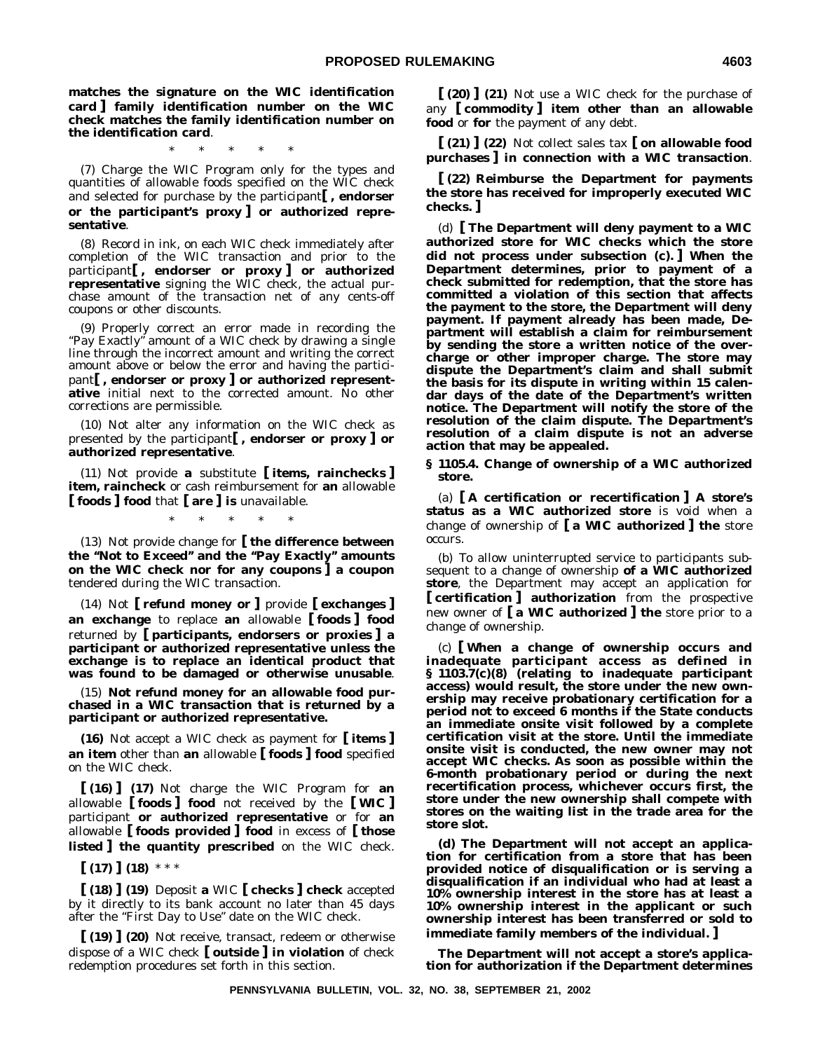**matches the signature on the WIC identification card ] family identification number on the WIC check matches the family identification number on the identification card**.

\* \* \* \* \*

(7) Charge the WIC Program only for the types and quantities of allowable foods specified on the WIC check and selected for purchase by the participant**[ , endorser or the participant's proxy ] or authorized representative**.

(8) Record in ink, on each WIC check immediately after completion of the WIC transaction and prior to the participant**[ , endorser or proxy ] or authorized representative** signing the WIC check, the actual purchase amount of the transaction net of any cents-off coupons or other discounts.

(9) Properly correct an error made in recording the "Pay Exactly" amount of a WIC check by drawing a single line through the incorrect amount and writing the correct amount above or below the error and having the participant**[ , endorser or proxy ] or authorized representative** initial next to the corrected amount. No other corrections are permissible.

(10) Not alter any information on the WIC check as presented by the participant**[ , endorser or proxy ] or authorized representative**.

(11) Not provide **a** substitute **[ items, rainchecks ] item, raincheck** or cash reimbursement for **an** allowable **[ foods ] food** that **[ are ] is** unavailable.

\* \* \* \* \*

(13) Not provide change for **[ the difference between the "Not to Exceed" and the "Pay Exactly" amounts on the WIC check nor for any coupons ] a coupon** tendered during the WIC transaction.

(14) Not **[ refund money or ]** provide **[ exchanges ] an exchange** to replace **an** allowable **[ foods ] food** returned by **[ participants, endorsers or proxies ] a participant or authorized representative unless the exchange is to replace an identical product that was found to be damaged or otherwise unusable**.

(15) **Not refund money for an allowable food purchased in a WIC transaction that is returned by a participant or authorized representative.**

**(16)** Not accept a WIC check as payment for **[ items ] an item** other than **an** allowable **[ foods ] food** specified on the WIC check.

**[ (16) ] (17)** Not charge the WIC Program for **an** allowable **[ foods ] food** not received by the **[ WIC ]** participant **or authorized representative** or for **an** allowable **[ foods provided ] food** in excess of **[ those listed ] the quantity prescribed** on the WIC check.

**[ (17) ] (18)** \* \* \*

**[ (18) ] (19)** Deposit **a** WIC **[ checks ] check** accepted by it directly to its bank account no later than 45 days after the "First Day to Use" date on the WIC check.

**[ (19) ] (20)** Not receive, transact, redeem or otherwise dispose of a WIC check **[ outside ] in violation** of check redemption procedures set forth in this section.

**[ (20) ] (21)** Not use a WIC check for the purchase of any **[ commodity ] item other than an allowable food** or **for** the payment of any debt.

**[ (21) ] (22)** Not collect sales tax **[ on allowable food purchases ] in connection with a WIC transaction**.

**[ (22) Reimburse the Department for payments the store has received for improperly executed WIC checks. ]**

(d) **[ The Department will deny payment to a WIC authorized store for WIC checks which the store did not process under subsection (c). ] When the Department determines, prior to payment of a check submitted for redemption, that the store has committed a violation of this section that affects the payment to the store, the Department will deny payment. If payment already has been made, Department will establish a claim for reimbursement by sending the store a written notice of the overcharge or other improper charge. The store may dispute the Department's claim and shall submit the basis for its dispute in writing within 15 calendar days of the date of the Department's written notice. The Department will notify the store of the resolution of the claim dispute. The Department's resolution of a claim dispute is not an adverse action that may be appealed.**

**§ 1105.4. Change of ownership of a WIC authorized store.**

(a) **[ A certification or recertification ] A store's status as a WIC authorized store** is void when a change of ownership of **[ a WIC authorized ] the** store occurs.

(b) To allow uninterrupted service to participants subsequent to a change of ownership **of a WIC authorized store**, the Department may accept an application for **[ certification ] authorization** from the prospective new owner of **[ a WIC authorized ] the** store prior to a change of ownership.

(c) **[ When a change of ownership occurs and inadequate participant access as defined in § 1103.7(c)(8) (relating to inadequate participant access) would result, the store under the new ownership may receive probationary certification for a period not to exceed 6 months if the State conducts an immediate onsite visit followed by a complete certification visit at the store. Until the immediate onsite visit is conducted, the new owner may not accept WIC checks. As soon as possible within the 6-month probationary period or during the next recertification process, whichever occurs first, the store under the new ownership shall compete with stores on the waiting list in the trade area for the store slot.**

**(d) The Department will not accept an application for certification from a store that has been provided notice of disqualification or is serving a disqualification if an individual who had at least a 10% ownership interest in the store has at least a 10% ownership interest in the applicant or such ownership interest has been transferred or sold to immediate family members of the individual. ]**

**The Department will not accept a store's application for authorization if the Department determines**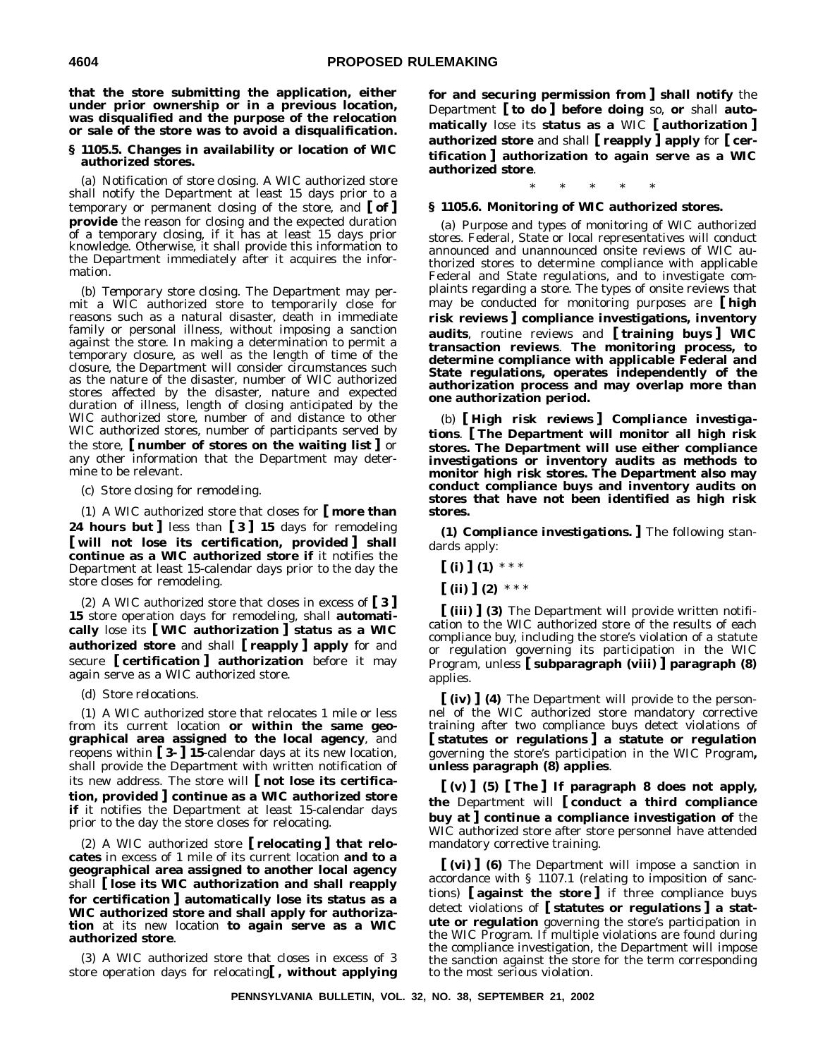**that the store submitting the application, either under prior ownership or in a previous location, was disqualified and the purpose of the relocation or sale of the store was to avoid a disqualification.**

### § 1105.5. Changes in availability or location of WIC authorized stores.

(a) *Notification of store closing.* A WIC authorized store shall notify the Department at least 15 days prior to a temporary or permanent closing of the store, and **[ of ] provide** the reason for closing and the expected duration of a temporary closing, if it has at least 15 days prior knowledge. Otherwise, it shall provide this information to the Department immediately after it acquires the information.

(b) *Temporary store closing.* The Department may permit a WIC authorized store to temporarily close for reasons such as a natural disaster, death in immediate family or personal illness, without imposing a sanction against the store. In making a determination to permit a temporary closure, as well as the length of time of the closure, the Department will consider circumstances such as the nature of the disaster, number of WIC authorized stores affected by the disaster, nature and expected duration of illness, length of closing anticipated by the WIC authorized store, number of and distance to other WIC authorized stores, number of participants served by the store, **[ number of stores on the waiting list ]** or any other information that the Department may determine to be relevant.

(c) *Store closing for remodeling.*

(1) A WIC authorized store that closes for **[ more than 24 hours but ]** less than **[ 3 ] 15** days for remodeling **[ will not lose its certification, provided ] shall continue as a WIC authorized store if** it notifies the Department at least 15-calendar days prior to the day the store closes for remodeling.

(2) A WIC authorized store that closes in excess of **[ 3 ] 15** store operation days for remodeling, shall **automatically** lose its **[ WIC authorization ] status as a WIC authorized store** and shall **[ reapply ] apply** for and secure **[ certification ] authorization** before it may again serve as a WIC authorized store.

(d) *Store relocations.*

(1) A WIC authorized store that relocates 1 mile or less from its current location **or within the same geographical area assigned to the local agency**, and reopens within **[ 3- ] 15**-calendar days at its new location, shall provide the Department with written notification of its new address. The store will **[ not lose its certification, provided ] continue as a WIC authorized store if** it notifies the Department at least 15-calendar days prior to the day the store closes for relocating.

(2) A WIC authorized store **[ relocating ] that relocates** in excess of 1 mile of its current location **and to a geographical area assigned to another local agency** shall **[ lose its WIC authorization and shall reapply for certification ] automatically lose its status as a WIC authorized store and shall apply for authorization** at its new location **to again serve as a WIC authorized store**.

(3) A WIC authorized store that closes in excess of 3 store operation days for relocating**[ , without applying for and securing permission from ] shall notify** the Department **[ to do ] before doing** so, **or** shall **automatically** lose its **status as a** WIC **[ authorization ] authorized store** and shall **[ reapply ] apply** for **[ certification ] authorization to again serve as a WIC authorized store**.

\* \* \* \* \*

### § 1105.6. Monitoring of WIC authorized stores.

(a) *Purpose and types of monitoring of WIC authorized stores.* Federal, State or local representatives will conduct announced and unannounced onsite reviews of WIC authorized stores to determine compliance with applicable Federal and State regulations, and to investigate complaints regarding a store. The types of onsite reviews that may be conducted for monitoring purposes are **[ high risk reviews ] compliance investigations, inventory audits**, routine reviews and **[ training buys ] WIC transaction reviews**. **The monitoring process, to determine compliance with applicable Federal and State regulations, operates independently of the authorization process and may overlap more than one authorization period.**

(b) **[ *High risk reviews* ] *Compliance investigations*. [ The Department will monitor all high risk stores. The Department will use either compliance investigations or inventory audits as methods to monitor high risk stores. The Department also may conduct compliance buys and inventory audits on stores that have not been identified as high risk stores.**

**(1) *Compliance investigations.* ]** The following standards apply:

**[ (i) ] (1)** \* \* \*

**[ (ii) ] (2)** \* \* \*

**[ (iii) ] (3)** The Department will provide written notification to the WIC authorized store of the results of each compliance buy, including the store's violation of a statute or regulation governing its participation in the WIC Program, unless **[ subparagraph (viii) ] paragraph (8)** applies.

**[ (iv) ] (4)** The Department will provide to the personnel of the WIC authorized store mandatory corrective training after two compliance buys detect violations of **[ statutes or regulations ] a statute or regulation** governing the store's participation in the WIC Program**, unless paragraph (8) applies**.

**[ (v) ] (5) [ The ] If paragraph 8 does not apply, the** Department will **[ conduct a third compliance buy at ] continue a compliance investigation of** the WIC authorized store after store personnel have attended mandatory corrective training.

**[ (vi) ] (6)** The Department will impose a sanction in accordance with § 1107.1 (relating to imposition of sanctions) **[ against the store ]** if three compliance buys detect violations of **[ statutes or regulations ] a statute or regulation** governing the store's participation in the WIC Program. If multiple violations are found during the compliance investigation, the Department will impose the sanction against the store for the term corresponding to the most serious violation.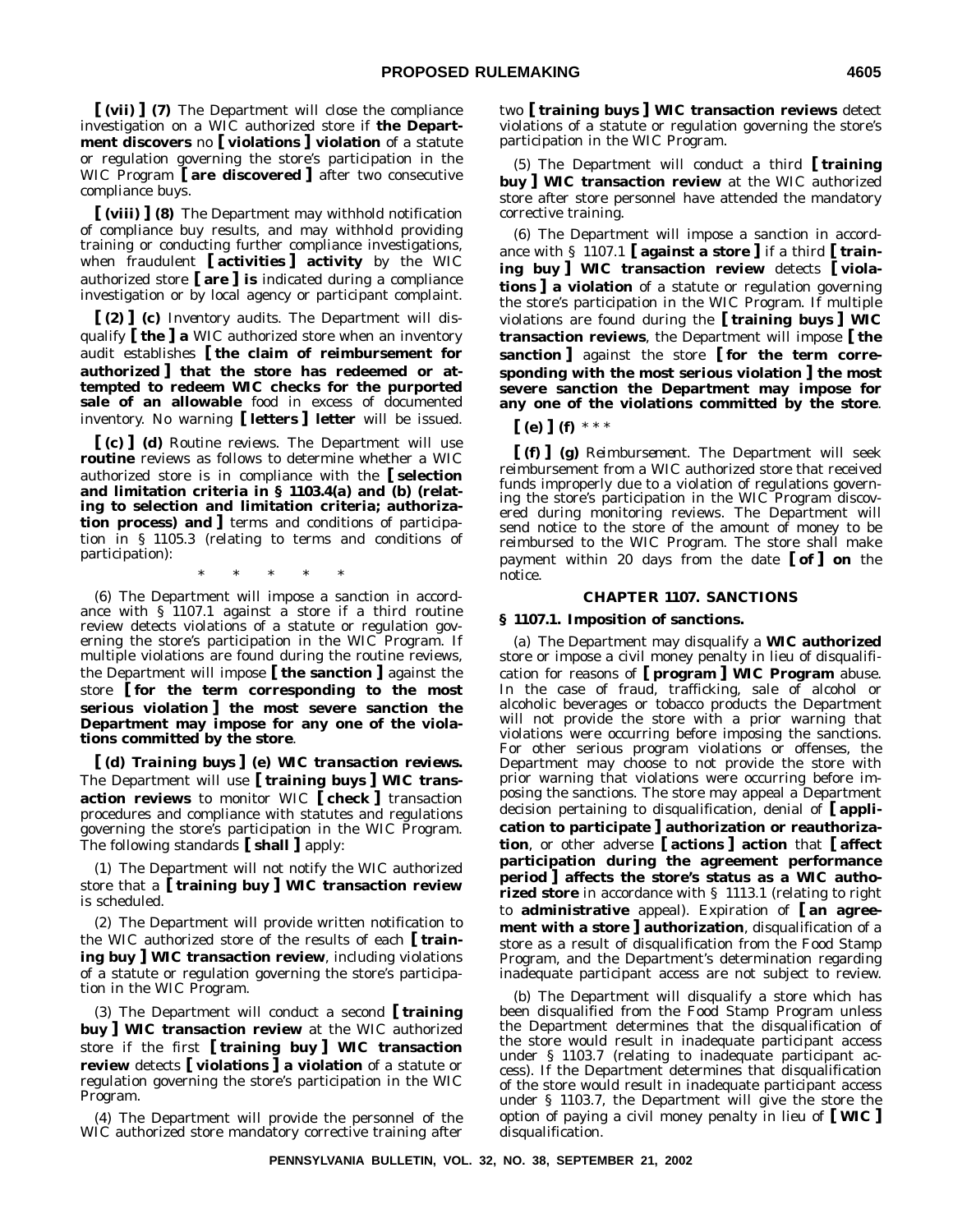**[ (vii) ] (7)** The Department will close the compliance investigation on a WIC authorized store if **the Department discovers** no **[ violations ] violation** of a statute or regulation governing the store's participation in the WIC Program **[ are discovered ]** after two consecutive compliance buys.

**[ (viii) ] (8)** The Department may withhold notification of compliance buy results, and may withhold providing training or conducting further compliance investigations, when fraudulent **[ activities ] activity** by the WIC authorized store **[ are ] is** indicated during a compliance investigation or by local agency or participant complaint.

**[ (2) ] (c)** *Inventory audits.* The Department will disqualify **[ the ] a** WIC authorized store when an inventory audit establishes **[ the claim of reimbursement for authorized ] that the store has redeemed or attempted to redeem WIC checks for the purported sale of an allowable** food in excess of documented inventory. No warning **[ letters ] letter** will be issued.

**[ (c) ] (d)** *Routine reviews.* The Department will use **routine** reviews as follows to determine whether a WIC authorized store is in compliance with the **[ selection and limitation criteria in § 1103.4(a) and (b) (relating to selection and limitation criteria; authorization process) and ]** terms and conditions of participation in § 1105.3 (relating to terms and conditions of participation):

\* \* \* \* \*

(6) The Department will impose a sanction in accordance with § 1107.1 against a store if a third routine review detects violations of a statute or regulation governing the store's participation in the WIC Program. If multiple violations are found during the routine reviews, the Department will impose **[ the sanction ]** against the store **[ for the term corresponding to the most serious violation ] the most severe sanction the Department may impose for any one of the violations committed by the store**.

**[ (d) *Training buys* ] (e) *WIC transaction reviews.*** The Department will use **[ training buys ] WIC transaction reviews** to monitor WIC **[ check ]** transaction procedures and compliance with statutes and regulations governing the store's participation in the WIC Program. The following standards **[ shall ]** apply:

(1) The Department will not notify the WIC authorized store that a **[ training buy ] WIC transaction review** is scheduled.

(2) The Department will provide written notification to the WIC authorized store of the results of each **[ training buy ] WIC transaction review**, including violations of a statute or regulation governing the store's participation in the WIC Program.

(3) The Department will conduct a second **[ training buy ] WIC transaction review** at the WIC authorized store if the first **[ training buy ] WIC transaction review** detects **[ violations ] a violation** of a statute or regulation governing the store's participation in the WIC Program.

(4) The Department will provide the personnel of the WIC authorized store mandatory corrective training after two **[ training buys ] WIC transaction reviews** detect violations of a statute or regulation governing the store's participation in the WIC Program.

(5) The Department will conduct a third **[ training buy ] WIC transaction review** at the WIC authorized store after store personnel have attended the mandatory corrective training.

(6) The Department will impose a sanction in accordance with § 1107.1 **[ against a store ]** if a third **[ training buy ] WIC transaction review** detects **[ violations ] a violation** of a statute or regulation governing the store's participation in the WIC Program. If multiple violations are found during the **[ training buys ] WIC transaction reviews**, the Department will impose **[ the sanction ]** against the store **[ for the term corresponding with the most serious violation ] the most severe sanction the Department may impose for any one of the violations committed by the store**.

**[ (e) ] (f)** \* \* \*

**[ (f) ] (g)** *Reimbursement.* The Department will seek reimbursement from a WIC authorized store that received funds improperly due to a violation of regulations governing the store's participation in the WIC Program discovered during monitoring reviews. The Department will send notice to the store of the amount of money to be reimbursed to the WIC Program. The store shall make payment within 20 days from the date **[ of ] on** the notice.

## CHAPTER 1107. SANCTIONS

### § 1107.1. Imposition of sanctions.

(a) The Department may disqualify a **WIC authorized** store or impose a civil money penalty in lieu of disqualification for reasons of **[ program ] WIC Program** abuse. In the case of fraud, trafficking, sale of alcohol or alcoholic beverages or tobacco products the Department will not provide the store with a prior warning that violations were occurring before imposing the sanctions. For other serious program violations or offenses, the Department may choose to not provide the store with prior warning that violations were occurring before imposing the sanctions. The store may appeal a Department decision pertaining to disqualification, denial of **[ application to participate ] authorization or reauthorization**, or other adverse **[ actions ] action** that **[ affect participation during the agreement performance period ] affects the store's status as a WIC authorized store** in accordance with § 1113.1 (relating to right to **administrative** appeal). Expiration of **[ an agreement with a store ] authorization**, disqualification of a store as a result of disqualification from the Food Stamp Program, and the Department's determination regarding inadequate participant access are not subject to review.

(b) The Department will disqualify a store which has been disqualified from the Food Stamp Program unless the Department determines that the disqualification of the store would result in inadequate participant access under § 1103.7 (relating to inadequate participant access). If the Department determines that disqualification of the store would result in inadequate participant access under § 1103.7, the Department will give the store the option of paying a civil money penalty in lieu of **[ WIC ]** disqualification.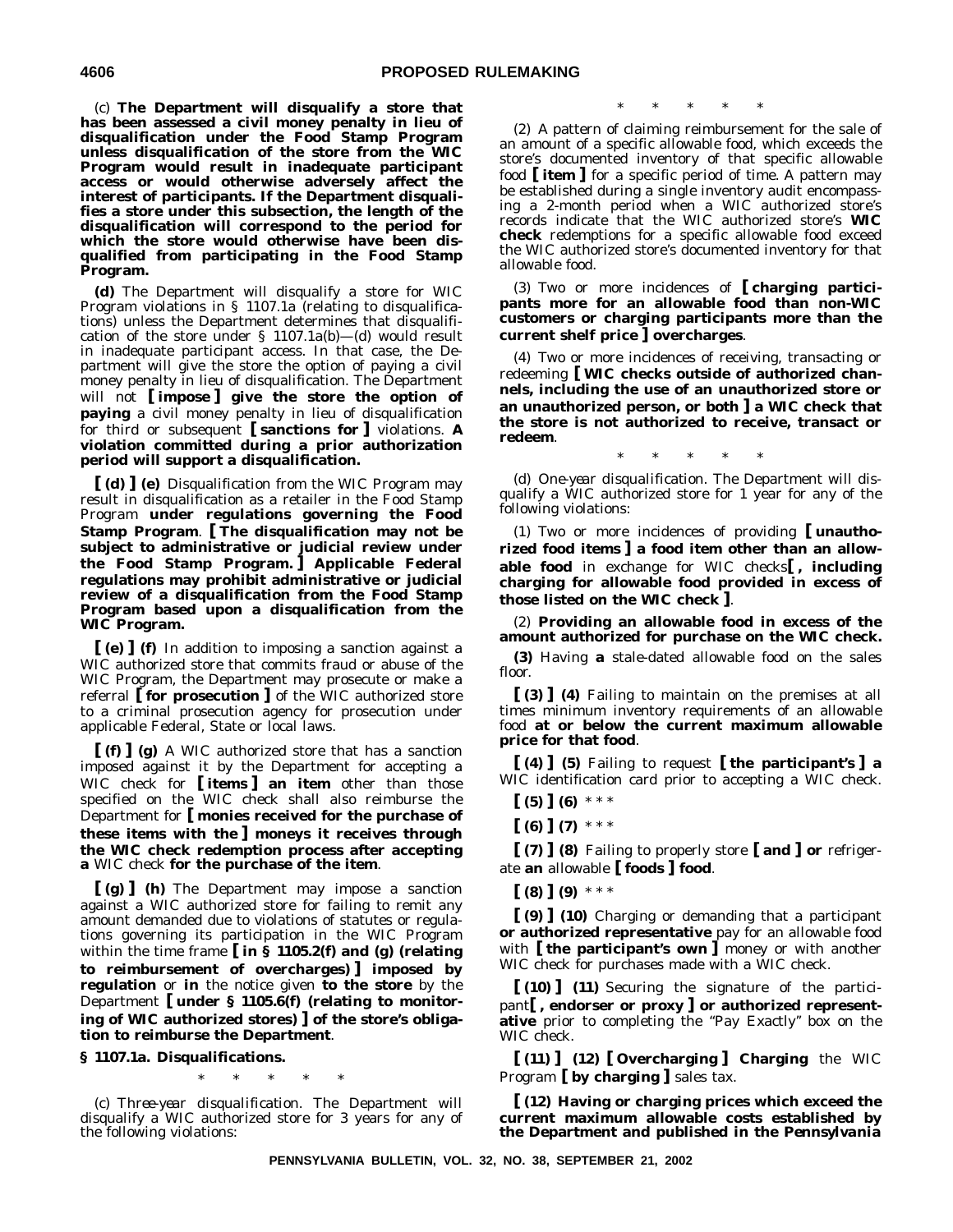(c) **The Department will disqualify a store that has been assessed a civil money penalty in lieu of disqualification under the Food Stamp Program unless disqualification of the store from the WIC Program would result in inadequate participant access or would otherwise adversely affect the interest of participants. If the Department disqualifies a store under this subsection, the length of the disqualification will correspond to the period for which the store would otherwise have been disqualified from participating in the Food Stamp Program.**

**(d)** The Department will disqualify a store for WIC Program violations in § 1107.1a (relating to disqualifications) unless the Department determines that disqualification of the store under § 1107.1a(b)—(d) would result in inadequate participant access. In that case, the Department will give the store the option of paying a civil money penalty in lieu of disqualification. The Department will not **[ impose ] give the store the option of paying** a civil money penalty in lieu of disqualification for third or subsequent **[ sanctions for ]** violations. **A violation committed during a prior authorization period will support a disqualification.**

**[ (d) ] (e)** Disqualification from the WIC Program may result in disqualification as a retailer in the Food Stamp Program **under regulations governing the Food Stamp Program**. **[ The disqualification may not be subject to administrative or judicial review under the Food Stamp Program. ] Applicable Federal regulations may prohibit administrative or judicial review of a disqualification from the Food Stamp Program based upon a disqualification from the WIC Program.**

**[ (e) ] (f)** In addition to imposing a sanction against a WIC authorized store that commits fraud or abuse of the WIC Program, the Department may prosecute or make a referral **[ for prosecution ]** of the WIC authorized store to a criminal prosecution agency for prosecution under applicable Federal, State or local laws.

**[ (f) ] (g)** A WIC authorized store that has a sanction imposed against it by the Department for accepting a WIC check for **[ items ] an item** other than those specified on the WIC check shall also reimburse the Department for **[ monies received for the purchase of these items with the ] moneys it receives through the WIC check redemption process after accepting a** WIC check **for the purchase of the item**.

**[ (g) ] (h)** The Department may impose a sanction against a WIC authorized store for failing to remit any amount demanded due to violations of statutes or regulations governing its participation in the WIC Program within the time frame **[ in § 1105.2(f) and (g) (relating to reimbursement of overcharges) ] imposed by regulation** or **in** the notice given **to the store** by the Department **[ under § 1105.6(f) (relating to monitoring of WIC authorized stores) ] of the store's obligation to reimburse the Department**.

**§ 1107.1a. Disqualifications.**

\* \* \* \* \*

(c) *Three-year disqualification.* The Department will disqualify a WIC authorized store for 3 years for any of the following violations:

\* \* \* \* \*

(2) A pattern of claiming reimbursement for the sale of an amount of a specific allowable food, which exceeds the store's documented inventory of that specific allowable food **[ item ]** for a specific period of time. A pattern may be established during a single inventory audit encompassing a 2-month period when a WIC authorized store's records indicate that the WIC authorized store's **WIC check** redemptions for a specific allowable food exceed the WIC authorized store's documented inventory for that allowable food.

(3) Two or more incidences of **[ charging participants more for an allowable food than non-WIC customers or charging participants more than the current shelf price ] overcharges**.

(4) Two or more incidences of receiving, transacting or redeeming **[ WIC checks outside of authorized channels, including the use of an unauthorized store or an unauthorized person, or both ] a WIC check that the store is not authorized to receive, transact or redeem**.

\* \* \* \* \*

(d) *One-year disqualification.* The Department will disqualify a WIC authorized store for 1 year for any of the following violations:

(1) Two or more incidences of providing **[ unauthorized food items ] a food item other than an allowable food** in exchange for WIC checks**[ , including charging for allowable food provided in excess of those listed on the WIC check ]**.

(2) **Providing an allowable food in excess of the amount authorized for purchase on the WIC check.**

**(3)** Having **a** stale-dated allowable food on the sales floor.

**[ (3) ] (4)** Failing to maintain on the premises at all times minimum inventory requirements of an allowable food **at or below the current maximum allowable price for that food**.

**[ (4) ] (5)** Failing to request **[ the participant's ] a** WIC identification card prior to accepting a WIC check.

**[ (5) ] (6)** \* \* \*

**[ (6) ] (7)** \* \* \*

**[ (7) ] (8)** Failing to properly store **[ and ] or** refrigerate **an** allowable **[ foods ] food**.

**[ (8) ] (9)** \* \* \*

**[ (9) ] (10)** Charging or demanding that a participant **or authorized representative** pay for an allowable food with **[ the participant's own ]** money or with another WIC check for purchases made with a WIC check.

**[ (10) ] (11)** Securing the signature of the participant**[ , endorser or proxy ] or authorized representative** prior to completing the "Pay Exactly" box on the WIC check.

**[ (11) ] (12) [ Overcharging ] Charging** the WIC Program **[ by charging ]** sales tax.

**[ (12) Having or charging prices which exceed the current maximum allowable costs established by the Department and published in the *Pennsylvania***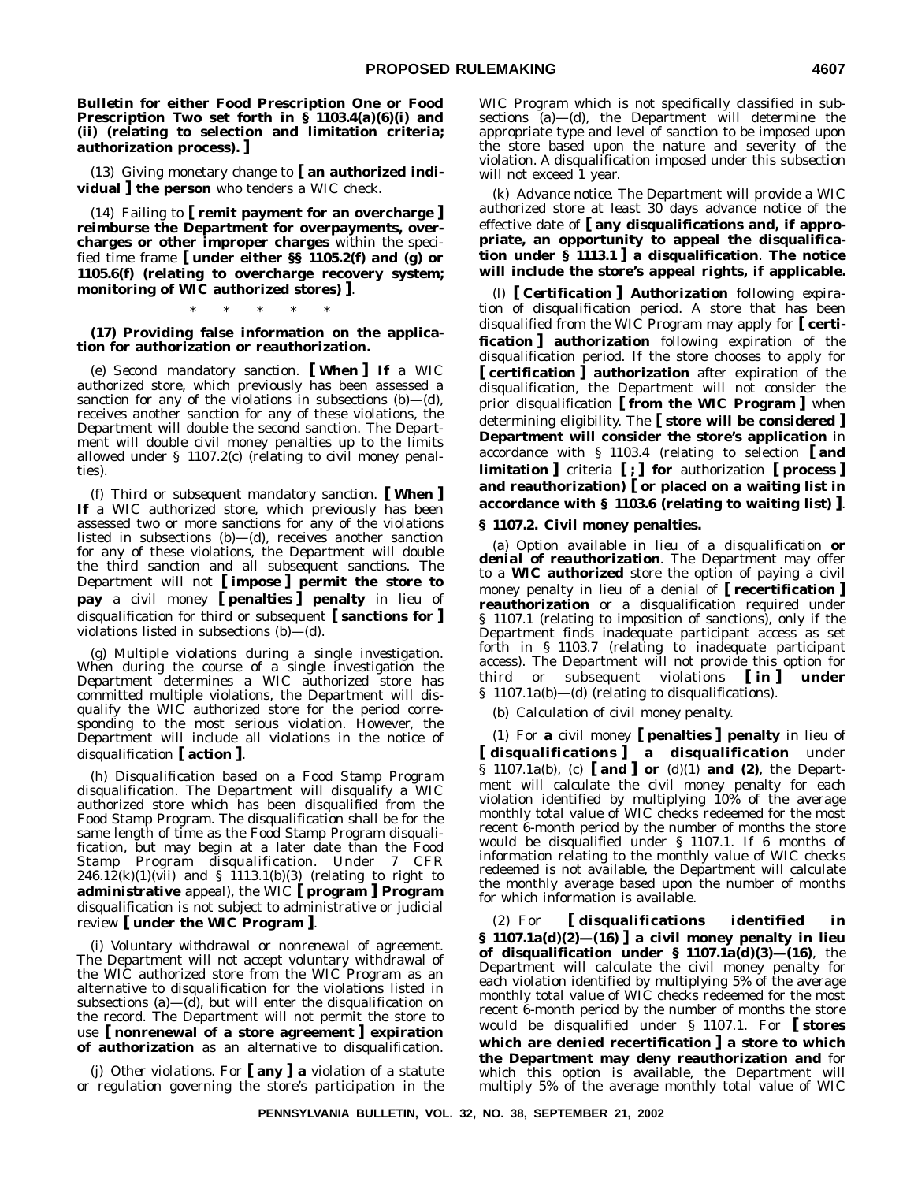**Bulletin for either Food Prescription One or Food Prescription Two set forth in § 1103.4(a)(6)(i) and (ii) (relating to selection and limitation criteria; authorization process).]**

(13) Giving monetary change to **[ an authorized individual ] the person** who tenders a WIC check.

(14) Failing to **[ remit payment for an overcharge ] reimburse the Department for overpayments, overcharges or other improper charges** within the specified time frame **[ under either §§ 1105.2(f) and (g) or 1105.6(f) (relating to overcharge recovery system; monitoring of WIC authorized stores) ]**.

\* \* \* \* \*

**(17) Providing false information on the application for authorization or reauthorization.**

(e) *Second mandatory sanction.* **[ When ] If** a WIC authorized store, which previously has been assessed a sanction for any of the violations in subsections (b)—(d), receives another sanction for any of these violations, the Department will double the second sanction. The Department will double civil money penalties up to the limits allowed under § 1107.2(c) (relating to civil money penalties).

(f) *Third or subsequent mandatory sanction.* **[ When ] If** a WIC authorized store, which previously has been assessed two or more sanctions for any of the violations listed in subsections (b)—(d), receives another sanction for any of these violations, the Department will double the third sanction and all subsequent sanctions. The Department will not **[ impose ] permit the store to pay** a civil money **[ penalties ] penalty** in lieu of disqualification for third or subsequent **[ sanctions for ]** violations listed in subsections (b)—(d).

(g) *Multiple violations during a single investigation.* When during the course of a single investigation the Department determines a WIC authorized store has committed multiple violations, the Department will disqualify the WIC authorized store for the period corresponding to the most serious violation. However, the Department will include all violations in the notice of disqualification **[ action ]**.

(h) *Disqualification based on a Food Stamp Program disqualification.* The Department will disqualify a WIC authorized store which has been disqualified from the Food Stamp Program. The disqualification shall be for the same length of time as the Food Stamp Program disqualification, but may begin at a later date than the Food Stamp Program disqualification. Under 7 CFR 246.12(k)(1)(vii) and § 1113.1(b)(3) (relating to right to **administrative** appeal), the WIC **[ program ] Program** disqualification is not subject to administrative or judicial review **[ under the WIC Program ]**.

(i) *Voluntary withdrawal or nonrenewal of agreement.* The Department will not accept voluntary withdrawal of the WIC authorized store from the WIC Program as an alternative to disqualification for the violations listed in subsections (a)—(d), but will enter the disqualification on the record. The Department will not permit the store to use **[ nonrenewal of a store agreement ] expiration of authorization** as an alternative to disqualification.

(j) *Other violations.* For **[ any ] a** violation of a statute or regulation governing the store's participation in the WIC Program which is not specifically classified in subsections (a)—(d), the Department will determine the appropriate type and level of sanction to be imposed upon the store based upon the nature and severity of the violation. A disqualification imposed under this subsection will not exceed 1 year.

(k) *Advance notice.* The Department will provide a WIC authorized store at least 30 days advance notice of the effective date of **[ any disqualifications and, if appropriate, an opportunity to appeal the disqualification under § 1113.1 ] a disqualification**. **The notice will include the store's appeal rights, if applicable.**

(l) **[ *Certification* ] *Authorization*** following expiration of disqualification period. A store that has been disqualified from the WIC Program may apply for **[ certification ] authorization** following expiration of the disqualification period. If the store chooses to apply for **[ certification ] authorization** after expiration of the disqualification, the Department will not consider the prior disqualification **[ from the WIC Program ]** when determining eligibility. The **[ store will be considered ] Department will consider the store's application** in accordance with § 1103.4 (relating to selection **[ and limitation ]** criteria **[ ; ] for** authorization **[ process ] and reauthorization) [ or placed on a waiting list in accordance with § 1103.6 (relating to waiting list) ]**.

**§ 1107.2. Civil money penalties.**

(a) *Option available in lieu of a disqualification* ***or denial of reauthorization***. The Department may offer to a **WIC authorized** store the option of paying a civil money penalty in lieu of a denial of **[ recertification ] reauthorization** or a disqualification required under § 1107.1 (relating to imposition of sanctions), only if the Department finds inadequate participant access as set forth in § 1103.7 (relating to inadequate participant access). The Department will not provide this option for third or subsequent violations **[ in ] under** § 1107.1a(b)—(d) (relating to disqualifications).

(b) *Calculation of civil money penalty.*

(1) For **a** civil money **[ penalties ] penalty** in lieu of **[ disqualifications ] a disqualification** under § 1107.1a(b), (c) **[ and ] or** (d)(1) **and (2)**, the Department will calculate the civil money penalty for each violation identified by multiplying 10% of the average monthly total value of WIC checks redeemed for the most recent 6-month period by the number of months the store would be disqualified under § 1107.1. If 6 months of information relating to the monthly value of WIC checks redeemed is not available, the Department will calculate the monthly average based upon the number of months for which information is available.

(2) For **[ disqualifications identified in § 1107.1a(d)(2)—(16) ] a civil money penalty in lieu of disqualification under § 1107.1a(d)(3)—(16)**, the Department will calculate the civil money penalty for each violation identified by multiplying 5% of the average monthly total value of WIC checks redeemed for the most recent 6-month period by the number of months the store would be disqualified under § 1107.1. For **[ stores which are denied recertification ] a store to which the Department may deny reauthorization and** for which this option is available, the Department will multiply 5% of the average monthly total value of WIC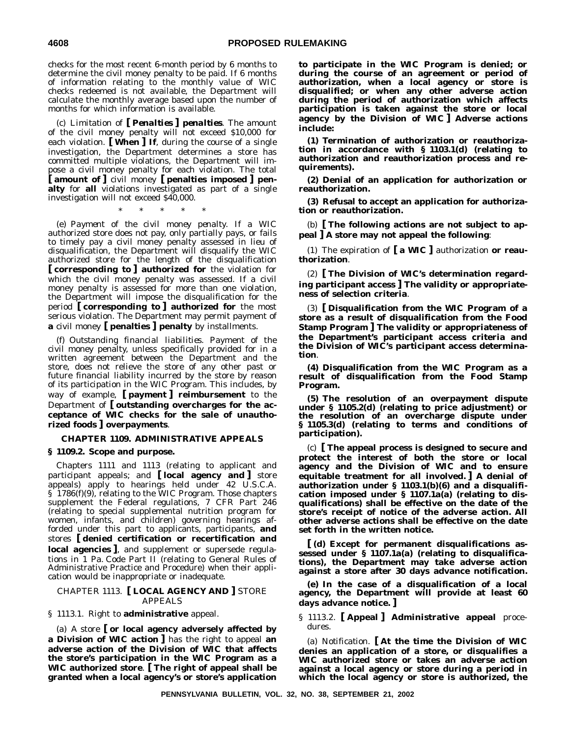checks for the most recent 6-month period by 6 months to determine the civil money penalty to be paid. If 6 months of information relating to the monthly value of WIC checks redeemed is not available, the Department will calculate the monthly average based upon the number of months for which information is available.

(c) *Limitation of* **[** ***Penalties*** **]** ***penalties***. The amount of the civil money penalty will not exceed $10,000 for each violation. **[ When ] If**, during the course of a single investigation, the Department determines a store has committed multiple violations, the Department will impose a civil money penalty for each violation. The total **[ amount of ]** civil money **[ penalties imposed ] penalty** for **all** violations investigated as part of a single investigation will not exceed $40,000.

\* \* \* \* \*

(e) *Payment of the civil money penalty.* If a WIC authorized store does not pay, only partially pays, or fails to timely pay a civil money penalty assessed in lieu of disqualification, the Department will disqualify the WIC authorized store for the length of the disqualification **[ corresponding to ] authorized for** the violation for which the civil money penalty was assessed. If a civil money penalty is assessed for more than one violation, the Department will impose the disqualification for the period **[ corresponding to ] authorized for** the most serious violation. The Department may permit payment of **a** civil money **[ penalties ] penalty** by installments.

(f) *Outstanding financial liabilities.* Payment of the civil money penalty, unless specifically provided for in a written agreement between the Department and the store, does not relieve the store of any other past or future financial liability incurred by the store by reason of its participation in the WIC Program. This includes, by way of example, **[ payment ] reimbursement** to the Department of **[ outstanding overcharges for the acceptance of WIC checks for the sale of unauthorized foods ] overpayments**.

## CHAPTER 1109. ADMINISTRATIVE APPEALS

### § 1109.2. Scope and purpose.

Chapters 1111 and 1113 (relating to applicant and participant appeals; and **[ local agency and ]** store appeals) apply to hearings held under 42 U.S.C.A. § 1786(f)(9), relating to the WIC Program. Those chapters supplement the Federal regulations, 7 CFR Part 246 (relating to special supplemental nutrition program for women, infants, and children) governing hearings afforded under this part to applicants, participants, **and** stores **[ denied certification or recertification and local agencies ]**, and supplement or supersede regulations in 1 Pa. Code Part II (relating to General Rules of Administrative Practice and Procedure) when their application would be inappropriate or inadequate.

## CHAPTER 1113. [ LOCAL AGENCY AND ] STORE APPEALS

### § 1113.1. Right to **administrative** appeal.

(a) A store **[ or local agency adversely affected by a Division of WIC action ]** has the right to appeal **an adverse action of the Division of WIC that affects the store's participation in the WIC Program as a WIC authorized store**. **[ The right of appeal shall be granted when a local agency's or store's application to participate in the WIC Program is denied; or during the course of an agreement or period of authorization, when a local agency or store is disqualified; or when any other adverse action during the period of authorization which affects participation is taken against the store or local agency by the Division of WIC ] Adverse actions include:**

**(1) Termination of authorization or reauthorization in accordance with § 1103.1(d) (relating to authorization and reauthorization process and requirements).**

**(2) Denial of an application for authorization or reauthorization.**

**(3) Refusal to accept an application for authorization or reauthorization.**

(b) **[ The following actions are not subject to appeal ] A store may not appeal the following**:

(1) The expiration of **[ a WIC ]** authorization **or reauthorization**.

(2) **[ The Division of WIC's determination regarding participant access ] The validity or appropriateness of selection criteria**.

(3) **[ Disqualification from the WIC Program of a store as a result of disqualification from the Food Stamp Program ] The validity or appropriateness of the Department's participant access criteria and the Division of WIC's participant access determination**.

**(4) Disqualification from the WIC Program as a result of disqualification from the Food Stamp Program.**

**(5) The resolution of an overpayment dispute under § 1105.2(d) (relating to price adjustment) or the resolution of an overcharge dispute under § 1105.3(d) (relating to terms and conditions of participation).**

(c) **[ The appeal process is designed to secure and protect the interest of both the store or local agency and the Division of WIC and to ensure equitable treatment for all involved. ] A denial of authorization under § 1103.1(b)(6) and a disqualification imposed under § 1107.1a(a) (relating to disqualifications) shall be effective on the date of the store's receipt of notice of the adverse action. All other adverse actions shall be effective on the date set forth in the written notice.**

**[ (d) Except for permanent disqualifications assessed under § 1107.1a(a) (relating to disqualifications), the Department may take adverse action against a store after 30 days advance notification.**

**(e) In the case of a disqualification of a local agency, the Department will provide at least 60 days advance notice. ]**

### § 1113.2. **[ Appeal ] Administrative appeal** procedures.

(a) *Notification.* **[ At the time the Division of WIC denies an application of a store, or disqualifies a WIC authorized store or takes an adverse action against a local agency or store during a period in which the local agency or store is authorized, the**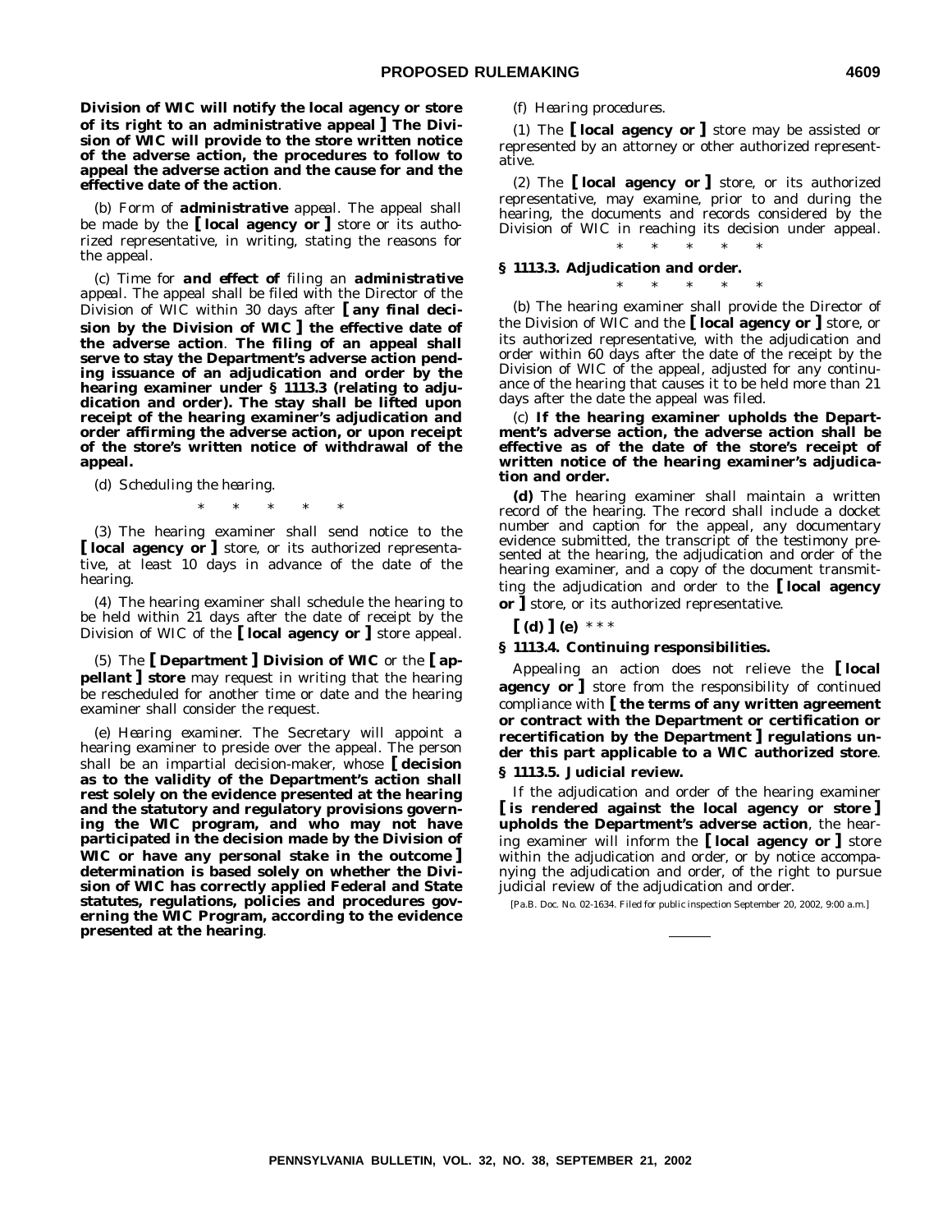**Division of WIC will notify the local agency or store of its right to an administrative appeal ]** **The Division of WIC will provide to the store written notice of the adverse action, the procedures to follow to appeal the adverse action and the cause for and the effective date of the action**.

(b) *Form of* ***administrative*** *appeal*. The appeal shall be made by the **[ local agency or ]** store or its authorized representative, in writing, stating the reasons for the appeal.

(c) *Time for* ***and effect of*** *filing an* ***administrative*** *appeal*. The appeal shall be filed with the Director of the Division of WIC within 30 days after **[ any final decision by the Division of WIC ] the effective date of the adverse action**. **The filing of an appeal shall serve to stay the Department's adverse action pending issuance of an adjudication and order by the hearing examiner under § 1113.3 (relating to adjudication and order). The stay shall be lifted upon receipt of the hearing examiner's adjudication and order affirming the adverse action, or upon receipt of the store's written notice of withdrawal of the appeal.**

(d) *Scheduling the hearing*.

\* \* \* \* \*

(3) The hearing examiner shall send notice to the **[ local agency or ]** store, or its authorized representative, at least 10 days in advance of the date of the hearing.

(4) The hearing examiner shall schedule the hearing to be held within 21 days after the date of receipt by the Division of WIC of the **[ local agency or ]** store appeal.

(5) The **[ Department ] Division of WIC** or the **[ appellant ] store** may request in writing that the hearing be rescheduled for another time or date and the hearing examiner shall consider the request.

(e) *Hearing examiner*. The Secretary will appoint a hearing examiner to preside over the appeal. The person shall be an impartial decision-maker, whose **[ decision as to the validity of the Department's action shall rest solely on the evidence presented at the hearing and the statutory and regulatory provisions governing the WIC program, and who may not have participated in the decision made by the Division of WIC or have any personal stake in the outcome ] determination is based solely on whether the Division of WIC has correctly applied Federal and State statutes, regulations, policies and procedures governing the WIC Program, according to the evidence presented at the hearing**.

(f) *Hearing procedures*.

(1) The **[ local agency or ]** store may be assisted or represented by an attorney or other authorized representative.

(2) The **[ local agency or ]** store, or its authorized representative, may examine, prior to and during the hearing, the documents and records considered by the Division of WIC in reaching its decision under appeal.

\* \* \* \* \*

**§ 1113.3. Adjudication and order.**

\* \* \* \* \*

(b) The hearing examiner shall provide the Director of the Division of WIC and the **[ local agency or ]** store, or its authorized representative, with the adjudication and order within 60 days after the date of the receipt by the Division of WIC of the appeal, adjusted for any continuance of the hearing that causes it to be held more than 21 days after the date the appeal was filed.

(c) **If the hearing examiner upholds the Department's adverse action, the adverse action shall be effective as of the date of the store's receipt of written notice of the hearing examiner's adjudication and order.**

**(d)** The hearing examiner shall maintain a written record of the hearing. The record shall include a docket number and caption for the appeal, any documentary evidence submitted, the transcript of the testimony presented at the hearing, the adjudication and order of the hearing examiner, and a copy of the document transmitting the adjudication and order to the **[ local agency or ]** store, or its authorized representative.

**[ (d) ] (e)** \* \* \*

**§ 1113.4. Continuing responsibilities.**

Appealing an action does not relieve the **[ local agency or ]** store from the responsibility of continued compliance with **[ the terms of any written agreement or contract with the Department or certification or recertification by the Department ] regulations under this part applicable to a WIC authorized store**.

**§ 1113.5. Judicial review.**

If the adjudication and order of the hearing examiner **[ is rendered against the local agency or store ] upholds the Department's adverse action**, the hearing examiner will inform the **[ local agency or ]** store within the adjudication and order, or by notice accompanying the adjudication and order, of the right to pursue judicial review of the adjudication and order.

[Pa.B. Doc. No. 02-1634. Filed for public inspection September 20, 2002, 9:00 a.m.]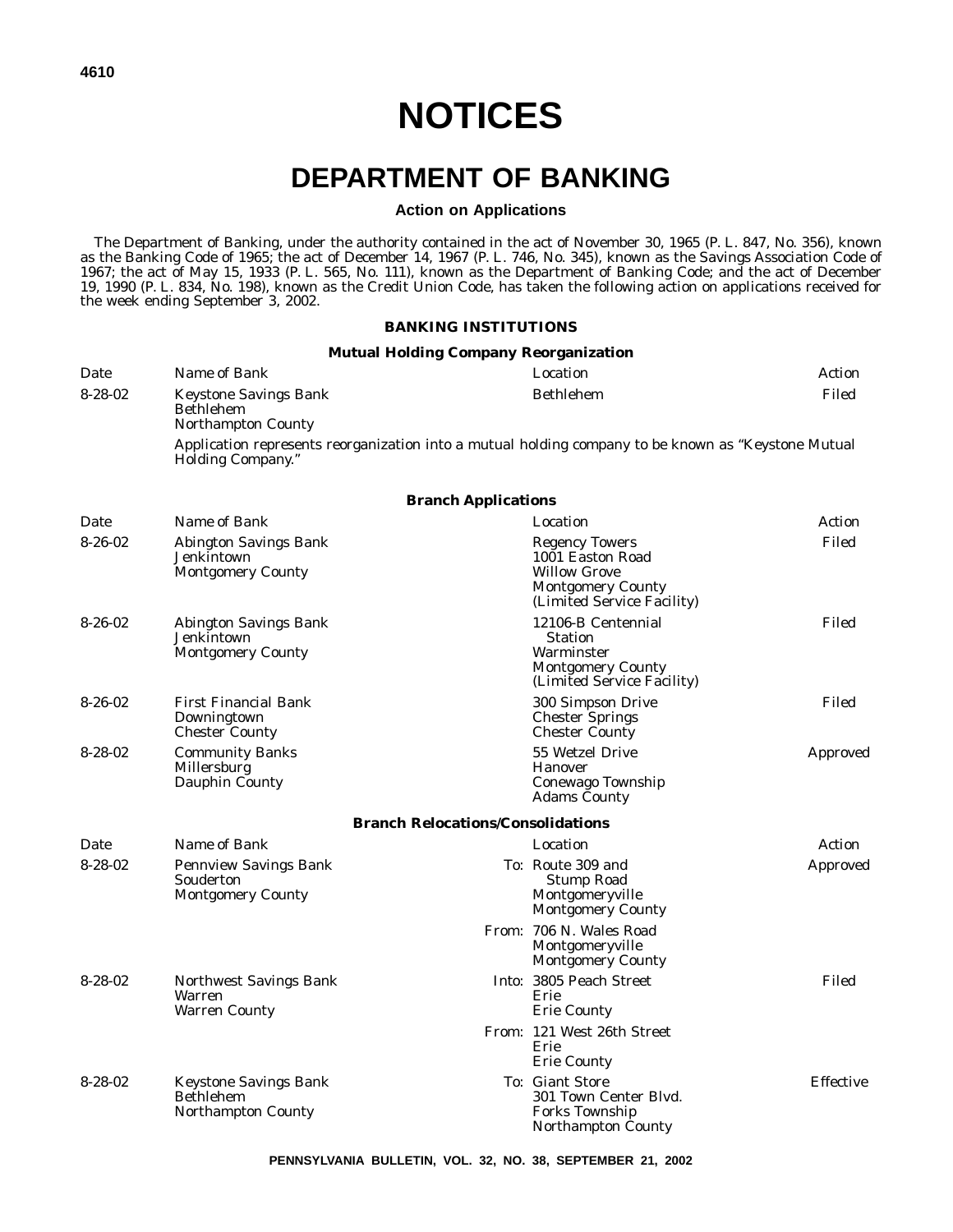# NOTICES

## DEPARTMENT OF BANKING

### Action on Applications

The Department of Banking, under the authority contained in the act of November 30, 1965 (P. L. 847, No. 356), known as the Banking Code of 1965; the act of December 14, 1967 (P. L. 746, No. 345), known as the Savings Association Code of 1967; the act of May 15, 1933 (P. L. 565, No. 111), known as the Department of Banking Code; and the act of December 19, 1990 (P. L. 834, No. 198), known as the Credit Union Code, has taken the following action on applications received for the week ending September 3, 2002.

**BANKING INSTITUTIONS**

**Mutual Holding Company Reorganization**

| Date | Name of Bank | Location | Action |
|---|---|---|---|
| 8-28-02 | Keystone Savings Bank<br>Bethlehem<br>Northampton County | Bethlehem | Filed |

Application represents reorganization into a mutual holding company to be known as "Keystone Mutual Holding Company."

**Branch Applications**

| Date | Name of Bank | Location | Action |
|---|---|---|---|
| 8-26-02 | Abington Savings Bank<br>Jenkintown<br>Montgomery County | Regency Towers<br>1001 Easton Road<br>Willow Grove<br>Montgomery County<br>(Limited Service Facility) | Filed |
| 8-26-02 | Abington Savings Bank<br>Jenkintown<br>Montgomery County | 12106-B Centennial Station<br>Warminster<br>Montgomery County<br>(Limited Service Facility) | Filed |
| 8-26-02 | First Financial Bank<br>Downingtown<br>Chester County | 300 Simpson Drive<br>Chester Springs<br>Chester County | Filed |
| 8-28-02 | Community Banks<br>Millersburg<br>Dauphin County | 55 Wetzel Drive<br>Hanover<br>Conewago Township<br>Adams County | Approved |

**Branch Relocations/Consolidations**

| Date | Name of Bank | Location | Action |
|---|---|---|---|
| 8-28-02 | Pennview Savings Bank<br>Souderton<br>Montgomery County | To: Route 309 and Stump Road<br>Montgomeryville<br>Montgomery County | Approved |
| | | From: 706 N. Wales Road<br>Montgomeryville<br>Montgomery County | |
| 8-28-02 | Northwest Savings Bank<br>Warren<br>Warren County | Into: 3805 Peach Street<br>Erie<br>Erie County | Filed |
| | | From: 121 West 26th Street<br>Erie<br>Erie County | |
| 8-28-02 | Keystone Savings Bank<br>Bethlehem<br>Northampton County | To: Giant Store<br>301 Town Center Blvd.<br>Forks Township<br>Northampton County | Effective |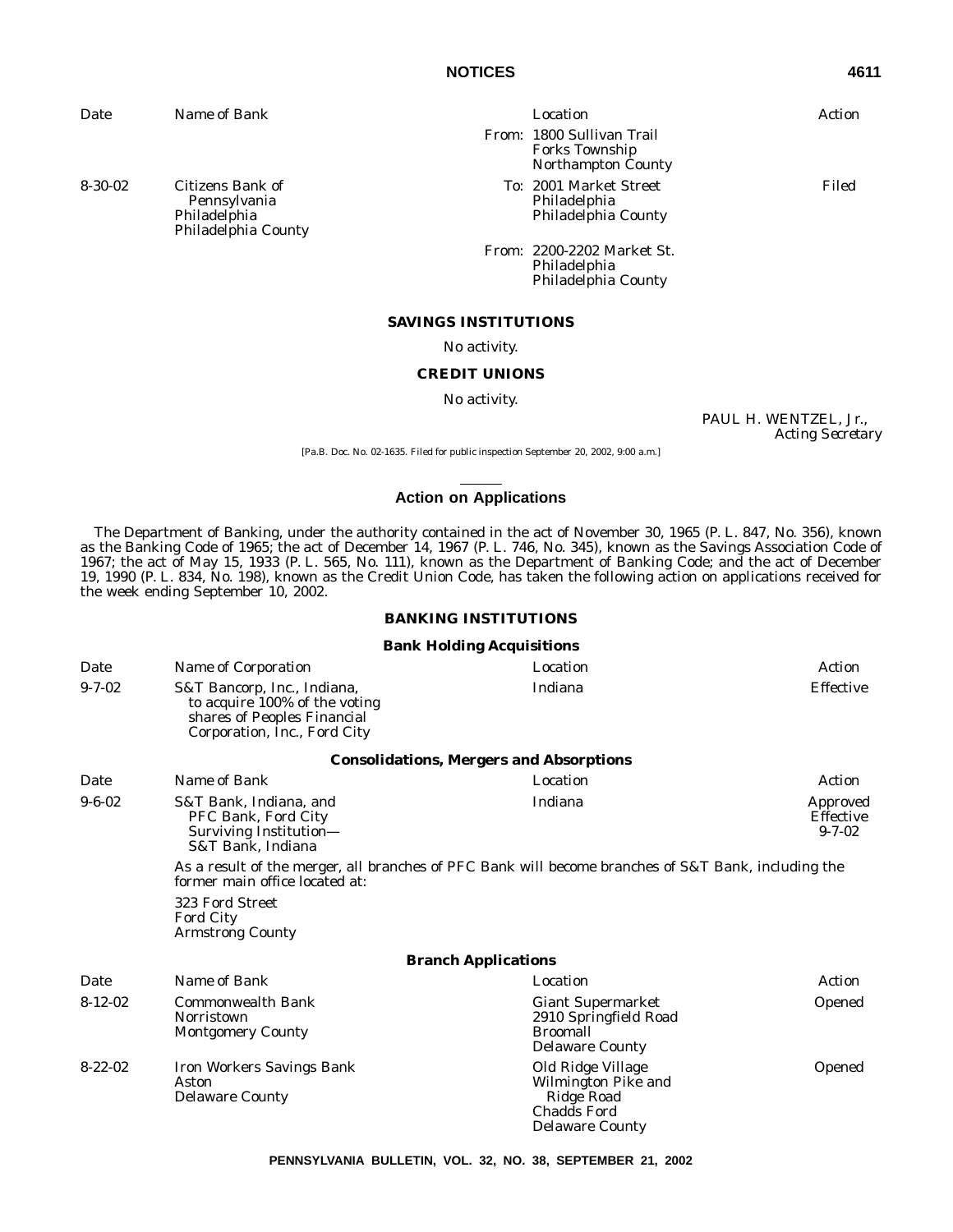| Date | Name of Bank | Location | Action |
|---|---|---|---|
| | | From: 1800 Sullivan Trail Forks Township Northampton County | |
| 8-30-02 | Citizens Bank of Pennsylvania Philadelphia Philadelphia County | To: 2001 Market Street Philadelphia Philadelphia County | Filed |
| | | From: 2200-2202 Market St. Philadelphia Philadelphia County | |

### SAVINGS INSTITUTIONS

No activity.

### CREDIT UNIONS

No activity.

PAUL H. WENTZEL, Jr.,
*Acting Secretary*

[Pa.B. Doc. No. 02-1635. Filed for public inspection September 20, 2002, 9:00 a.m.]

## Action on Applications

The Department of Banking, under the authority contained in the act of November 30, 1965 (P. L. 847, No. 356), known as the Banking Code of 1965; the act of December 14, 1967 (P. L. 746, No. 345), known as the Savings Association Code of 1967; the act of May 15, 1933 (P. L. 565, No. 111), known as the Department of Banking Code; and the act of December 19, 1990 (P. L. 834, No. 198), known as the Credit Union Code, has taken the following action on applications received for the week ending September 10, 2002.

### BANKING INSTITUTIONS

#### Bank Holding Acquisitions

| Date | Name of Corporation | Location | Action |
|---|---|---|---|
| 9-7-02 | S&T Bancorp, Inc., Indiana, to acquire 100% of the voting shares of Peoples Financial Corporation, Inc., Ford City | Indiana | Effective |

#### Consolidations, Mergers and Absorptions

| Date | Name of Bank | Location | Action |
|---|---|---|---|
| 9-6-02 | S&T Bank, Indiana, and PFC Bank, Ford City Surviving Institution— S&T Bank, Indiana | Indiana | Approved Effective 9-7-02 |

As a result of the merger, all branches of PFC Bank will become branches of S&T Bank, including the former main office located at:

323 Ford Street
Ford City
Armstrong County

#### Branch Applications

| Date | Name of Bank | Location | Action |
|---|---|---|---|
| 8-12-02 | Commonwealth Bank Norristown Montgomery County | Giant Supermarket 2910 Springfield Road Broomall Delaware County | Opened |
| 8-22-02 | Iron Workers Savings Bank Aston Delaware County | Old Ridge Village Wilmington Pike and Ridge Road Chadds Ford Delaware County | Opened |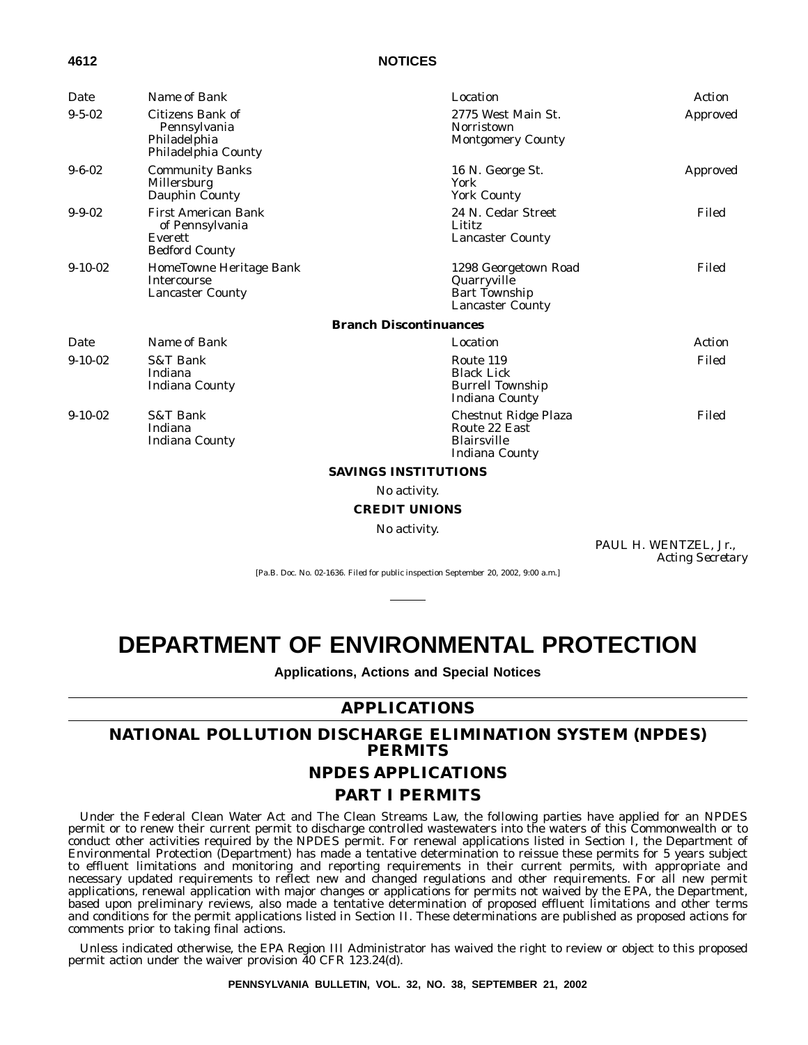| Date | Name of Bank | Location | Action |
|---|---|---|---|
| 9-5-02 | Citizens Bank of Pennsylvania Philadelphia Philadelphia County | 2775 West Main St. Norristown Montgomery County | Approved |
| 9-6-02 | Community Banks Millersburg Dauphin County | 16 N. George St. York York County | Approved |
| 9-9-02 | First American Bank of Pennsylvania Everett Bedford County | 24 N. Cedar Street Lititz Lancaster County | Filed |
| 9-10-02 | HomeTowne Heritage Bank Intercourse Lancaster County | 1298 Georgetown Road Quarryville Bart Township Lancaster County | Filed |

**Branch Discontinuances**

| Date | Name of Bank | Location | Action |
|---|---|---|---|
| 9-10-02 | S&T Bank Indiana Indiana County | Route 119 Black Lick Burrell Township Indiana County | Filed |
| 9-10-02 | S&T Bank Indiana Indiana County | Chestnut Ridge Plaza Route 22 East Blairsville Indiana County | Filed |

**SAVINGS INSTITUTIONS**

*No activity.*

**CREDIT UNIONS**

*No activity.*

PAUL H. WENTZEL, Jr.,
*Acting Secretary*

[Pa.B. Doc. No. 02-1636. Filed for public inspection September 20, 2002, 9:00 a.m.]

# DEPARTMENT OF ENVIRONMENTAL PROTECTION

**Applications, Actions and Special Notices**

## APPLICATIONS

## NATIONAL POLLUTION DISCHARGE ELIMINATION SYSTEM (NPDES) PERMITS

## NPDES APPLICATIONS

## PART I PERMITS

Under the Federal Clean Water Act and The Clean Streams Law, the following parties have applied for an NPDES permit or to renew their current permit to discharge controlled wastewaters into the waters of this Commonwealth or to conduct other activities required by the NPDES permit. For renewal applications listed in Section I, the Department of Environmental Protection (Department) has made a tentative determination to reissue these permits for 5 years subject to effluent limitations and monitoring and reporting requirements in their current permits, with appropriate and necessary updated requirements to reflect new and changed regulations and other requirements. For all new permit applications, renewal application with major changes or applications for permits not waived by the EPA, the Department, based upon preliminary reviews, also made a tentative determination of proposed effluent limitations and other terms and conditions for the permit applications listed in Section II. These determinations are published as proposed actions for comments prior to taking final actions.

Unless indicated otherwise, the EPA Region III Administrator has waived the right to review or object to this proposed permit action under the waiver provision 40 CFR 123.24(d).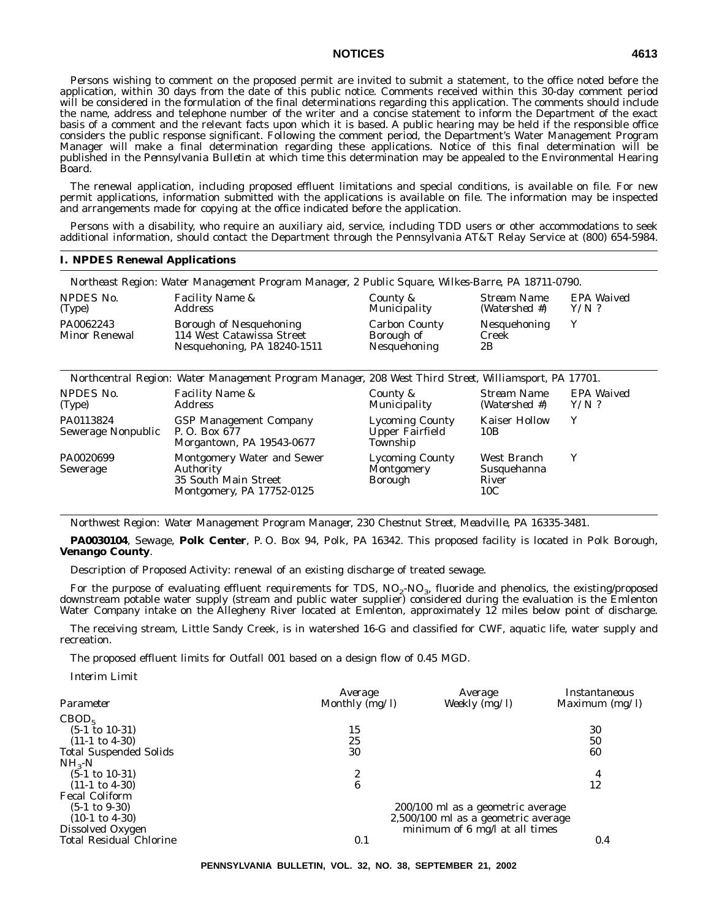Persons wishing to comment on the proposed permit are invited to submit a statement, to the office noted before the application, within 30 days from the date of this public notice. Comments received within this 30-day comment period will be considered in the formulation of the final determinations regarding this application. The comments should include the name, address and telephone number of the writer and a concise statement to inform the Department of the exact basis of a comment and the relevant facts upon which it is based. A public hearing may be held if the responsible office considers the public response significant. Following the comment period, the Department's Water Management Program Manager will make a final determination regarding these applications. Notice of this final determination will be published in the *Pennsylvania Bulletin* at which time this determination may be appealed to the Environmental Hearing Board.

The renewal application, including proposed effluent limitations and special conditions, is available on file. For new permit applications, information submitted with the applications is available on file. The information may be inspected and arrangements made for copying at the office indicated before the application.

Persons with a disability, who require an auxiliary aid, service, including TDD users or other accommodations to seek additional information, should contact the Department through the Pennsylvania AT&T Relay Service at (800) 654-5984.

## I. NPDES Renewal Applications

*Northeast Region: Water Management Program Manager, 2 Public Square, Wilkes-Barre, PA 18711-0790.*

| NPDES No. (Type) | Facility Name & Address | County & Municipality | Stream Name (Watershed #) | EPA Waived Y/N ? |
|---|---|---|---|---|
| PA0062243 Minor Renewal | Borough of Nesquehoning 114 West Catawissa Street Nesquehoning, PA 18240-1511 | Carbon County Borough of Nesquehoning | Nesquehoning Creek 2B | Y |

*Northcentral Region: Water Management Program Manager, 208 West Third Street, Williamsport, PA 17701.*

| NPDES No. (Type) | Facility Name & Address | County & Municipality | Stream Name (Watershed #) | EPA Waived Y/N ? |
|---|---|---|---|---|
| PA0113824 Sewerage Nonpublic | GSP Management Company P. O. Box 677 Morgantown, PA 19543-0677 | Lycoming County Upper Fairfield Township | Kaiser Hollow 10B | Y |
| PA0020699 Sewerage | Montgomery Water and Sewer Authority 35 South Main Street Montgomery, PA 17752-0125 | Lycoming County Montgomery Borough | West Branch Susquehanna River 10C | Y |

*Northwest Region: Water Management Program Manager, 230 Chestnut Street, Meadville, PA 16335-3481.*

**PA0030104**, Sewage, **Polk Center**, P. O. Box 94, Polk, PA 16342. This proposed facility is located in Polk Borough, **Venango County**.

Description of Proposed Activity: renewal of an existing discharge of treated sewage.

For the purpose of evaluating effluent requirements for TDS, $NO_2$-$NO_3$, fluoride and phenolics, the existing/proposed downstream potable water supply (stream and public water supplier) considered during the evaluation is the Emlenton Water Company intake on the Allegheny River located at Emlenton, approximately 12 miles below point of discharge.

The receiving stream, Little Sandy Creek, is in watershed 16-G and classified for CWF, aquatic life, water supply and recreation.

The proposed effluent limits for Outfall 001 based on a design flow of 0.45 MGD.

*Interim Limit*

| Parameter | Average Monthly (mg/l) | Average Weekly (mg/l) | Instantaneous Maximum (mg/l) |
|---|---|---|---|
| $CBOD_5$ | | | |
| (5-1 to 10-31) | 15 | | 30 |
| (11-1 to 4-30) | 25 | | 50 |
| Total Suspended Solids | 30 | | 60 |
| $NH_3$-N | | | |
| (5-1 to 10-31) | 2 | | 4 |
| (11-1 to 4-30) | 6 | | 12 |
| Fecal Coliform | | | |
| (5-1 to 9-30) | | 200/100 ml as a geometric average | |
| (10-1 to 4-30) | | 2,500/100 ml as a geometric average | |
| Dissolved Oxygen | | minimum of 6 mg/l at all times | |
| Total Residual Chlorine | 0.1 | | 0.4 |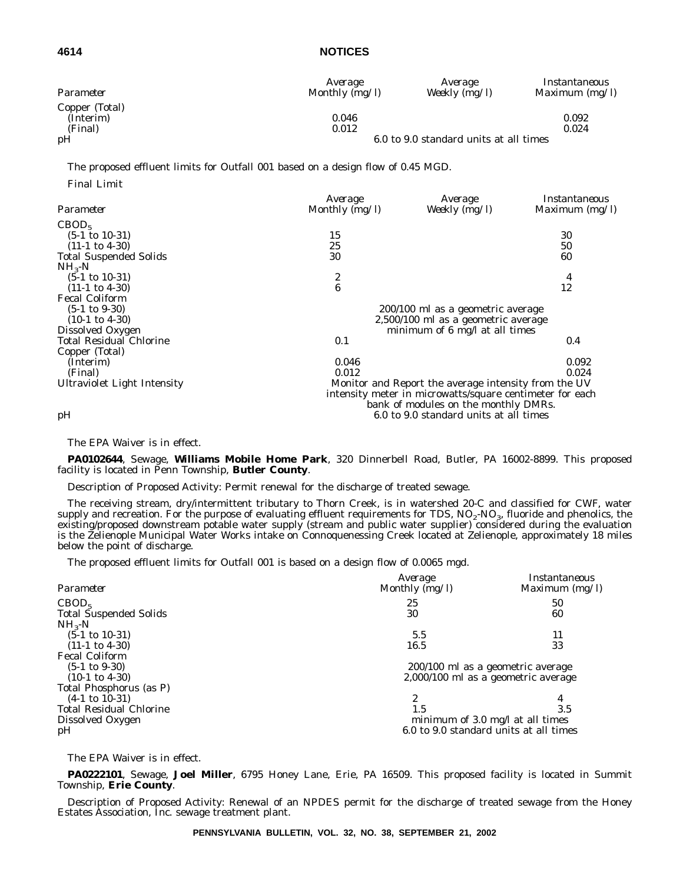| Parameter | Average Monthly (mg/l) | Average Weekly (mg/l) | Instantaneous Maximum (mg/l) |
|---|---|---|---|
| Copper (Total) | | | |
| (Interim) | 0.046 | | 0.092 |
| (Final) | 0.012 | | 0.024 |
| pH | 6.0 to 9.0 standard units at all times | | |

The proposed effluent limits for Outfall 001 based on a design flow of 0.45 MGD.

Final Limit

| Parameter | Average Monthly (mg/l) | Average Weekly (mg/l) | Instantaneous Maximum (mg/l) |
|---|---|---|---|
| $CBOD_5$ | | | |
| (5-1 to 10-31) | 15 | | 30 |
| (11-1 to 4-30) | 25 | | 50 |
| Total Suspended Solids | 30 | | 60 |
| $NH_3$-N | | | |
| (5-1 to 10-31) | 2 | | 4 |
| (11-1 to 4-30) | 6 | | 12 |
| Fecal Coliform | | | |
| (5-1 to 9-30) | 200/100 ml as a geometric average | | |
| (10-1 to 4-30) | 2,500/100 ml as a geometric average | | |
| Dissolved Oxygen | minimum of 6 mg/l at all times | | |
| Total Residual Chlorine | 0.1 | | 0.4 |
| Copper (Total) | | | |
| (Interim) | 0.046 | | 0.092 |
| (Final) | 0.012 | | 0.024 |
| Ultraviolet Light Intensity | Monitor and Report the average intensity from the UV intensity meter in microwatts/square centimeter for each bank of modules on the monthly DMRs. | | |
| pH | 6.0 to 9.0 standard units at all times | | |

The EPA Waiver is in effect.

**PA0102644**, Sewage, **Williams Mobile Home Park**, 320 Dinnerbell Road, Butler, PA 16002-8899. This proposed facility is located in Penn Township, **Butler County**.

Description of Proposed Activity: Permit renewal for the discharge of treated sewage.

The receiving stream, dry/intermittent tributary to Thorn Creek, is in watershed 20-C and classified for CWF, water supply and recreation. For the purpose of evaluating effluent requirements for TDS, $NO_2$-$NO_3$, fluoride and phenolics, the existing/proposed downstream potable water supply (stream and public water supplier) considered during the evaluation is the Zelienople Municipal Water Works intake on Connoquenessing Creek located at Zelienople, approximately 18 miles below the point of discharge.

The proposed effluent limits for Outfall 001 is based on a design flow of 0.0065 mgd.

| Parameter | Average Monthly (mg/l) | Instantaneous Maximum (mg/l) |
|---|---|---|
| $CBOD_5$ | 25 | 50 |
| Total Suspended Solids | 30 | 60 |
| $NH_3$-N | | |
| (5-1 to 10-31) | 5.5 | 11 |
| (11-1 to 4-30) | 16.5 | 33 |
| Fecal Coliform | | |
| (5-1 to 9-30) | 200/100 ml as a geometric average | |
| (10-1 to 4-30) | 2,000/100 ml as a geometric average | |
| Total Phosphorus (as P) | | |
| (4-1 to 10-31) | 2 | 4 |
| Total Residual Chlorine | 1.5 | 3.5 |
| Dissolved Oxygen | minimum of 3.0 mg/l at all times | |
| pH | 6.0 to 9.0 standard units at all times | |

The EPA Waiver is in effect.

**PA0222101**, Sewage, **Joel Miller**, 6795 Honey Lane, Erie, PA 16509. This proposed facility is located in Summit Township, **Erie County**.

Description of Proposed Activity: Renewal of an NPDES permit for the discharge of treated sewage from the Honey Estates Association, Inc. sewage treatment plant.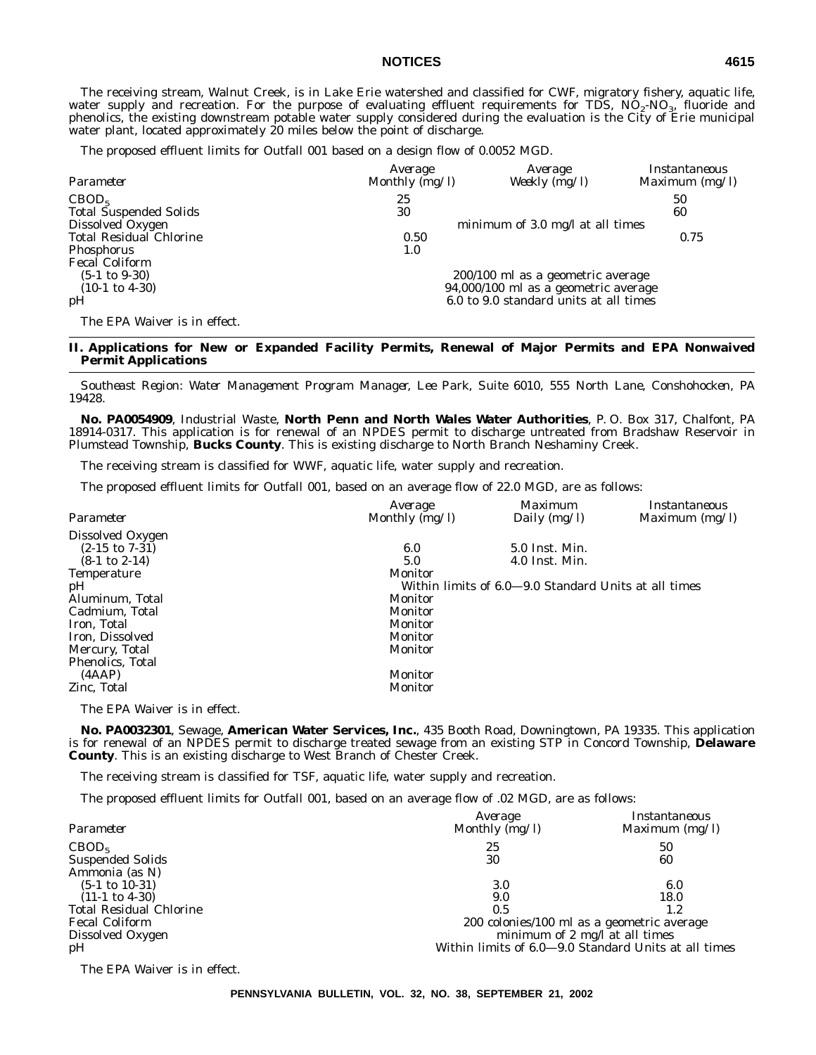The receiving stream, Walnut Creek, is in Lake Erie watershed and classified for CWF, migratory fishery, aquatic life, water supply and recreation. For the purpose of evaluating effluent requirements for TDS, $NO_2$-$NO_3$, fluoride and phenolics, the existing downstream potable water supply considered during the evaluation is the City of Erie municipal water plant, located approximately 20 miles below the point of discharge.

The proposed effluent limits for Outfall 001 based on a design flow of 0.0052 MGD.

| Parameter | Average Monthly (mg/l) | Average Weekly (mg/l) | Instantaneous Maximum (mg/l) |
|---|---|---|---|
| $CBOD_5$ | 25 | | 50 |
| Total Suspended Solids | 30 | | 60 |
| Dissolved Oxygen | | minimum of 3.0 mg/l at all times | |
| Total Residual Chlorine | 0.50 | | 0.75 |
| Phosphorus | 1.0 | | |
| Fecal Coliform | | | |
| (5-1 to 9-30) | | 200/100 ml as a geometric average | |
| (10-1 to 4-30) | | 94,000/100 ml as a geometric average | |
| pH | | 6.0 to 9.0 standard units at all times | |

The EPA Waiver is in effect.

## II. Applications for New or Expanded Facility Permits, Renewal of Major Permits and EPA Nonwaived Permit Applications

*Southeast Region: Water Management Program Manager, Lee Park, Suite 6010, 555 North Lane, Conshohocken, PA 19428.*

**No. PA0054909**, Industrial Waste, **North Penn and North Wales Water Authorities**, P. O. Box 317, Chalfont, PA 18914-0317. This application is for renewal of an NPDES permit to discharge untreated from Bradshaw Reservoir in Plumstead Township, **Bucks County**. This is existing discharge to North Branch Neshaminy Creek.

The receiving stream is classified for WWF, aquatic life, water supply and recreation.

The proposed effluent limits for Outfall 001, based on an average flow of 22.0 MGD, are as follows:

| Parameter | Average Monthly (mg/l) | Maximum Daily (mg/l) | Instantaneous Maximum (mg/l) |
|---|---|---|---|
| Dissolved Oxygen | | | |
| (2-15 to 7-31) | 6.0 | 5.0 Inst. Min. | |
| (8-1 to 2-14) | 5.0 | 4.0 Inst. Min. | |
| Temperature | Monitor | | |
| pH | Within limits of 6.0—9.0 Standard Units at all times | | |
| Aluminum, Total | Monitor | | |
| Cadmium, Total | Monitor | | |
| Iron, Total | Monitor | | |
| Iron, Dissolved | Monitor | | |
| Mercury, Total | Monitor | | |
| Phenolics, Total (4AAP) | Monitor | | |
| Zinc, Total | Monitor | | |

The EPA Waiver is in effect.

**No. PA0032301**, Sewage, **American Water Services, Inc.**, 435 Booth Road, Downingtown, PA 19335. This application is for renewal of an NPDES permit to discharge treated sewage from an existing STP in Concord Township, **Delaware County**. This is an existing discharge to West Branch of Chester Creek.

The receiving stream is classified for TSF, aquatic life, water supply and recreation.

The proposed effluent limits for Outfall 001, based on an average flow of .02 MGD, are as follows:

| Parameter | Average Monthly (mg/l) | Instantaneous Maximum (mg/l) |
|---|---|---|
| $CBOD_5$ | 25 | 50 |
| Suspended Solids | 30 | 60 |
| Ammonia (as N) | | |
| (5-1 to 10-31) | 3.0 | 6.0 |
| (11-1 to 4-30) | 9.0 | 18.0 |
| Total Residual Chlorine | 0.5 | 1.2 |
| Fecal Coliform | 200 colonies/100 ml as a geometric average | |
| Dissolved Oxygen | minimum of 2 mg/l at all times | |
| pH | Within limits of 6.0—9.0 Standard Units at all times | |

The EPA Waiver is in effect.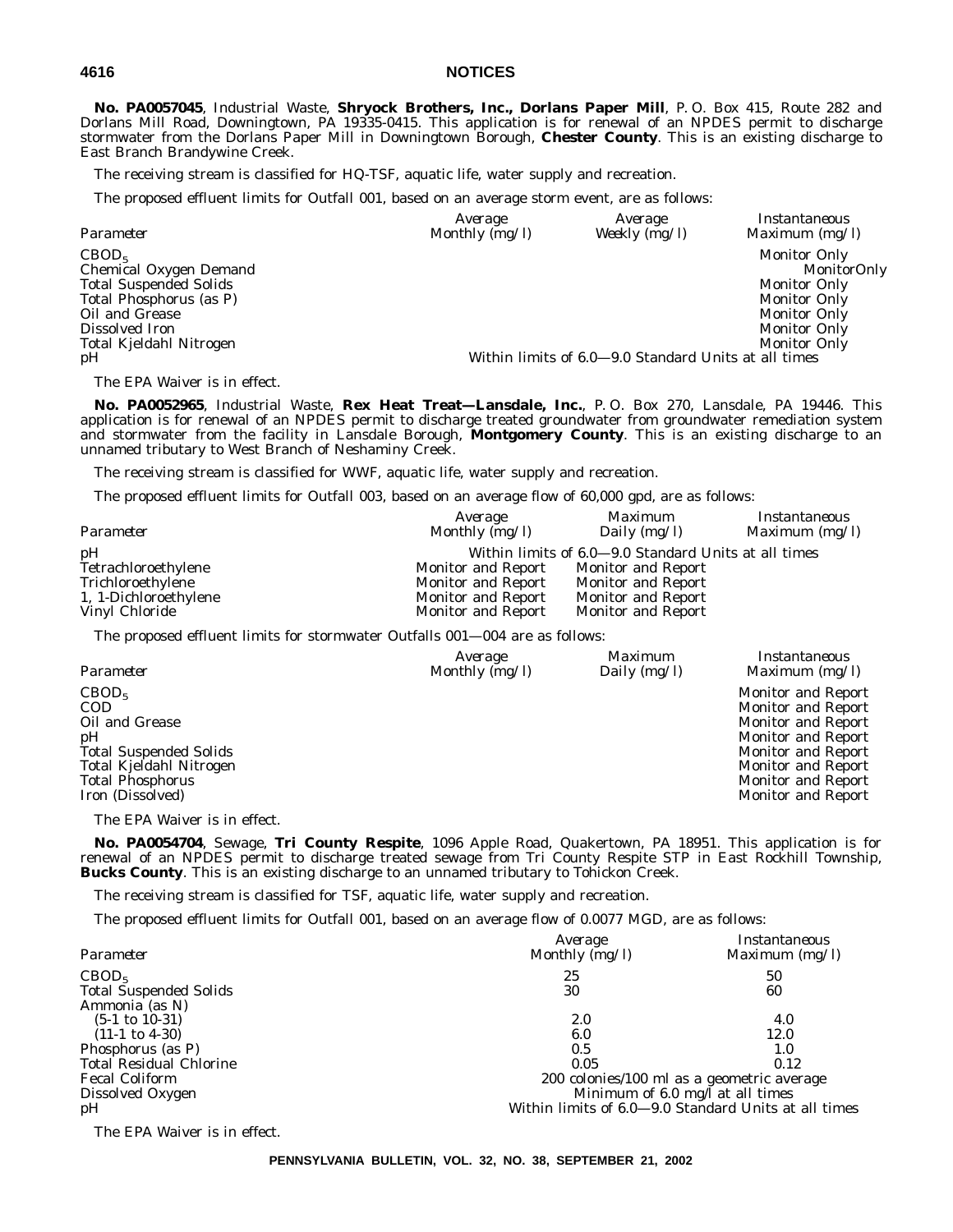**No. PA0057045**, Industrial Waste, **Shryock Brothers, Inc., Dorlans Paper Mill**, P. O. Box 415, Route 282 and Dorlans Mill Road, Downingtown, PA 19335-0415. This application is for renewal of an NPDES permit to discharge stormwater from the Dorlans Paper Mill in Downingtown Borough, **Chester County**. This is an existing discharge to East Branch Brandywine Creek.

The receiving stream is classified for HQ-TSF, aquatic life, water supply and recreation.

The proposed effluent limits for Outfall 001, based on an average storm event, are as follows:

| *Parameter* | *Average Monthly (mg/l)* | *Average Weekly (mg/l)* | *Instantaneous Maximum (mg/l)* |
|---|---|---|---|
| $CBOD_5$ | | | Monitor Only |
| Chemical Oxygen Demand | | | MonitorOnly |
| Total Suspended Solids | | | Monitor Only |
| Total Phosphorus (as P) | | | Monitor Only |
| Oil and Grease | | | Monitor Only |
| Dissolved Iron | | | Monitor Only |
| Total Kjeldahl Nitrogen | | | Monitor Only |
| pH | Within limits of 6.0—9.0 Standard Units at all times | | |

The EPA Waiver is in effect.

**No. PA0052965**, Industrial Waste, **Rex Heat Treat—Lansdale, Inc.**, P. O. Box 270, Lansdale, PA 19446. This application is for renewal of an NPDES permit to discharge treated groundwater from groundwater remediation system and stormwater from the facility in Lansdale Borough, **Montgomery County**. This is an existing discharge to an unnamed tributary to West Branch of Neshaminy Creek.

The receiving stream is classified for WWF, aquatic life, water supply and recreation.

The proposed effluent limits for Outfall 003, based on an average flow of 60,000 gpd, are as follows:

| *Parameter* | *Average Monthly (mg/l)* | *Maximum Daily (mg/l)* | *Instantaneous Maximum (mg/l)* |
|---|---|---|---|
| pH | Within limits of 6.0—9.0 Standard Units at all times | | |
| Tetrachloroethylene | Monitor and Report | Monitor and Report | |
| Trichloroethylene | Monitor and Report | Monitor and Report | |
| 1, 1-Dichloroethylene | Monitor and Report | Monitor and Report | |
| Vinyl Chloride | Monitor and Report | Monitor and Report | |

The proposed effluent limits for stormwater Outfalls 001—004 are as follows:

| *Parameter* | *Average Monthly (mg/l)* | *Maximum Daily (mg/l)* | *Instantaneous Maximum (mg/l)* |
|---|---|---|---|
| $CBOD_5$ | | | Monitor and Report |
| COD | | | Monitor and Report |
| Oil and Grease | | | Monitor and Report |
| pH | | | Monitor and Report |
| Total Suspended Solids | | | Monitor and Report |
| Total Kjeldahl Nitrogen | | | Monitor and Report |
| Total Phosphorus | | | Monitor and Report |
| Iron (Dissolved) | | | Monitor and Report |

The EPA Waiver is in effect.

**No. PA0054704**, Sewage, **Tri County Respite**, 1096 Apple Road, Quakertown, PA 18951. This application is for renewal of an NPDES permit to discharge treated sewage from Tri County Respite STP in East Rockhill Township, **Bucks County**. This is an existing discharge to an unnamed tributary to Tohickon Creek.

The receiving stream is classified for TSF, aquatic life, water supply and recreation.

The proposed effluent limits for Outfall 001, based on an average flow of 0.0077 MGD, are as follows:

| *Parameter* | *Average Monthly (mg/l)* | *Instantaneous Maximum (mg/l)* |
|---|---|---|
| $CBOD_5$ | 25 | 50 |
| Total Suspended Solids | 30 | 60 |
| Ammonia (as N) | | |
| (5-1 to 10-31) | 2.0 | 4.0 |
| (11-1 to 4-30) | 6.0 | 12.0 |
| Phosphorus (as P) | 0.5 | 1.0 |
| Total Residual Chlorine | 0.05 | 0.12 |
| Fecal Coliform | 200 colonies/100 ml as a geometric average | |
| Dissolved Oxygen | Minimum of 6.0 mg/l at all times | |
| pH | Within limits of 6.0—9.0 Standard Units at all times | |

The EPA Waiver is in effect.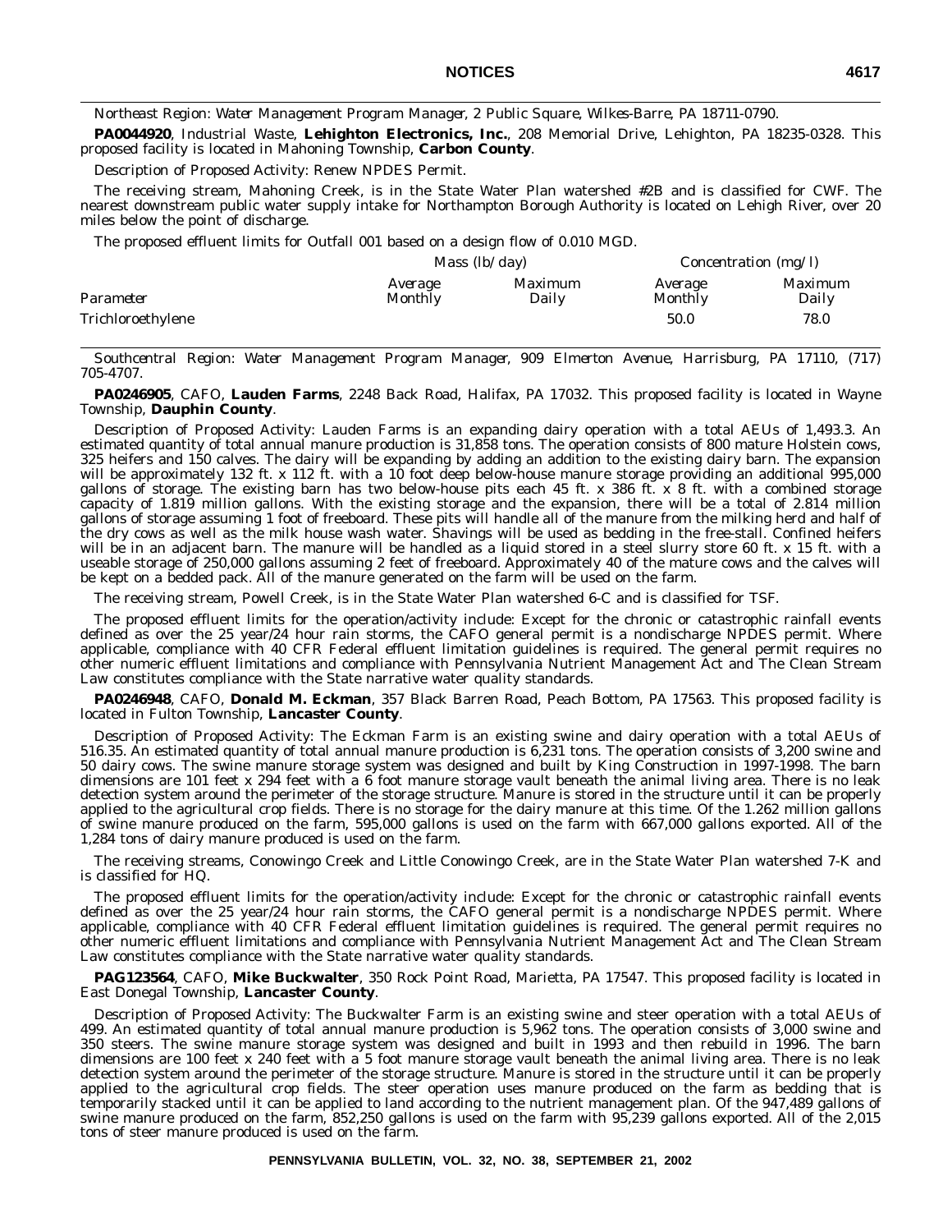*Northeast Region: Water Management Program Manager, 2 Public Square, Wilkes-Barre, PA 18711-0790.*

**PA0044920**, Industrial Waste, **Lehighton Electronics, Inc.**, 208 Memorial Drive, Lehighton, PA 18235-0328. This proposed facility is located in Mahoning Township, **Carbon County**.

Description of Proposed Activity: Renew NPDES Permit.

The receiving stream, Mahoning Creek, is in the State Water Plan watershed #2B and is classified for CWF. The nearest downstream public water supply intake for Northampton Borough Authority is located on Lehigh River, over 20 miles below the point of discharge.

The proposed effluent limits for Outfall 001 based on a design flow of 0.010 MGD.

| | *Mass (lb/day)* | | *Concentration (mg/l)* | |
|---|---|---|---|---|
| *Parameter* | *Average Monthly* | *Maximum Daily* | *Average Monthly* | *Maximum Daily* |
| Trichloroethylene | | | 50.0 | 78.0 |

*Southcentral Region: Water Management Program Manager, 909 Elmerton Avenue, Harrisburg, PA 17110, (717) 705-4707.*

**PA0246905**, CAFO, **Lauden Farms**, 2248 Back Road, Halifax, PA 17032. This proposed facility is located in Wayne Township, **Dauphin County**.

Description of Proposed Activity: Lauden Farms is an expanding dairy operation with a total AEUs of 1,493.3. An estimated quantity of total annual manure production is 31,858 tons. The operation consists of 800 mature Holstein cows, 325 heifers and 150 calves. The dairy will be expanding by adding an addition to the existing dairy barn. The expansion will be approximately 132 ft. x 112 ft. with a 10 foot deep below-house manure storage providing an additional 995,000 gallons of storage. The existing barn has two below-house pits each 45 ft. x 386 ft. x 8 ft. with a combined storage capacity of 1.819 million gallons. With the existing storage and the expansion, there will be a total of 2.814 million gallons of storage assuming 1 foot of freeboard. These pits will handle all of the manure from the milking herd and half of the dry cows as well as the milk house wash water. Shavings will be used as bedding in the free-stall. Confined heifers will be in an adjacent barn. The manure will be handled as a liquid stored in a steel slurry store 60 ft. x 15 ft. with a useable storage of 250,000 gallons assuming 2 feet of freeboard. Approximately 40 of the mature cows and the calves will be kept on a bedded pack. All of the manure generated on the farm will be used on the farm.

The receiving stream, Powell Creek, is in the State Water Plan watershed 6-C and is classified for TSF.

The proposed effluent limits for the operation/activity include: Except for the chronic or catastrophic rainfall events defined as over the 25 year/24 hour rain storms, the CAFO general permit is a nondischarge NPDES permit. Where applicable, compliance with 40 CFR Federal effluent limitation guidelines is required. The general permit requires no other numeric effluent limitations and compliance with Pennsylvania Nutrient Management Act and The Clean Stream Law constitutes compliance with the State narrative water quality standards.

**PA0246948**, CAFO, **Donald M. Eckman**, 357 Black Barren Road, Peach Bottom, PA 17563. This proposed facility is located in Fulton Township, **Lancaster County**.

Description of Proposed Activity: The Eckman Farm is an existing swine and dairy operation with a total AEUs of 516.35. An estimated quantity of total annual manure production is 6,231 tons. The operation consists of 3,200 swine and 50 dairy cows. The swine manure storage system was designed and built by King Construction in 1997-1998. The barn dimensions are 101 feet x 294 feet with a 6 foot manure storage vault beneath the animal living area. There is no leak detection system around the perimeter of the storage structure. Manure is stored in the structure until it can be properly applied to the agricultural crop fields. There is no storage for the dairy manure at this time. Of the 1.262 million gallons of swine manure produced on the farm, 595,000 gallons is used on the farm with 667,000 gallons exported. All of the 1,284 tons of dairy manure produced is used on the farm.

The receiving streams, Conowingo Creek and Little Conowingo Creek, are in the State Water Plan watershed 7-K and is classified for HQ.

The proposed effluent limits for the operation/activity include: Except for the chronic or catastrophic rainfall events defined as over the 25 year/24 hour rain storms, the CAFO general permit is a nondischarge NPDES permit. Where applicable, compliance with 40 CFR Federal effluent limitation guidelines is required. The general permit requires no other numeric effluent limitations and compliance with Pennsylvania Nutrient Management Act and The Clean Stream Law constitutes compliance with the State narrative water quality standards.

**PAG123564**, CAFO, **Mike Buckwalter**, 350 Rock Point Road, Marietta, PA 17547. This proposed facility is located in East Donegal Township, **Lancaster County**.

Description of Proposed Activity: The Buckwalter Farm is an existing swine and steer operation with a total AEUs of 499. An estimated quantity of total annual manure production is 5,962 tons. The operation consists of 3,000 swine and 350 steers. The swine manure storage system was designed and built in 1993 and then rebuild in 1996. The barn dimensions are 100 feet x 240 feet with a 5 foot manure storage vault beneath the animal living area. There is no leak detection system around the perimeter of the storage structure. Manure is stored in the structure until it can be properly applied to the agricultural crop fields. The steer operation uses manure produced on the farm as bedding that is temporarily stacked until it can be applied to land according to the nutrient management plan. Of the 947,489 gallons of swine manure produced on the farm, 852,250 gallons is used on the farm with 95,239 gallons exported. All of the 2,015 tons of steer manure produced is used on the farm.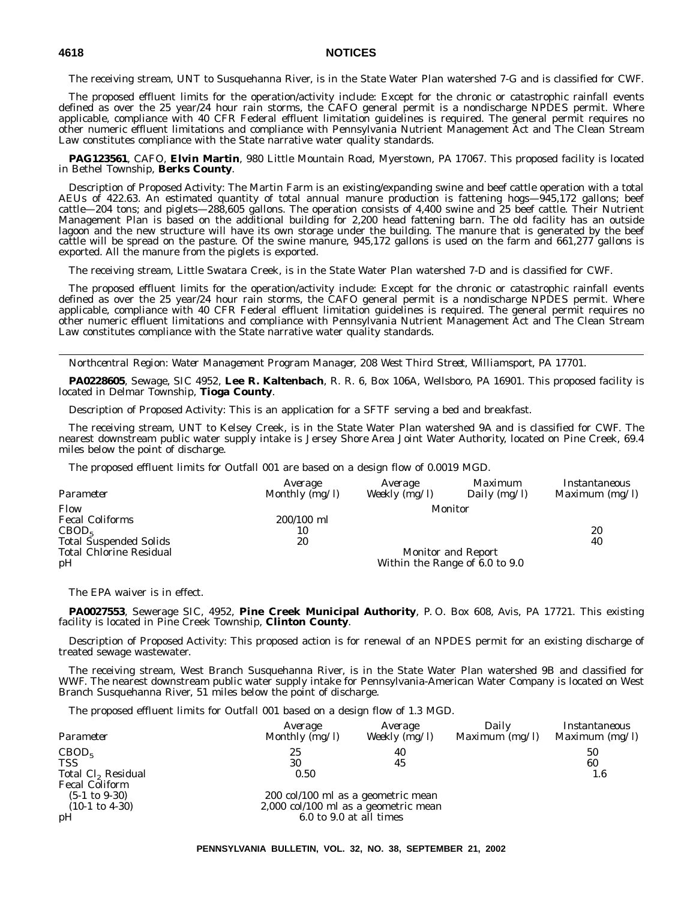The receiving stream, UNT to Susquehanna River, is in the State Water Plan watershed 7-G and is classified for CWF.

The proposed effluent limits for the operation/activity include: Except for the chronic or catastrophic rainfall events defined as over the 25 year/24 hour rain storms, the CAFO general permit is a nondischarge NPDES permit. Where applicable, compliance with 40 CFR Federal effluent limitation guidelines is required. The general permit requires no other numeric effluent limitations and compliance with Pennsylvania Nutrient Management Act and The Clean Stream Law constitutes compliance with the State narrative water quality standards.

**PAG123561**, CAFO, **Elvin Martin**, 980 Little Mountain Road, Myerstown, PA 17067. This proposed facility is located in Bethel Township, **Berks County**.

Description of Proposed Activity: The Martin Farm is an existing/expanding swine and beef cattle operation with a total AEUs of 422.63. An estimated quantity of total annual manure production is fattening hogs—945,172 gallons; beef cattle—204 tons; and piglets—288,605 gallons. The operation consists of 4,400 swine and 25 beef cattle. Their Nutrient Management Plan is based on the additional building for 2,200 head fattening barn. The old facility has an outside lagoon and the new structure will have its own storage under the building. The manure that is generated by the beef cattle will be spread on the pasture. Of the swine manure, 945,172 gallons is used on the farm and 661,277 gallons is exported. All the manure from the piglets is exported.

The receiving stream, Little Swatara Creek, is in the State Water Plan watershed 7-D and is classified for CWF.

The proposed effluent limits for the operation/activity include: Except for the chronic or catastrophic rainfall events defined as over the 25 year/24 hour rain storms, the CAFO general permit is a nondischarge NPDES permit. Where applicable, compliance with 40 CFR Federal effluent limitation guidelines is required. The general permit requires no other numeric effluent limitations and compliance with Pennsylvania Nutrient Management Act and The Clean Stream Law constitutes compliance with the State narrative water quality standards.

---

*Northcentral Region: Water Management Program Manager, 208 West Third Street, Williamsport, PA 17701.*

**PA0228605**, Sewage, SIC 4952, **Lee R. Kaltenbach**, R. R. 6, Box 106A, Wellsboro, PA 16901. This proposed facility is located in Delmar Township, **Tioga County**.

Description of Proposed Activity: This is an application for a SFTF serving a bed and breakfast.

The receiving stream, UNT to Kelsey Creek, is in the State Water Plan watershed 9A and is classified for CWF. The nearest downstream public water supply intake is Jersey Shore Area Joint Water Authority, located on Pine Creek, 69.4 miles below the point of discharge.

The proposed effluent limits for Outfall 001 are based on a design flow of 0.0019 MGD.

| *Parameter* | *Average Monthly (mg/l)* | *Average Weekly (mg/l)* | *Maximum Daily (mg/l)* | *Instantaneous Maximum (mg/l)* |
|---|---|---|---|---|
| Flow | | Monitor | | |
| Fecal Coliforms | 200/100 ml | | | |
| $CBOD_5$ | 10 | | | 20 |
| Total Suspended Solids | 20 | | | 40 |
| Total Chlorine Residual | | Monitor and Report | | |
| pH | | Within the Range of 6.0 to 9.0 | | |

The EPA waiver is in effect.

**PA0027553**, Sewerage SIC, 4952, **Pine Creek Municipal Authority**, P. O. Box 608, Avis, PA 17721. This existing facility is located in Pine Creek Township, **Clinton County**.

Description of Proposed Activity: This proposed action is for renewal of an NPDES permit for an existing discharge of treated sewage wastewater.

The receiving stream, West Branch Susquehanna River, is in the State Water Plan watershed 9B and classified for WWF. The nearest downstream public water supply intake for Pennsylvania-American Water Company is located on West Branch Susquehanna River, 51 miles below the point of discharge.

The proposed effluent limits for Outfall 001 based on a design flow of 1.3 MGD.

| *Parameter* | *Average Monthly (mg/l)* | *Average Weekly (mg/l)* | *Daily Maximum (mg/l)* | *Instantaneous Maximum (mg/l)* |
|---|---|---|---|---|
| $CBOD_5$ | 25 | 40 | | 50 |
| TSS | 30 | 45 | | 60 |
| Total $Cl_2$ Residual | 0.50 | | | 1.6 |
| Fecal Coliform | | | | |
| (5-1 to 9-30) | 200 col/100 ml as a geometric mean | | | |
| (10-1 to 4-30) | 2,000 col/100 ml as a geometric mean | | | |
| pH | 6.0 to 9.0 at all times | | | |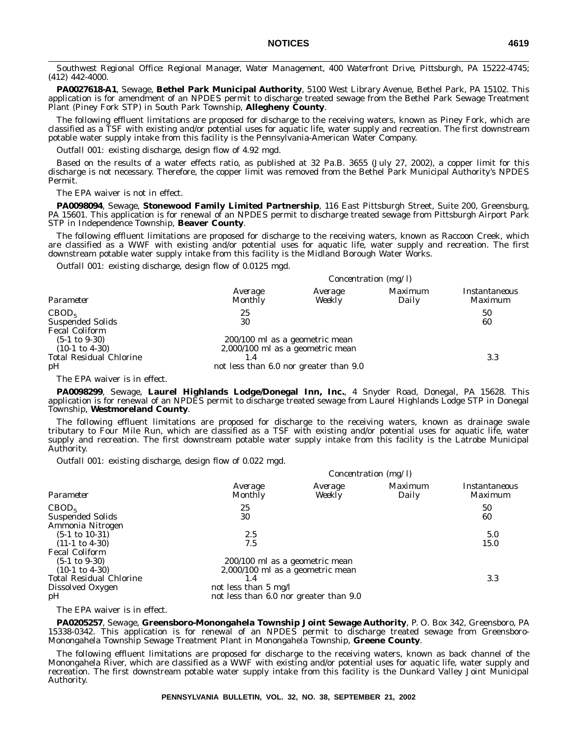*Southwest Regional Office: Regional Manager, Water Management, 400 Waterfront Drive, Pittsburgh, PA 15222-4745; (412) 442-4000.*

**PA0027618-A1**, Sewage, **Bethel Park Municipal Authority**, 5100 West Library Avenue, Bethel Park, PA 15102. This application is for amendment of an NPDES permit to discharge treated sewage from the Bethel Park Sewage Treatment Plant (Piney Fork STP) in South Park Township, **Allegheny County**.

The following effluent limitations are proposed for discharge to the receiving waters, known as Piney Fork, which are classified as a TSF with existing and/or potential uses for aquatic life, water supply and recreation. The first downstream potable water supply intake from this facility is the Pennsylvania-American Water Company.

*Outfall 001*: existing discharge, design flow of 4.92 mgd.

Based on the results of a water effects ratio, as published at 32 Pa.B. 3655 (July 27, 2002), a copper limit for this discharge is not necessary. Therefore, the copper limit was removed from the Bethel Park Municipal Authority's NPDES Permit.

The EPA waiver is not in effect.

**PA0098094**, Sewage, **Stonewood Family Limited Partnership**, 116 East Pittsburgh Street, Suite 200, Greensburg, PA 15601. This application is for renewal of an NPDES permit to discharge treated sewage from Pittsburgh Airport Park STP in Independence Township, **Beaver County**.

The following effluent limitations are proposed for discharge to the receiving waters, known as Raccoon Creek, which are classified as a WWF with existing and/or potential uses for aquatic life, water supply and recreation. The first downstream potable water supply intake from this facility is the Midland Borough Water Works.

*Outfall 001*: existing discharge, design flow of 0.0125 mgd.

| | *Concentration (mg/l)* | | | |
|---|---|---|---|---|
| *Parameter* | *Average Monthly* | *Average Weekly* | *Maximum Daily* | *Instantaneous Maximum* |
| $CBOD_5$ | 25 | | | 50 |
| Suspended Solids | 30 | | | 60 |
| Fecal Coliform | | | | |
| (5-1 to 9-30) | 200/100 ml as a geometric mean | | | |
| (10-1 to 4-30) | 2,000/100 ml as a geometric mean | | | |
| Total Residual Chlorine | 1.4 | | | 3.3 |
| pH | not less than 6.0 nor greater than 9.0 | | | |

The EPA waiver is in effect.

**PA0098299**, Sewage, **Laurel Highlands Lodge/Donegal Inn, Inc.**, 4 Snyder Road, Donegal, PA 15628. This application is for renewal of an NPDES permit to discharge treated sewage from Laurel Highlands Lodge STP in Donegal Township, **Westmoreland County**.

The following effluent limitations are proposed for discharge to the receiving waters, known as drainage swale tributary to Four Mile Run, which are classified as a TSF with existing and/or potential uses for aquatic life, water supply and recreation. The first downstream potable water supply intake from this facility is the Latrobe Municipal Authority.

*Outfall 001*: existing discharge, design flow of 0.022 mgd.

| | *Concentration (mg/l)* | | | |
|---|---|---|---|---|
| *Parameter* | *Average Monthly* | *Average Weekly* | *Maximum Daily* | *Instantaneous Maximum* |
| $CBOD_5$ | 25 | | | 50 |
| Suspended Solids | 30 | | | 60 |
| Ammonia Nitrogen | | | | |
| (5-1 to 10-31) | 2.5 | | | 5.0 |
| (11-1 to 4-30) | 7.5 | | | 15.0 |
| Fecal Coliform | | | | |
| (5-1 to 9-30) | 200/100 ml as a geometric mean | | | |
| (10-1 to 4-30) | 2,000/100 ml as a geometric mean | | | |
| Total Residual Chlorine | 1.4 | | | 3.3 |
| Dissolved Oxygen | not less than 5 mg/l | | | |
| pH | not less than 6.0 nor greater than 9.0 | | | |

The EPA waiver is in effect.

**PA0205257**, Sewage, **Greensboro-Monongahela Township Joint Sewage Authority**, P. O. Box 342, Greensboro, PA 15338-0342. This application is for renewal of an NPDES permit to discharge treated sewage from Greensboro-Monongahela Township Sewage Treatment Plant in Monongahela Township, **Greene County**.

The following effluent limitations are proposed for discharge to the receiving waters, known as back channel of the Monongahela River, which are classified as a WWF with existing and/or potential uses for aquatic life, water supply and recreation. The first downstream potable water supply intake from this facility is the Dunkard Valley Joint Municipal Authority.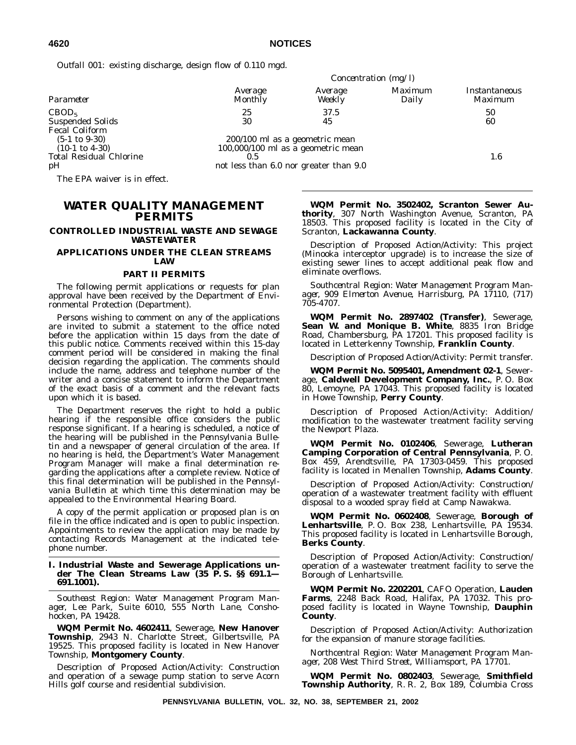Outfall 001: existing discharge, design flow of 0.110 mgd.

| | Concentration (mg/l) | | | |
|---|---|---|---|---|
| *Parameter* | *Average Monthly* | *Average Weekly* | *Maximum Daily* | *Instantaneous Maximum* |
| $CBOD_5$ | 25 | 37.5 | | 50 |
| Suspended Solids | 30 | 45 | | 60 |
| Fecal Coliform | | | | |
| (5-1 to 9-30) | 200/100 ml as a geometric mean | | | |
| (10-1 to 4-30) | 100,000/100 ml as a geometric mean | | | |
| Total Residual Chlorine | 0.5 | | | 1.6 |
| pH | not less than 6.0 nor greater than 9.0 | | | |

The EPA waiver is in effect.

# WATER QUALITY MANAGEMENT PERMITS

## CONTROLLED INDUSTRIAL WASTE AND SEWAGE WASTEWATER

## APPLICATIONS UNDER THE CLEAN STREAMS LAW

### PART II PERMITS

The following permit applications or requests for plan approval have been received by the Department of Environmental Protection (Department).

Persons wishing to comment on any of the applications are invited to submit a statement to the office noted before the application within 15 days from the date of this public notice. Comments received within this 15-day comment period will be considered in making the final decision regarding the application. The comments should include the name, address and telephone number of the writer and a concise statement to inform the Department of the exact basis of a comment and the relevant facts upon which it is based.

The Department reserves the right to hold a public hearing if the responsible office considers the public response significant. If a hearing is scheduled, a notice of the hearing will be published in the *Pennsylvania Bulletin* and a newspaper of general circulation of the area. If no hearing is held, the Department's Water Management Program Manager will make a final determination regarding the applications after a complete review. Notice of this final determination will be published in the *Pennsylvania Bulletin* at which time this determination may be appealed to the Environmental Hearing Board.

A copy of the permit application or proposed plan is on file in the office indicated and is open to public inspection. Appointments to review the application may be made by contacting Records Management at the indicated telephone number.

**I. Industrial Waste and Sewerage Applications under The Clean Streams Law (35 P. S. §§ 691.1—691.1001).**

*Southeast Region: Water Management Program Manager, Lee Park, Suite 6010, 555 North Lane, Conshohocken, PA 19428.*

**WQM Permit No. 4602411**, Sewerage, **New Hanover Township**, 2943 N. Charlotte Street, Gilbertsville, PA 19525. This proposed facility is located in New Hanover Township, **Montgomery County**.

*Description of Proposed Action/Activity*: Construction and operation of a sewage pump station to serve Acorn Hills golf course and residential subdivision.

**WQM Permit No. 3502402, Scranton Sewer Authority**, 307 North Washington Avenue, Scranton, PA 18503. This proposed facility is located in the City of Scranton, **Lackawanna County**.

*Description of Proposed Action/Activity*: This project (Minooka interceptor upgrade) is to increase the size of existing sewer lines to accept additional peak flow and eliminate overflows.

*Southcentral Region: Water Management Program Manager, 909 Elmerton Avenue, Harrisburg, PA 17110, (717) 705-4707.*

**WQM Permit No. 2897402 (Transfer)**, Sewerage, **Sean W. and Monique B. White**, 8835 Iron Bridge Road, Chambersburg, PA 17201. This proposed facility is located in Letterkenny Township, **Franklin County**.

*Description of Proposed Action/Activity*: Permit transfer.

**WQM Permit No. 5095401, Amendment 02-1**, Sewerage, **Caldwell Development Company, Inc.**, P. O. Box 80, Lemoyne, PA 17043. This proposed facility is located in Howe Township, **Perry County**.

*Description of Proposed Action/Activity*: Addition/modification to the wastewater treatment facility serving the Newport Plaza.

**WQM Permit No. 0102406**, Sewerage, **Lutheran Camping Corporation of Central Pennsylvania**, P. O. Box 459, Arendtsville, PA 17303-0459. This proposed facility is located in Menallen Township, **Adams County**.

*Description of Proposed Action/Activity*: Construction/operation of a wastewater treatment facility with effluent disposal to a wooded spray field at Camp Nawakwa.

**WQM Permit No. 0602408**, Sewerage, **Borough of Lenhartsville**, P. O. Box 238, Lenhartsville, PA 19534. This proposed facility is located in Lenhartsville Borough, **Berks County**.

*Description of Proposed Action/Activity*: Construction/operation of a wastewater treatment facility to serve the Borough of Lenhartsville.

**WQM Permit No. 2202201**, CAFO Operation, **Lauden Farms**, 2248 Back Road, Halifax, PA 17032. This proposed facility is located in Wayne Township, **Dauphin County**.

*Description of Proposed Action/Activity*: Authorization for the expansion of manure storage facilities.

*Northcentral Region: Water Management Program Manager, 208 West Third Street, Williamsport, PA 17701.*

**WQM Permit No. 0802403**, Sewerage, **Smithfield Township Authority**, R. R. 2, Box 189, Columbia Cross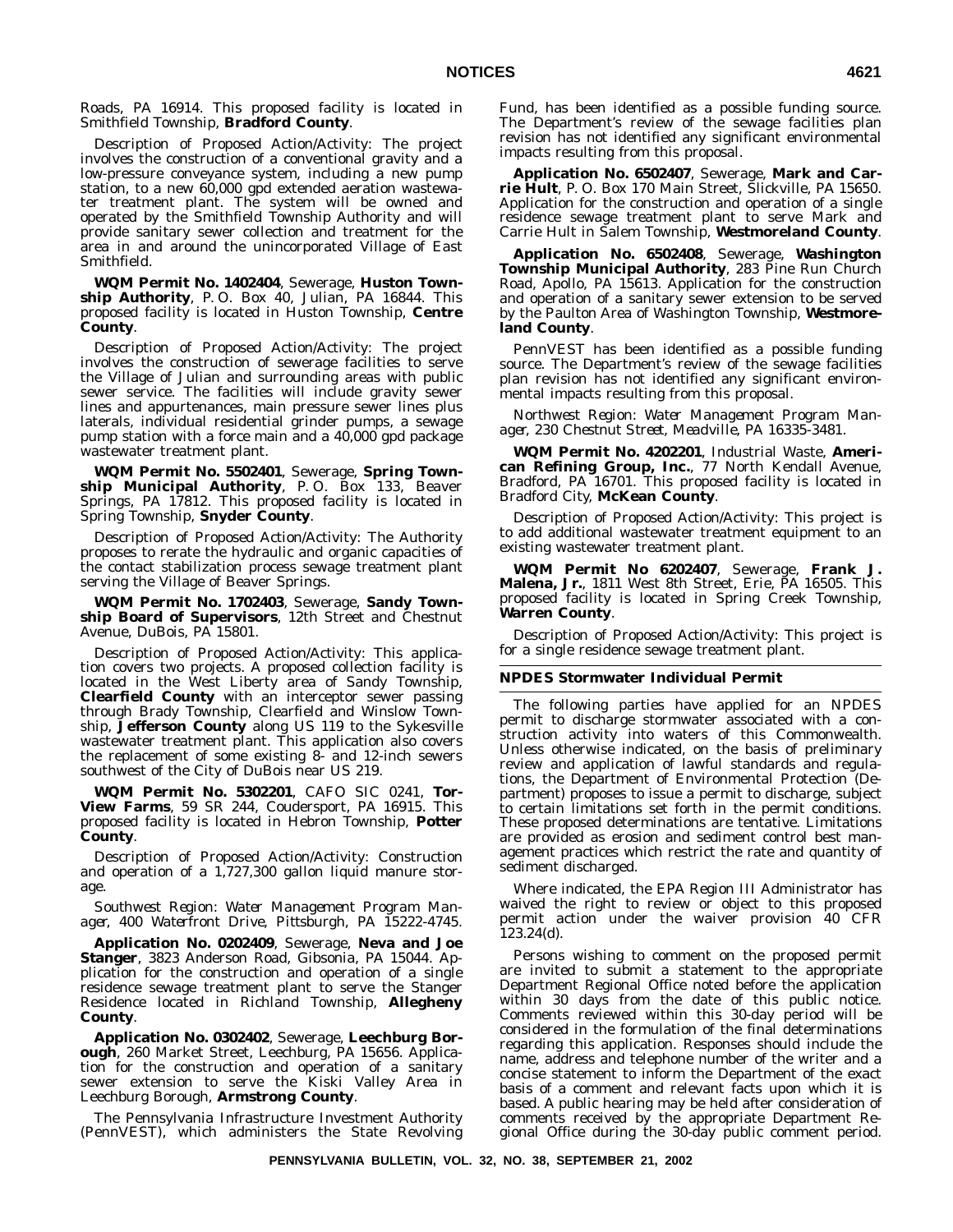Roads, PA 16914. This proposed facility is located in Smithfield Township, **Bradford County**.

*Description of Proposed Action/Activity*: The project involves the construction of a conventional gravity and a low-pressure conveyance system, including a new pump station, to a new 60,000 gpd extended aeration wastewater treatment plant. The system will be owned and operated by the Smithfield Township Authority and will provide sanitary sewer collection and treatment for the area in and around the unincorporated Village of East Smithfield.

**WQM Permit No. 1402404**, Sewerage, **Huston Township Authority**, P. O. Box 40, Julian, PA 16844. This proposed facility is located in Huston Township, **Centre County**.

*Description of Proposed Action/Activity*: The project involves the construction of sewerage facilities to serve the Village of Julian and surrounding areas with public sewer service. The facilities will include gravity sewer lines and appurtenances, main pressure sewer lines plus laterals, individual residential grinder pumps, a sewage pump station with a force main and a 40,000 gpd package wastewater treatment plant.

**WQM Permit No. 5502401**, Sewerage, **Spring Township Municipal Authority**, P. O. Box 133, Beaver Springs, PA 17812. This proposed facility is located in Spring Township, **Snyder County**.

*Description of Proposed Action/Activity*: The Authority proposes to rerate the hydraulic and organic capacities of the contact stabilization process sewage treatment plant serving the Village of Beaver Springs.

**WQM Permit No. 1702403**, Sewerage, **Sandy Township Board of Supervisors**, 12th Street and Chestnut Avenue, DuBois, PA 15801.

*Description of Proposed Action/Activity*: This application covers two projects. A proposed collection facility is located in the West Liberty area of Sandy Township, **Clearfield County** with an interceptor sewer passing through Brady Township, Clearfield and Winslow Township, **Jefferson County** along US 119 to the Sykesville wastewater treatment plant. This application also covers the replacement of some existing 8- and 12-inch sewers southwest of the City of DuBois near US 219.

**WQM Permit No. 5302201**, CAFO SIC 0241, **Tor-View Farms**, 59 SR 244, Coudersport, PA 16915. This proposed facility is located in Hebron Township, **Potter County**.

*Description of Proposed Action/Activity*: Construction and operation of a 1,727,300 gallon liquid manure storage.

*Southwest Region: Water Management Program Manager, 400 Waterfront Drive, Pittsburgh, PA 15222-4745.*

**Application No. 0202409**, Sewerage, **Neva and Joe Stanger**, 3823 Anderson Road, Gibsonia, PA 15044. Application for the construction and operation of a single residence sewage treatment plant to serve the Stanger Residence located in Richland Township, **Allegheny County**.

**Application No. 0302402**, Sewerage, **Leechburg Borough**, 260 Market Street, Leechburg, PA 15656. Application for the construction and operation of a sanitary sewer extension to serve the Kiski Valley Area in Leechburg Borough, **Armstrong County**.

The Pennsylvania Infrastructure Investment Authority (PennVEST), which administers the State Revolving Fund, has been identified as a possible funding source. The Department's review of the sewage facilities plan revision has not identified any significant environmental impacts resulting from this proposal.

**Application No. 6502407**, Sewerage, **Mark and Carrie Hult**, P. O. Box 170 Main Street, Slickville, PA 15650. Application for the construction and operation of a single residence sewage treatment plant to serve Mark and Carrie Hult in Salem Township, **Westmoreland County**.

**Application No. 6502408**, Sewerage, **Washington Township Municipal Authority**, 283 Pine Run Church Road, Apollo, PA 15613. Application for the construction and operation of a sanitary sewer extension to be served by the Paulton Area of Washington Township, **Westmoreland County**.

PennVEST has been identified as a possible funding source. The Department's review of the sewage facilities plan revision has not identified any significant environmental impacts resulting from this proposal.

*Northwest Region: Water Management Program Manager, 230 Chestnut Street, Meadville, PA 16335-3481.*

**WQM Permit No. 4202201**, Industrial Waste, **American Refining Group, Inc.**, 77 North Kendall Avenue, Bradford, PA 16701. This proposed facility is located in Bradford City, **McKean County**.

*Description of Proposed Action/Activity*: This project is to add additional wastewater treatment equipment to an existing wastewater treatment plant.

**WQM Permit No 6202407**, Sewerage, **Frank J. Malena, Jr.**, 1811 West 8th Street, Erie, PA 16505. This proposed facility is located in Spring Creek Township, **Warren County**.

*Description of Proposed Action/Activity*: This project is for a single residence sewage treatment plant.

## NPDES Stormwater Individual Permit

The following parties have applied for an NPDES permit to discharge stormwater associated with a construction activity into waters of this Commonwealth. Unless otherwise indicated, on the basis of preliminary review and application of lawful standards and regulations, the Department of Environmental Protection (Department) proposes to issue a permit to discharge, subject to certain limitations set forth in the permit conditions. These proposed determinations are tentative. Limitations are provided as erosion and sediment control best management practices which restrict the rate and quantity of sediment discharged.

Where indicated, the EPA Region III Administrator has waived the right to review or object to this proposed permit action under the waiver provision 40 CFR 123.24(d).

Persons wishing to comment on the proposed permit are invited to submit a statement to the appropriate Department Regional Office noted before the application within 30 days from the date of this public notice. Comments reviewed within this 30-day period will be considered in the formulation of the final determinations regarding this application. Responses should include the name, address and telephone number of the writer and a concise statement to inform the Department of the exact basis of a comment and relevant facts upon which it is based. A public hearing may be held after consideration of comments received by the appropriate Department Regional Office during the 30-day public comment period.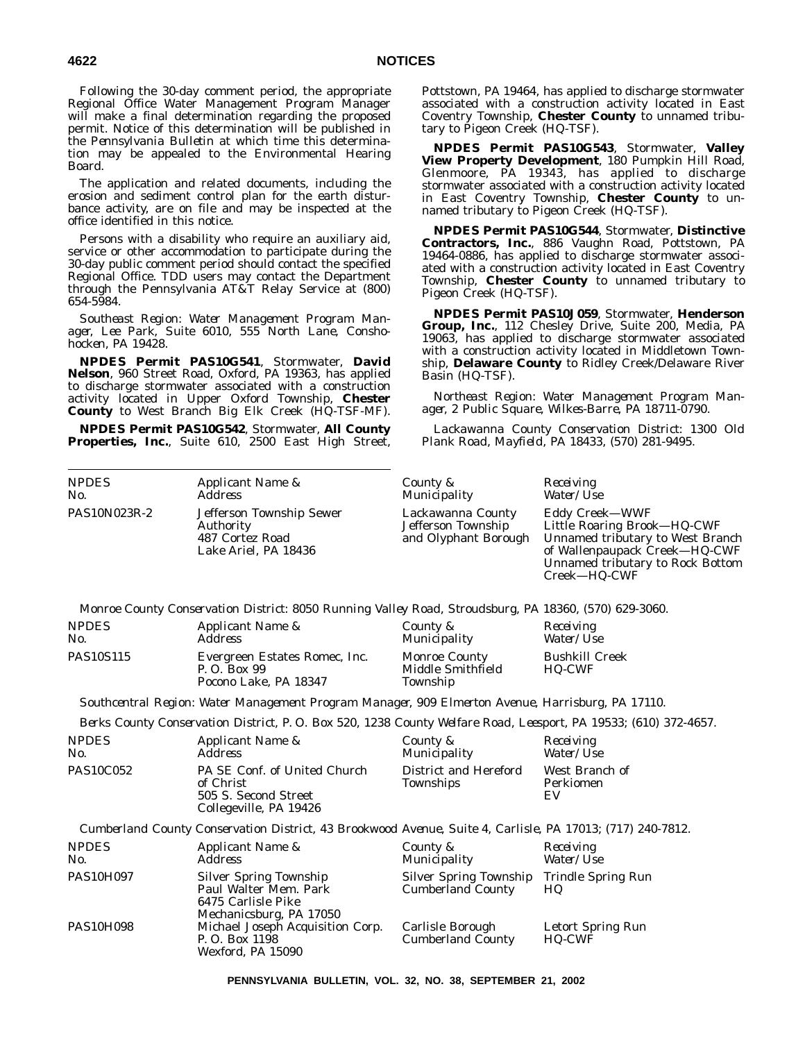Following the 30-day comment period, the appropriate Regional Office Water Management Program Manager will make a final determination regarding the proposed permit. Notice of this determination will be published in the *Pennsylvania Bulletin* at which time this determination may be appealed to the Environmental Hearing Board.

The application and related documents, including the erosion and sediment control plan for the earth disturbance activity, are on file and may be inspected at the office identified in this notice.

Persons with a disability who require an auxiliary aid, service or other accommodation to participate during the 30-day public comment period should contact the specified Regional Office. TDD users may contact the Department through the Pennsylvania AT&T Relay Service at (800) 654-5984.

*Southeast Region: Water Management Program Manager, Lee Park, Suite 6010, 555 North Lane, Conshohocken, PA 19428.*

**NPDES Permit PAS10G541**, Stormwater, **David Nelson**, 960 Street Road, Oxford, PA 19363, has applied to discharge stormwater associated with a construction activity located in Upper Oxford Township, **Chester County** to West Branch Big Elk Creek (HQ-TSF-MF).

**NPDES Permit PAS10G542**, Stormwater, **All County Properties, Inc.**, Suite 610, 2500 East High Street, Pottstown, PA 19464, has applied to discharge stormwater associated with a construction activity located in East Coventry Township, **Chester County** to unnamed tributary to Pigeon Creek (HQ-TSF).

**NPDES Permit PAS10G543**, Stormwater, **Valley View Property Development**, 180 Pumpkin Hill Road, Glenmoore, PA 19343, has applied to discharge stormwater associated with a construction activity located in East Coventry Township, **Chester County** to unnamed tributary to Pigeon Creek (HQ-TSF).

**NPDES Permit PAS10G544**, Stormwater, **Distinctive Contractors, Inc.**, 886 Vaughn Road, Pottstown, PA 19464-0886, has applied to discharge stormwater associated with a construction activity located in East Coventry Township, **Chester County** to unnamed tributary to Pigeon Creek (HQ-TSF).

**NPDES Permit PAS10J059**, Stormwater, **Henderson Group, Inc.**, 112 Chesley Drive, Suite 200, Media, PA 19063, has applied to discharge stormwater associated with a construction activity located in Middletown Township, **Delaware County** to Ridley Creek/Delaware River Basin (HQ-TSF).

*Northeast Region: Water Management Program Manager, 2 Public Square, Wilkes-Barre, PA 18711-0790.*

*Lackawanna County Conservation District: 1300 Old Plank Road, Mayfield, PA 18433, (570) 281-9495.*

| *NPDES No.* | *Applicant Name & Address* | *County & Municipality* | *Receiving Water/Use* |
|---|---|---|---|
| PAS10N023R-2 | Jefferson Township Sewer Authority<br>487 Cortez Road<br>Lake Ariel, PA 18436 | Lackawanna County<br>Jefferson Township<br>and Olyphant Borough | Eddy Creek—WWF<br>Little Roaring Brook—HQ-CWF<br>Unnamed tributary to West Branch of Wallenpaupack Creek—HQ-CWF<br>Unnamed tributary to Rock Bottom Creek—HQ-CWF |

*Monroe County Conservation District: 8050 Running Valley Road, Stroudsburg, PA 18360, (570) 629-3060.*

| *NPDES No.* | *Applicant Name & Address* | *County & Municipality* | *Receiving Water/Use* |
|---|---|---|---|
| PAS10S115 | Evergreen Estates Romec, Inc.<br>P. O. Box 99<br>Pocono Lake, PA 18347 | Monroe County<br>Middle Smithfield Township | Bushkill Creek<br>HQ-CWF |

*Southcentral Region: Water Management Program Manager, 909 Elmerton Avenue, Harrisburg, PA 17110.*

*Berks County Conservation District, P. O. Box 520, 1238 County Welfare Road, Leesport, PA 19533; (610) 372-4657.*

| *NPDES No.* | *Applicant Name & Address* | *County & Municipality* | *Receiving Water/Use* |
|---|---|---|---|
| PAS10C052 | PA SE Conf. of United Church of Christ<br>505 S. Second Street<br>Collegeville, PA 19426 | District and Hereford Townships | West Branch of Perkiomen<br>EV |

*Cumberland County Conservation District, 43 Brookwood Avenue, Suite 4, Carlisle, PA 17013; (717) 240-7812.*

| *NPDES No.* | *Applicant Name & Address* | *County & Municipality* | *Receiving Water/Use* |
|---|---|---|---|
| PAS10H097 | Silver Spring Township<br>Paul Walter Mem. Park<br>6475 Carlisle Pike<br>Mechanicsburg, PA 17050 | Silver Spring Township<br>Cumberland County | Trindle Spring Run<br>HQ |
| PAS10H098 | Michael Joseph Acquisition Corp.<br>P. O. Box 1198<br>Wexford, PA 15090 | Carlisle Borough<br>Cumberland County | Letort Spring Run<br>HQ-CWF |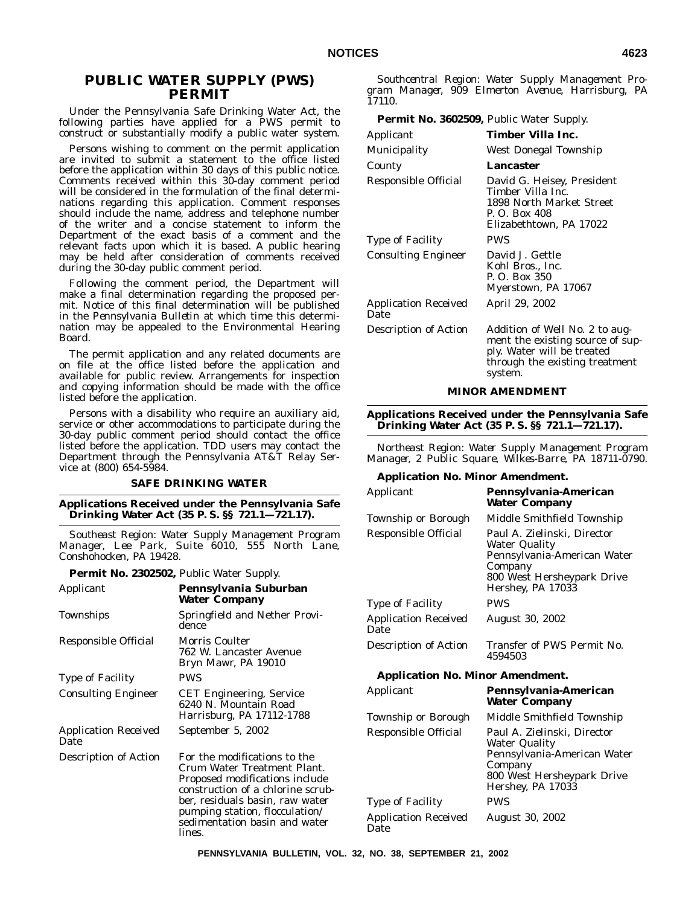## PUBLIC WATER SUPPLY (PWS) PERMIT

Under the Pennsylvania Safe Drinking Water Act, the following parties have applied for a PWS permit to construct or substantially modify a public water system.

Persons wishing to comment on the permit application are invited to submit a statement to the office listed before the application within 30 days of this public notice. Comments received within this 30-day comment period will be considered in the formulation of the final determinations regarding this application. Comment responses should include the name, address and telephone number of the writer and a concise statement to inform the Department of the exact basis of a comment and the relevant facts upon which it is based. A public hearing may be held after consideration of comments received during the 30-day public comment period.

Following the comment period, the Department will make a final determination regarding the proposed permit. Notice of this final determination will be published in the *Pennsylvania Bulletin* at which time this determination may be appealed to the Environmental Hearing Board.

The permit application and any related documents are on file at the office listed before the application and available for public review. Arrangements for inspection and copying information should be made with the office listed before the application.

Persons with a disability who require an auxiliary aid, service or other accommodations to participate during the 30-day public comment period should contact the office listed before the application. TDD users may contact the Department through the Pennsylvania AT&T Relay Service at (800) 654-5984.

### SAFE DRINKING WATER

**Applications Received under the Pennsylvania Safe Drinking Water Act (35 P. S. §§ 721.1—721.17).**

*Southeast Region: Water Supply Management Program Manager, Lee Park, Suite 6010, 555 North Lane, Conshohocken, PA 19428.*

**Permit No. 2302502,** Public Water Supply.

| | |
|---|---|
| Applicant | **Pennsylvania Suburban Water Company** |
| Townships | Springfield and Nether Providence |
| Responsible Official | Morris Coulter<br>762 W. Lancaster Avenue<br>Bryn Mawr, PA 19010 |
| Type of Facility | PWS |
| Consulting Engineer | CET Engineering, Service<br>6240 N. Mountain Road<br>Harrisburg, PA 17112-1788 |
| Application Received Date | September 5, 2002 |
| Description of Action | For the modifications to the Crum Water Treatment Plant. Proposed modifications include construction of a chlorine scrubber, residuals basin, raw water pumping station, flocculation/sedimentation basin and water lines. |

*Southcentral Region: Water Supply Management Program Manager, 909 Elmerton Avenue, Harrisburg, PA 17110.*

**Permit No. 3602509,** Public Water Supply.

| | |
|---|---|
| Applicant | **Timber Villa Inc.** |
| Municipality | West Donegal Township |
| County | **Lancaster** |
| Responsible Official | David G. Heisey, President<br>Timber Villa Inc.<br>1898 North Market Street<br>P. O. Box 408<br>Elizabethtown, PA 17022 |
| Type of Facility | PWS |
| Consulting Engineer | David J. Gettle<br>Kohl Bros., Inc.<br>P. O. Box 350<br>Myerstown, PA 17067 |
| Application Received Date | April 29, 2002 |
| Description of Action | Addition of Well No. 2 to augment the existing source of supply. Water will be treated through the existing treatment system. |

### MINOR AMENDMENT

**Applications Received under the Pennsylvania Safe Drinking Water Act (35 P. S. §§ 721.1—721.17).**

*Northeast Region: Water Supply Management Program Manager, 2 Public Square, Wilkes-Barre, PA 18711-0790.*

**Application No. Minor Amendment.**

| | |
|---|---|
| Applicant | **Pennsylvania-American Water Company** |
| Township or Borough | Middle Smithfield Township |
| Responsible Official | Paul A. Zielinski, Director<br>Water Quality<br>Pennsylvania-American Water Company<br>800 West Hersheypark Drive<br>Hershey, PA 17033 |
| Type of Facility | PWS |
| Application Received Date | August 30, 2002 |
| Description of Action | Transfer of PWS Permit No. 4594503 |

**Application No. Minor Amendment.**

| | |
|---|---|
| Applicant | **Pennsylvania-American Water Company** |
| Township or Borough | Middle Smithfield Township |
| Responsible Official | Paul A. Zielinski, Director<br>Water Quality<br>Pennsylvania-American Water Company<br>800 West Hersheypark Drive<br>Hershey, PA 17033 |
| Type of Facility | PWS |
| Application Received Date | August 30, 2002 |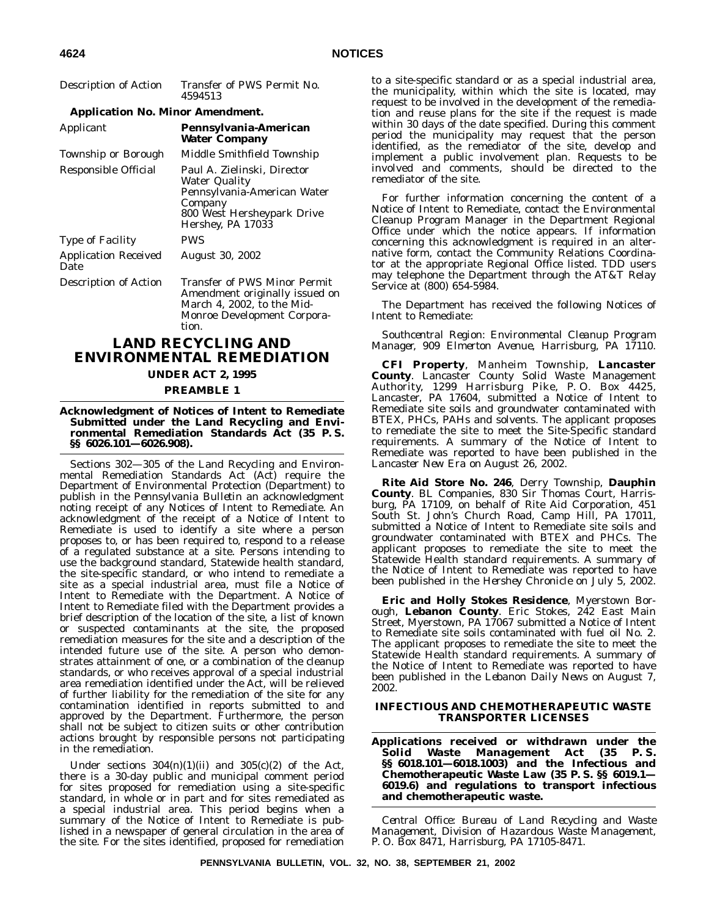| | |
|---|---|
| Description of Action | Transfer of PWS Permit No. 4594513 |

**Application No. Minor Amendment.**

| | |
|---|---|
| Applicant | **Pennsylvania-American Water Company** |
| Township or Borough | Middle Smithfield Township |
| Responsible Official | Paul A. Zielinski, Director Water Quality Pennsylvania-American Water Company 800 West Hersheypark Drive Hershey, PA 17033 |
| Type of Facility | PWS |
| Application Received Date | August 30, 2002 |
| Description of Action | Transfer of PWS Minor Permit Amendment originally issued on March 4, 2002, to the Mid-Monroe Development Corporation. |

# LAND RECYCLING AND ENVIRONMENTAL REMEDIATION

## UNDER ACT 2, 1995

## PREAMBLE 1

### Acknowledgment of Notices of Intent to Remediate Submitted under the Land Recycling and Environmental Remediation Standards Act (35 P. S. §§ 6026.101—6026.908).

Sections 302—305 of the Land Recycling and Environmental Remediation Standards Act (Act) require the Department of Environmental Protection (Department) to publish in the *Pennsylvania Bulletin* an acknowledgment noting receipt of any Notices of Intent to Remediate. An acknowledgment of the receipt of a Notice of Intent to Remediate is used to identify a site where a person proposes to, or has been required to, respond to a release of a regulated substance at a site. Persons intending to use the background standard, Statewide health standard, the site-specific standard, or who intend to remediate a site as a special industrial area, must file a Notice of Intent to Remediate with the Department. A Notice of Intent to Remediate filed with the Department provides a brief description of the location of the site, a list of known or suspected contaminants at the site, the proposed remediation measures for the site and a description of the intended future use of the site. A person who demonstrates attainment of one, or a combination of the cleanup standards, or who receives approval of a special industrial area remediation identified under the Act, will be relieved of further liability for the remediation of the site for any contamination identified in reports submitted to and approved by the Department. Furthermore, the person shall not be subject to citizen suits or other contribution actions brought by responsible persons not participating in the remediation.

Under sections 304(n)(1)(ii) and 305(c)(2) of the Act, there is a 30-day public and municipal comment period for sites proposed for remediation using a site-specific standard, in whole or in part and for sites remediated as a special industrial area. This period begins when a summary of the Notice of Intent to Remediate is published in a newspaper of general circulation in the area of the site. For the sites identified, proposed for remediation to a site-specific standard or as a special industrial area, the municipality, within which the site is located, may request to be involved in the development of the remediation and reuse plans for the site if the request is made within 30 days of the date specified. During this comment period the municipality may request that the person identified, as the remediator of the site, develop and implement a public involvement plan. Requests to be involved and comments, should be directed to the remediator of the site.

For further information concerning the content of a Notice of Intent to Remediate, contact the Environmental Cleanup Program Manager in the Department Regional Office under which the notice appears. If information concerning this acknowledgment is required in an alternative form, contact the Community Relations Coordinator at the appropriate Regional Office listed. TDD users may telephone the Department through the AT&T Relay Service at (800) 654-5984.

The Department has received the following Notices of Intent to Remediate:

*Southcentral Region: Environmental Cleanup Program Manager, 909 Elmerton Avenue, Harrisburg, PA 17110.*

**CFI Property**, Manheim Township, **Lancaster County**. Lancaster County Solid Waste Management Authority, 1299 Harrisburg Pike, P. O. Box 4425, Lancaster, PA 17604, submitted a Notice of Intent to Remediate site soils and groundwater contaminated with BTEX, PHCs, PAHs and solvents. The applicant proposes to remediate the site to meet the Site-Specific standard requirements. A summary of the Notice of Intent to Remediate was reported to have been published in the *Lancaster New Era* on August 26, 2002.

**Rite Aid Store No. 246**, Derry Township, **Dauphin County**. BL Companies, 830 Sir Thomas Court, Harrisburg, PA 17109, on behalf of Rite Aid Corporation, 451 South St. John's Church Road, Camp Hill, PA 17011, submitted a Notice of Intent to Remediate site soils and groundwater contaminated with BTEX and PHCs. The applicant proposes to remediate the site to meet the Statewide Health standard requirements. A summary of the Notice of Intent to Remediate was reported to have been published in the *Hershey Chronicle* on July 5, 2002.

**Eric and Holly Stokes Residence**, Myerstown Borough, **Lebanon County**. Eric Stokes, 242 East Main Street, Myerstown, PA 17067 submitted a Notice of Intent to Remediate site soils contaminated with fuel oil No. 2. The applicant proposes to remediate the site to meet the Statewide Health standard requirements. A summary of the Notice of Intent to Remediate was reported to have been published in the *Lebanon Daily News* on August 7, 2002.

## INFECTIOUS AND CHEMOTHERAPEUTIC WASTE TRANSPORTER LICENSES

### Applications received or withdrawn under the Solid Waste Management Act (35 P. S. §§ 6018.101—6018.1003) and the Infectious and Chemotherapeutic Waste Law (35 P. S. §§ 6019.1—6019.6) and regulations to transport infectious and chemotherapeutic waste.

*Central Office: Bureau of Land Recycling and Waste Management, Division of Hazardous Waste Management, P. O. Box 8471, Harrisburg, PA 17105-8471.*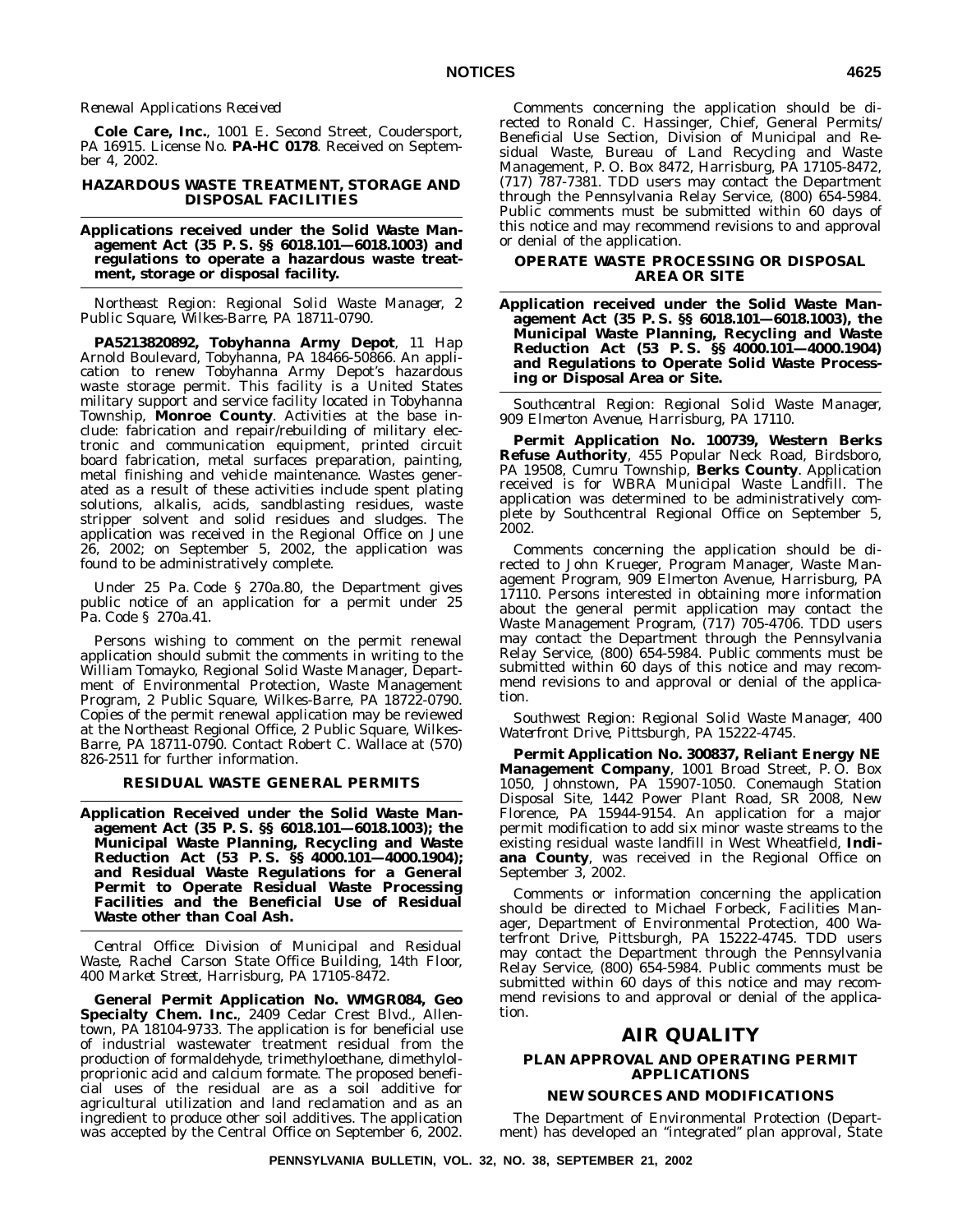*Renewal Applications Received*

**Cole Care, Inc.**, 1001 E. Second Street, Coudersport, PA 16915. License No. **PA-HC 0178**. Received on September 4, 2002.

### HAZARDOUS WASTE TREATMENT, STORAGE AND DISPOSAL FACILITIES

**Applications received under the Solid Waste Management Act (35 P. S. §§ 6018.101—6018.1003) and regulations to operate a hazardous waste treatment, storage or disposal facility.**

*Northeast Region: Regional Solid Waste Manager, 2 Public Square, Wilkes-Barre, PA 18711-0790.*

**PA5213820892, Tobyhanna Army Depot**, 11 Hap Arnold Boulevard, Tobyhanna, PA 18466-50866. An application to renew Tobyhanna Army Depot's hazardous waste storage permit. This facility is a United States military support and service facility located in Tobyhanna Township, **Monroe County**. Activities at the base include: fabrication and repair/rebuilding of military electronic and communication equipment, printed circuit board fabrication, metal surfaces preparation, painting, metal finishing and vehicle maintenance. Wastes generated as a result of these activities include spent plating solutions, alkalis, acids, sandblasting residues, waste stripper solvent and solid residues and sludges. The application was received in the Regional Office on June 26, 2002; on September 5, 2002, the application was found to be administratively complete.

Under 25 Pa. Code § 270a.80, the Department gives public notice of an application for a permit under 25 Pa. Code § 270a.41.

Persons wishing to comment on the permit renewal application should submit the comments in writing to the William Tomayko, Regional Solid Waste Manager, Department of Environmental Protection, Waste Management Program, 2 Public Square, Wilkes-Barre, PA 18722-0790. Copies of the permit renewal application may be reviewed at the Northeast Regional Office, 2 Public Square, Wilkes-Barre, PA 18711-0790. Contact Robert C. Wallace at (570) 826-2511 for further information.

### RESIDUAL WASTE GENERAL PERMITS

**Application Received under the Solid Waste Management Act (35 P. S. §§ 6018.101—6018.1003); the Municipal Waste Planning, Recycling and Waste Reduction Act (53 P. S. §§ 4000.101—4000.1904); and Residual Waste Regulations for a General Permit to Operate Residual Waste Processing Facilities and the Beneficial Use of Residual Waste other than Coal Ash.**

*Central Office: Division of Municipal and Residual Waste, Rachel Carson State Office Building, 14th Floor, 400 Market Street, Harrisburg, PA 17105-8472.*

**General Permit Application No. WMGR084, Geo Specialty Chem. Inc.**, 2409 Cedar Crest Blvd., Allentown, PA 18104-9733. The application is for beneficial use of industrial wastewater treatment residual from the production of formaldehyde, trimethyloethane, dimethylolproprionic acid and calcium formate. The proposed beneficial uses of the residual are as a soil additive for agricultural utilization and land reclamation and as an ingredient to produce other soil additives. The application was accepted by the Central Office on September 6, 2002.

Comments concerning the application should be directed to Ronald C. Hassinger, Chief, General Permits/Beneficial Use Section, Division of Municipal and Residual Waste, Bureau of Land Recycling and Waste Management, P. O. Box 8472, Harrisburg, PA 17105-8472, (717) 787-7381. TDD users may contact the Department through the Pennsylvania Relay Service, (800) 654-5984. Public comments must be submitted within 60 days of this notice and may recommend revisions to and approval or denial of the application.

### OPERATE WASTE PROCESSING OR DISPOSAL AREA OR SITE

**Application received under the Solid Waste Management Act (35 P. S. §§ 6018.101—6018.1003), the Municipal Waste Planning, Recycling and Waste Reduction Act (53 P. S. §§ 4000.101—4000.1904) and Regulations to Operate Solid Waste Processing or Disposal Area or Site.**

*Southcentral Region: Regional Solid Waste Manager, 909 Elmerton Avenue, Harrisburg, PA 17110.*

**Permit Application No. 100739, Western Berks Refuse Authority**, 455 Popular Neck Road, Birdsboro, PA 19508, Cumru Township, **Berks County**. Application received is for WBRA Municipal Waste Landfill. The application was determined to be administratively complete by Southcentral Regional Office on September 5, 2002.

Comments concerning the application should be directed to John Krueger, Program Manager, Waste Management Program, 909 Elmerton Avenue, Harrisburg, PA 17110. Persons interested in obtaining more information about the general permit application may contact the Waste Management Program, (717) 705-4706. TDD users may contact the Department through the Pennsylvania Relay Service, (800) 654-5984. Public comments must be submitted within 60 days of this notice and may recommend revisions to and approval or denial of the application.

*Southwest Region: Regional Solid Waste Manager, 400 Waterfront Drive, Pittsburgh, PA 15222-4745.*

**Permit Application No. 300837, Reliant Energy NE Management Company**, 1001 Broad Street, P. O. Box 1050, Johnstown, PA 15907-1050. Conemaugh Station Disposal Site, 1442 Power Plant Road, SR 2008, New Florence, PA 15944-9154. An application for a major permit modification to add six minor waste streams to the existing residual waste landfill in West Wheatfield, **Indiana County**, was received in the Regional Office on September 3, 2002.

Comments or information concerning the application should be directed to Michael Forbeck, Facilities Manager, Department of Environmental Protection, 400 Waterfront Drive, Pittsburgh, PA 15222-4745. TDD users may contact the Department through the Pennsylvania Relay Service, (800) 654-5984. Public comments must be submitted within 60 days of this notice and may recommend revisions to and approval or denial of the application.

## AIR QUALITY

### PLAN APPROVAL AND OPERATING PERMIT APPLICATIONS

### NEW SOURCES AND MODIFICATIONS

The Department of Environmental Protection (Department) has developed an "integrated" plan approval, State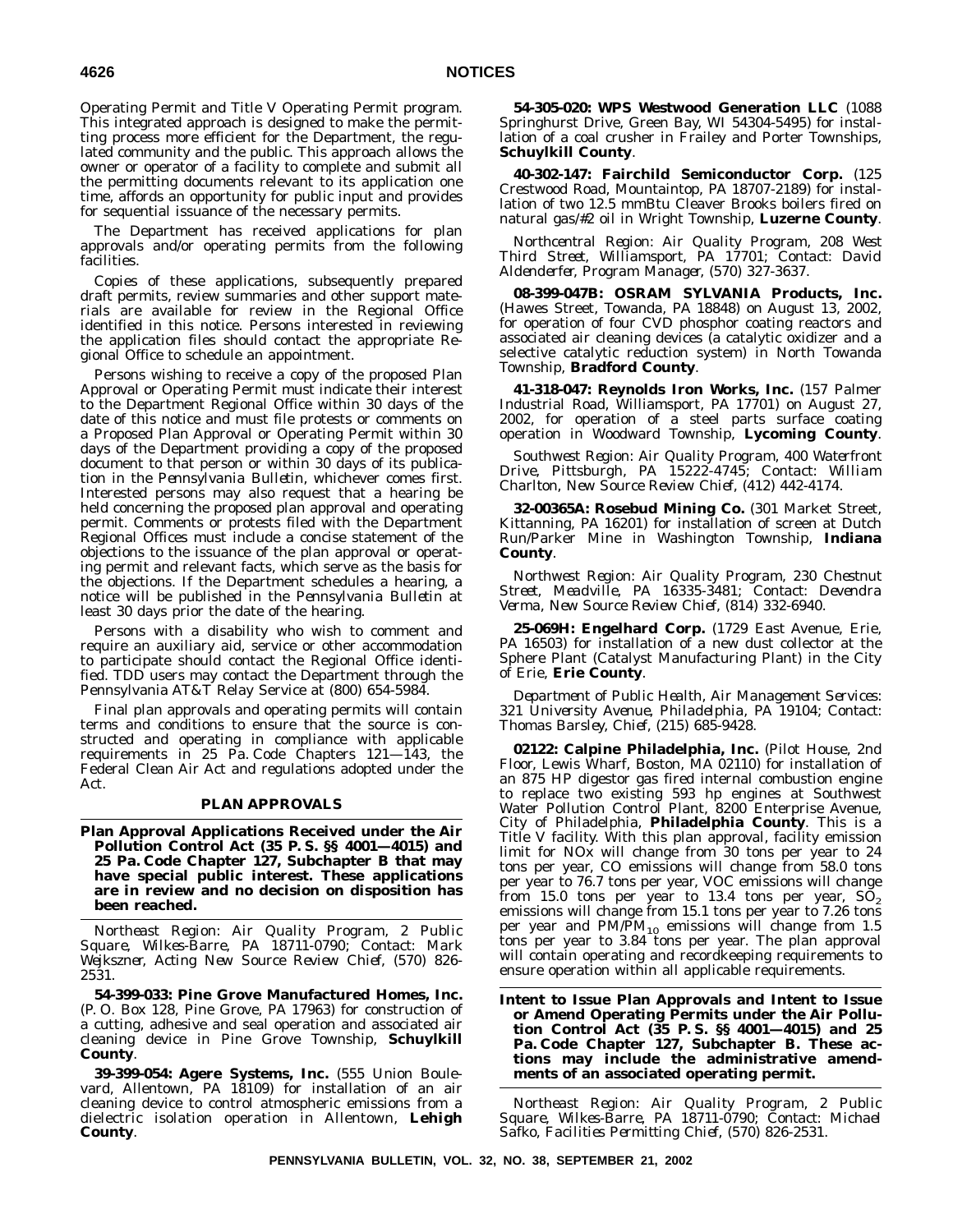Operating Permit and Title V Operating Permit program. This integrated approach is designed to make the permitting process more efficient for the Department, the regulated community and the public. This approach allows the owner or operator of a facility to complete and submit all the permitting documents relevant to its application one time, affords an opportunity for public input and provides for sequential issuance of the necessary permits.

The Department has received applications for plan approvals and/or operating permits from the following facilities.

Copies of these applications, subsequently prepared draft permits, review summaries and other support materials are available for review in the Regional Office identified in this notice. Persons interested in reviewing the application files should contact the appropriate Regional Office to schedule an appointment.

Persons wishing to receive a copy of the proposed Plan Approval or Operating Permit must indicate their interest to the Department Regional Office within 30 days of the date of this notice and must file protests or comments on a Proposed Plan Approval or Operating Permit within 30 days of the Department providing a copy of the proposed document to that person or within 30 days of its publication in the *Pennsylvania Bulletin*, whichever comes first. Interested persons may also request that a hearing be held concerning the proposed plan approval and operating permit. Comments or protests filed with the Department Regional Offices must include a concise statement of the objections to the issuance of the plan approval or operating permit and relevant facts, which serve as the basis for the objections. If the Department schedules a hearing, a notice will be published in the *Pennsylvania Bulletin* at least 30 days prior the date of the hearing.

Persons with a disability who wish to comment and require an auxiliary aid, service or other accommodation to participate should contact the Regional Office identified. TDD users may contact the Department through the Pennsylvania AT&T Relay Service at (800) 654-5984.

Final plan approvals and operating permits will contain terms and conditions to ensure that the source is constructed and operating in compliance with applicable requirements in 25 Pa. Code Chapters 121—143, the Federal Clean Air Act and regulations adopted under the Act.

## PLAN APPROVALS

**Plan Approval Applications Received under the Air Pollution Control Act (35 P. S. §§ 4001—4015) and 25 Pa. Code Chapter 127, Subchapter B that may have special public interest. These applications are in review and no decision on disposition has been reached.**

*Northeast Region: Air Quality Program, 2 Public Square, Wilkes-Barre, PA 18711-0790; Contact: Mark Wejkszner, Acting New Source Review Chief, (570) 826-2531.*

**54-399-033: Pine Grove Manufactured Homes, Inc.** (P. O. Box 128, Pine Grove, PA 17963) for construction of a cutting, adhesive and seal operation and associated air cleaning device in Pine Grove Township, **Schuylkill County**.

**39-399-054: Agere Systems, Inc.** (555 Union Boulevard, Allentown, PA 18109) for installation of an air cleaning device to control atmospheric emissions from a dielectric isolation operation in Allentown, **Lehigh County**.

**54-305-020: WPS Westwood Generation LLC** (1088 Springhurst Drive, Green Bay, WI 54304-5495) for installation of a coal crusher in Frailey and Porter Townships, **Schuylkill County**.

**40-302-147: Fairchild Semiconductor Corp.** (125 Crestwood Road, Mountaintop, PA 18707-2189) for installation of two 12.5 mmBtu Cleaver Brooks boilers fired on natural gas/#2 oil in Wright Township, **Luzerne County**.

*Northcentral Region: Air Quality Program, 208 West Third Street, Williamsport, PA 17701; Contact: David Aldenderfer, Program Manager, (570) 327-3637.*

**08-399-047B: OSRAM SYLVANIA Products, Inc.** (Hawes Street, Towanda, PA 18848) on August 13, 2002, for operation of four CVD phosphor coating reactors and associated air cleaning devices (a catalytic oxidizer and a selective catalytic reduction system) in North Towanda Township, **Bradford County**.

**41-318-047: Reynolds Iron Works, Inc.** (157 Palmer Industrial Road, Williamsport, PA 17701) on August 27, 2002, for operation of a steel parts surface coating operation in Woodward Township, **Lycoming County**.

*Southwest Region: Air Quality Program, 400 Waterfront Drive, Pittsburgh, PA 15222-4745; Contact: William Charlton, New Source Review Chief, (412) 442-4174.*

**32-00365A: Rosebud Mining Co.** (301 Market Street, Kittanning, PA 16201) for installation of screen at Dutch Run/Parker Mine in Washington Township, **Indiana County**.

*Northwest Region: Air Quality Program, 230 Chestnut Street, Meadville, PA 16335-3481; Contact: Devendra Verma, New Source Review Chief, (814) 332-6940.*

**25-069H: Engelhard Corp.** (1729 East Avenue, Erie, PA 16503) for installation of a new dust collector at the Sphere Plant (Catalyst Manufacturing Plant) in the City of Erie, **Erie County**.

*Department of Public Health, Air Management Services: 321 University Avenue, Philadelphia, PA 19104; Contact: Thomas Barsley, Chief, (215) 685-9428.*

**02122: Calpine Philadelphia, Inc.** (Pilot House, 2nd Floor, Lewis Wharf, Boston, MA 02110) for installation of an 875 HP digestor gas fired internal combustion engine to replace two existing 593 hp engines at Southwest Water Pollution Control Plant, 8200 Enterprise Avenue, City of Philadelphia, **Philadelphia County**. This is a Title V facility. With this plan approval, facility emission limit for NOx will change from 30 tons per year to 24 tons per year, CO emissions will change from 58.0 tons per year to 76.7 tons per year, VOC emissions will change from 15.0 tons per year to 13.4 tons per year, $SO_2$ emissions will change from 15.1 tons per year to 7.26 tons per year and $PM/PM_{10}$ emissions will change from 1.5 tons per year to 3.84 tons per year. The plan approval will contain operating and recordkeeping requirements to ensure operation within all applicable requirements.

**Intent to Issue Plan Approvals and Intent to Issue or Amend Operating Permits under the Air Pollution Control Act (35 P. S. §§ 4001—4015) and 25 Pa. Code Chapter 127, Subchapter B. These actions may include the administrative amendments of an associated operating permit.**

*Northeast Region: Air Quality Program, 2 Public Square, Wilkes-Barre, PA 18711-0790; Contact: Michael Safko, Facilities Permitting Chief, (570) 826-2531.*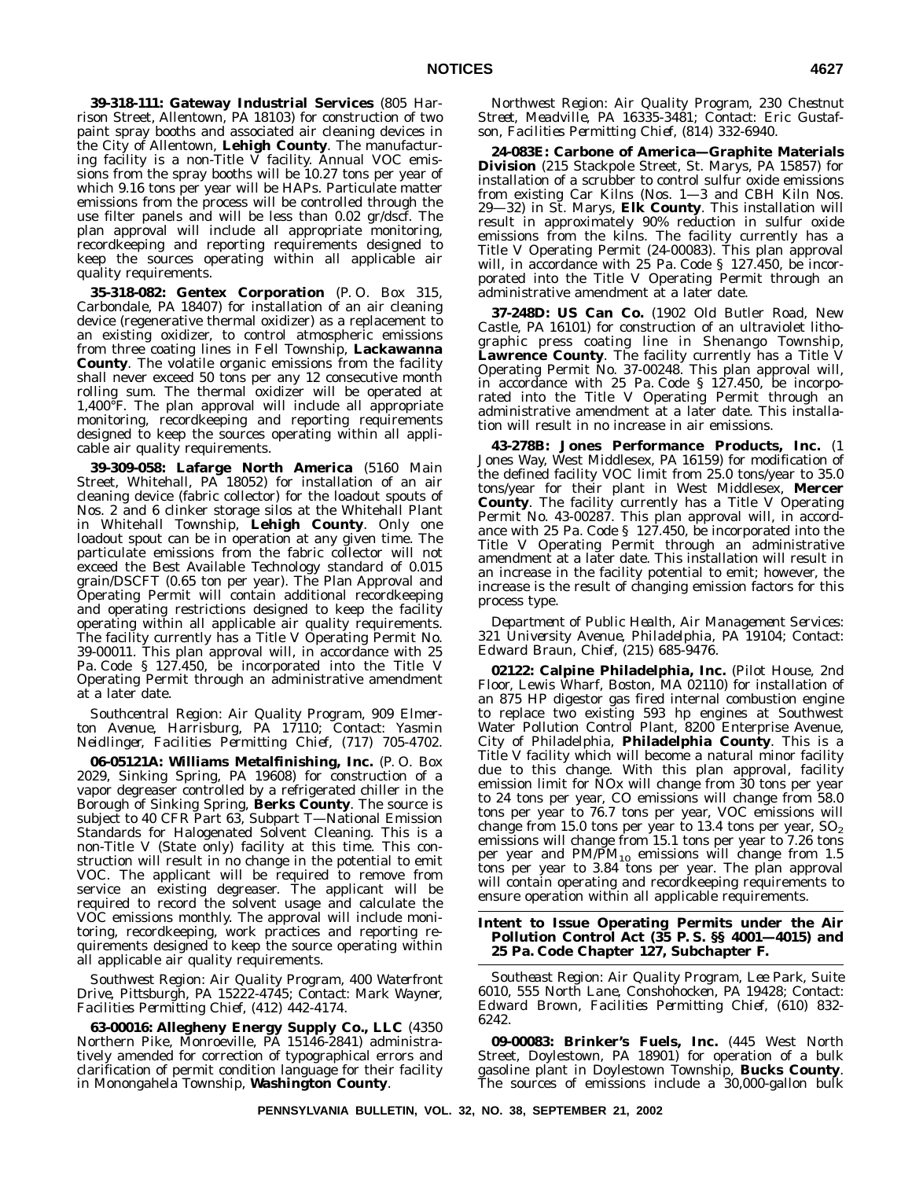**39-318-111: Gateway Industrial Services** (805 Harrison Street, Allentown, PA 18103) for construction of two paint spray booths and associated air cleaning devices in the City of Allentown, **Lehigh County**. The manufacturing facility is a non-Title V facility. Annual VOC emissions from the spray booths will be 10.27 tons per year of which 9.16 tons per year will be HAPs. Particulate matter emissions from the process will be controlled through the use filter panels and will be less than 0.02 gr/dscf. The plan approval will include all appropriate monitoring, recordkeeping and reporting requirements designed to keep the sources operating within all applicable air quality requirements.

**35-318-082: Gentex Corporation** (P. O. Box 315, Carbondale, PA 18407) for installation of an air cleaning device (regenerative thermal oxidizer) as a replacement to an existing oxidizer, to control atmospheric emissions from three coating lines in Fell Township, **Lackawanna County**. The volatile organic emissions from the facility shall never exceed 50 tons per any 12 consecutive month rolling sum. The thermal oxidizer will be operated at 1,400°F. The plan approval will include all appropriate monitoring, recordkeeping and reporting requirements designed to keep the sources operating within all applicable air quality requirements.

**39-309-058: Lafarge North America** (5160 Main Street, Whitehall, PA 18052) for installation of an air cleaning device (fabric collector) for the loadout spouts of Nos. 2 and 6 clinker storage silos at the Whitehall Plant in Whitehall Township, **Lehigh County**. Only one loadout spout can be in operation at any given time. The particulate emissions from the fabric collector will not exceed the Best Available Technology standard of 0.015 grain/DSCFT (0.65 ton per year). The Plan Approval and Operating Permit will contain additional recordkeeping and operating restrictions designed to keep the facility operating within all applicable air quality requirements. The facility currently has a Title V Operating Permit No. 39-00011. This plan approval will, in accordance with 25 Pa. Code § 127.450, be incorporated into the Title V Operating Permit through an administrative amendment at a later date.

*Southcentral Region: Air Quality Program, 909 Elmerton Avenue, Harrisburg, PA 17110; Contact: Yasmin Neidlinger, Facilities Permitting Chief, (717) 705-4702.*

**06-05121A: Williams Metalfinishing, Inc.** (P. O. Box 2029, Sinking Spring, PA 19608) for construction of a vapor degreaser controlled by a refrigerated chiller in the Borough of Sinking Spring, **Berks County**. The source is subject to 40 CFR Part 63, Subpart T—National Emission Standards for Halogenated Solvent Cleaning. This is a non-Title V (State only) facility at this time. This construction will result in no change in the potential to emit VOC. The applicant will be required to remove from service an existing degreaser. The applicant will be required to record the solvent usage and calculate the VOC emissions monthly. The approval will include monitoring, recordkeeping, work practices and reporting requirements designed to keep the source operating within all applicable air quality requirements.

*Southwest Region: Air Quality Program, 400 Waterfront Drive, Pittsburgh, PA 15222-4745; Contact: Mark Wayner, Facilities Permitting Chief, (412) 442-4174.*

**63-00016: Allegheny Energy Supply Co., LLC** (4350 Northern Pike, Monroeville, PA 15146-2841) administratively amended for correction of typographical errors and clarification of permit condition language for their facility in Monongahela Township, **Washington County**.

*Northwest Region: Air Quality Program, 230 Chestnut Street, Meadville, PA 16335-3481; Contact: Eric Gustafson, Facilities Permitting Chief, (814) 332-6940.*

**24-083E: Carbone of America—Graphite Materials Division** (215 Stackpole Street, St. Marys, PA 15857) for installation of a scrubber to control sulfur oxide emissions from existing Car Kilns (Nos. 1—3 and CBH Kiln Nos. 29—32) in St. Marys, **Elk County**. This installation will result in approximately 90% reduction in sulfur oxide emissions from the kilns. The facility currently has a Title V Operating Permit (24-00083). This plan approval will, in accordance with 25 Pa. Code § 127.450, be incorporated into the Title V Operating Permit through an administrative amendment at a later date.

**37-248D: US Can Co.** (1902 Old Butler Road, New Castle, PA 16101) for construction of an ultraviolet lithographic press coating line in Shenango Township, **Lawrence County**. The facility currently has a Title V Operating Permit No. 37-00248. This plan approval will, in accordance with 25 Pa. Code § 127.450, be incorporated into the Title V Operating Permit through an administrative amendment at a later date. This installation will result in no increase in air emissions.

**43-278B: Jones Performance Products, Inc.** (1 Jones Way, West Middlesex, PA 16159) for modification of the defined facility VOC limit from 25.0 tons/year to 35.0 tons/year for their plant in West Middlesex, **Mercer County**. The facility currently has a Title V Operating Permit No. 43-00287. This plan approval will, in accordance with 25 Pa. Code § 127.450, be incorporated into the Title V Operating Permit through an administrative amendment at a later date. This installation will result in an increase in the facility potential to emit; however, the increase is the result of changing emission factors for this process type.

*Department of Public Health, Air Management Services: 321 University Avenue, Philadelphia, PA 19104; Contact: Edward Braun, Chief, (215) 685-9476.*

**02122: Calpine Philadelphia, Inc.** (Pilot House, 2nd Floor, Lewis Wharf, Boston, MA 02110) for installation of an 875 HP digestor gas fired internal combustion engine to replace two existing 593 hp engines at Southwest Water Pollution Control Plant, 8200 Enterprise Avenue, City of Philadelphia, **Philadelphia County**. This is a Title V facility which will become a natural minor facility due to this change. With this plan approval, facility emission limit for NOx will change from 30 tons per year to 24 tons per year, CO emissions will change from 58.0 tons per year to 76.7 tons per year, VOC emissions will change from 15.0 tons per year to 13.4 tons per year, $SO_2$ emissions will change from 15.1 tons per year to 7.26 tons per year and $PM/PM_{10}$ emissions will change from 1.5 tons per year to 3.84 tons per year. The plan approval will contain operating and recordkeeping requirements to ensure operation within all applicable requirements.

## Intent to Issue Operating Permits under the Air Pollution Control Act (35 P. S. §§ 4001—4015) and 25 Pa. Code Chapter 127, Subchapter F.

*Southeast Region: Air Quality Program, Lee Park, Suite 6010, 555 North Lane, Conshohocken, PA 19428; Contact: Edward Brown, Facilities Permitting Chief, (610) 832-6242.*

**09-00083: Brinker's Fuels, Inc.** (445 West North Street, Doylestown, PA 18901) for operation of a bulk gasoline plant in Doylestown Township, **Bucks County**. The sources of emissions include a 30,000-gallon bulk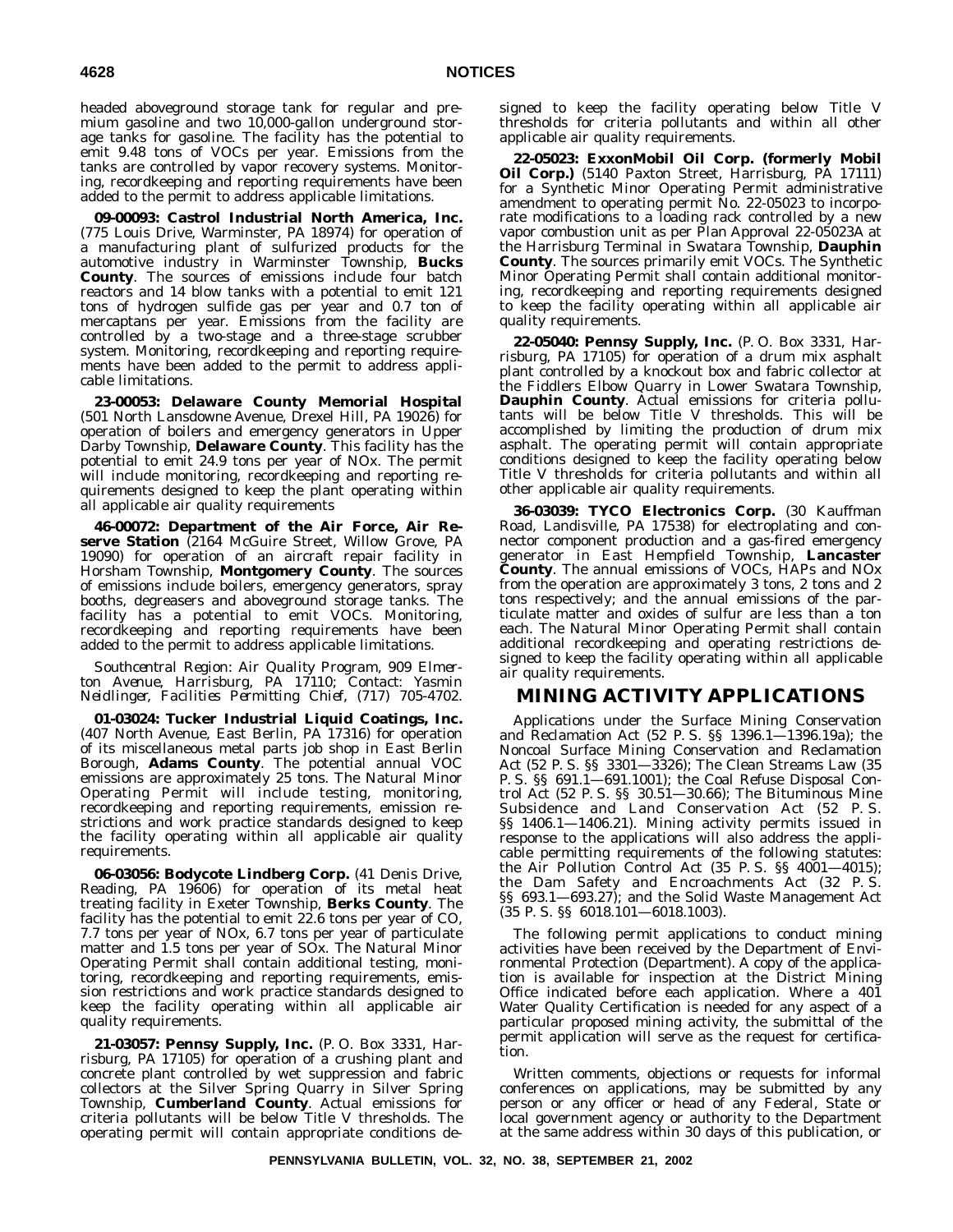headed aboveground storage tank for regular and premium gasoline and two 10,000-gallon underground storage tanks for gasoline. The facility has the potential to emit 9.48 tons of VOCs per year. Emissions from the tanks are controlled by vapor recovery systems. Monitoring, recordkeeping and reporting requirements have been added to the permit to address applicable limitations.

**09-00093: Castrol Industrial North America, Inc.** (775 Louis Drive, Warminster, PA 18974) for operation of a manufacturing plant of sulfurized products for the automotive industry in Warminster Township, **Bucks County**. The sources of emissions include four batch reactors and 14 blow tanks with a potential to emit 121 tons of hydrogen sulfide gas per year and 0.7 ton of mercaptans per year. Emissions from the facility are controlled by a two-stage and a three-stage scrubber system. Monitoring, recordkeeping and reporting requirements have been added to the permit to address applicable limitations.

**23-00053: Delaware County Memorial Hospital** (501 North Lansdowne Avenue, Drexel Hill, PA 19026) for operation of boilers and emergency generators in Upper Darby Township, **Delaware County**. This facility has the potential to emit 24.9 tons per year of NOx. The permit will include monitoring, recordkeeping and reporting requirements designed to keep the plant operating within all applicable air quality requirements

**46-00072: Department of the Air Force, Air Reserve Station** (2164 McGuire Street, Willow Grove, PA 19090) for operation of an aircraft repair facility in Horsham Township, **Montgomery County**. The sources of emissions include boilers, emergency generators, spray booths, degreasers and aboveground storage tanks. The facility has a potential to emit VOCs. Monitoring, recordkeeping and reporting requirements have been added to the permit to address applicable limitations.

*Southcentral Region: Air Quality Program, 909 Elmerton Avenue, Harrisburg, PA 17110; Contact: Yasmin Neidlinger, Facilities Permitting Chief, (717) 705-4702.*

**01-03024: Tucker Industrial Liquid Coatings, Inc.** (407 North Avenue, East Berlin, PA 17316) for operation of its miscellaneous metal parts job shop in East Berlin Borough, **Adams County**. The potential annual VOC emissions are approximately 25 tons. The Natural Minor Operating Permit will include testing, monitoring, recordkeeping and reporting requirements, emission restrictions and work practice standards designed to keep the facility operating within all applicable air quality requirements.

**06-03056: Bodycote Lindberg Corp.** (41 Denis Drive, Reading, PA 19606) for operation of its metal heat treating facility in Exeter Township, **Berks County**. The facility has the potential to emit 22.6 tons per year of CO, 7.7 tons per year of NOx, 6.7 tons per year of particulate matter and 1.5 tons per year of SOx. The Natural Minor Operating Permit shall contain additional testing, monitoring, recordkeeping and reporting requirements, emission restrictions and work practice standards designed to keep the facility operating within all applicable air quality requirements.

**21-03057: Pennsy Supply, Inc.** (P. O. Box 3331, Harrisburg, PA 17105) for operation of a crushing plant and concrete plant controlled by wet suppression and fabric collectors at the Silver Spring Quarry in Silver Spring Township, **Cumberland County**. Actual emissions for criteria pollutants will be below Title V thresholds. The operating permit will contain appropriate conditions designed to keep the facility operating below Title V thresholds for criteria pollutants and within all other applicable air quality requirements.

**22-05023: ExxonMobil Oil Corp. (formerly Mobil Oil Corp.)** (5140 Paxton Street, Harrisburg, PA 17111) for a Synthetic Minor Operating Permit administrative amendment to operating permit No. 22-05023 to incorporate modifications to a loading rack controlled by a new vapor combustion unit as per Plan Approval 22-05023A at the Harrisburg Terminal in Swatara Township, **Dauphin County**. The sources primarily emit VOCs. The Synthetic Minor Operating Permit shall contain additional monitoring, recordkeeping and reporting requirements designed to keep the facility operating within all applicable air quality requirements.

**22-05040: Pennsy Supply, Inc.** (P. O. Box 3331, Harrisburg, PA 17105) for operation of a drum mix asphalt plant controlled by a knockout box and fabric collector at the Fiddlers Elbow Quarry in Lower Swatara Township, **Dauphin County**. Actual emissions for criteria pollutants will be below Title V thresholds. This will be accomplished by limiting the production of drum mix asphalt. The operating permit will contain appropriate conditions designed to keep the facility operating below Title V thresholds for criteria pollutants and within all other applicable air quality requirements.

**36-03039: TYCO Electronics Corp.** (30 Kauffman Road, Landisville, PA 17538) for electroplating and connector component production and a gas-fired emergency generator in East Hempfield Township, **Lancaster County**. The annual emissions of VOCs, HAPs and NOx from the operation are approximately 3 tons, 2 tons and 2 tons respectively; and the annual emissions of the particulate matter and oxides of sulfur are less than a ton each. The Natural Minor Operating Permit shall contain additional recordkeeping and operating restrictions designed to keep the facility operating within all applicable air quality requirements.

# MINING ACTIVITY APPLICATIONS

Applications under the Surface Mining Conservation and Reclamation Act (52 P. S. §§ 1396.1—1396.19a); the Noncoal Surface Mining Conservation and Reclamation Act (52 P. S. §§ 3301—3326); The Clean Streams Law (35 P. S. §§ 691.1—691.1001); the Coal Refuse Disposal Control Act (52 P. S. §§ 30.51—30.66); The Bituminous Mine Subsidence and Land Conservation Act (52 P. S. §§ 1406.1—1406.21). Mining activity permits issued in response to the applications will also address the applicable permitting requirements of the following statutes: the Air Pollution Control Act (35 P. S. §§ 4001—4015); the Dam Safety and Encroachments Act (32 P. S. §§ 693.1—693.27); and the Solid Waste Management Act (35 P. S. §§ 6018.101—6018.1003).

The following permit applications to conduct mining activities have been received by the Department of Environmental Protection (Department). A copy of the application is available for inspection at the District Mining Office indicated before each application. Where a 401 Water Quality Certification is needed for any aspect of a particular proposed mining activity, the submittal of the permit application will serve as the request for certification.

Written comments, objections or requests for informal conferences on applications, may be submitted by any person or any officer or head of any Federal, State or local government agency or authority to the Department at the same address within 30 days of this publication, or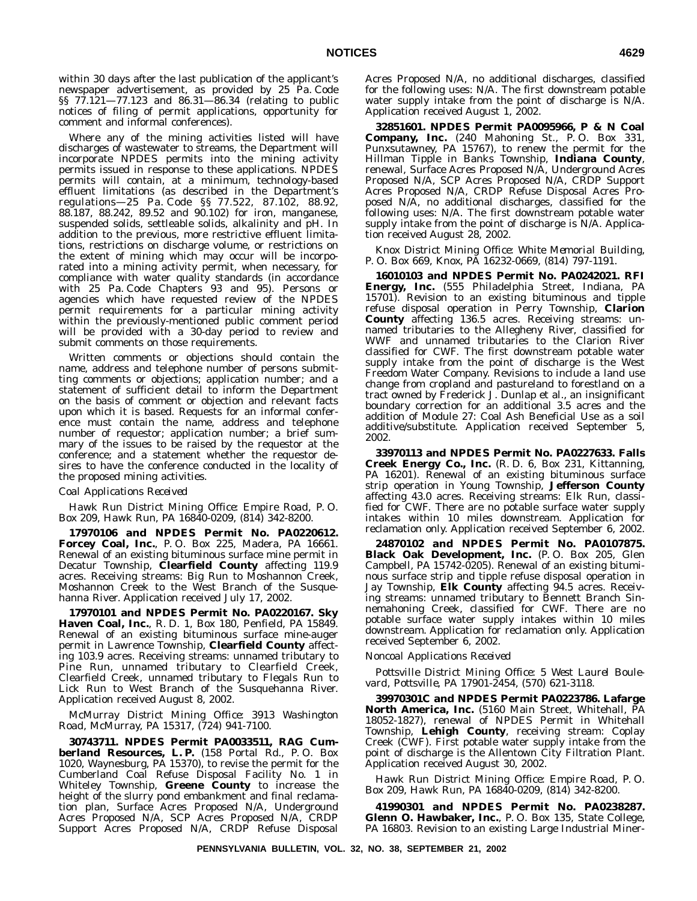within 30 days after the last publication of the applicant's newspaper advertisement, as provided by 25 Pa. Code §§ 77.121—77.123 and 86.31—86.34 (relating to public notices of filing of permit applications, opportunity for comment and informal conferences).

Where any of the mining activities listed will have discharges of wastewater to streams, the Department will incorporate NPDES permits into the mining activity permits issued in response to these applications. NPDES permits will contain, at a minimum, technology-based effluent limitations (as described in the Department's regulations—25 Pa. Code §§ 77.522, 87.102, 88.92, 88.187, 88.242, 89.52 and 90.102) for iron, manganese, suspended solids, settleable solids, alkalinity and pH. In addition to the previous, more restrictive effluent limitations, restrictions on discharge volume, or restrictions on the extent of mining which may occur will be incorporated into a mining activity permit, when necessary, for compliance with water quality standards (in accordance with 25 Pa. Code Chapters 93 and 95). Persons or agencies which have requested review of the NPDES permit requirements for a particular mining activity within the previously-mentioned public comment period will be provided with a 30-day period to review and submit comments on those requirements.

Written comments or objections should contain the name, address and telephone number of persons submitting comments or objections; application number; and a statement of sufficient detail to inform the Department on the basis of comment or objection and relevant facts upon which it is based. Requests for an informal conference must contain the name, address and telephone number of requestor; application number; a brief summary of the issues to be raised by the requestor at the conference; and a statement whether the requestor desires to have the conference conducted in the locality of the proposed mining activities.

*Coal Applications Received*

*Hawk Run District Mining Office: Empire Road, P. O. Box 209, Hawk Run, PA 16840-0209, (814) 342-8200.*

**17970106 and NPDES Permit No. PA0220612. Forcey Coal, Inc.**, P. O. Box 225, Madera, PA 16661. Renewal of an existing bituminous surface mine permit in Decatur Township, **Clearfield County** affecting 119.9 acres. Receiving streams: Big Run to Moshannon Creek, Moshannon Creek to the West Branch of the Susquehanna River. Application received July 17, 2002.

**17970101 and NPDES Permit No. PA0220167. Sky Haven Coal, Inc.**, R. D. 1, Box 180, Penfield, PA 15849. Renewal of an existing bituminous surface mine-auger permit in Lawrence Township, **Clearfield County** affecting 103.9 acres. Receiving streams: unnamed tributary to Pine Run, unnamed tributary to Clearfield Creek, Clearfield Creek, unnamed tributary to Flegals Run to Lick Run to West Branch of the Susquehanna River. Application received August 8, 2002.

*McMurray District Mining Office: 3913 Washington Road, McMurray, PA 15317, (724) 941-7100.*

**30743711. NPDES Permit PA0033511, RAG Cumberland Resources, L. P.** (158 Portal Rd., P. O. Box 1020, Waynesburg, PA 15370), to revise the permit for the Cumberland Coal Refuse Disposal Facility No. 1 in Whiteley Township, **Greene County** to increase the height of the slurry pond embankment and final reclamation plan, Surface Acres Proposed N/A, Underground Acres Proposed N/A, SCP Acres Proposed N/A, CRDP Support Acres Proposed N/A, CRDP Refuse Disposal Acres Proposed N/A, no additional discharges, classified for the following uses: N/A. The first downstream potable water supply intake from the point of discharge is N/A. Application received August 1, 2002.

**32851601. NPDES Permit PA0095966, P & N Coal Company, Inc.** (240 Mahoning St., P. O. Box 331, Punxsutawney, PA 15767), to renew the permit for the Hillman Tipple in Banks Township, **Indiana County**, renewal, Surface Acres Proposed N/A, Underground Acres Proposed N/A, SCP Acres Proposed N/A, CRDP Support Acres Proposed N/A, CRDP Refuse Disposal Acres Proposed N/A, no additional discharges, classified for the following uses: N/A. The first downstream potable water supply intake from the point of discharge is N/A. Application received August 28, 2002.

*Knox District Mining Office: White Memorial Building, P. O. Box 669, Knox, PA 16232-0669, (814) 797-1191.*

**16010103 and NPDES Permit No. PA0242021. RFI Energy, Inc.** (555 Philadelphia Street, Indiana, PA 15701). Revision to an existing bituminous and tipple refuse disposal operation in Perry Township, **Clarion County** affecting 136.5 acres. Receiving streams: unnamed tributaries to the Allegheny River, classified for WWF and unnamed tributaries to the Clarion River classified for CWF. The first downstream potable water supply intake from the point of discharge is the West Freedom Water Company. Revisions to include a land use change from cropland and pastureland to forestland on a tract owned by Frederick J. Dunlap et al., an insignificant boundary correction for an additional 3.5 acres and the addition of Module 27: Coal Ash Beneficial Use as a soil additive/substitute. Application received September 5, 2002.

**33970113 and NPDES Permit No. PA0227633. Falls Creek Energy Co., Inc.** (R. D. 6, Box 231, Kittanning, PA 16201). Renewal of an existing bituminous surface strip operation in Young Township, **Jefferson County** affecting 43.0 acres. Receiving streams: Elk Run, classified for CWF. There are no potable surface water supply intakes within 10 miles downstream. Application for reclamation only. Application received September 6, 2002.

**24870102 and NPDES Permit No. PA0107875. Black Oak Development, Inc.** (P. O. Box 205, Glen Campbell, PA 15742-0205). Renewal of an existing bituminous surface strip and tipple refuse disposal operation in Jay Township, **Elk County** affecting 94.5 acres. Receiving streams: unnamed tributary to Bennett Branch Sinnemahoning Creek, classified for CWF. There are no potable surface water supply intakes within 10 miles downstream. Application for reclamation only. Application received September 6, 2002.

*Noncoal Applications Received*

*Pottsville District Mining Office: 5 West Laurel Boulevard, Pottsville, PA 17901-2454, (570) 621-3118.*

**39970301C and NPDES Permit PA0223786. Lafarge North America, Inc.** (5160 Main Street, Whitehall, PA 18052-1827), renewal of NPDES Permit in Whitehall Township, **Lehigh County**, receiving stream: Coplay Creek (CWF). First potable water supply intake from the point of discharge is the Allentown City Filtration Plant. Application received August 30, 2002.

*Hawk Run District Mining Office: Empire Road, P. O. Box 209, Hawk Run, PA 16840-0209, (814) 342-8200.*

**41990301 and NPDES Permit No. PA0238287. Glenn O. Hawbaker, Inc.**, P. O. Box 135, State College, PA 16803. Revision to an existing Large Industrial Miner-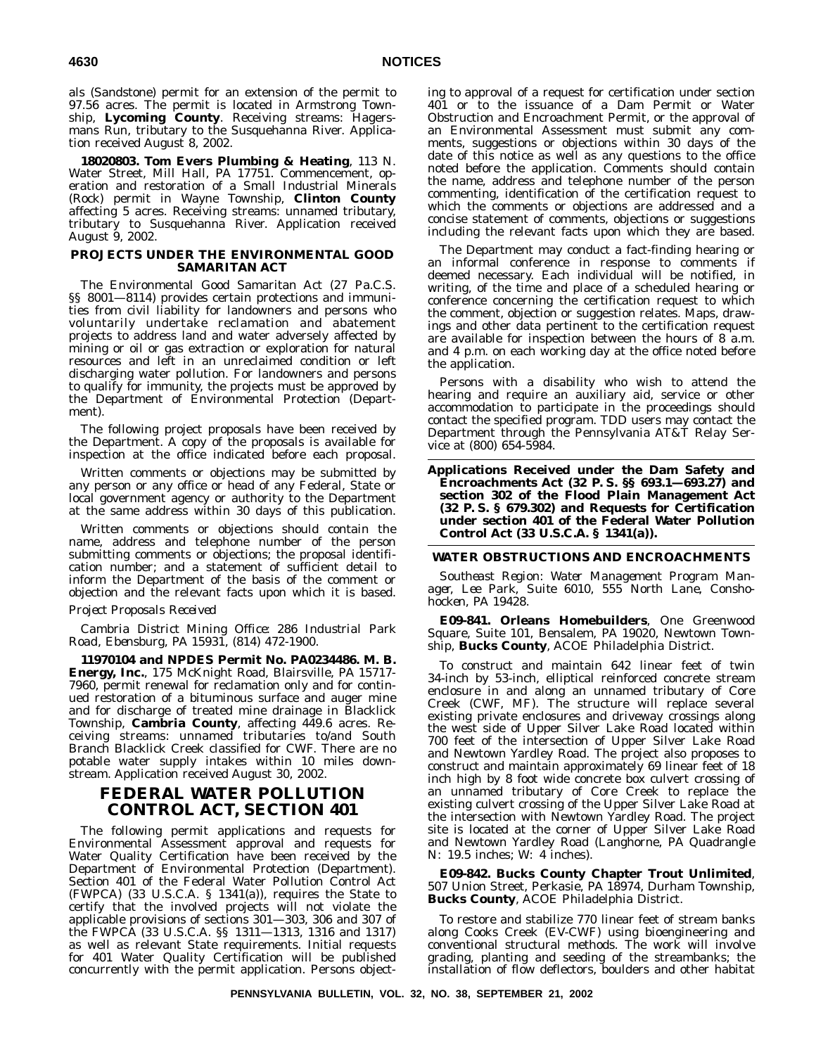als (Sandstone) permit for an extension of the permit to 97.56 acres. The permit is located in Armstrong Township, **Lycoming County**. Receiving streams: Hagersmans Run, tributary to the Susquehanna River. Application received August 8, 2002.

**18020803. Tom Evers Plumbing & Heating**, 113 N. Water Street, Mill Hall, PA 17751. Commencement, operation and restoration of a Small Industrial Minerals (Rock) permit in Wayne Township, **Clinton County** affecting 5 acres. Receiving streams: unnamed tributary, tributary to Susquehanna River. Application received August 9, 2002.

### PROJECTS UNDER THE ENVIRONMENTAL GOOD SAMARITAN ACT

The Environmental Good Samaritan Act (27 Pa.C.S. §§ 8001—8114) provides certain protections and immunities from civil liability for landowners and persons who voluntarily undertake reclamation and abatement projects to address land and water adversely affected by mining or oil or gas extraction or exploration for natural resources and left in an unreclaimed condition or left discharging water pollution. For landowners and persons to qualify for immunity, the projects must be approved by the Department of Environmental Protection (Department).

The following project proposals have been received by the Department. A copy of the proposals is available for inspection at the office indicated before each proposal.

Written comments or objections may be submitted by any person or any office or head of any Federal, State or local government agency or authority to the Department at the same address within 30 days of this publication.

Written comments or objections should contain the name, address and telephone number of the person submitting comments or objections; the proposal identification number; and a statement of sufficient detail to inform the Department of the basis of the comment or objection and the relevant facts upon which it is based.

*Project Proposals Received*

*Cambria District Mining Office: 286 Industrial Park Road, Ebensburg, PA 15931, (814) 472-1900.*

**11970104 and NPDES Permit No. PA0234486. M. B. Energy, Inc.**, 175 McKnight Road, Blairsville, PA 15717-7960, permit renewal for reclamation only and for continued restoration of a bituminous surface and auger mine and for discharge of treated mine drainage in Blacklick Township, **Cambria County**, affecting 449.6 acres. Receiving streams: unnamed tributaries to/and South Branch Blacklick Creek classified for CWF. There are no potable water supply intakes within 10 miles downstream. Application received August 30, 2002.

## FEDERAL WATER POLLUTION CONTROL ACT, SECTION 401

The following permit applications and requests for Environmental Assessment approval and requests for Water Quality Certification have been received by the Department of Environmental Protection (Department). Section 401 of the Federal Water Pollution Control Act (FWPCA) (33 U.S.C.A. § 1341(a)), requires the State to certify that the involved projects will not violate the applicable provisions of sections 301—303, 306 and 307 of the FWPCA (33 U.S.C.A. §§ 1311—1313, 1316 and 1317) as well as relevant State requirements. Initial requests for 401 Water Quality Certification will be published concurrently with the permit application. Persons objecting to approval of a request for certification under section 401 or to the issuance of a Dam Permit or Water Obstruction and Encroachment Permit, or the approval of an Environmental Assessment must submit any comments, suggestions or objections within 30 days of the date of this notice as well as any questions to the office noted before the application. Comments should contain the name, address and telephone number of the person commenting, identification of the certification request to which the comments or objections are addressed and a concise statement of comments, objections or suggestions including the relevant facts upon which they are based.

The Department may conduct a fact-finding hearing or an informal conference in response to comments if deemed necessary. Each individual will be notified, in writing, of the time and place of a scheduled hearing or conference concerning the certification request to which the comment, objection or suggestion relates. Maps, drawings and other data pertinent to the certification request are available for inspection between the hours of 8 a.m. and 4 p.m. on each working day at the office noted before the application.

Persons with a disability who wish to attend the hearing and require an auxiliary aid, service or other accommodation to participate in the proceedings should contact the specified program. TDD users may contact the Department through the Pennsylvania AT&T Relay Service at (800) 654-5984.

### Applications Received under the Dam Safety and Encroachments Act (32 P. S. §§ 693.1—693.27) and section 302 of the Flood Plain Management Act (32 P. S. § 679.302) and Requests for Certification under section 401 of the Federal Water Pollution Control Act (33 U.S.C.A. § 1341(a)).

### WATER OBSTRUCTIONS AND ENCROACHMENTS

*Southeast Region: Water Management Program Manager, Lee Park, Suite 6010, 555 North Lane, Conshohocken, PA 19428.*

**E09-841. Orleans Homebuilders**, One Greenwood Square, Suite 101, Bensalem, PA 19020, Newtown Township, **Bucks County**, ACOE Philadelphia District.

To construct and maintain 642 linear feet of twin 34-inch by 53-inch, elliptical reinforced concrete stream enclosure in and along an unnamed tributary of Core Creek (CWF, MF). The structure will replace several existing private enclosures and driveway crossings along the west side of Upper Silver Lake Road located within 700 feet of the intersection of Upper Silver Lake Road and Newtown Yardley Road. The project also proposes to construct and maintain approximately 69 linear feet of 18 inch high by 8 foot wide concrete box culvert crossing of an unnamed tributary of Core Creek to replace the existing culvert crossing of the Upper Silver Lake Road at the intersection with Newtown Yardley Road. The project site is located at the corner of Upper Silver Lake Road and Newtown Yardley Road (Langhorne, PA Quadrangle N: 19.5 inches; W: 4 inches).

**E09-842. Bucks County Chapter Trout Unlimited**, 507 Union Street, Perkasie, PA 18974, Durham Township, **Bucks County**, ACOE Philadelphia District.

To restore and stabilize 770 linear feet of stream banks along Cooks Creek (EV-CWF) using bioengineering and conventional structural methods. The work will involve grading, planting and seeding of the streambanks; the installation of flow deflectors, boulders and other habitat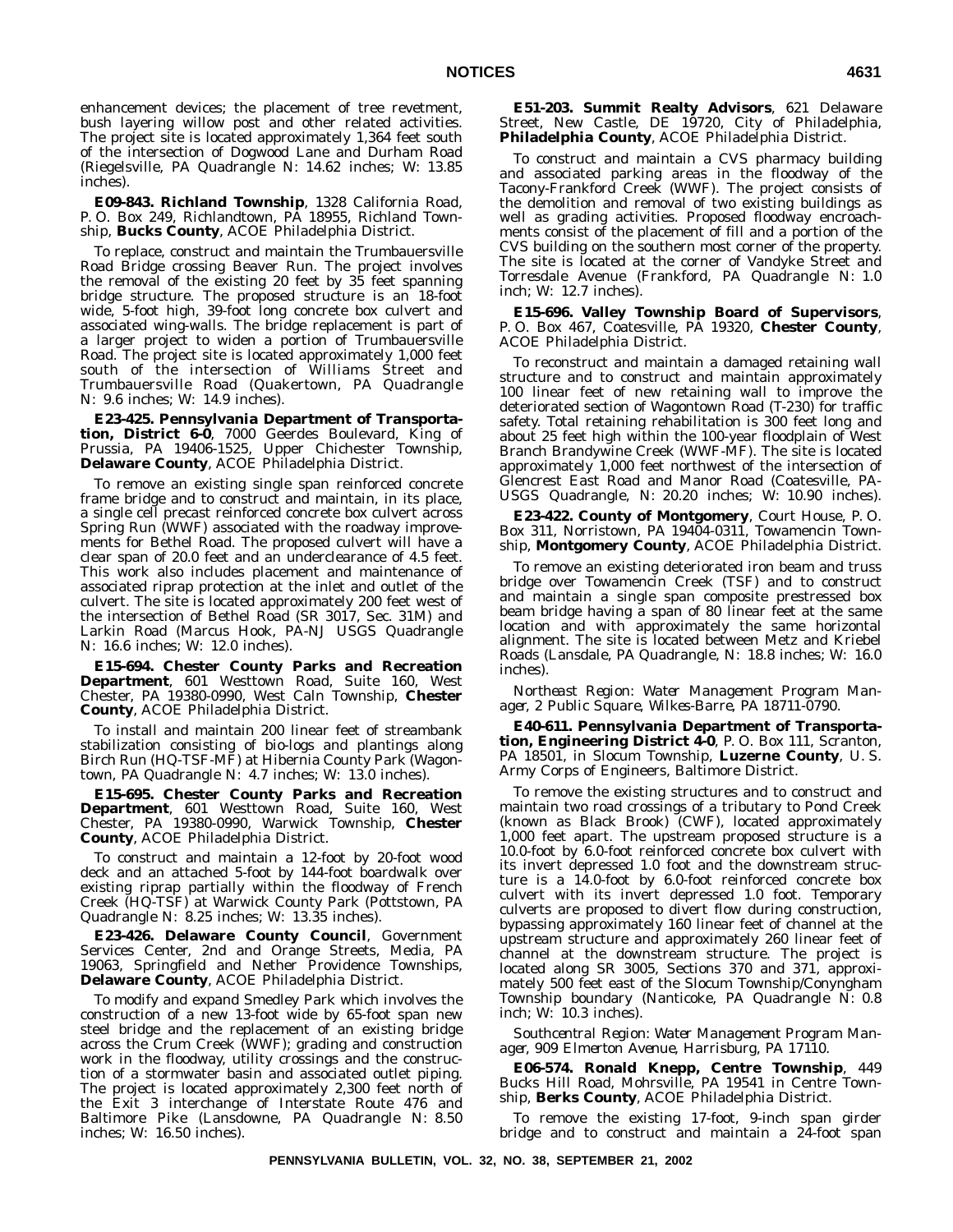enhancement devices; the placement of tree revetment, bush layering willow post and other related activities. The project site is located approximately 1,364 feet south of the intersection of Dogwood Lane and Durham Road (Riegelsville, PA Quadrangle N: 14.62 inches; W: 13.85 inches).

**E09-843. Richland Township**, 1328 California Road, P. O. Box 249, Richlandtown, PA 18955, Richland Township, **Bucks County**, ACOE Philadelphia District.

To replace, construct and maintain the Trumbauersville Road Bridge crossing Beaver Run. The project involves the removal of the existing 20 feet by 35 feet spanning bridge structure. The proposed structure is an 18-foot wide, 5-foot high, 39-foot long concrete box culvert and associated wing-walls. The bridge replacement is part of a larger project to widen a portion of Trumbauersville Road. The project site is located approximately 1,000 feet south of the intersection of Williams Street and Trumbauersville Road (Quakertown, PA Quadrangle N: 9.6 inches; W: 14.9 inches).

**E23-425. Pennsylvania Department of Transportation, District 6-0**, 7000 Geerdes Boulevard, King of Prussia, PA 19406-1525, Upper Chichester Township, **Delaware County**, ACOE Philadelphia District.

To remove an existing single span reinforced concrete frame bridge and to construct and maintain, in its place, a single cell precast reinforced concrete box culvert across Spring Run (WWF) associated with the roadway improvements for Bethel Road. The proposed culvert will have a clear span of 20.0 feet and an underclearance of 4.5 feet. This work also includes placement and maintenance of associated riprap protection at the inlet and outlet of the culvert. The site is located approximately 200 feet west of the intersection of Bethel Road (SR 3017, Sec. 31M) and Larkin Road (Marcus Hook, PA-NJ USGS Quadrangle N: 16.6 inches; W: 12.0 inches).

**E15-694. Chester County Parks and Recreation Department**, 601 Westtown Road, Suite 160, West Chester, PA 19380-0990, West Caln Township, **Chester County**, ACOE Philadelphia District.

To install and maintain 200 linear feet of streambank stabilization consisting of bio-logs and plantings along Birch Run (HQ-TSF-MF) at Hibernia County Park (Wagontown, PA Quadrangle N: 4.7 inches; W: 13.0 inches).

**E15-695. Chester County Parks and Recreation Department**, 601 Westtown Road, Suite 160, West Chester, PA 19380-0990, Warwick Township, **Chester County**, ACOE Philadelphia District.

To construct and maintain a 12-foot by 20-foot wood deck and an attached 5-foot by 144-foot boardwalk over existing riprap partially within the floodway of French Creek (HQ-TSF) at Warwick County Park (Pottstown, PA Quadrangle N: 8.25 inches; W: 13.35 inches).

**E23-426. Delaware County Council**, Government Services Center, 2nd and Orange Streets, Media, PA 19063, Springfield and Nether Providence Townships, **Delaware County**, ACOE Philadelphia District.

To modify and expand Smedley Park which involves the construction of a new 13-foot wide by 65-foot span new steel bridge and the replacement of an existing bridge across the Crum Creek (WWF); grading and construction work in the floodway, utility crossings and the construction of a stormwater basin and associated outlet piping. The project is located approximately 2,300 feet north of the Exit 3 interchange of Interstate Route 476 and Baltimore Pike (Lansdowne, PA Quadrangle N: 8.50 inches; W: 16.50 inches).

**E51-203. Summit Realty Advisors**, 621 Delaware Street, New Castle, DE 19720, City of Philadelphia, **Philadelphia County**, ACOE Philadelphia District.

To construct and maintain a CVS pharmacy building and associated parking areas in the floodway of the Tacony-Frankford Creek (WWF). The project consists of the demolition and removal of two existing buildings as well as grading activities. Proposed floodway encroachments consist of the placement of fill and a portion of the CVS building on the southern most corner of the property. The site is located at the corner of Vandyke Street and Torresdale Avenue (Frankford, PA Quadrangle N: 1.0 inch; W: 12.7 inches).

**E15-696. Valley Township Board of Supervisors**, P. O. Box 467, Coatesville, PA 19320, **Chester County**, ACOE Philadelphia District.

To reconstruct and maintain a damaged retaining wall structure and to construct and maintain approximately 100 linear feet of new retaining wall to improve the deteriorated section of Wagontown Road (T-230) for traffic safety. Total retaining rehabilitation is 300 feet long and about 25 feet high within the 100-year floodplain of West Branch Brandywine Creek (WWF-MF). The site is located approximately 1,000 feet northwest of the intersection of Glencrest East Road and Manor Road (Coatesville, PA-USGS Quadrangle, N: 20.20 inches; W: 10.90 inches).

**E23-422. County of Montgomery**, Court House, P. O. Box 311, Norristown, PA 19404-0311, Towamencin Township, **Montgomery County**, ACOE Philadelphia District.

To remove an existing deteriorated iron beam and truss bridge over Towamencin Creek (TSF) and to construct and maintain a single span composite prestressed box beam bridge having a span of 80 linear feet at the same location and with approximately the same horizontal alignment. The site is located between Metz and Kriebel Roads (Lansdale, PA Quadrangle, N: 18.8 inches; W: 16.0 inches).

*Northeast Region: Water Management Program Manager, 2 Public Square, Wilkes-Barre, PA 18711-0790.*

**E40-611. Pennsylvania Department of Transportation, Engineering District 4-0**, P. O. Box 111, Scranton, PA 18501, in Slocum Township, **Luzerne County**, U. S. Army Corps of Engineers, Baltimore District.

To remove the existing structures and to construct and maintain two road crossings of a tributary to Pond Creek (known as Black Brook) (CWF), located approximately 1,000 feet apart. The upstream proposed structure is a 10.0-foot by 6.0-foot reinforced concrete box culvert with its invert depressed 1.0 foot and the downstream structure is a 14.0-foot by 6.0-foot reinforced concrete box culvert with its invert depressed 1.0 foot. Temporary culverts are proposed to divert flow during construction, bypassing approximately 160 linear feet of channel at the upstream structure and approximately 260 linear feet of channel at the downstream structure. The project is located along SR 3005, Sections 370 and 371, approximately 500 feet east of the Slocum Township/Conyngham Township boundary (Nanticoke, PA Quadrangle N: 0.8 inch; W: 10.3 inches).

*Southcentral Region: Water Management Program Manager, 909 Elmerton Avenue, Harrisburg, PA 17110.*

**E06-574. Ronald Knepp, Centre Township**, 449 Bucks Hill Road, Mohrsville, PA 19541 in Centre Township, **Berks County**, ACOE Philadelphia District.

To remove the existing 17-foot, 9-inch span girder bridge and to construct and maintain a 24-foot span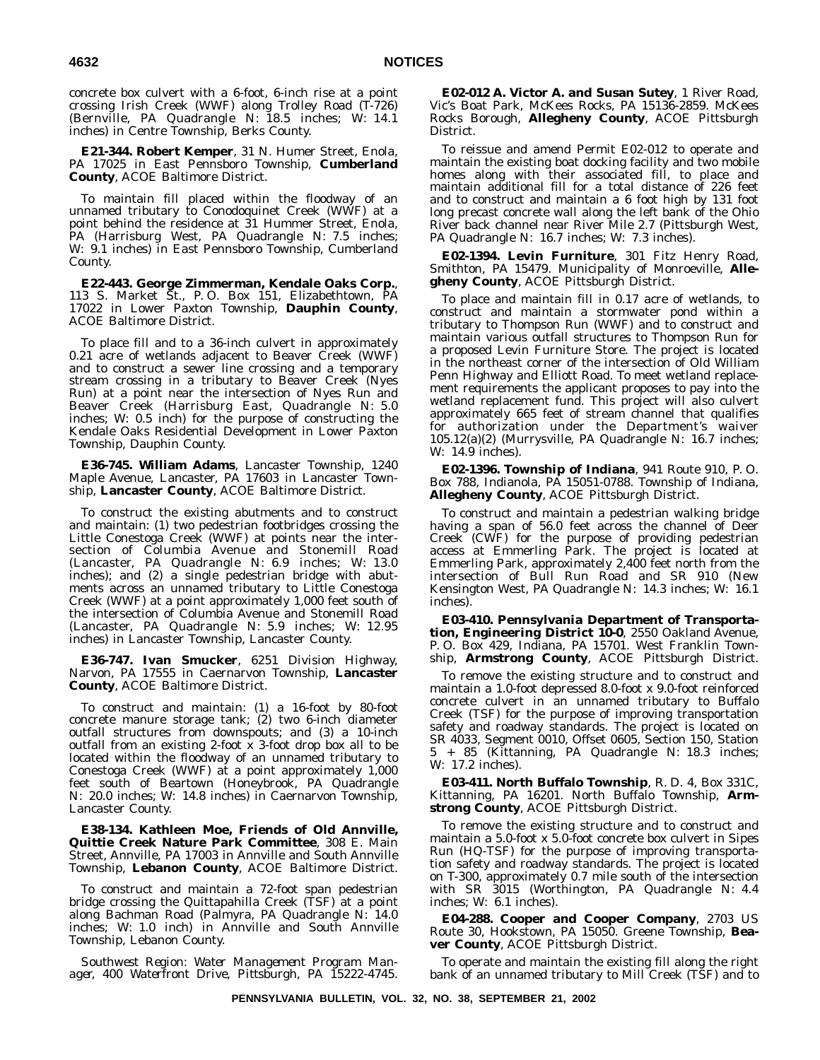concrete box culvert with a 6-foot, 6-inch rise at a point crossing Irish Creek (WWF) along Trolley Road (T-726) (Bernville, PA Quadrangle N: 18.5 inches; W: 14.1 inches) in Centre Township, Berks County.

**E21-344. Robert Kemper**, 31 N. Humer Street, Enola, PA 17025 in East Pennsboro Township, **Cumberland County**, ACOE Baltimore District.

To maintain fill placed within the floodway of an unnamed tributary to Conodoquinet Creek (WWF) at a point behind the residence at 31 Hummer Street, Enola, PA (Harrisburg West, PA Quadrangle N: 7.5 inches; W: 9.1 inches) in East Pennsboro Township, Cumberland County.

**E22-443. George Zimmerman, Kendale Oaks Corp.**, 113 S. Market St., P. O. Box 151, Elizabethtown, PA 17022 in Lower Paxton Township, **Dauphin County**, ACOE Baltimore District.

To place fill and to a 36-inch culvert in approximately 0.21 acre of wetlands adjacent to Beaver Creek (WWF) and to construct a sewer line crossing and a temporary stream crossing in a tributary to Beaver Creek (Nyes Run) at a point near the intersection of Nyes Run and Beaver Creek (Harrisburg East, Quadrangle N: 5.0 inches; W: 0.5 inch) for the purpose of constructing the Kendale Oaks Residential Development in Lower Paxton Township, Dauphin County.

**E36-745. William Adams**, Lancaster Township, 1240 Maple Avenue, Lancaster, PA 17603 in Lancaster Township, **Lancaster County**, ACOE Baltimore District.

To construct the existing abutments and to construct and maintain: (1) two pedestrian footbridges crossing the Little Conestoga Creek (WWF) at points near the intersection of Columbia Avenue and Stonemill Road (Lancaster, PA Quadrangle N: 6.9 inches; W: 13.0 inches); and (2) a single pedestrian bridge with abutments across an unnamed tributary to Little Conestoga Creek (WWF) at a point approximately 1,000 feet south of the intersection of Columbia Avenue and Stonemill Road (Lancaster, PA Quadrangle N: 5.9 inches; W: 12.95 inches) in Lancaster Township, Lancaster County.

**E36-747. Ivan Smucker**, 6251 Division Highway, Narvon, PA 17555 in Caernarvon Township, **Lancaster County**, ACOE Baltimore District.

To construct and maintain: (1) a 16-foot by 80-foot concrete manure storage tank; (2) two 6-inch diameter outfall structures from downspouts; and (3) a 10-inch outfall from an existing 2-foot x 3-foot drop box all to be located within the floodway of an unnamed tributary to Conestoga Creek (WWF) at a point approximately 1,000 feet south of Beartown (Honeybrook, PA Quadrangle N: 20.0 inches; W: 14.8 inches) in Caernarvon Township, Lancaster County.

**E38-134. Kathleen Moe, Friends of Old Annville, Quittie Creek Nature Park Committee**, 308 E. Main Street, Annville, PA 17003 in Annville and South Annville Township, **Lebanon County**, ACOE Baltimore District.

To construct and maintain a 72-foot span pedestrian bridge crossing the Quittapahilla Creek (TSF) at a point along Bachman Road (Palmyra, PA Quadrangle N: 14.0 inches; W: 1.0 inch) in Annville and South Annville Township, Lebanon County.

*Southwest Region: Water Management Program Manager, 400 Waterfront Drive, Pittsburgh, PA 15222-4745.*

**E02-012 A. Victor A. and Susan Sutey**, 1 River Road, Vic's Boat Park, McKees Rocks, PA 15136-2859. McKees Rocks Borough, **Allegheny County**, ACOE Pittsburgh District.

To reissue and amend Permit E02-012 to operate and maintain the existing boat docking facility and two mobile homes along with their associated fill, to place and maintain additional fill for a total distance of 226 feet and to construct and maintain a 6 foot high by 131 foot long precast concrete wall along the left bank of the Ohio River back channel near River Mile 2.7 (Pittsburgh West, PA Quadrangle N: 16.7 inches; W: 7.3 inches).

**E02-1394. Levin Furniture**, 301 Fitz Henry Road, Smithton, PA 15479. Municipality of Monroeville, **Allegheny County**, ACOE Pittsburgh District.

To place and maintain fill in 0.17 acre of wetlands, to construct and maintain a stormwater pond within a tributary to Thompson Run (WWF) and to construct and maintain various outfall structures to Thompson Run for a proposed Levin Furniture Store. The project is located in the northeast corner of the intersection of Old William Penn Highway and Elliott Road. To meet wetland replacement requirements the applicant proposes to pay into the wetland replacement fund. This project will also culvert approximately 665 feet of stream channel that qualifies for authorization under the Department's waiver 105.12(a)(2) (Murrysville, PA Quadrangle N: 16.7 inches; W: 14.9 inches).

**E02-1396. Township of Indiana**, 941 Route 910, P. O. Box 788, Indianola, PA 15051-0788. Township of Indiana, **Allegheny County**, ACOE Pittsburgh District.

To construct and maintain a pedestrian walking bridge having a span of 56.0 feet across the channel of Deer Creek (CWF) for the purpose of providing pedestrian access at Emmerling Park. The project is located at Emmerling Park, approximately 2,400 feet north from the intersection of Bull Run Road and SR 910 (New Kensington West, PA Quadrangle N: 14.3 inches; W: 16.1 inches).

**E03-410. Pennsylvania Department of Transportation, Engineering District 10-0**, 2550 Oakland Avenue, P. O. Box 429, Indiana, PA 15701. West Franklin Township, **Armstrong County**, ACOE Pittsburgh District.

To remove the existing structure and to construct and maintain a 1.0-foot depressed 8.0-foot x 9.0-foot reinforced concrete culvert in an unnamed tributary to Buffalo Creek (TSF) for the purpose of improving transportation safety and roadway standards. The project is located on SR 4033, Segment 0010, Offset 0605, Section 150, Station 5 + 85 (Kittanning, PA Quadrangle N: 18.3 inches; W: 17.2 inches).

**E03-411. North Buffalo Township**, R. D. 4, Box 331C, Kittanning, PA 16201. North Buffalo Township, **Armstrong County**, ACOE Pittsburgh District.

To remove the existing structure and to construct and maintain a 5.0-foot x 5.0-foot concrete box culvert in Sipes Run (HQ-TSF) for the purpose of improving transportation safety and roadway standards. The project is located on T-300, approximately 0.7 mile south of the intersection with SR 3015 (Worthington, PA Quadrangle N: 4.4 inches; W: 6.1 inches).

**E04-288. Cooper and Cooper Company**, 2703 US Route 30, Hookstown, PA 15050. Greene Township, **Beaver County**, ACOE Pittsburgh District.

To operate and maintain the existing fill along the right bank of an unnamed tributary to Mill Creek (TSF) and to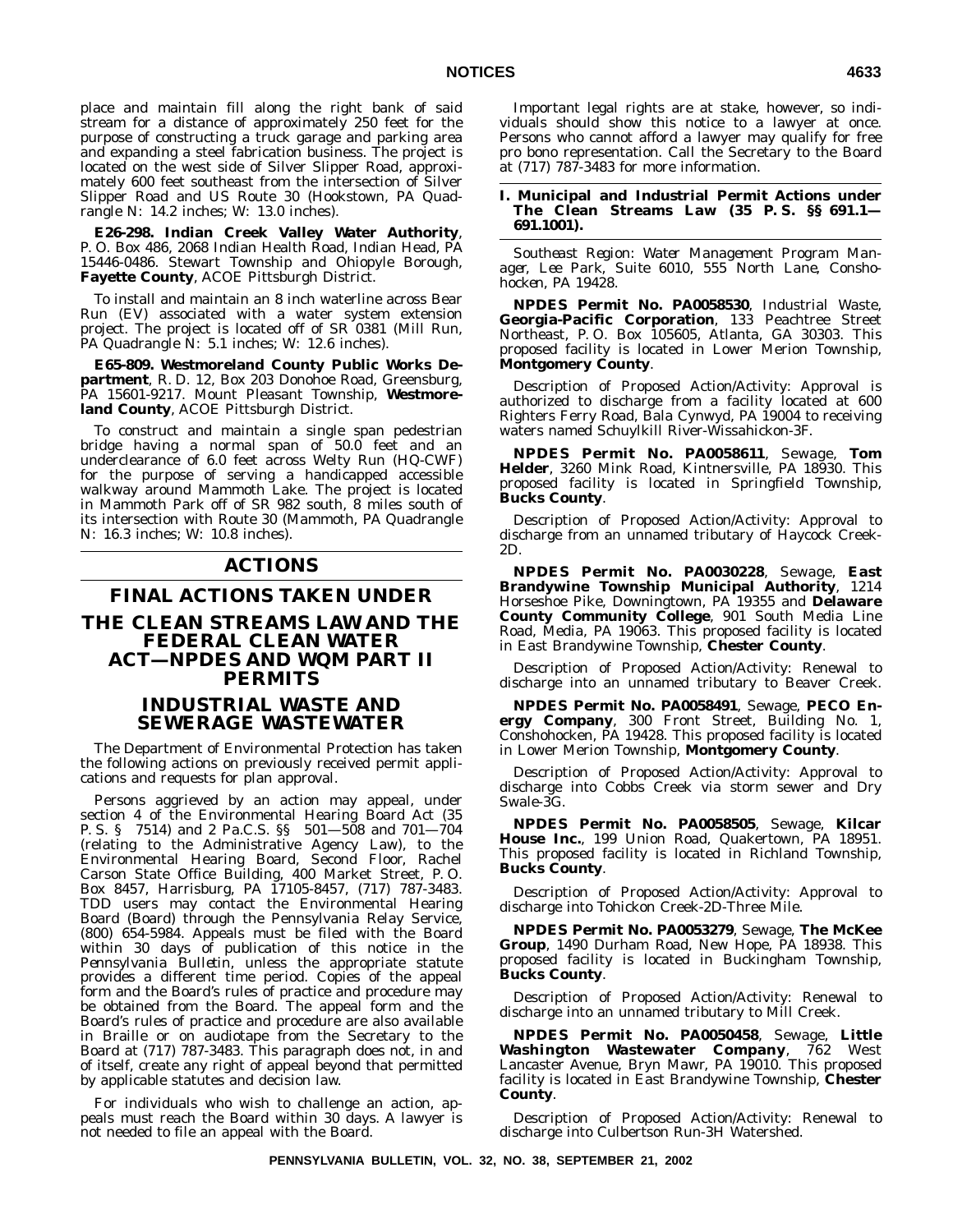place and maintain fill along the right bank of said stream for a distance of approximately 250 feet for the purpose of constructing a truck garage and parking area and expanding a steel fabrication business. The project is located on the west side of Silver Slipper Road, approximately 600 feet southeast from the intersection of Silver Slipper Road and US Route 30 (Hookstown, PA Quadrangle N: 14.2 inches; W: 13.0 inches).

**E26-298. Indian Creek Valley Water Authority**, P. O. Box 486, 2068 Indian Health Road, Indian Head, PA 15446-0486. Stewart Township and Ohiopyle Borough, **Fayette County**, ACOE Pittsburgh District.

To install and maintain an 8 inch waterline across Bear Run (EV) associated with a water system extension project. The project is located off of SR 0381 (Mill Run, PA Quadrangle N: 5.1 inches; W: 12.6 inches).

**E65-809. Westmoreland County Public Works Department**, R. D. 12, Box 203 Donohoe Road, Greensburg, PA 15601-9217. Mount Pleasant Township, **Westmoreland County**, ACOE Pittsburgh District.

To construct and maintain a single span pedestrian bridge having a normal span of 50.0 feet and an underclearance of 6.0 feet across Welty Run (HQ-CWF) for the purpose of serving a handicapped accessible walkway around Mammoth Lake. The project is located in Mammoth Park off of SR 982 south, 8 miles south of its intersection with Route 30 (Mammoth, PA Quadrangle N: 16.3 inches; W: 10.8 inches).

# ACTIONS

# FINAL ACTIONS TAKEN UNDER THE CLEAN STREAMS LAW AND THE FEDERAL CLEAN WATER ACT—NPDES AND WQM PART II PERMITS

## INDUSTRIAL WASTE AND SEWERAGE WASTEWATER

The Department of Environmental Protection has taken the following actions on previously received permit applications and requests for plan approval.

Persons aggrieved by an action may appeal, under section 4 of the Environmental Hearing Board Act (35 P. S. § 7514) and 2 Pa.C.S. §§ 501—508 and 701—704 (relating to the Administrative Agency Law), to the Environmental Hearing Board, Second Floor, Rachel Carson State Office Building, 400 Market Street, P. O. Box 8457, Harrisburg, PA 17105-8457, (717) 787-3483. TDD users may contact the Environmental Hearing Board (Board) through the Pennsylvania Relay Service, (800) 654-5984. Appeals must be filed with the Board within 30 days of publication of this notice in the *Pennsylvania Bulletin*, unless the appropriate statute provides a different time period. Copies of the appeal form and the Board's rules of practice and procedure may be obtained from the Board. The appeal form and the Board's rules of practice and procedure are also available in Braille or on audiotape from the Secretary to the Board at (717) 787-3483. This paragraph does not, in and of itself, create any right of appeal beyond that permitted by applicable statutes and decision law.

For individuals who wish to challenge an action, appeals must reach the Board within 30 days. A lawyer is not needed to file an appeal with the Board.

Important legal rights are at stake, however, so individuals should show this notice to a lawyer at once. Persons who cannot afford a lawyer may qualify for free pro bono representation. Call the Secretary to the Board at (717) 787-3483 for more information.

### I. Municipal and Industrial Permit Actions under The Clean Streams Law (35 P. S. §§ 691.1—691.1001).

*Southeast Region: Water Management Program Manager, Lee Park, Suite 6010, 555 North Lane, Conshohocken, PA 19428.*

**NPDES Permit No. PA0058530**, Industrial Waste, **Georgia-Pacific Corporation**, 133 Peachtree Street Northeast, P. O. Box 105605, Atlanta, GA 30303. This proposed facility is located in Lower Merion Township, **Montgomery County**.

Description of Proposed Action/Activity: Approval is authorized to discharge from a facility located at 600 Righters Ferry Road, Bala Cynwyd, PA 19004 to receiving waters named Schuylkill River-Wissahickon-3F.

**NPDES Permit No. PA0058611**, Sewage, **Tom Helder**, 3260 Mink Road, Kintnersville, PA 18930. This proposed facility is located in Springfield Township, **Bucks County**.

Description of Proposed Action/Activity: Approval to discharge from an unnamed tributary of Haycock Creek-2D.

**NPDES Permit No. PA0030228**, Sewage, **East Brandywine Township Municipal Authority**, 1214 Horseshoe Pike, Downingtown, PA 19355 and **Delaware County Community College**, 901 South Media Line Road, Media, PA 19063. This proposed facility is located in East Brandywine Township, **Chester County**.

Description of Proposed Action/Activity: Renewal to discharge into an unnamed tributary to Beaver Creek.

**NPDES Permit No. PA0058491**, Sewage, **PECO Energy Company**, 300 Front Street, Building No. 1, Conshohocken, PA 19428. This proposed facility is located in Lower Merion Township, **Montgomery County**.

Description of Proposed Action/Activity: Approval to discharge into Cobbs Creek via storm sewer and Dry Swale-3G.

**NPDES Permit No. PA0058505**, Sewage, **Kilcar House Inc.**, 199 Union Road, Quakertown, PA 18951. This proposed facility is located in Richland Township, **Bucks County**.

Description of Proposed Action/Activity: Approval to discharge into Tohickon Creek-2D-Three Mile.

**NPDES Permit No. PA0053279**, Sewage, **The McKee Group**, 1490 Durham Road, New Hope, PA 18938. This proposed facility is located in Buckingham Township, **Bucks County**.

Description of Proposed Action/Activity: Renewal to discharge into an unnamed tributary to Mill Creek.

**NPDES Permit No. PA0050458**, Sewage, **Little Washington Wastewater Company**, 762 West Lancaster Avenue, Bryn Mawr, PA 19010. This proposed facility is located in East Brandywine Township, **Chester County**.

Description of Proposed Action/Activity: Renewal to discharge into Culbertson Run-3H Watershed.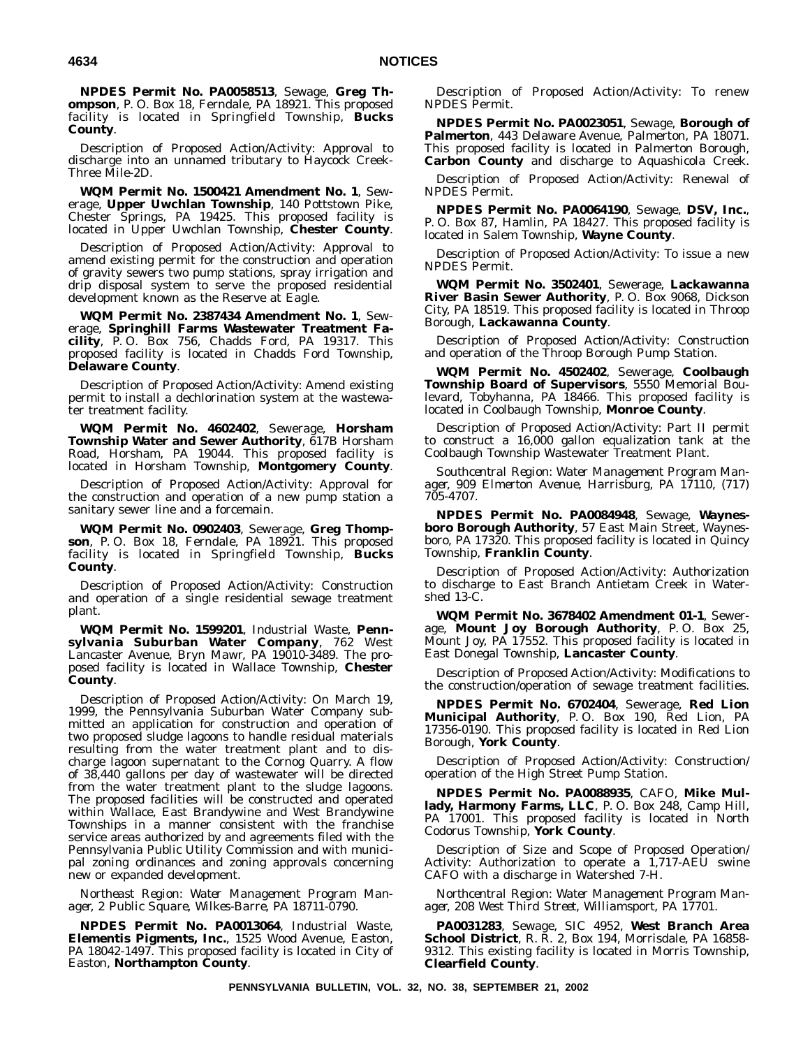**NPDES Permit No. PA0058513**, Sewage, **Greg Thompson**, P. O. Box 18, Ferndale, PA 18921. This proposed facility is located in Springfield Township, **Bucks County**.

*Description of Proposed Action/Activity*: Approval to discharge into an unnamed tributary to Haycock Creek-Three Mile-2D.

**WQM Permit No. 1500421 Amendment No. 1**, Sewerage, **Upper Uwchlan Township**, 140 Pottstown Pike, Chester Springs, PA 19425. This proposed facility is located in Upper Uwchlan Township, **Chester County**.

*Description of Proposed Action/Activity*: Approval to amend existing permit for the construction and operation of gravity sewers two pump stations, spray irrigation and drip disposal system to serve the proposed residential development known as the Reserve at Eagle.

**WQM Permit No. 2387434 Amendment No. 1**, Sewerage, **Springhill Farms Wastewater Treatment Facility**, P. O. Box 756, Chadds Ford, PA 19317. This proposed facility is located in Chadds Ford Township, **Delaware County**.

*Description of Proposed Action/Activity*: Amend existing permit to install a dechlorination system at the wastewater treatment facility.

**WQM Permit No. 4602402**, Sewerage, **Horsham Township Water and Sewer Authority**, 617B Horsham Road, Horsham, PA 19044. This proposed facility is located in Horsham Township, **Montgomery County**.

*Description of Proposed Action/Activity*: Approval for the construction and operation of a new pump station a sanitary sewer line and a forcemain.

**WQM Permit No. 0902403**, Sewerage, **Greg Thompson**, P. O. Box 18, Ferndale, PA 18921. This proposed facility is located in Springfield Township, **Bucks County**.

*Description of Proposed Action/Activity*: Construction and operation of a single residential sewage treatment plant.

**WQM Permit No. 1599201**, Industrial Waste, **Pennsylvania Suburban Water Company**, 762 West Lancaster Avenue, Bryn Mawr, PA 19010-3489. The proposed facility is located in Wallace Township, **Chester County**.

*Description of Proposed Action/Activity*: On March 19, 1999, the Pennsylvania Suburban Water Company submitted an application for construction and operation of two proposed sludge lagoons to handle residual materials resulting from the water treatment plant and to discharge lagoon supernatant to the Cornog Quarry. A flow of 38,440 gallons per day of wastewater will be directed from the water treatment plant to the sludge lagoons. The proposed facilities will be constructed and operated within Wallace, East Brandywine and West Brandywine Townships in a manner consistent with the franchise service areas authorized by and agreements filed with the Pennsylvania Public Utility Commission and with municipal zoning ordinances and zoning approvals concerning new or expanded development.

*Northeast Region: Water Management Program Manager, 2 Public Square, Wilkes-Barre, PA 18711-0790.*

**NPDES Permit No. PA0013064**, Industrial Waste, **Elementis Pigments, Inc.**, 1525 Wood Avenue, Easton, PA 18042-1497. This proposed facility is located in City of Easton, **Northampton County**.

*Description of Proposed Action/Activity*: To renew NPDES Permit.

**NPDES Permit No. PA0023051**, Sewage, **Borough of Palmerton**, 443 Delaware Avenue, Palmerton, PA 18071. This proposed facility is located in Palmerton Borough, **Carbon County** and discharge to Aquashicola Creek.

*Description of Proposed Action/Activity*: Renewal of NPDES Permit.

**NPDES Permit No. PA0064190**, Sewage, **DSV, Inc.**, P. O. Box 87, Hamlin, PA 18427. This proposed facility is located in Salem Township, **Wayne County**.

*Description of Proposed Action/Activity*: To issue a new NPDES Permit.

**WQM Permit No. 3502401**, Sewerage, **Lackawanna River Basin Sewer Authority**, P. O. Box 9068, Dickson City, PA 18519. This proposed facility is located in Throop Borough, **Lackawanna County**.

*Description of Proposed Action/Activity*: Construction and operation of the Throop Borough Pump Station.

**WQM Permit No. 4502402**, Sewerage, **Coolbaugh Township Board of Supervisors**, 5550 Memorial Boulevard, Tobyhanna, PA 18466. This proposed facility is located in Coolbaugh Township, **Monroe County**.

*Description of Proposed Action/Activity*: Part II permit to construct a 16,000 gallon equalization tank at the Coolbaugh Township Wastewater Treatment Plant.

*Southcentral Region: Water Management Program Manager, 909 Elmerton Avenue, Harrisburg, PA 17110, (717) 705-4707.*

**NPDES Permit No. PA0084948**, Sewage, **Waynesboro Borough Authority**, 57 East Main Street, Waynesboro, PA 17320. This proposed facility is located in Quincy Township, **Franklin County**.

*Description of Proposed Action/Activity*: Authorization to discharge to East Branch Antietam Creek in Watershed 13-C.

**WQM Permit No. 3678402 Amendment 01-1**, Sewerage, **Mount Joy Borough Authority**, P. O. Box 25, Mount Joy, PA 17552. This proposed facility is located in East Donegal Township, **Lancaster County**.

*Description of Proposed Action/Activity*: Modifications to the construction/operation of sewage treatment facilities.

**NPDES Permit No. 6702404**, Sewerage, **Red Lion Municipal Authority**, P. O. Box 190, Red Lion, PA 17356-0190. This proposed facility is located in Red Lion Borough, **York County**.

*Description of Proposed Action/Activity*: Construction/operation of the High Street Pump Station.

**NPDES Permit No. PA0088935**, CAFO, **Mike Mullady, Harmony Farms, LLC**, P. O. Box 248, Camp Hill, PA 17001. This proposed facility is located in North Codorus Township, **York County**.

*Description of Size and Scope of Proposed Operation/Activity*: Authorization to operate a 1,717-AEU swine CAFO with a discharge in Watershed 7-H.

*Northcentral Region: Water Management Program Manager, 208 West Third Street, Williamsport, PA 17701.*

**PA0031283**, Sewage, SIC 4952, **West Branch Area School District**, R. R. 2, Box 194, Morrisdale, PA 16858-9312. This existing facility is located in Morris Township, **Clearfield County**.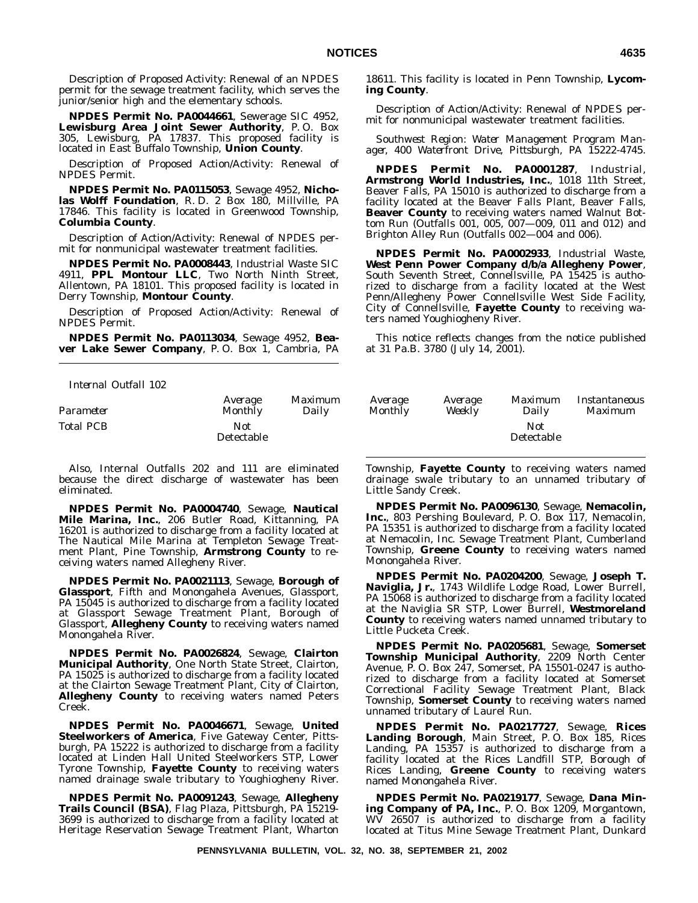Description of Proposed Activity: Renewal of an NPDES permit for the sewage treatment facility, which serves the junior/senior high and the elementary schools.

**NPDES Permit No. PA0044661**, Sewerage SIC 4952, **Lewisburg Area Joint Sewer Authority**, P. O. Box 305, Lewisburg, PA 17837. This proposed facility is located in East Buffalo Township, **Union County**.

Description of Proposed Action/Activity: Renewal of NPDES Permit.

**NPDES Permit No. PA0115053**, Sewage 4952, **Nicholas Wolff Foundation**, R. D. 2 Box 180, Millville, PA 17846. This facility is located in Greenwood Township, **Columbia County**.

Description of Action/Activity: Renewal of NPDES permit for nonmunicipal wastewater treatment facilities.

**NPDES Permit No. PA0008443**, Industrial Waste SIC 4911, **PPL Montour LLC**, Two North Ninth Street, Allentown, PA 18101. This proposed facility is located in Derry Township, **Montour County**.

Description of Proposed Action/Activity: Renewal of NPDES Permit.

**NPDES Permit No. PA0113034**, Sewage 4952, **Beaver Lake Sewer Company**, P. O. Box 1, Cambria, PA 18611. This facility is located in Penn Township, **Lycoming County**.

Description of Action/Activity: Renewal of NPDES permit for nonmunicipal wastewater treatment facilities.

*Southwest Region: Water Management Program Manager, 400 Waterfront Drive, Pittsburgh, PA 15222-4745.*

**NPDES Permit No. PA0001287**, Industrial, **Armstrong World Industries, Inc.**, 1018 11th Street, Beaver Falls, PA 15010 is authorized to discharge from a facility located at the Beaver Falls Plant, Beaver Falls, **Beaver County** to receiving waters named Walnut Bottom Run (Outfalls 001, 005, 007—009, 011 and 012) and Brighton Alley Run (Outfalls 002—004 and 006).

**NPDES Permit No. PA0002933**, Industrial Waste, **West Penn Power Company d/b/a Allegheny Power**, South Seventh Street, Connellsville, PA 15425 is authorized to discharge from a facility located at the West Penn/Allegheny Power Connellsville West Side Facility, City of Connellsville, **Fayette County** to receiving waters named Youghiogheny River.

This notice reflects changes from the notice published at 31 Pa.B. 3780 (July 14, 2001).

*Internal Outfall 102*

| *Parameter* | *Average Monthly* | *Maximum Daily* | *Average Monthly* | *Average Weekly* | *Maximum Daily* | *Instantaneous Maximum* |
|---|---|---|---|---|---|---|
| Total PCB | Not Detectable | | | | Not Detectable | |

Also, Internal Outfalls 202 and 111 are eliminated because the direct discharge of wastewater has been eliminated.

**NPDES Permit No. PA0004740**, Sewage, **Nautical Mile Marina, Inc.**, 206 Butler Road, Kittanning, PA 16201 is authorized to discharge from a facility located at The Nautical Mile Marina at Templeton Sewage Treatment Plant, Pine Township, **Armstrong County** to receiving waters named Allegheny River.

**NPDES Permit No. PA0021113**, Sewage, **Borough of Glassport**, Fifth and Monongahela Avenues, Glassport, PA 15045 is authorized to discharge from a facility located at Glassport Sewage Treatment Plant, Borough of Glassport, **Allegheny County** to receiving waters named Monongahela River.

**NPDES Permit No. PA0026824**, Sewage, **Clairton Municipal Authority**, One North State Street, Clairton, PA 15025 is authorized to discharge from a facility located at the Clairton Sewage Treatment Plant, City of Clairton, **Allegheny County** to receiving waters named Peters Creek.

**NPDES Permit No. PA0046671**, Sewage, **United Steelworkers of America**, Five Gateway Center, Pittsburgh, PA 15222 is authorized to discharge from a facility located at Linden Hall United Steelworkers STP, Lower Tyrone Township, **Fayette County** to receiving waters named drainage swale tributary to Youghiogheny River.

**NPDES Permit No. PA0091243**, Sewage, **Allegheny Trails Council (BSA)**, Flag Plaza, Pittsburgh, PA 15219-3699 is authorized to discharge from a facility located at Heritage Reservation Sewage Treatment Plant, Wharton Township, **Fayette County** to receiving waters named drainage swale tributary to an unnamed tributary of Little Sandy Creek.

**NPDES Permit No. PA0096130**, Sewage, **Nemacolin, Inc.**, 803 Pershing Boulevard, P. O. Box 117, Nemacolin, PA 15351 is authorized to discharge from a facility located at Nemacolin, Inc. Sewage Treatment Plant, Cumberland Township, **Greene County** to receiving waters named Monongahela River.

**NPDES Permit No. PA0204200**, Sewage, **Joseph T. Naviglia, Jr.**, 1743 Wildlife Lodge Road, Lower Burrell, PA 15068 is authorized to discharge from a facility located at the Naviglia SR STP, Lower Burrell, **Westmoreland County** to receiving waters named unnamed tributary to Little Pucketa Creek.

**NPDES Permit No. PA0205681**, Sewage, **Somerset Township Municipal Authority**, 2209 North Center Avenue, P. O. Box 247, Somerset, PA 15501-0247 is authorized to discharge from a facility located at Somerset Correctional Facility Sewage Treatment Plant, Black Township, **Somerset County** to receiving waters named unnamed tributary of Laurel Run.

**NPDES Permit No. PA0217727**, Sewage, **Rices Landing Borough**, Main Street, P. O. Box 185, Rices Landing, PA 15357 is authorized to discharge from a facility located at the Rices Landfill STP, Borough of Rices Landing, **Greene County** to receiving waters named Monongahela River.

**NPDES Permit No. PA0219177**, Sewage, **Dana Mining Company of PA, Inc.**, P. O. Box 1209, Morgantown, WV 26507 is authorized to discharge from a facility located at Titus Mine Sewage Treatment Plant, Dunkard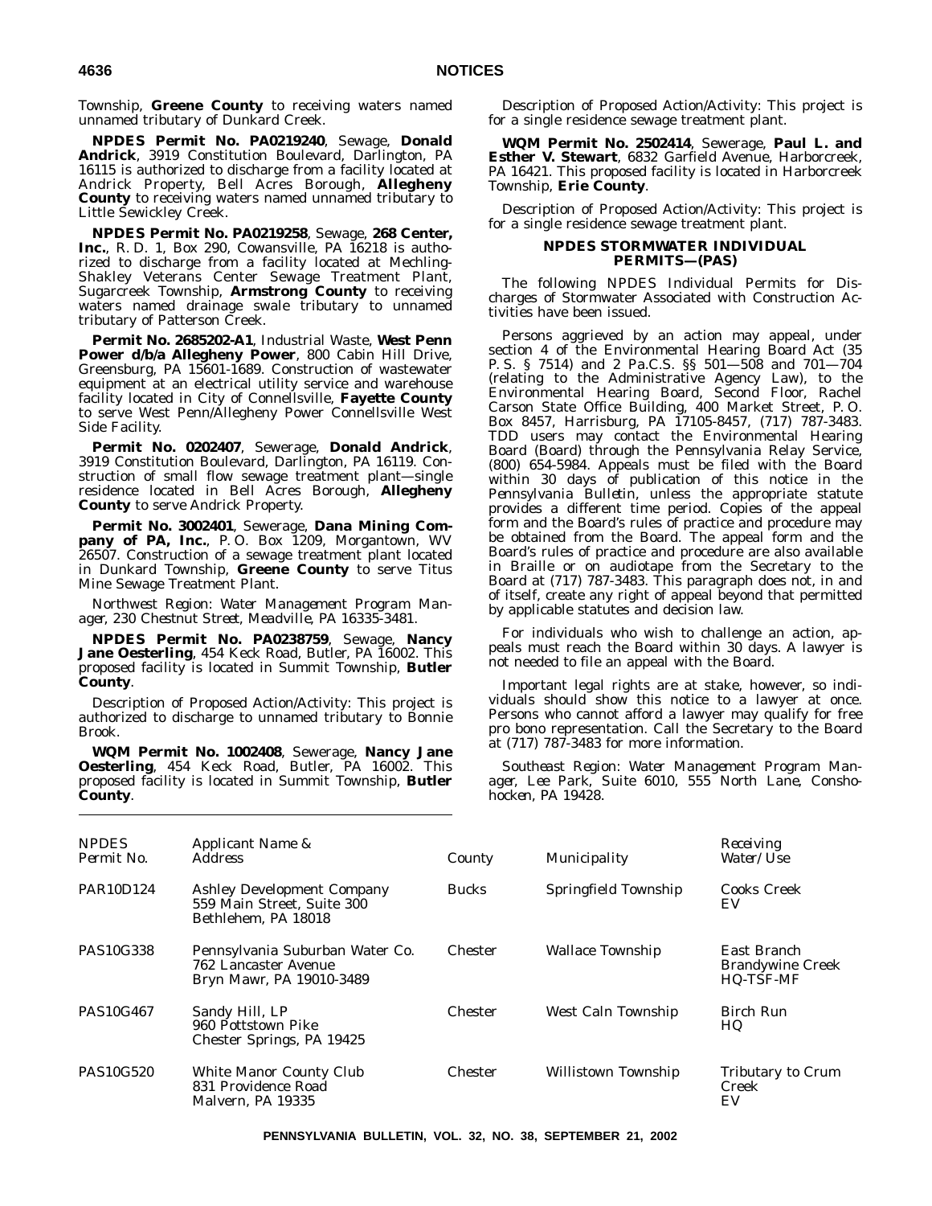Township, **Greene County** to receiving waters named unnamed tributary of Dunkard Creek.

**NPDES Permit No. PA0219240**, Sewage, **Donald Andrick**, 3919 Constitution Boulevard, Darlington, PA 16115 is authorized to discharge from a facility located at Andrick Property, Bell Acres Borough, **Allegheny County** to receiving waters named unnamed tributary to Little Sewickley Creek.

**NPDES Permit No. PA0219258**, Sewage, **268 Center, Inc.**, R. D. 1, Box 290, Cowansville, PA 16218 is authorized to discharge from a facility located at Mechling-Shakley Veterans Center Sewage Treatment Plant, Sugarcreek Township, **Armstrong County** to receiving waters named drainage swale tributary to unnamed tributary of Patterson Creek.

**Permit No. 2685202-A1**, Industrial Waste, **West Penn Power d/b/a Allegheny Power**, 800 Cabin Hill Drive, Greensburg, PA 15601-1689. Construction of wastewater equipment at an electrical utility service and warehouse facility located in City of Connellsville, **Fayette County** to serve West Penn/Allegheny Power Connellsville West Side Facility.

**Permit No. 0202407**, Sewerage, **Donald Andrick**, 3919 Constitution Boulevard, Darlington, PA 16119. Construction of small flow sewage treatment plant—single residence located in Bell Acres Borough, **Allegheny County** to serve Andrick Property.

**Permit No. 3002401**, Sewerage, **Dana Mining Company of PA, Inc.**, P. O. Box 1209, Morgantown, WV 26507. Construction of a sewage treatment plant located in Dunkard Township, **Greene County** to serve Titus Mine Sewage Treatment Plant.

*Northwest Region: Water Management Program Manager, 230 Chestnut Street, Meadville, PA 16335-3481.*

**NPDES Permit No. PA0238759**, Sewage, **Nancy Jane Oesterling**, 454 Keck Road, Butler, PA 16002. This proposed facility is located in Summit Township, **Butler County**.

Description of Proposed Action/Activity: This project is authorized to discharge to unnamed tributary to Bonnie Brook.

**WQM Permit No. 1002408**, Sewerage, **Nancy Jane Oesterling**, 454 Keck Road, Butler, PA 16002. This proposed facility is located in Summit Township, **Butler County**.

Description of Proposed Action/Activity: This project is for a single residence sewage treatment plant.

**WQM Permit No. 2502414**, Sewerage, **Paul L. and Esther V. Stewart**, 6832 Garfield Avenue, Harborcreek, PA 16421. This proposed facility is located in Harborcreek Township, **Erie County**.

Description of Proposed Action/Activity: This project is for a single residence sewage treatment plant.

## NPDES STORMWATER INDIVIDUAL PERMITS—(PAS)

The following NPDES Individual Permits for Discharges of Stormwater Associated with Construction Activities have been issued.

Persons aggrieved by an action may appeal, under section 4 of the Environmental Hearing Board Act (35 P. S. § 7514) and 2 Pa.C.S. §§ 501—508 and 701—704 (relating to the Administrative Agency Law), to the Environmental Hearing Board, Second Floor, Rachel Carson State Office Building, 400 Market Street, P. O. Box 8457, Harrisburg, PA 17105-8457, (717) 787-3483. TDD users may contact the Environmental Hearing Board (Board) through the Pennsylvania Relay Service, (800) 654-5984. Appeals must be filed with the Board within 30 days of publication of this notice in the *Pennsylvania Bulletin*, unless the appropriate statute provides a different time period. Copies of the appeal form and the Board's rules of practice and procedure may be obtained from the Board. The appeal form and the Board's rules of practice and procedure are also available in Braille or on audiotape from the Secretary to the Board at (717) 787-3483. This paragraph does not, in and of itself, create any right of appeal beyond that permitted by applicable statutes and decision law.

For individuals who wish to challenge an action, appeals must reach the Board within 30 days. A lawyer is not needed to file an appeal with the Board.

Important legal rights are at stake, however, so individuals should show this notice to a lawyer at once. Persons who cannot afford a lawyer may qualify for free pro bono representation. Call the Secretary to the Board at (717) 787-3483 for more information.

*Southeast Region: Water Management Program Manager, Lee Park, Suite 6010, 555 North Lane, Conshohocken, PA 19428.*

| NPDES Permit No. | Applicant Name & Address | County | Municipality | Receiving Water/Use |
|---|---|---|---|---|
| PAR10D124 | Ashley Development Company 559 Main Street, Suite 300 Bethlehem, PA 18018 | Bucks | Springfield Township | Cooks Creek EV |
| PAS10G338 | Pennsylvania Suburban Water Co. 762 Lancaster Avenue Bryn Mawr, PA 19010-3489 | Chester | Wallace Township | East Branch Brandywine Creek HQ-TSF-MF |
| PAS10G467 | Sandy Hill, LP 960 Pottstown Pike Chester Springs, PA 19425 | Chester | West Caln Township | Birch Run HQ |
| PAS10G520 | White Manor County Club 831 Providence Road Malvern, PA 19335 | Chester | Willistown Township | Tributary to Crum Creek EV |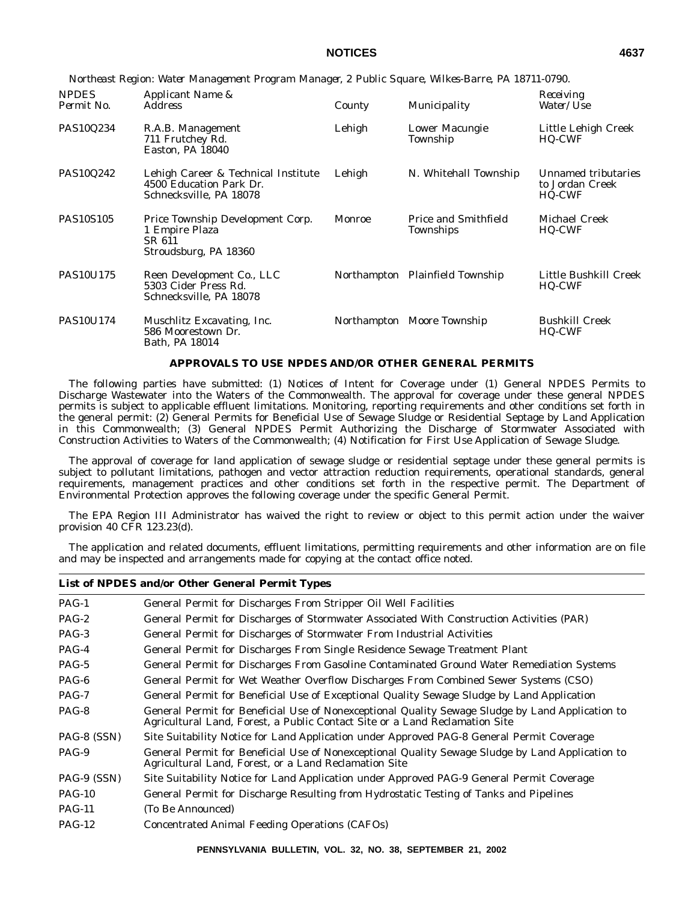*Northeast Region: Water Management Program Manager, 2 Public Square, Wilkes-Barre, PA 18711-0790.*

| *NPDES Permit No.* | *Applicant Name & Address* | *County* | *Municipality* | *Receiving Water/Use* |
|---|---|---|---|---|
| PAS10Q234 | R.A.B. Management 711 Frutchey Rd. Easton, PA 18040 | Lehigh | Lower Macungie Township | Little Lehigh Creek HQ-CWF |
| PAS10Q242 | Lehigh Career & Technical Institute 4500 Education Park Dr. Schnecksville, PA 18078 | Lehigh | N. Whitehall Township | Unnamed tributaries to Jordan Creek HQ-CWF |
| PAS10S105 | Price Township Development Corp. 1 Empire Plaza SR 611 Stroudsburg, PA 18360 | Monroe | Price and Smithfield Townships | Michael Creek HQ-CWF |
| PAS10U175 | Reen Development Co., LLC 5303 Cider Press Rd. Schnecksville, PA 18078 | Northampton | Plainfield Township | Little Bushkill Creek HQ-CWF |
| PAS10U174 | Muschlitz Excavating, Inc. 586 Moorestown Dr. Bath, PA 18014 | Northampton | Moore Township | Bushkill Creek HQ-CWF |

## APPROVALS TO USE NPDES AND/OR OTHER GENERAL PERMITS

The following parties have submitted: (1) Notices of Intent for Coverage under (1) General NPDES Permits to Discharge Wastewater into the Waters of the Commonwealth. The approval for coverage under these general NPDES permits is subject to applicable effluent limitations. Monitoring, reporting requirements and other conditions set forth in the general permit: (2) General Permits for Beneficial Use of Sewage Sludge or Residential Septage by Land Application in this Commonwealth; (3) General NPDES Permit Authorizing the Discharge of Stormwater Associated with Construction Activities to Waters of the Commonwealth; (4) Notification for First Use Application of Sewage Sludge.

The approval of coverage for land application of sewage sludge or residential septage under these general permits is subject to pollutant limitations, pathogen and vector attraction reduction requirements, operational standards, general requirements, management practices and other conditions set forth in the respective permit. The Department of Environmental Protection approves the following coverage under the specific General Permit.

The EPA Region III Administrator has waived the right to review or object to this permit action under the waiver provision 40 CFR 123.23(d).

The application and related documents, effluent limitations, permitting requirements and other information are on file and may be inspected and arrangements made for copying at the contact office noted.

| **List of NPDES and/or Other General Permit Types** | |
|---|---|
| PAG-1 | General Permit for Discharges From Stripper Oil Well Facilities |
| PAG-2 | General Permit for Discharges of Stormwater Associated With Construction Activities (PAR) |
| PAG-3 | General Permit for Discharges of Stormwater From Industrial Activities |
| PAG-4 | General Permit for Discharges From Single Residence Sewage Treatment Plant |
| PAG-5 | General Permit for Discharges From Gasoline Contaminated Ground Water Remediation Systems |
| PAG-6 | General Permit for Wet Weather Overflow Discharges From Combined Sewer Systems (CSO) |
| PAG-7 | General Permit for Beneficial Use of Exceptional Quality Sewage Sludge by Land Application |
| PAG-8 | General Permit for Beneficial Use of Nonexceptional Quality Sewage Sludge by Land Application to Agricultural Land, Forest, a Public Contact Site or a Land Reclamation Site |
| PAG-8 (SSN) | Site Suitability Notice for Land Application under Approved PAG-8 General Permit Coverage |
| PAG-9 | General Permit for Beneficial Use of Nonexceptional Quality Sewage Sludge by Land Application to Agricultural Land, Forest, or a Land Reclamation Site |
| PAG-9 (SSN) | Site Suitability Notice for Land Application under Approved PAG-9 General Permit Coverage |
| PAG-10 | General Permit for Discharge Resulting from Hydrostatic Testing of Tanks and Pipelines |
| PAG-11 | (To Be Announced) |
| PAG-12 | Concentrated Animal Feeding Operations (CAFOs) |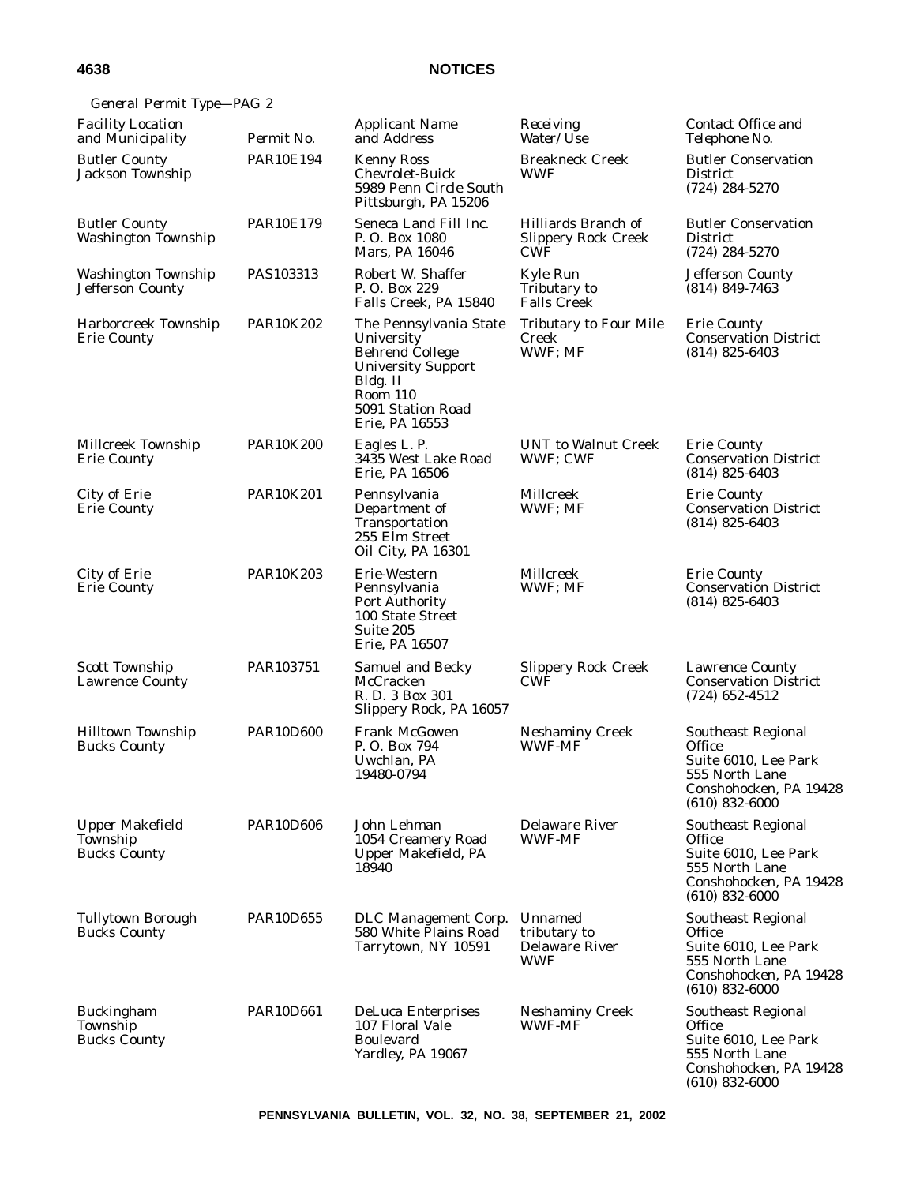*General Permit Type—PAG 2*

| *Facility Location and Municipality* | *Permit No.* | *Applicant Name and Address* | *Receiving Water/Use* | *Contact Office and Telephone No.* |
|---|---|---|---|---|
| Butler County Jackson Township | PAR10E194 | Kenny Ross Chevrolet-Buick 5989 Penn Circle South Pittsburgh, PA 15206 | Breakneck Creek WWF | Butler Conservation District (724) 284-5270 |
| Butler County Washington Township | PAR10E179 | Seneca Land Fill Inc. P. O. Box 1080 Mars, PA 16046 | Hilliards Branch of Slippery Rock Creek CWF | Butler Conservation District (724) 284-5270 |
| Washington Township Jefferson County | PAS103313 | Robert W. Shaffer P. O. Box 229 Falls Creek, PA 15840 | Kyle Run Tributary to Falls Creek | Jefferson County (814) 849-7463 |
| Harborcreek Township Erie County | PAR10K202 | The Pennsylvania State University Behrend College University Support Bldg. II Room 110 5091 Station Road Erie, PA 16553 | Tributary to Four Mile Creek WWF; MF | Erie County Conservation District (814) 825-6403 |
| Millcreek Township Erie County | PAR10K200 | Eagles L. P. 3435 West Lake Road Erie, PA 16506 | UNT to Walnut Creek WWF; CWF | Erie County Conservation District (814) 825-6403 |
| City of Erie Erie County | PAR10K201 | Pennsylvania Department of Transportation 255 Elm Street Oil City, PA 16301 | Millcreek WWF; MF | Erie County Conservation District (814) 825-6403 |
| City of Erie Erie County | PAR10K203 | Erie-Western Pennsylvania Port Authority 100 State Street Suite 205 Erie, PA 16507 | Millcreek WWF; MF | Erie County Conservation District (814) 825-6403 |
| Scott Township Lawrence County | PAR103751 | Samuel and Becky McCracken R. D. 3 Box 301 Slippery Rock, PA 16057 | Slippery Rock Creek CWF | Lawrence County Conservation District (724) 652-4512 |
| Hilltown Township Bucks County | PAR10D600 | Frank McGowen P. O. Box 794 Uwchlan, PA 19480-0794 | Neshaminy Creek WWF-MF | Southeast Regional Office Suite 6010, Lee Park 555 North Lane Conshohocken, PA 19428 (610) 832-6000 |
| Upper Makefield Township Bucks County | PAR10D606 | John Lehman 1054 Creamery Road Upper Makefield, PA 18940 | Delaware River WWF-MF | Southeast Regional Office Suite 6010, Lee Park 555 North Lane Conshohocken, PA 19428 (610) 832-6000 |
| Tullytown Borough Bucks County | PAR10D655 | DLC Management Corp. 580 White Plains Road Tarrytown, NY 10591 | Unnamed tributary to Delaware River WWF | Southeast Regional Office Suite 6010, Lee Park 555 North Lane Conshohocken, PA 19428 (610) 832-6000 |
| Buckingham Township Bucks County | PAR10D661 | DeLuca Enterprises 107 Floral Vale Boulevard Yardley, PA 19067 | Neshaminy Creek WWF-MF | Southeast Regional Office Suite 6010, Lee Park 555 North Lane Conshohocken, PA 19428 (610) 832-6000 |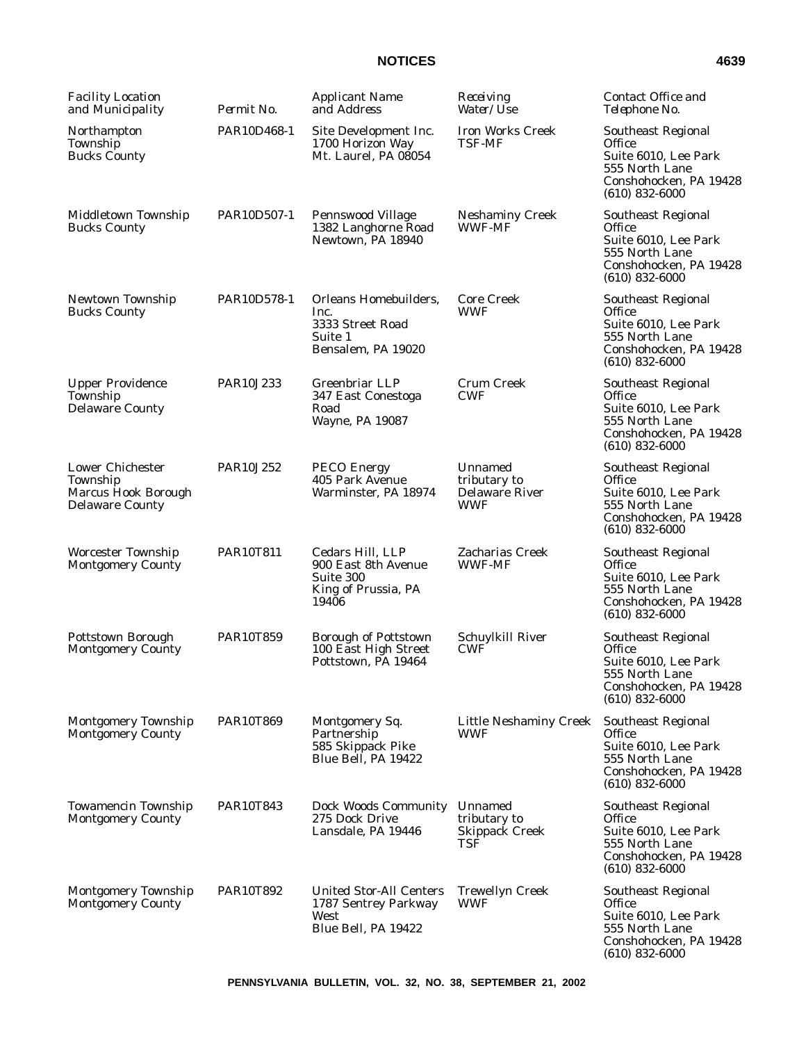| Facility Location and Municipality | Permit No. | Applicant Name and Address | Receiving Water/Use | Contact Office and Telephone No. |
|---|---|---|---|---|
| Northampton Township Bucks County | PAR10D468-1 | Site Development Inc. 1700 Horizon Way Mt. Laurel, PA 08054 | Iron Works Creek TSF-MF | Southeast Regional Office Suite 6010, Lee Park 555 North Lane Conshohocken, PA 19428 (610) 832-6000 |
| Middletown Township Bucks County | PAR10D507-1 | Pennswood Village 1382 Langhorne Road Newtown, PA 18940 | Neshaminy Creek WWF-MF | Southeast Regional Office Suite 6010, Lee Park 555 North Lane Conshohocken, PA 19428 (610) 832-6000 |
| Newtown Township Bucks County | PAR10D578-1 | Orleans Homebuilders, Inc. 3333 Street Road Suite 1 Bensalem, PA 19020 | Core Creek WWF | Southeast Regional Office Suite 6010, Lee Park 555 North Lane Conshohocken, PA 19428 (610) 832-6000 |
| Upper Providence Township Delaware County | PAR10J233 | Greenbriar LLP 347 East Conestoga Road Wayne, PA 19087 | Crum Creek CWF | Southeast Regional Office Suite 6010, Lee Park 555 North Lane Conshohocken, PA 19428 (610) 832-6000 |
| Lower Chichester Township Marcus Hook Borough Delaware County | PAR10J252 | PECO Energy 405 Park Avenue Warminster, PA 18974 | Unnamed tributary to Delaware River WWF | Southeast Regional Office Suite 6010, Lee Park 555 North Lane Conshohocken, PA 19428 (610) 832-6000 |
| Worcester Township Montgomery County | PAR10T811 | Cedars Hill, LLP 900 East 8th Avenue Suite 300 King of Prussia, PA 19406 | Zacharias Creek WWF-MF | Southeast Regional Office Suite 6010, Lee Park 555 North Lane Conshohocken, PA 19428 (610) 832-6000 |
| Pottstown Borough Montgomery County | PAR10T859 | Borough of Pottstown 100 East High Street Pottstown, PA 19464 | Schuylkill River CWF | Southeast Regional Office Suite 6010, Lee Park 555 North Lane Conshohocken, PA 19428 (610) 832-6000 |
| Montgomery Township Montgomery County | PAR10T869 | Montgomery Sq. Partnership 585 Skippack Pike Blue Bell, PA 19422 | Little Neshaminy Creek WWF | Southeast Regional Office Suite 6010, Lee Park 555 North Lane Conshohocken, PA 19428 (610) 832-6000 |
| Towamencin Township Montgomery County | PAR10T843 | Dock Woods Community 275 Dock Drive Lansdale, PA 19446 | Unnamed tributary to Skippack Creek TSF | Southeast Regional Office Suite 6010, Lee Park 555 North Lane Conshohocken, PA 19428 (610) 832-6000 |
| Montgomery Township Montgomery County | PAR10T892 | United Stor-All Centers 1787 Sentrey Parkway West Blue Bell, PA 19422 | Trewellyn Creek WWF | Southeast Regional Office Suite 6010, Lee Park 555 North Lane Conshohocken, PA 19428 (610) 832-6000 |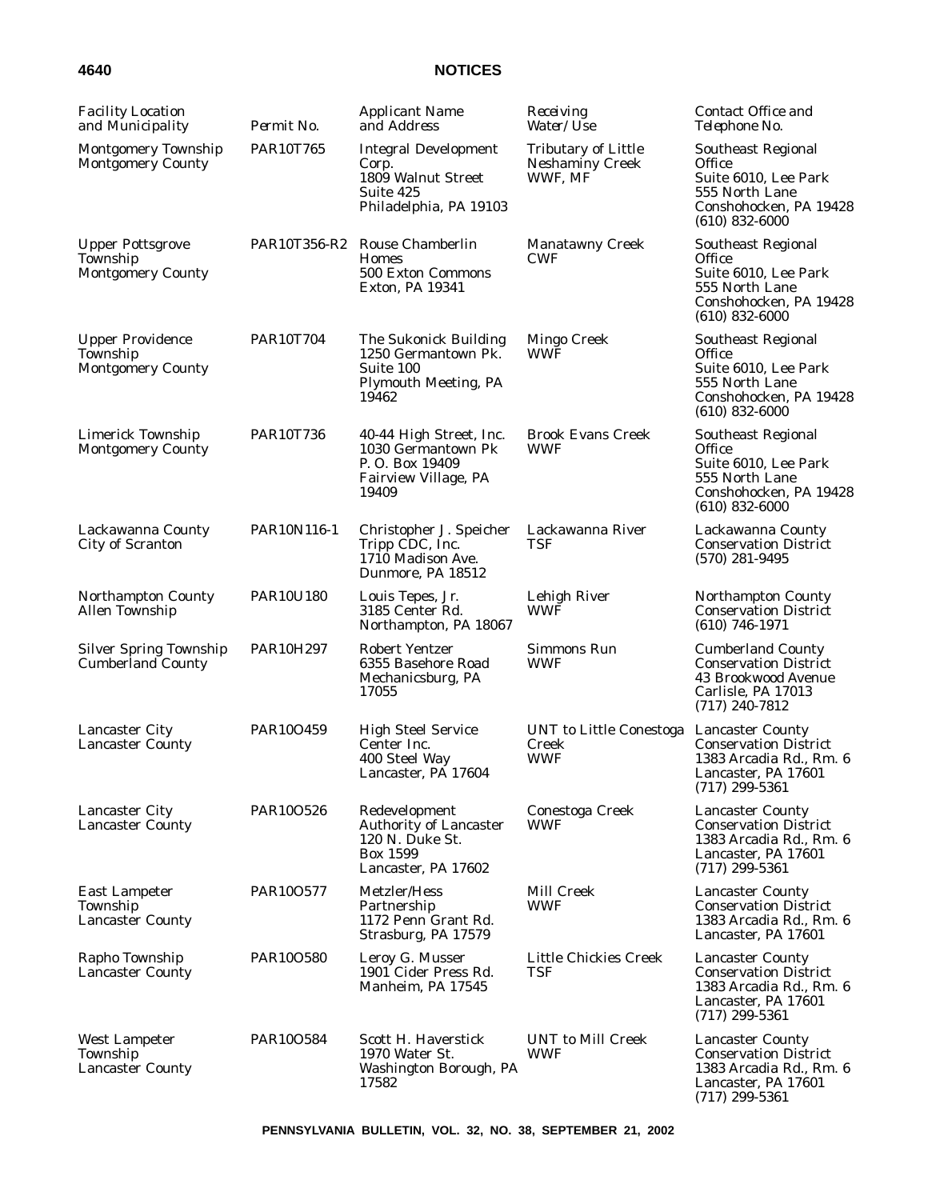| Facility Location and Municipality | Permit No. | Applicant Name and Address | Receiving Water/Use | Contact Office and Telephone No. |
|---|---|---|---|---|
| Montgomery Township Montgomery County | PAR10T765 | Integral Development Corp. 1809 Walnut Street Suite 425 Philadelphia, PA 19103 | Tributary of Little Neshaminy Creek WWF, MF | Southeast Regional Office Suite 6010, Lee Park 555 North Lane Conshohocken, PA 19428 (610) 832-6000 |
| Upper Pottsgrove Township Montgomery County | PAR10T356-R2 | Rouse Chamberlin Homes 500 Exton Commons Exton, PA 19341 | Manatawny Creek CWF | Southeast Regional Office Suite 6010, Lee Park 555 North Lane Conshohocken, PA 19428 (610) 832-6000 |
| Upper Providence Township Montgomery County | PAR10T704 | The Sukonick Building 1250 Germantown Pk. Suite 100 Plymouth Meeting, PA 19462 | Mingo Creek WWF | Southeast Regional Office Suite 6010, Lee Park 555 North Lane Conshohocken, PA 19428 (610) 832-6000 |
| Limerick Township Montgomery County | PAR10T736 | 40-44 High Street, Inc. 1030 Germantown Pk P. O. Box 19409 Fairview Village, PA 19409 | Brook Evans Creek WWF | Southeast Regional Office Suite 6010, Lee Park 555 North Lane Conshohocken, PA 19428 (610) 832-6000 |
| Lackawanna County City of Scranton | PAR10N116-1 | Christopher J. Speicher Tripp CDC, Inc. 1710 Madison Ave. Dunmore, PA 18512 | Lackawanna River TSF | Lackawanna County Conservation District (570) 281-9495 |
| Northampton County Allen Township | PAR10U180 | Louis Tepes, Jr. 3185 Center Rd. Northampton, PA 18067 | Lehigh River WWF | Northampton County Conservation District (610) 746-1971 |
| Silver Spring Township Cumberland County | PAR10H297 | Robert Yentzer 6355 Basehore Road Mechanicsburg, PA 17055 | Simmons Run WWF | Cumberland County Conservation District 43 Brookwood Avenue Carlisle, PA 17013 (717) 240-7812 |
| Lancaster City Lancaster County | PAR10O459 | High Steel Service Center Inc. 400 Steel Way Lancaster, PA 17604 | UNT to Little Conestoga Creek WWF | Lancaster County Conservation District 1383 Arcadia Rd., Rm. 6 Lancaster, PA 17601 (717) 299-5361 |
| Lancaster City Lancaster County | PAR10O526 | Redevelopment Authority of Lancaster 120 N. Duke St. Box 1599 Lancaster, PA 17602 | Conestoga Creek WWF | Lancaster County Conservation District 1383 Arcadia Rd., Rm. 6 Lancaster, PA 17601 (717) 299-5361 |
| East Lampeter Township Lancaster County | PAR10O577 | Metzler/Hess Partnership 1172 Penn Grant Rd. Strasburg, PA 17579 | Mill Creek WWF | Lancaster County Conservation District 1383 Arcadia Rd., Rm. 6 Lancaster, PA 17601 |
| Rapho Township Lancaster County | PAR10O580 | Leroy G. Musser 1901 Cider Press Rd. Manheim, PA 17545 | Little Chickies Creek TSF | Lancaster County Conservation District 1383 Arcadia Rd., Rm. 6 Lancaster, PA 17601 (717) 299-5361 |
| West Lampeter Township Lancaster County | PAR10O584 | Scott H. Haverstick 1970 Water St. Washington Borough, PA 17582 | UNT to Mill Creek WWF | Lancaster County Conservation District 1383 Arcadia Rd., Rm. 6 Lancaster, PA 17601 (717) 299-5361 |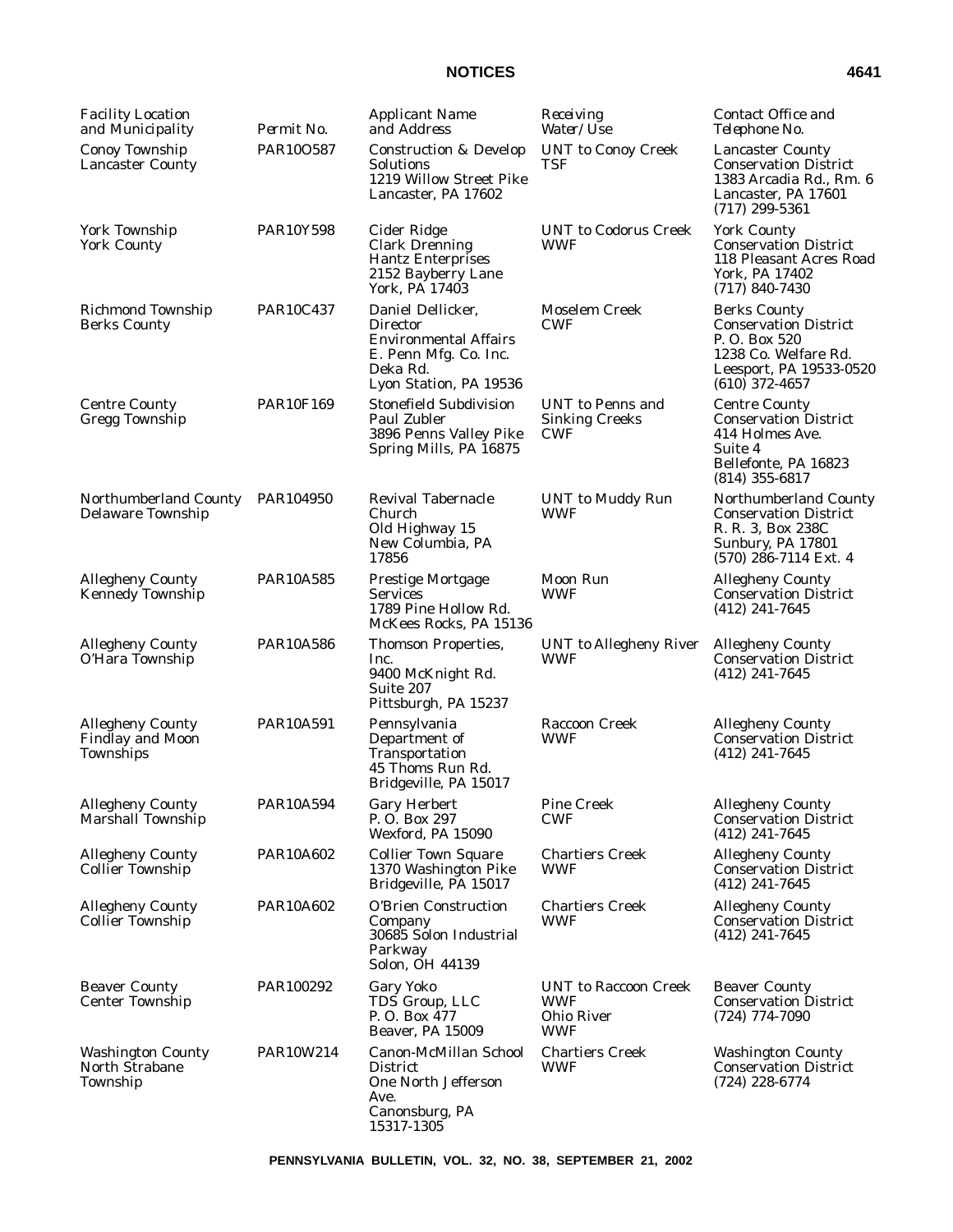| Facility Location and Municipality | Permit No. | Applicant Name and Address | Receiving Water/Use | Contact Office and Telephone No. |
|---|---|---|---|---|
| Conoy Township Lancaster County | PAR10O587 | Construction & Develop Solutions 1219 Willow Street Pike Lancaster, PA 17602 | UNT to Conoy Creek TSF | Lancaster County Conservation District 1383 Arcadia Rd., Rm. 6 Lancaster, PA 17601 (717) 299-5361 |
| York Township York County | PAR10Y598 | Cider Ridge Clark Drenning Hantz Enterprises 2152 Bayberry Lane York, PA 17403 | UNT to Codorus Creek WWF | York County Conservation District 118 Pleasant Acres Road York, PA 17402 (717) 840-7430 |
| Richmond Township Berks County | PAR10C437 | Daniel Dellicker, Director Environmental Affairs E. Penn Mfg. Co. Inc. Deka Rd. Lyon Station, PA 19536 | Moselem Creek CWF | Berks County Conservation District P. O. Box 520 1238 Co. Welfare Rd. Leesport, PA 19533-0520 (610) 372-4657 |
| Centre County Gregg Township | PAR10F169 | Stonefield Subdivision Paul Zubler 3896 Penns Valley Pike Spring Mills, PA 16875 | UNT to Penns and Sinking Creeks CWF | Centre County Conservation District 414 Holmes Ave. Suite 4 Bellefonte, PA 16823 (814) 355-6817 |
| Northumberland County Delaware Township | PAR104950 | Revival Tabernacle Church Old Highway 15 New Columbia, PA 17856 | UNT to Muddy Run WWF | Northumberland County Conservation District R. R. 3, Box 238C Sunbury, PA 17801 (570) 286-7114 Ext. 4 |
| Allegheny County Kennedy Township | PAR10A585 | Prestige Mortgage Services 1789 Pine Hollow Rd. McKees Rocks, PA 15136 | Moon Run WWF | Allegheny County Conservation District (412) 241-7645 |
| Allegheny County O'Hara Township | PAR10A586 | Thomson Properties, Inc. 9400 McKnight Rd. Suite 207 Pittsburgh, PA 15237 | UNT to Allegheny River WWF | Allegheny County Conservation District (412) 241-7645 |
| Allegheny County Findlay and Moon Townships | PAR10A591 | Pennsylvania Department of Transportation 45 Thoms Run Rd. Bridgeville, PA 15017 | Raccoon Creek WWF | Allegheny County Conservation District (412) 241-7645 |
| Allegheny County Marshall Township | PAR10A594 | Gary Herbert P. O. Box 297 Wexford, PA 15090 | Pine Creek CWF | Allegheny County Conservation District (412) 241-7645 |
| Allegheny County Collier Township | PAR10A602 | Collier Town Square 1370 Washington Pike Bridgeville, PA 15017 | Chartiers Creek WWF | Allegheny County Conservation District (412) 241-7645 |
| Allegheny County Collier Township | PAR10A602 | O'Brien Construction Company 30685 Solon Industrial Parkway Solon, OH 44139 | Chartiers Creek WWF | Allegheny County Conservation District (412) 241-7645 |
| Beaver County Center Township | PAR100292 | Gary Yoko TDS Group, LLC P. O. Box 477 Beaver, PA 15009 | UNT to Raccoon Creek WWF Ohio River WWF | Beaver County Conservation District (724) 774-7090 |
| Washington County North Strabane Township | PAR10W214 | Canon-McMillan School District One North Jefferson Ave. Canonsburg, PA 15317-1305 | Chartiers Creek WWF | Washington County Conservation District (724) 228-6774 |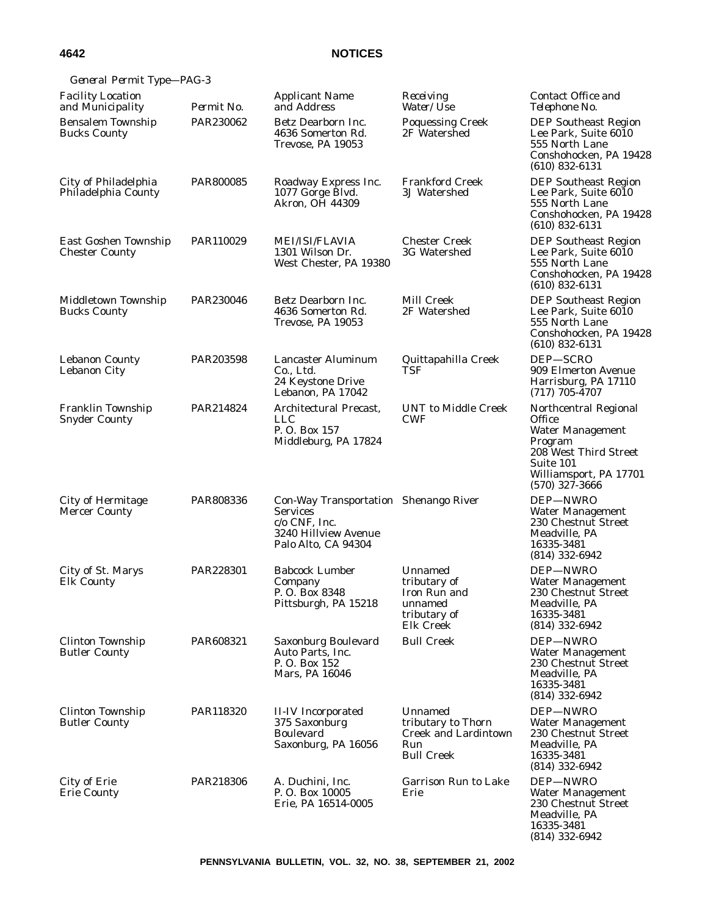*General Permit Type—PAG-3*

| *Facility Location and Municipality* | *Permit No.* | *Applicant Name and Address* | *Receiving Water/Use* | *Contact Office and Telephone No.* |
|---|---|---|---|---|
| Bensalem Township Bucks County | PAR230062 | Betz Dearborn Inc. 4636 Somerton Rd. Trevose, PA 19053 | Poquessing Creek 2F Watershed | DEP Southeast Region Lee Park, Suite 6010 555 North Lane Conshohocken, PA 19428 (610) 832-6131 |
| City of Philadelphia Philadelphia County | PAR800085 | Roadway Express Inc. 1077 Gorge Blvd. Akron, OH 44309 | Frankford Creek 3J Watershed | DEP Southeast Region Lee Park, Suite 6010 555 North Lane Conshohocken, PA 19428 (610) 832-6131 |
| East Goshen Township Chester County | PAR110029 | MEI/ISI/FLAVIA 1301 Wilson Dr. West Chester, PA 19380 | Chester Creek 3G Watershed | DEP Southeast Region Lee Park, Suite 6010 555 North Lane Conshohocken, PA 19428 (610) 832-6131 |
| Middletown Township Bucks County | PAR230046 | Betz Dearborn Inc. 4636 Somerton Rd. Trevose, PA 19053 | Mill Creek 2F Watershed | DEP Southeast Region Lee Park, Suite 6010 555 North Lane Conshohocken, PA 19428 (610) 832-6131 |
| Lebanon County Lebanon City | PAR203598 | Lancaster Aluminum Co., Ltd. 24 Keystone Drive Lebanon, PA 17042 | Quittapahilla Creek TSF | DEP—SCRO 909 Elmerton Avenue Harrisburg, PA 17110 (717) 705-4707 |
| Franklin Township Snyder County | PAR214824 | Architectural Precast, LLC P. O. Box 157 Middleburg, PA 17824 | UNT to Middle Creek CWF | Northcentral Regional Office Water Management Program 208 West Third Street Suite 101 Williamsport, PA 17701 (570) 327-3666 |
| City of Hermitage Mercer County | PAR808336 | Con-Way Transportation Services c/o CNF, Inc. 3240 Hillview Avenue Palo Alto, CA 94304 | Shenango River | DEP—NWRO Water Management 230 Chestnut Street Meadville, PA 16335-3481 (814) 332-6942 |
| City of St. Marys Elk County | PAR228301 | Babcock Lumber Company P. O. Box 8348 Pittsburgh, PA 15218 | Unnamed tributary of Iron Run and unnamed tributary of Elk Creek | DEP—NWRO Water Management 230 Chestnut Street Meadville, PA 16335-3481 (814) 332-6942 |
| Clinton Township Butler County | PAR608321 | Saxonburg Boulevard Auto Parts, Inc. P. O. Box 152 Mars, PA 16046 | Bull Creek | DEP—NWRO Water Management 230 Chestnut Street Meadville, PA 16335-3481 (814) 332-6942 |
| Clinton Township Butler County | PAR118320 | II-IV Incorporated 375 Saxonburg Boulevard Saxonburg, PA 16056 | Unnamed tributary to Thorn Creek and Lardintown Run Bull Creek | DEP—NWRO Water Management 230 Chestnut Street Meadville, PA 16335-3481 (814) 332-6942 |
| City of Erie Erie County | PAR218306 | A. Duchini, Inc. P. O. Box 10005 Erie, PA 16514-0005 | Garrison Run to Lake Erie | DEP—NWRO Water Management 230 Chestnut Street Meadville, PA 16335-3481 (814) 332-6942 |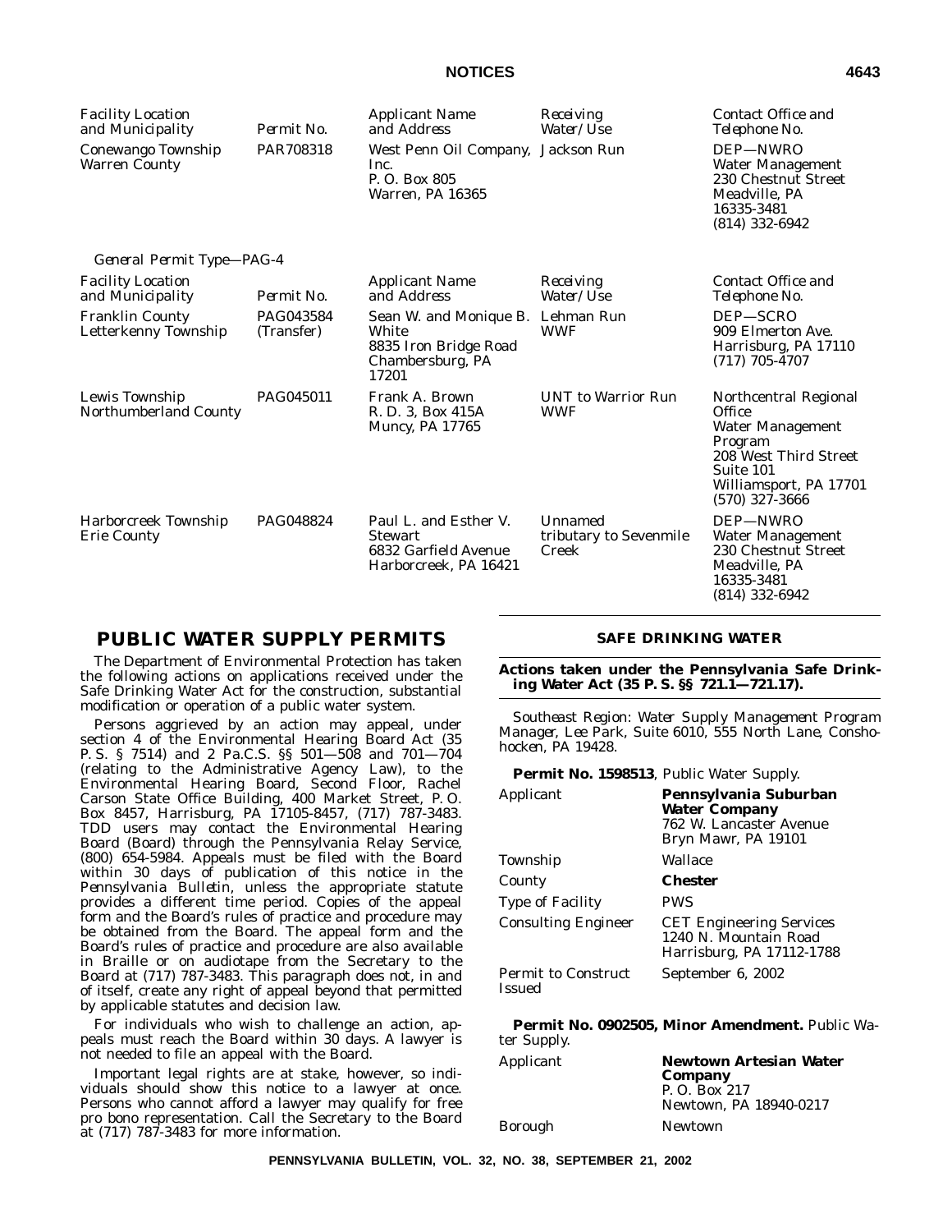| Facility Location and Municipality | Permit No. | Applicant Name and Address | Receiving Water/Use | Contact Office and Telephone No. |
|---|---|---|---|---|
| Conewango Township Warren County | PAR708318 | West Penn Oil Company, Inc. P. O. Box 805 Warren, PA 16365 | Jackson Run | DEP—NWRO Water Management 230 Chestnut Street Meadville, PA 16335-3481 (814) 332-6942 |

*General Permit Type—PAG-4*

| Facility Location and Municipality | Permit No. | Applicant Name and Address | Receiving Water/Use | Contact Office and Telephone No. |
|---|---|---|---|---|
| Franklin County Letterkenny Township | PAG043584 (Transfer) | Sean W. and Monique B. White 8835 Iron Bridge Road Chambersburg, PA 17201 | Lehman Run WWF | DEP—SCRO 909 Elmerton Ave. Harrisburg, PA 17110 (717) 705-4707 |
| Lewis Township Northumberland County | PAG045011 | Frank A. Brown R. D. 3, Box 415A Muncy, PA 17765 | UNT to Warrior Run WWF | Northcentral Regional Office Water Management Program 208 West Third Street Suite 101 Williamsport, PA 17701 (570) 327-3666 |
| Harborcreek Township Erie County | PAG048824 | Paul L. and Esther V. Stewart 6832 Garfield Avenue Harborcreek, PA 16421 | Unnamed tributary to Sevenmile Creek | DEP—NWRO Water Management 230 Chestnut Street Meadville, PA 16335-3481 (814) 332-6942 |

## PUBLIC WATER SUPPLY PERMITS

The Department of Environmental Protection has taken the following actions on applications received under the Safe Drinking Water Act for the construction, substantial modification or operation of a public water system.

Persons aggrieved by an action may appeal, under section 4 of the Environmental Hearing Board Act (35 P. S. § 7514) and 2 Pa.C.S. §§ 501—508 and 701—704 (relating to the Administrative Agency Law), to the Environmental Hearing Board, Second Floor, Rachel Carson State Office Building, 400 Market Street, P. O. Box 8457, Harrisburg, PA 17105-8457, (717) 787-3483. TDD users may contact the Environmental Hearing Board (Board) through the Pennsylvania Relay Service, (800) 654-5984. Appeals must be filed with the Board within 30 days of publication of this notice in the *Pennsylvania Bulletin*, unless the appropriate statute provides a different time period. Copies of the appeal form and the Board's rules of practice and procedure may be obtained from the Board. The appeal form and the Board's rules of practice and procedure are also available in Braille or on audiotape from the Secretary to the Board at (717) 787-3483. This paragraph does not, in and of itself, create any right of appeal beyond that permitted by applicable statutes and decision law.

For individuals who wish to challenge an action, appeals must reach the Board within 30 days. A lawyer is not needed to file an appeal with the Board.

Important legal rights are at stake, however, so individuals should show this notice to a lawyer at once. Persons who cannot afford a lawyer may qualify for free pro bono representation. Call the Secretary to the Board at (717) 787-3483 for more information.

### SAFE DRINKING WATER

**Actions taken under the Pennsylvania Safe Drinking Water Act (35 P. S. §§ 721.1—721.17).**

*Southeast Region: Water Supply Management Program Manager, Lee Park, Suite 6010, 555 North Lane, Conshohocken, PA 19428.*

**Permit No. 1598513**, Public Water Supply.

| | |
|---|---|
| Applicant | **Pennsylvania Suburban Water Company** 762 W. Lancaster Avenue Bryn Mawr, PA 19101 |
| Township | Wallace |
| County | **Chester** |
| Type of Facility | PWS |
| Consulting Engineer | CET Engineering Services 1240 N. Mountain Road Harrisburg, PA 17112-1788 |
| Permit to Construct Issued | September 6, 2002 |

**Permit No. 0902505, Minor Amendment.** Public Water Supply.

| | |
|---|---|
| Applicant | **Newtown Artesian Water Company** P. O. Box 217 Newtown, PA 18940-0217 |
| Borough | Newtown |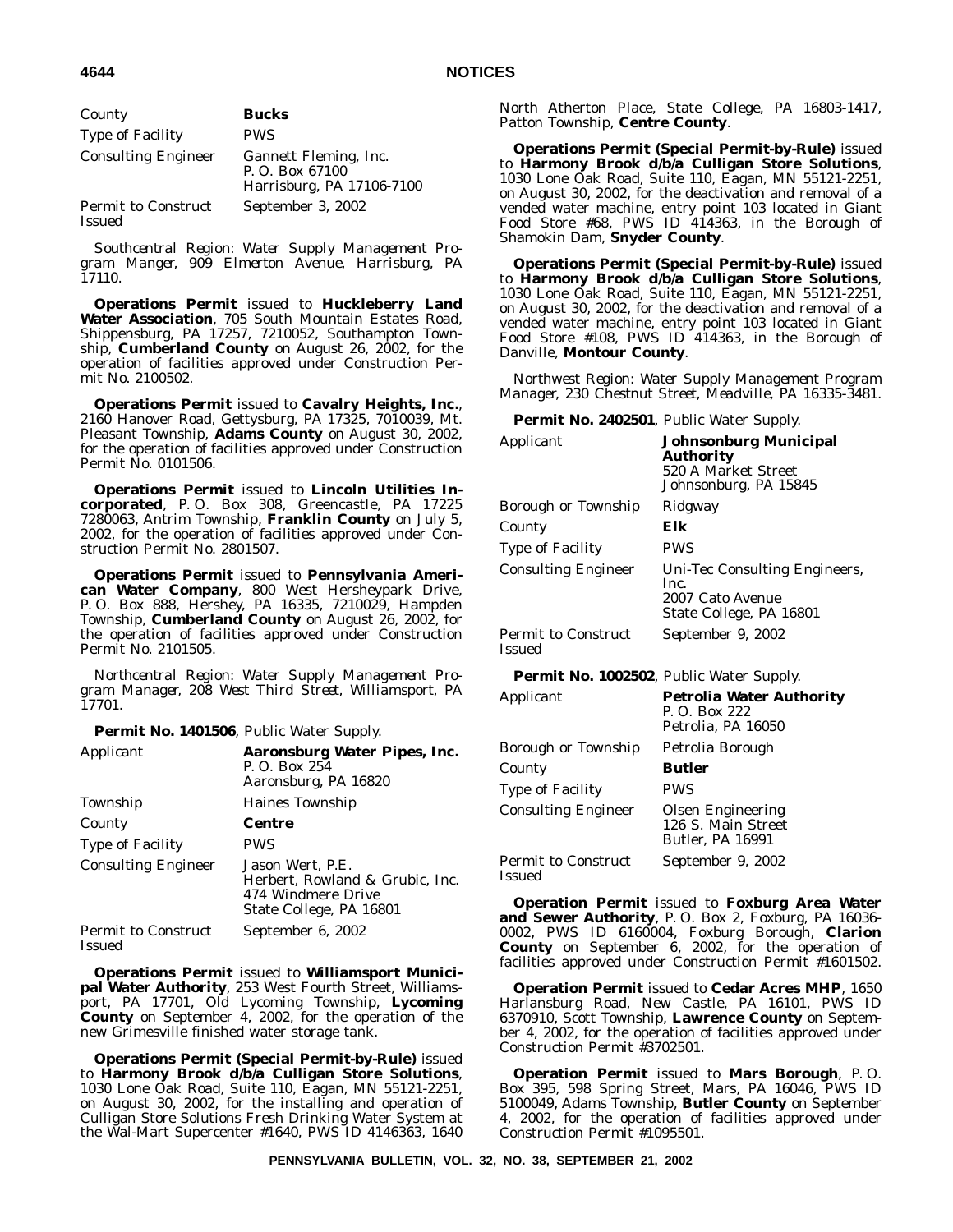| County | **Bucks** |
|---|---|
| Type of Facility | PWS |
| Consulting Engineer | Gannett Fleming, Inc. P. O. Box 67100 Harrisburg, PA 17106-7100 |
| Permit to Construct Issued | September 3, 2002 |

*Southcentral Region: Water Supply Management Program Manger, 909 Elmerton Avenue, Harrisburg, PA 17110.*

**Operations Permit** issued to **Huckleberry Land Water Association**, 705 South Mountain Estates Road, Shippensburg, PA 17257, 7210052, Southampton Township, **Cumberland County** on August 26, 2002, for the operation of facilities approved under Construction Permit No. 2100502.

**Operations Permit** issued to **Cavalry Heights, Inc.**, 2160 Hanover Road, Gettysburg, PA 17325, 7010039, Mt. Pleasant Township, **Adams County** on August 30, 2002, for the operation of facilities approved under Construction Permit No. 0101506.

**Operations Permit** issued to **Lincoln Utilities Incorporated**, P. O. Box 308, Greencastle, PA 17225 7280063, Antrim Township, **Franklin County** on July 5, 2002, for the operation of facilities approved under Construction Permit No. 2801507.

**Operations Permit** issued to **Pennsylvania American Water Company**, 800 West Hersheypark Drive, P. O. Box 888, Hershey, PA 16335, 7210029, Hampden Township, **Cumberland County** on August 26, 2002, for the operation of facilities approved under Construction Permit No. 2101505.

*Northcentral Region: Water Supply Management Program Manager, 208 West Third Street, Williamsport, PA 17701.*

**Permit No. 1401506**, Public Water Supply.

| Applicant | **Aaronsburg Water Pipes, Inc.** P. O. Box 254 Aaronsburg, PA 16820 |
|---|---|
| Township | Haines Township |
| County | **Centre** |
| Type of Facility | PWS |
| Consulting Engineer | Jason Wert, P.E. Herbert, Rowland & Grubic, Inc. 474 Windmere Drive State College, PA 16801 |
| Permit to Construct Issued | September 6, 2002 |

**Operations Permit** issued to **Williamsport Municipal Water Authority**, 253 West Fourth Street, Williamsport, PA 17701, Old Lycoming Township, **Lycoming County** on September 4, 2002, for the operation of the new Grimesville finished water storage tank.

**Operations Permit (Special Permit-by-Rule)** issued to **Harmony Brook d/b/a Culligan Store Solutions**, 1030 Lone Oak Road, Suite 110, Eagan, MN 55121-2251, on August 30, 2002, for the installing and operation of Culligan Store Solutions Fresh Drinking Water System at the Wal-Mart Supercenter #1640, PWS ID 4146363, 1640 North Atherton Place, State College, PA 16803-1417, Patton Township, **Centre County**.

**Operations Permit (Special Permit-by-Rule)** issued to **Harmony Brook d/b/a Culligan Store Solutions**, 1030 Lone Oak Road, Suite 110, Eagan, MN 55121-2251, on August 30, 2002, for the deactivation and removal of a vended water machine, entry point 103 located in Giant Food Store #68, PWS ID 414363, in the Borough of Shamokin Dam, **Snyder County**.

**Operations Permit (Special Permit-by-Rule)** issued to **Harmony Brook d/b/a Culligan Store Solutions**, 1030 Lone Oak Road, Suite 110, Eagan, MN 55121-2251, on August 30, 2002, for the deactivation and removal of a vended water machine, entry point 103 located in Giant Food Store #108, PWS ID 414363, in the Borough of Danville, **Montour County**.

*Northwest Region: Water Supply Management Program Manager, 230 Chestnut Street, Meadville, PA 16335-3481.*

**Permit No. 2402501**, Public Water Supply.

| Applicant | **Johnsonburg Municipal Authority** 520 A Market Street Johnsonburg, PA 15845 |
|---|---|
| Borough or Township | Ridgway |
| County | **Elk** |
| Type of Facility | PWS |
| Consulting Engineer | Uni-Tec Consulting Engineers, Inc. 2007 Cato Avenue State College, PA 16801 |
| Permit to Construct Issued | September 9, 2002 |

**Permit No. 1002502**, Public Water Supply.

| Applicant | **Petrolia Water Authority** P. O. Box 222 Petrolia, PA 16050 |
|---|---|
| Borough or Township | Petrolia Borough |
| County | **Butler** |
| Type of Facility | PWS |
| Consulting Engineer | Olsen Engineering 126 S. Main Street Butler, PA 16991 |
| Permit to Construct Issued | September 9, 2002 |

**Operation Permit** issued to **Foxburg Area Water and Sewer Authority**, P. O. Box 2, Foxburg, PA 16036-0002, PWS ID 6160004, Foxburg Borough, **Clarion County** on September 6, 2002, for the operation of facilities approved under Construction Permit #1601502.

**Operation Permit** issued to **Cedar Acres MHP**, 1650 Harlansburg Road, New Castle, PA 16101, PWS ID 6370910, Scott Township, **Lawrence County** on September 4, 2002, for the operation of facilities approved under Construction Permit #3702501.

**Operation Permit** issued to **Mars Borough**, P. O. Box 395, 598 Spring Street, Mars, PA 16046, PWS ID 5100049, Adams Township, **Butler County** on September 4, 2002, for the operation of facilities approved under Construction Permit #1095501.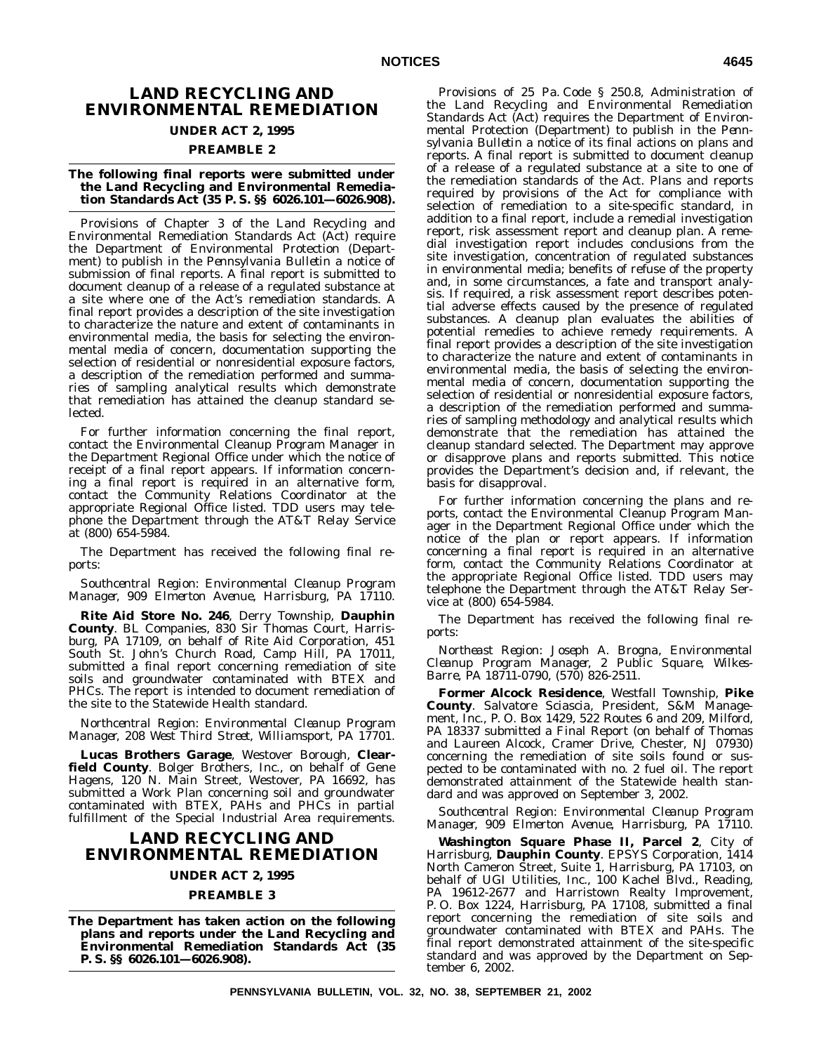## LAND RECYCLING AND ENVIRONMENTAL REMEDIATION

### UNDER ACT 2, 1995

### PREAMBLE 2

**The following final reports were submitted under the Land Recycling and Environmental Remediation Standards Act (35 P. S. §§ 6026.101—6026.908).**

Provisions of Chapter 3 of the Land Recycling and Environmental Remediation Standards Act (Act) require the Department of Environmental Protection (Department) to publish in the *Pennsylvania Bulletin* a notice of submission of final reports. A final report is submitted to document cleanup of a release of a regulated substance at a site where one of the Act's remediation standards. A final report provides a description of the site investigation to characterize the nature and extent of contaminants in environmental media, the basis for selecting the environmental media of concern, documentation supporting the selection of residential or nonresidential exposure factors, a description of the remediation performed and summaries of sampling analytical results which demonstrate that remediation has attained the cleanup standard selected.

For further information concerning the final report, contact the Environmental Cleanup Program Manager in the Department Regional Office under which the notice of receipt of a final report appears. If information concerning a final report is required in an alternative form, contact the Community Relations Coordinator at the appropriate Regional Office listed. TDD users may telephone the Department through the AT&T Relay Service at (800) 654-5984.

The Department has received the following final reports:

*Southcentral Region: Environmental Cleanup Program Manager, 909 Elmerton Avenue, Harrisburg, PA 17110.*

**Rite Aid Store No. 246**, Derry Township, **Dauphin County**. BL Companies, 830 Sir Thomas Court, Harrisburg, PA 17109, on behalf of Rite Aid Corporation, 451 South St. John's Church Road, Camp Hill, PA 17011, submitted a final report concerning remediation of site soils and groundwater contaminated with BTEX and PHCs. The report is intended to document remediation of the site to the Statewide Health standard.

*Northcentral Region: Environmental Cleanup Program Manager, 208 West Third Street, Williamsport, PA 17701.*

**Lucas Brothers Garage**, Westover Borough, **Clearfield County**. Bolger Brothers, Inc., on behalf of Gene Hagens, 120 N. Main Street, Westover, PA 16692, has submitted a Work Plan concerning soil and groundwater contaminated with BTEX, PAHs and PHCs in partial fulfillment of the Special Industrial Area requirements.

## LAND RECYCLING AND ENVIRONMENTAL REMEDIATION

### UNDER ACT 2, 1995

### PREAMBLE 3

**The Department has taken action on the following plans and reports under the Land Recycling and Environmental Remediation Standards Act (35 P. S. §§ 6026.101—6026.908).**

Provisions of 25 Pa. Code § 250.8, Administration of the Land Recycling and Environmental Remediation Standards Act (Act) requires the Department of Environmental Protection (Department) to publish in the *Pennsylvania Bulletin* a notice of its final actions on plans and reports. A final report is submitted to document cleanup of a release of a regulated substance at a site to one of the remediation standards of the Act. Plans and reports required by provisions of the Act for compliance with selection of remediation to a site-specific standard, in addition to a final report, include a remedial investigation report, risk assessment report and cleanup plan. A remedial investigation report includes conclusions from the site investigation, concentration of regulated substances in environmental media; benefits of refuse of the property and, in some circumstances, a fate and transport analysis. If required, a risk assessment report describes potential adverse effects caused by the presence of regulated substances. A cleanup plan evaluates the abilities of potential remedies to achieve remedy requirements. A final report provides a description of the site investigation to characterize the nature and extent of contaminants in environmental media, the basis of selecting the environmental media of concern, documentation supporting the selection of residential or nonresidential exposure factors, a description of the remediation performed and summaries of sampling methodology and analytical results which demonstrate that the remediation has attained the cleanup standard selected. The Department may approve or disapprove plans and reports submitted. This notice provides the Department's decision and, if relevant, the basis for disapproval.

For further information concerning the plans and reports, contact the Environmental Cleanup Program Manager in the Department Regional Office under which the notice of the plan or report appears. If information concerning a final report is required in an alternative form, contact the Community Relations Coordinator at the appropriate Regional Office listed. TDD users may telephone the Department through the AT&T Relay Service at (800) 654-5984.

The Department has received the following final reports:

*Northeast Region: Joseph A. Brogna, Environmental Cleanup Program Manager, 2 Public Square, Wilkes-Barre, PA 18711-0790, (570) 826-2511.*

**Former Alcock Residence**, Westfall Township, **Pike County**. Salvatore Sciascia, President, S&M Management, Inc., P. O. Box 1429, 522 Routes 6 and 209, Milford, PA 18337 submitted a Final Report (on behalf of Thomas and Laureen Alcock, Cramer Drive, Chester, NJ 07930) concerning the remediation of site soils found or suspected to be contaminated with no. 2 fuel oil. The report demonstrated attainment of the Statewide health standard and was approved on September 3, 2002.

*Southcentral Region: Environmental Cleanup Program Manager, 909 Elmerton Avenue, Harrisburg, PA 17110.*

**Washington Square Phase II, Parcel 2**, City of Harrisburg, **Dauphin County**. EPSYS Corporation, 1414 North Cameron Street, Suite 1, Harrisburg, PA 17103, on behalf of UGI Utilities, Inc., 100 Kachel Blvd., Reading, PA 19612-2677 and Harristown Realty Improvement, P. O. Box 1224, Harrisburg, PA 17108, submitted a final report concerning the remediation of site soils and groundwater contaminated with BTEX and PAHs. The final report demonstrated attainment of the site-specific standard and was approved by the Department on September 6, 2002.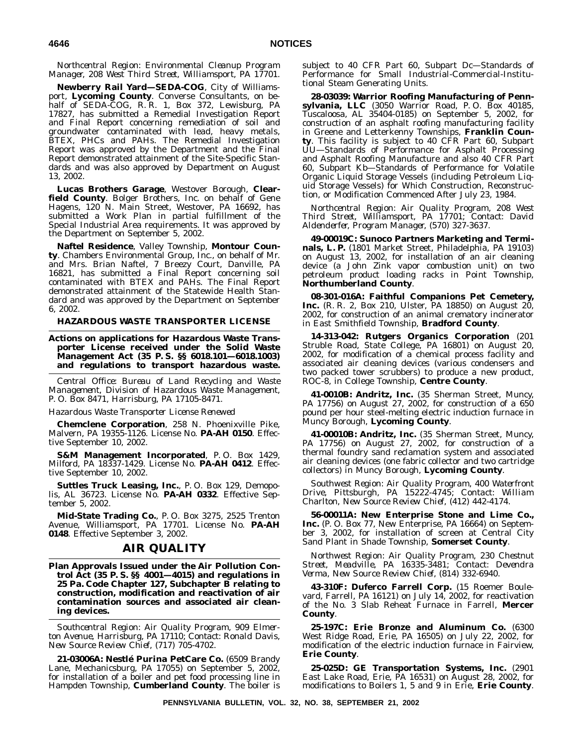*Northcentral Region: Environmental Cleanup Program Manager, 208 West Third Street, Williamsport, PA 17701.*

**Newberry Rail Yard—SEDA-COG**, City of Williamsport, **Lycoming County**. Converse Consultants, on behalf of SEDA-COG, R. R. 1, Box 372, Lewisburg, PA 17827, has submitted a Remedial Investigation Report and Final Report concerning remediation of soil and groundwater contaminated with lead, heavy metals, BTEX, PHCs and PAHs. The Remedial Investigation Report was approved by the Department and the Final Report demonstrated attainment of the Site-Specific Standards and was also approved by Department on August 13, 2002.

**Lucas Brothers Garage**, Westover Borough, **Clearfield County**. Bolger Brothers, Inc. on behalf of Gene Hagens, 120 N. Main Street, Westover, PA 16692, has submitted a Work Plan in partial fulfillment of the Special Industrial Area requirements. It was approved by the Department on September 5, 2002.

**Naftel Residence**, Valley Township, **Montour County**. Chambers Environmental Group, Inc., on behalf of Mr. and Mrs. Brian Naftel, 7 Breezy Court, Danville, PA 16821, has submitted a Final Report concerning soil contaminated with BTEX and PAHs. The Final Report demonstrated attainment of the Statewide Health Standard and was approved by the Department on September 6, 2002.

### HAZARDOUS WASTE TRANSPORTER LICENSE

**Actions on applications for Hazardous Waste Transporter License received under the Solid Waste Management Act (35 P. S. §§ 6018.101—6018.1003) and regulations to transport hazardous waste.**

*Central Office: Bureau of Land Recycling and Waste Management, Division of Hazardous Waste Management, P. O. Box 8471, Harrisburg, PA 17105-8471.*

*Hazardous Waste Transporter License Renewed*

**Chemclene Corporation**, 258 N. Phoenixville Pike, Malvern, PA 19355-1126. License No. **PA-AH 0150**. Effective September 10, 2002.

**S&M Management Incorporated**, P. O. Box 1429, Milford, PA 18337-1429. License No. **PA-AH 0412**. Effective September 10, 2002.

**Suttles Truck Leasing, Inc.**, P. O. Box 129, Demopolis, AL 36723. License No. **PA-AH 0332**. Effective September 5, 2002.

**Mid-State Trading Co.**, P. O. Box 3275, 2525 Trenton Avenue, Williamsport, PA 17701. License No. **PA-AH 0148**. Effective September 3, 2002.

## AIR QUALITY

**Plan Approvals Issued under the Air Pollution Control Act (35 P. S. §§ 4001—4015) and regulations in 25 Pa. Code Chapter 127, Subchapter B relating to construction, modification and reactivation of air contamination sources and associated air cleaning devices.**

*Southcentral Region: Air Quality Program, 909 Elmerton Avenue, Harrisburg, PA 17110; Contact: Ronald Davis, New Source Review Chief, (717) 705-4702.*

**21-03006A: Nestlé Purina PetCare Co.** (6509 Brandy Lane, Mechanicsburg, PA 17055) on September 5, 2002, for installation of a boiler and pet food processing line in Hampden Township, **Cumberland County**. The boiler is subject to 40 CFR Part 60, Subpart Dc—Standards of Performance for Small Industrial-Commercial-Institutional Steam Generating Units.

**28-03039: Warrior Roofing Manufacturing of Pennsylvania, LLC** (3050 Warrior Road, P. O. Box 40185, Tuscaloosa, AL 35404-0185) on September 5, 2002, for construction of an asphalt roofing manufacturing facility in Greene and Letterkenny Townships, **Franklin County**. This facility is subject to 40 CFR Part 60, Subpart UU—Standards of Performance for Asphalt Processing and Asphalt Roofing Manufacture and also 40 CFR Part 60, Subpart Kb—Standards of Performance for Volatile Organic Liquid Storage Vessels (including Petroleum Liquid Storage Vessels) for Which Construction, Reconstruction, or Modification Commenced After July 23, 1984.

*Northcentral Region: Air Quality Program, 208 West Third Street, Williamsport, PA 17701; Contact: David Aldenderfer, Program Manager, (570) 327-3637.*

**49-00019C: Sunoco Partners Marketing and Terminals, L. P.** (1801 Market Street, Philadelphia, PA 19103) on August 13, 2002, for installation of an air cleaning device (a John Zink vapor combustion unit) on two petroleum product loading racks in Point Township, **Northumberland County**.

**08-301-016A: Faithful Companions Pet Cemetery, Inc.** (R. R. 2, Box 210, Ulster, PA 18850) on August 20, 2002, for construction of an animal crematory incinerator in East Smithfield Township, **Bradford County**.

**14-313-042: Rutgers Organics Corporation** (201 Struble Road, State College, PA 16801) on August 20, 2002, for modification of a chemical process facility and associated air cleaning devices (various condensers and two packed tower scrubbers) to produce a new product, ROC-8, in College Township, **Centre County**.

**41-0010B: Andritz, Inc.** (35 Sherman Street, Muncy, PA 17756) on August 27, 2002, for construction of a 650 pound per hour steel-melting electric induction furnace in Muncy Borough, **Lycoming County**.

**41-00010B: Andritz, Inc.** (35 Sherman Street, Muncy, PA 17756) on August 27, 2002, for construction of a thermal foundry sand reclamation system and associated air cleaning devices (one fabric collector and two cartridge collectors) in Muncy Borough, **Lycoming County**.

*Southwest Region: Air Quality Program, 400 Waterfront Drive, Pittsburgh, PA 15222-4745; Contact: William Charlton, New Source Review Chief, (412) 442-4174.*

**56-00011A: New Enterprise Stone and Lime Co., Inc.** (P. O. Box 77, New Enterprise, PA 16664) on September 3, 2002, for installation of screen at Central City Sand Plant in Shade Township, **Somerset County**.

*Northwest Region: Air Quality Program, 230 Chestnut Street, Meadville, PA 16335-3481; Contact: Devendra Verma, New Source Review Chief, (814) 332-6940.*

**43-310F: Duferco Farrell Corp.** (15 Roemer Boulevard, Farrell, PA 16121) on July 14, 2002, for reactivation of the No. 3 Slab Reheat Furnace in Farrell, **Mercer County**.

**25-197C: Erie Bronze and Aluminum Co.** (6300 West Ridge Road, Erie, PA 16505) on July 22, 2002, for modification of the electric induction furnace in Fairview, **Erie County**.

**25-025D: GE Transportation Systems, Inc.** (2901 East Lake Road, Erie, PA 16531) on August 28, 2002, for modifications to Boilers 1, 5 and 9 in Erie, **Erie County**.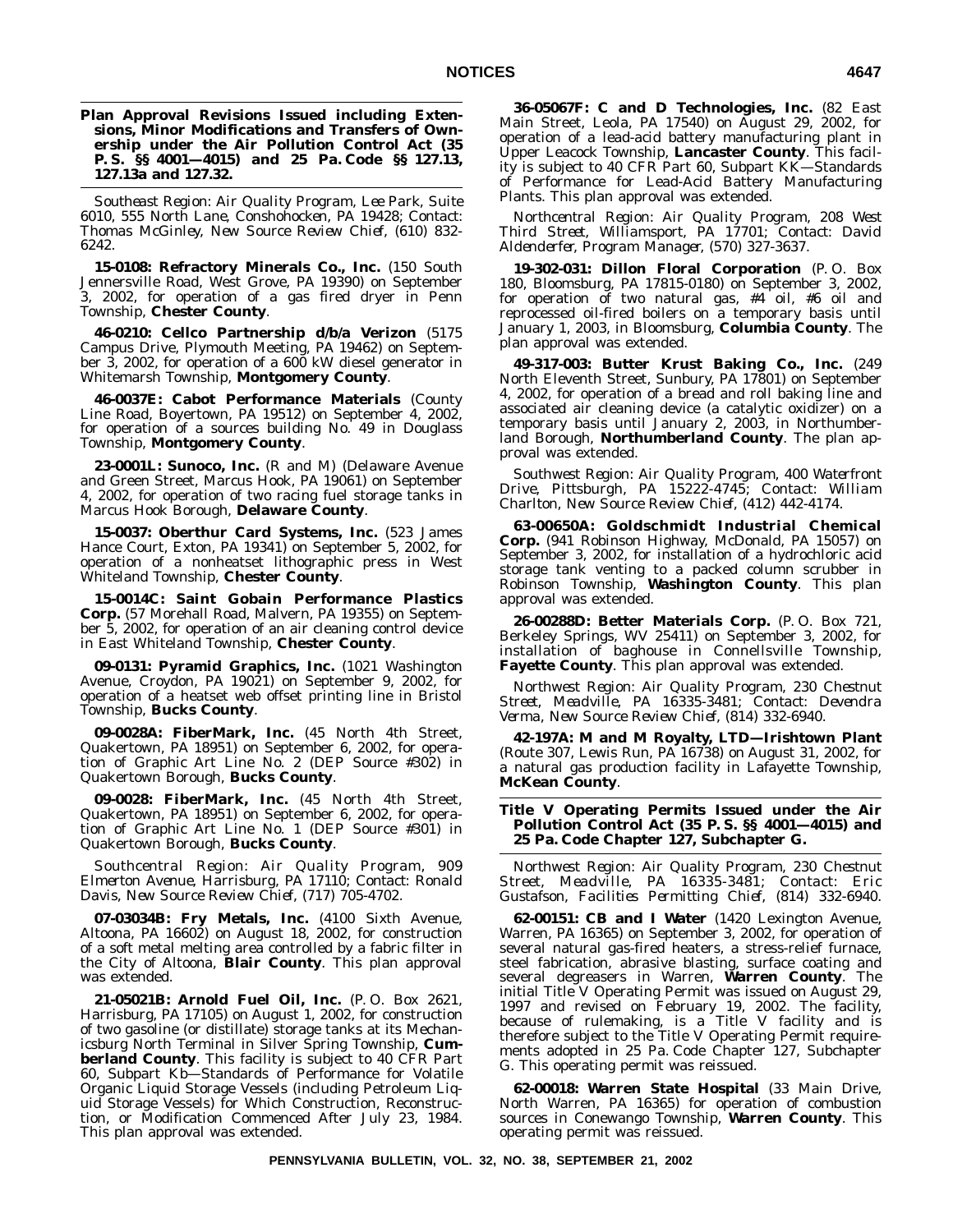**Plan Approval Revisions Issued including Extensions, Minor Modifications and Transfers of Ownership under the Air Pollution Control Act (35 P. S. §§ 4001—4015) and 25 Pa. Code §§ 127.13, 127.13a and 127.32.**

*Southeast Region: Air Quality Program, Lee Park, Suite 6010, 555 North Lane, Conshohocken, PA 19428; Contact: Thomas McGinley, New Source Review Chief, (610) 832-6242.*

**15-0108: Refractory Minerals Co., Inc.** (150 South Jennersville Road, West Grove, PA 19390) on September 3, 2002, for operation of a gas fired dryer in Penn Township, **Chester County**.

**46-0210: Cellco Partnership d/b/a Verizon** (5175 Campus Drive, Plymouth Meeting, PA 19462) on September 3, 2002, for operation of a 600 kW diesel generator in Whitemarsh Township, **Montgomery County**.

**46-0037E: Cabot Performance Materials** (County Line Road, Boyertown, PA 19512) on September 4, 2002, for operation of a sources building No. 49 in Douglass Township, **Montgomery County**.

**23-0001L: Sunoco, Inc.** (R and M) (Delaware Avenue and Green Street, Marcus Hook, PA 19061) on September 4, 2002, for operation of two racing fuel storage tanks in Marcus Hook Borough, **Delaware County**.

**15-0037: Oberthur Card Systems, Inc.** (523 James Hance Court, Exton, PA 19341) on September 5, 2002, for operation of a nonheatset lithographic press in West Whiteland Township, **Chester County**.

**15-0014C: Saint Gobain Performance Plastics Corp.** (57 Morehall Road, Malvern, PA 19355) on September 5, 2002, for operation of an air cleaning control device in East Whiteland Township, **Chester County**.

**09-0131: Pyramid Graphics, Inc.** (1021 Washington Avenue, Croydon, PA 19021) on September 9, 2002, for operation of a heatset web offset printing line in Bristol Township, **Bucks County**.

**09-0028A: FiberMark, Inc.** (45 North 4th Street, Quakertown, PA 18951) on September 6, 2002, for operation of Graphic Art Line No. 2 (DEP Source #302) in Quakertown Borough, **Bucks County**.

**09-0028: FiberMark, Inc.** (45 North 4th Street, Quakertown, PA 18951) on September 6, 2002, for operation of Graphic Art Line No. 1 (DEP Source #301) in Quakertown Borough, **Bucks County**.

*Southcentral Region: Air Quality Program, 909 Elmerton Avenue, Harrisburg, PA 17110; Contact: Ronald Davis, New Source Review Chief, (717) 705-4702.*

**07-03034B: Fry Metals, Inc.** (4100 Sixth Avenue, Altoona, PA 16602) on August 18, 2002, for construction of a soft metal melting area controlled by a fabric filter in the City of Altoona, **Blair County**. This plan approval was extended.

**21-05021B: Arnold Fuel Oil, Inc.** (P. O. Box 2621, Harrisburg, PA 17105) on August 1, 2002, for construction of two gasoline (or distillate) storage tanks at its Mechanicsburg North Terminal in Silver Spring Township, **Cumberland County**. This facility is subject to 40 CFR Part 60, Subpart Kb—Standards of Performance for Volatile Organic Liquid Storage Vessels (including Petroleum Liquid Storage Vessels) for Which Construction, Reconstruction, or Modification Commenced After July 23, 1984. This plan approval was extended.

**36-05067F: C and D Technologies, Inc.** (82 East Main Street, Leola, PA 17540) on August 29, 2002, for operation of a lead-acid battery manufacturing plant in Upper Leacock Township, **Lancaster County**. This facility is subject to 40 CFR Part 60, Subpart KK—Standards of Performance for Lead-Acid Battery Manufacturing Plants. This plan approval was extended.

*Northcentral Region: Air Quality Program, 208 West Third Street, Williamsport, PA 17701; Contact: David Aldenderfer, Program Manager, (570) 327-3637.*

**19-302-031: Dillon Floral Corporation** (P. O. Box 180, Bloomsburg, PA 17815-0180) on September 3, 2002, for operation of two natural gas, #4 oil, #6 oil and reprocessed oil-fired boilers on a temporary basis until January 1, 2003, in Bloomsburg, **Columbia County**. The plan approval was extended.

**49-317-003: Butter Krust Baking Co., Inc.** (249 North Eleventh Street, Sunbury, PA 17801) on September 4, 2002, for operation of a bread and roll baking line and associated air cleaning device (a catalytic oxidizer) on a temporary basis until January 2, 2003, in Northumberland Borough, **Northumberland County**. The plan approval was extended.

*Southwest Region: Air Quality Program, 400 Waterfront Drive, Pittsburgh, PA 15222-4745; Contact: William Charlton, New Source Review Chief, (412) 442-4174.*

**63-00650A: Goldschmidt Industrial Chemical Corp.** (941 Robinson Highway, McDonald, PA 15057) on September 3, 2002, for installation of a hydrochloric acid storage tank venting to a packed column scrubber in Robinson Township, **Washington County**. This plan approval was extended.

**26-00288D: Better Materials Corp.** (P. O. Box 721, Berkeley Springs, WV 25411) on September 3, 2002, for installation of baghouse in Connellsville Township, **Fayette County**. This plan approval was extended.

*Northwest Region: Air Quality Program, 230 Chestnut Street, Meadville, PA 16335-3481; Contact: Devendra Verma, New Source Review Chief, (814) 332-6940.*

**42-197A: M and M Royalty, LTD—Irishtown Plant** (Route 307, Lewis Run, PA 16738) on August 31, 2002, for a natural gas production facility in Lafayette Township, **McKean County**.

**Title V Operating Permits Issued under the Air Pollution Control Act (35 P. S. §§ 4001—4015) and 25 Pa. Code Chapter 127, Subchapter G.**

*Northwest Region: Air Quality Program, 230 Chestnut Street, Meadville, PA 16335-3481; Contact: Eric Gustafson, Facilities Permitting Chief, (814) 332-6940.*

**62-00151: CB and I Water** (1420 Lexington Avenue, Warren, PA 16365) on September 3, 2002, for operation of several natural gas-fired heaters, a stress-relief furnace, steel fabrication, abrasive blasting, surface coating and several degreasers in Warren, **Warren County**. The initial Title V Operating Permit was issued on August 29, 1997 and revised on February 19, 2002. The facility, because of rulemaking, is a Title V facility and is therefore subject to the Title V Operating Permit requirements adopted in 25 Pa. Code Chapter 127, Subchapter G. This operating permit was reissued.

**62-00018: Warren State Hospital** (33 Main Drive, North Warren, PA 16365) for operation of combustion sources in Conewango Township, **Warren County**. This operating permit was reissued.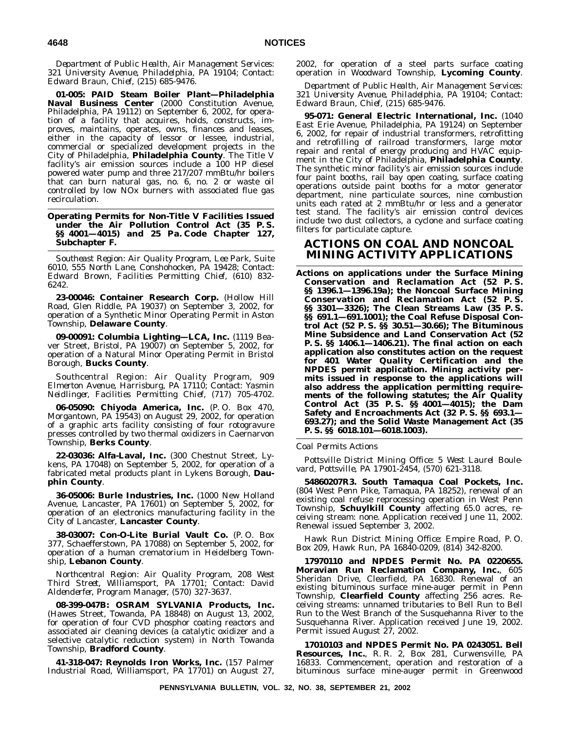*Department of Public Health, Air Management Services: 321 University Avenue, Philadelphia, PA 19104; Contact: Edward Braun, Chief, (215) 685-9476.*

**01-005: PAID Steam Boiler Plant—Philadelphia Naval Business Center** (2000 Constitution Avenue, Philadelphia, PA 19112) on September 6, 2002, for operation of a facility that acquires, holds, constructs, improves, maintains, operates, owns, finances and leases, either in the capacity of lessor or lessee, industrial, commercial or specialized development projects in the City of Philadelphia, **Philadelphia County**. The Title V facility's air emission sources include a 100 HP diesel powered water pump and three 217/207 mmBtu/hr boilers that can burn natural gas, no. 6, no. 2 or waste oil controlled by low NOx burners with associated flue gas recirculation.

**Operating Permits for Non-Title V Facilities Issued under the Air Pollution Control Act (35 P. S. §§ 4001—4015) and 25 Pa. Code Chapter 127, Subchapter F.**

*Southeast Region: Air Quality Program, Lee Park, Suite 6010, 555 North Lane, Conshohocken, PA 19428; Contact: Edward Brown, Facilities Permitting Chief, (610) 832-6242.*

**23-00046: Container Research Corp.** (Hollow Hill Road, Glen Riddle, PA 19037) on September 3, 2002, for operation of a Synthetic Minor Operating Permit in Aston Township, **Delaware County**.

**09-00091: Columbia Lighting—LCA, Inc.** (1119 Beaver Street, Bristol, PA 19007) on September 5, 2002, for operation of a Natural Minor Operating Permit in Bristol Borough, **Bucks County**.

*Southcentral Region: Air Quality Program, 909 Elmerton Avenue, Harrisburg, PA 17110; Contact: Yasmin Neidlinger, Facilities Permitting Chief, (717) 705-4702.*

**06-05090: Chiyoda America, Inc.** (P. O. Box 470, Morgantown, PA 19543) on August 29, 2002, for operation of a graphic arts facility consisting of four rotogravure presses controlled by two thermal oxidizers in Caernarvon Township, **Berks County**.

**22-03036: Alfa-Laval, Inc.** (300 Chestnut Street, Lykens, PA 17048) on September 5, 2002, for operation of a fabricated metal products plant in Lykens Borough, **Dauphin County**.

**36-05006: Burle Industries, Inc.** (1000 New Holland Avenue, Lancaster, PA 17601) on September 5, 2002, for operation of an electronics manufacturing facility in the City of Lancaster, **Lancaster County**.

**38-03007: Con-O-Lite Burial Vault Co.** (P. O. Box 377, Schaefferstown, PA 17088) on September 5, 2002, for operation of a human crematorium in Heidelberg Township, **Lebanon County**.

*Northcentral Region: Air Quality Program, 208 West Third Street, Williamsport, PA 17701; Contact: David Aldenderfer, Program Manager, (570) 327-3637.*

**08-399-047B: OSRAM SYLVANIA Products, Inc.** (Hawes Street, Towanda, PA 18848) on August 13, 2002, for operation of four CVD phosphor coating reactors and associated air cleaning devices (a catalytic oxidizer and a selective catalytic reduction system) in North Towanda Township, **Bradford County**.

**41-318-047: Reynolds Iron Works, Inc.** (157 Palmer Industrial Road, Williamsport, PA 17701) on August 27, 2002, for operation of a steel parts surface coating operation in Woodward Township, **Lycoming County**.

*Department of Public Health, Air Management Services: 321 University Avenue, Philadelphia, PA 19104; Contact: Edward Braun, Chief, (215) 685-9476.*

**95-071: General Electric International, Inc.** (1040 East Erie Avenue, Philadelphia, PA 19124) on September 6, 2002, for repair of industrial transformers, retrofitting and retrofilling of railroad transformers, large motor repair and rental of energy producing and HVAC equipment in the City of Philadelphia, **Philadelphia County**. The synthetic minor facility's air emission sources include four paint booths, rail bay open coating, surface coating operations outside paint booths for a motor generator department, nine particulate sources, nine combustion units each rated at 2 mmBtu/hr or less and a generator test stand. The facility's air emission control devices include two dust collectors, a cyclone and surface coating filters for particulate capture.

# ACTIONS ON COAL AND NONCOAL MINING ACTIVITY APPLICATIONS

**Actions on applications under the Surface Mining Conservation and Reclamation Act (52 P. S. §§ 1396.1—1396.19a); the Noncoal Surface Mining Conservation and Reclamation Act (52 P. S. §§ 3301—3326); The Clean Streams Law (35 P. S. §§ 691.1—691.1001); the Coal Refuse Disposal Control Act (52 P. S. §§ 30.51—30.66); The Bituminous Mine Subsidence and Land Conservation Act (52 P. S. §§ 1406.1—1406.21). The final action on each application also constitutes action on the request for 401 Water Quality Certification and the NPDES permit application. Mining activity permits issued in response to the applications will also address the application permitting requirements of the following statutes; the Air Quality Control Act (35 P. S. §§ 4001—4015); the Dam Safety and Encroachments Act (32 P. S. §§ 693.1—693.27); and the Solid Waste Management Act (35 P. S. §§ 6018.101—6018.1003).**

*Coal Permits Actions*

*Pottsville District Mining Office: 5 West Laurel Boulevard, Pottsville, PA 17901-2454, (570) 621-3118.*

**54860207R3. South Tamaqua Coal Pockets, Inc.** (804 West Penn Pike, Tamaqua, PA 18252), renewal of an existing coal refuse reprocessing operation in West Penn Township, **Schuylkill County** affecting 65.0 acres, receiving stream: none. Application received June 11, 2002. Renewal issued September 3, 2002.

*Hawk Run District Mining Office: Empire Road, P. O. Box 209, Hawk Run, PA 16840-0209, (814) 342-8200.*

**17970110 and NPDES Permit No. PA 0220655. Moravian Run Reclamation Company, Inc.**, 605 Sheridan Drive, Clearfield, PA 16830. Renewal of an existing bituminous surface mine-auger permit in Penn Township, **Clearfield County** affecting 256 acres. Receiving streams: unnamed tributaries to Bell Run to Bell Run to the West Branch of the Susquehanna River to the Susquehanna River. Application received June 19, 2002. Permit issued August 27, 2002.

**17010103 and NPDES Permit No. PA 0243051. Bell Resources, Inc.**, R. R. 2, Box 281, Curwensville, PA 16833. Commencement, operation and restoration of a bituminous surface mine-auger permit in Greenwood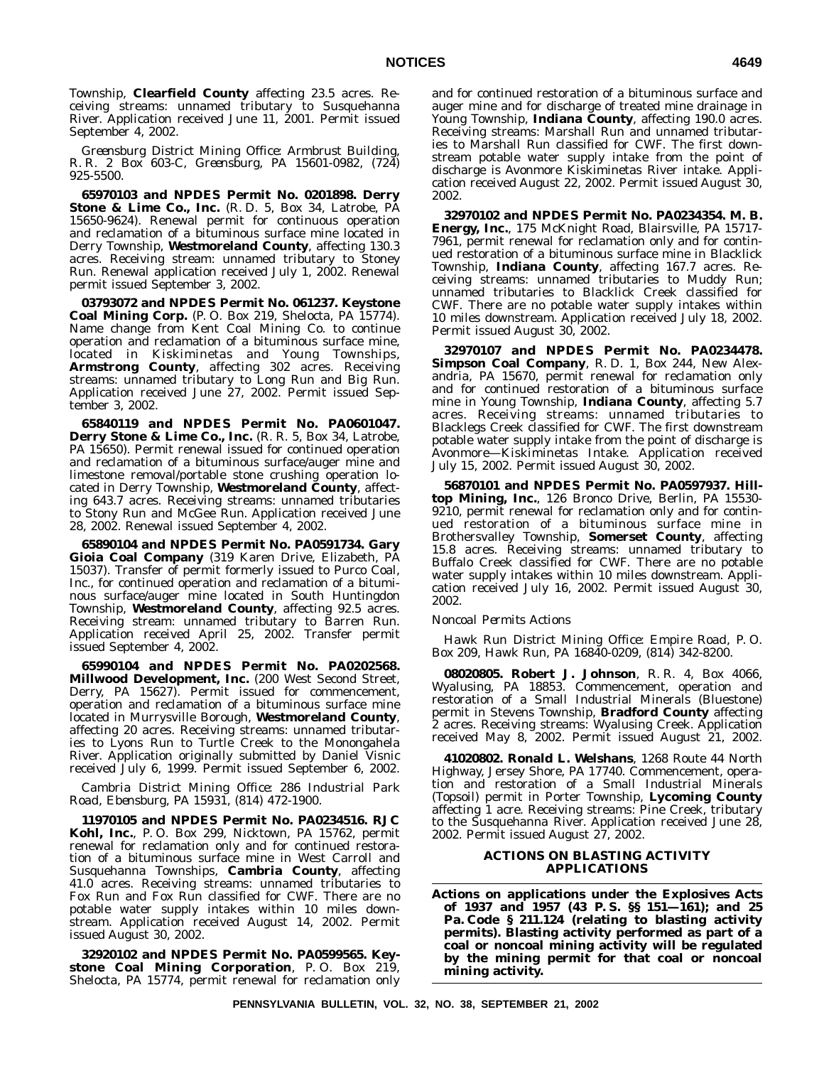Township, **Clearfield County** affecting 23.5 acres. Receiving streams: unnamed tributary to Susquehanna River. Application received June 11, 2001. Permit issued September 4, 2002.

*Greensburg District Mining Office: Armbrust Building, R. R. 2 Box 603-C, Greensburg, PA 15601-0982, (724) 925-5500.*

**65970103 and NPDES Permit No. 0201898. Derry Stone & Lime Co., Inc.** (R. D. 5, Box 34, Latrobe, PA 15650-9624). Renewal permit for continuous operation and reclamation of a bituminous surface mine located in Derry Township, **Westmoreland County**, affecting 130.3 acres. Receiving stream: unnamed tributary to Stoney Run. Renewal application received July 1, 2002. Renewal permit issued September 3, 2002.

**03793072 and NPDES Permit No. 061237. Keystone Coal Mining Corp.** (P. O. Box 219, Shelocta, PA 15774). Name change from Kent Coal Mining Co. to continue operation and reclamation of a bituminous surface mine, located in Kiskiminetas and Young Townships, **Armstrong County**, affecting 302 acres. Receiving streams: unnamed tributary to Long Run and Big Run. Application received June 27, 2002. Permit issued September 3, 2002.

**65840119 and NPDES Permit No. PA0601047. Derry Stone & Lime Co., Inc.** (R. R. 5, Box 34, Latrobe, PA 15650). Permit renewal issued for continued operation and reclamation of a bituminous surface/auger mine and limestone removal/portable stone crushing operation located in Derry Township, **Westmoreland County**, affecting 643.7 acres. Receiving streams: unnamed tributaries to Stony Run and McGee Run. Application received June 28, 2002. Renewal issued September 4, 2002.

**65890104 and NPDES Permit No. PA0591734. Gary Gioia Coal Company** (319 Karen Drive, Elizabeth, PA 15037). Transfer of permit formerly issued to Purco Coal, Inc., for continued operation and reclamation of a bituminous surface/auger mine located in South Huntingdon Township, **Westmoreland County**, affecting 92.5 acres. Receiving stream: unnamed tributary to Barren Run. Application received April 25, 2002. Transfer permit issued September 4, 2002.

**65990104 and NPDES Permit No. PA0202568. Millwood Development, Inc.** (200 West Second Street, Derry, PA 15627). Permit issued for commencement, operation and reclamation of a bituminous surface mine located in Murrysville Borough, **Westmoreland County**, affecting 20 acres. Receiving streams: unnamed tributaries to Lyons Run to Turtle Creek to the Monongahela River. Application originally submitted by Daniel Visnic received July 6, 1999. Permit issued September 6, 2002.

*Cambria District Mining Office: 286 Industrial Park Road, Ebensburg, PA 15931, (814) 472-1900.*

**11970105 and NPDES Permit No. PA0234516. RJC Kohl, Inc.**, P. O. Box 299, Nicktown, PA 15762, permit renewal for reclamation only and for continued restoration of a bituminous surface mine in West Carroll and Susquehanna Townships, **Cambria County**, affecting 41.0 acres. Receiving streams: unnamed tributaries to Fox Run and Fox Run classified for CWF. There are no potable water supply intakes within 10 miles downstream. Application received August 14, 2002. Permit issued August 30, 2002.

**32920102 and NPDES Permit No. PA0599565. Keystone Coal Mining Corporation**, P. O. Box 219, Shelocta, PA 15774, permit renewal for reclamation only and for continued restoration of a bituminous surface and auger mine and for discharge of treated mine drainage in Young Township, **Indiana County**, affecting 190.0 acres. Receiving streams: Marshall Run and unnamed tributaries to Marshall Run classified for CWF. The first downstream potable water supply intake from the point of discharge is Avonmore Kiskiminetas River intake. Application received August 22, 2002. Permit issued August 30, 2002.

**32970102 and NPDES Permit No. PA0234354. M. B. Energy, Inc.**, 175 McKnight Road, Blairsville, PA 15717-7961, permit renewal for reclamation only and for continued restoration of a bituminous surface mine in Blacklick Township, **Indiana County**, affecting 167.7 acres. Receiving streams: unnamed tributaries to Muddy Run; unnamed tributaries to Blacklick Creek classified for CWF. There are no potable water supply intakes within 10 miles downstream. Application received July 18, 2002. Permit issued August 30, 2002.

**32970107 and NPDES Permit No. PA0234478. Simpson Coal Company**, R. D. 1, Box 244, New Alexandria, PA 15670, permit renewal for reclamation only and for continued restoration of a bituminous surface mine in Young Township, **Indiana County**, affecting 5.7 acres. Receiving streams: unnamed tributaries to Blacklegs Creek classified for CWF. The first downstream potable water supply intake from the point of discharge is Avonmore—Kiskiminetas Intake. Application received July 15, 2002. Permit issued August 30, 2002.

**56870101 and NPDES Permit No. PA0597937. Hilltop Mining, Inc.**, 126 Bronco Drive, Berlin, PA 15530-9210, permit renewal for reclamation only and for continued restoration of a bituminous surface mine in Brothersvalley Township, **Somerset County**, affecting 15.8 acres. Receiving streams: unnamed tributary to Buffalo Creek classified for CWF. There are no potable water supply intakes within 10 miles downstream. Application received July 16, 2002. Permit issued August 30, 2002.

*Noncoal Permits Actions*

*Hawk Run District Mining Office: Empire Road, P. O. Box 209, Hawk Run, PA 16840-0209, (814) 342-8200.*

**08020805. Robert J. Johnson**, R. R. 4, Box 4066, Wyalusing, PA 18853. Commencement, operation and restoration of a Small Industrial Minerals (Bluestone) permit in Stevens Township, **Bradford County** affecting 2 acres. Receiving streams: Wyalusing Creek. Application received May 8, 2002. Permit issued August 21, 2002.

**41020802. Ronald L. Welshans**, 1268 Route 44 North Highway, Jersey Shore, PA 17740. Commencement, operation and restoration of a Small Industrial Minerals (Topsoil) permit in Porter Township, **Lycoming County** affecting 1 acre. Receiving streams: Pine Creek, tributary to the Susquehanna River. Application received June 28, 2002. Permit issued August 27, 2002.

## ACTIONS ON BLASTING ACTIVITY APPLICATIONS

**Actions on applications under the Explosives Acts of 1937 and 1957 (43 P. S. §§ 151—161); and 25 Pa. Code § 211.124 (relating to blasting activity permits). Blasting activity performed as part of a coal or noncoal mining activity will be regulated by the mining permit for that coal or noncoal mining activity.**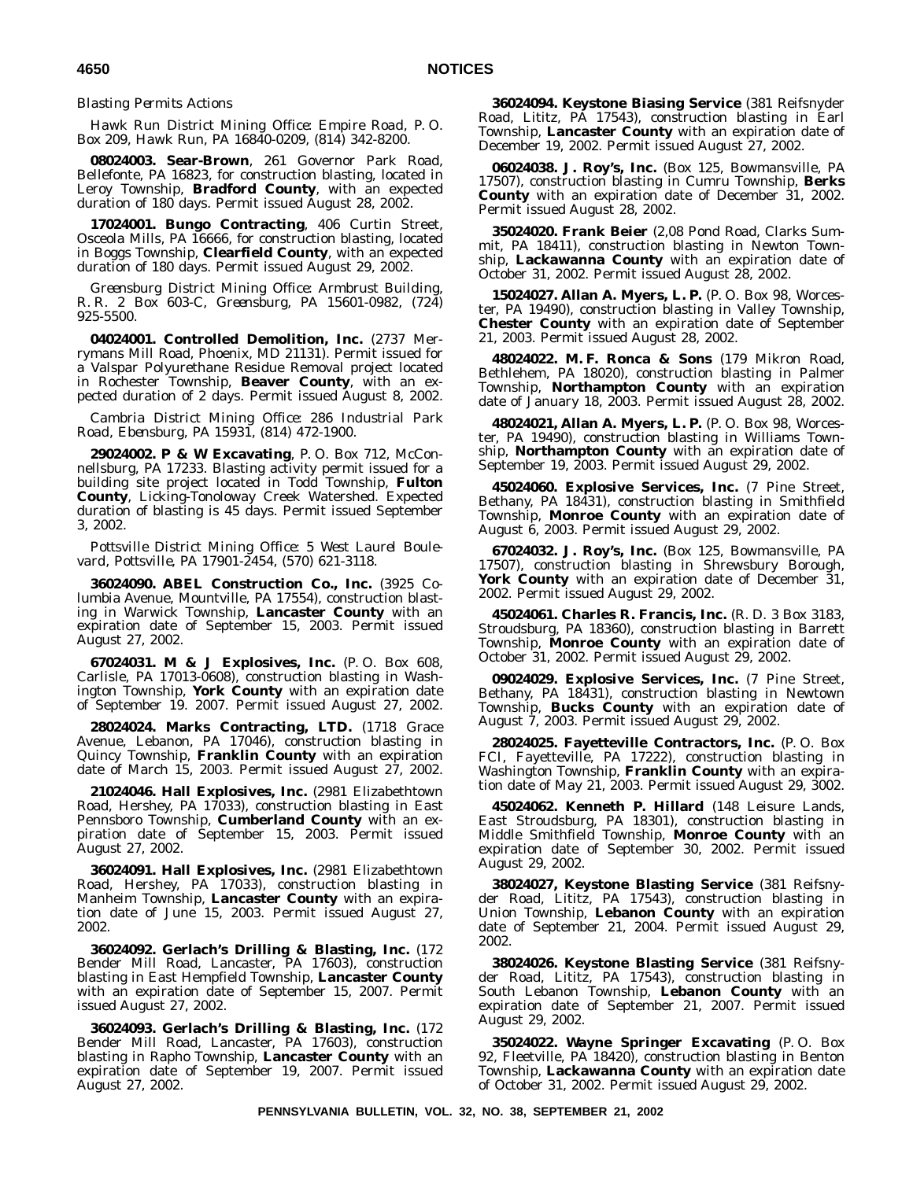*Blasting Permits Actions*

*Hawk Run District Mining Office: Empire Road, P. O. Box 209, Hawk Run, PA 16840-0209, (814) 342-8200.*

**08024003. Sear-Brown**, 261 Governor Park Road, Bellefonte, PA 16823, for construction blasting, located in Leroy Township, **Bradford County**, with an expected duration of 180 days. Permit issued August 28, 2002.

**17024001. Bungo Contracting**, 406 Curtin Street, Osceola Mills, PA 16666, for construction blasting, located in Boggs Township, **Clearfield County**, with an expected duration of 180 days. Permit issued August 29, 2002.

*Greensburg District Mining Office: Armbrust Building, R. R. 2 Box 603-C, Greensburg, PA 15601-0982, (724) 925-5500.*

**04024001. Controlled Demolition, Inc.** (2737 Merrymans Mill Road, Phoenix, MD 21131). Permit issued for a Valspar Polyurethane Residue Removal project located in Rochester Township, **Beaver County**, with an expected duration of 2 days. Permit issued August 8, 2002.

*Cambria District Mining Office: 286 Industrial Park Road, Ebensburg, PA 15931, (814) 472-1900.*

**29024002. P & W Excavating**, P. O. Box 712, McConnellsburg, PA 17233. Blasting activity permit issued for a building site project located in Todd Township, **Fulton County**, Licking-Tonoloway Creek Watershed. Expected duration of blasting is 45 days. Permit issued September 3, 2002.

*Pottsville District Mining Office: 5 West Laurel Boulevard, Pottsville, PA 17901-2454, (570) 621-3118.*

**36024090. ABEL Construction Co., Inc.** (3925 Columbia Avenue, Mountville, PA 17554), construction blasting in Warwick Township, **Lancaster County** with an expiration date of September 15, 2003. Permit issued August 27, 2002.

**67024031. M & J Explosives, Inc.** (P. O. Box 608, Carlisle, PA 17013-0608), construction blasting in Washington Township, **York County** with an expiration date of September 19. 2007. Permit issued August 27, 2002.

**28024024. Marks Contracting, LTD.** (1718 Grace Avenue, Lebanon, PA 17046), construction blasting in Quincy Township, **Franklin County** with an expiration date of March 15, 2003. Permit issued August 27, 2002.

**21024046. Hall Explosives, Inc.** (2981 Elizabethtown Road, Hershey, PA 17033), construction blasting in East Pennsboro Township, **Cumberland County** with an expiration date of September 15, 2003. Permit issued August 27, 2002.

**36024091. Hall Explosives, Inc.** (2981 Elizabethtown Road, Hershey, PA 17033), construction blasting in Manheim Township, **Lancaster County** with an expiration date of June 15, 2003. Permit issued August 27, 2002.

**36024092. Gerlach's Drilling & Blasting, Inc.** (172 Bender Mill Road, Lancaster, PA 17603), construction blasting in East Hempfield Township, **Lancaster County** with an expiration date of September 15, 2007. Permit issued August 27, 2002.

**36024093. Gerlach's Drilling & Blasting, Inc.** (172 Bender Mill Road, Lancaster, PA 17603), construction blasting in Rapho Township, **Lancaster County** with an expiration date of September 19, 2007. Permit issued August 27, 2002.

**36024094. Keystone Biasing Service** (381 Reifsnyder Road, Lititz, PA 17543), construction blasting in Earl Township, **Lancaster County** with an expiration date of December 19, 2002. Permit issued August 27, 2002.

**06024038. J. Roy's, Inc.** (Box 125, Bowmansville, PA 17507), construction blasting in Cumru Township, **Berks County** with an expiration date of December 31, 2002. Permit issued August 28, 2002.

**35024020. Frank Beier** (2,08 Pond Road, Clarks Summit, PA 18411), construction blasting in Newton Township, **Lackawanna County** with an expiration date of October 31, 2002. Permit issued August 28, 2002.

**15024027. Allan A. Myers, L. P.** (P. O. Box 98, Worcester, PA 19490), construction blasting in Valley Township, **Chester County** with an expiration date of September 21, 2003. Permit issued August 28, 2002.

**48024022. M. F. Ronca & Sons** (179 Mikron Road, Bethlehem, PA 18020), construction blasting in Palmer Township, **Northampton County** with an expiration date of January 18, 2003. Permit issued August 28, 2002.

**48024021, Allan A. Myers, L. P.** (P. O. Box 98, Worcester, PA 19490), construction blasting in Williams Township, **Northampton County** with an expiration date of September 19, 2003. Permit issued August 29, 2002.

**45024060. Explosive Services, Inc.** (7 Pine Street, Bethany, PA 18431), construction blasting in Smithfield Township, **Monroe County** with an expiration date of August 6, 2003. Permit issued August 29, 2002.

**67024032. J. Roy's, Inc.** (Box 125, Bowmansville, PA 17507), construction blasting in Shrewsbury Borough, **York County** with an expiration date of December 31, 2002. Permit issued August 29, 2002.

**45024061. Charles R. Francis, Inc.** (R. D. 3 Box 3183, Stroudsburg, PA 18360), construction blasting in Barrett Township, **Monroe County** with an expiration date of October 31, 2002. Permit issued August 29, 2002.

**09024029. Explosive Services, Inc.** (7 Pine Street, Bethany, PA 18431), construction blasting in Newtown Township, **Bucks County** with an expiration date of August 7, 2003. Permit issued August 29, 2002.

**28024025. Fayetteville Contractors, Inc.** (P. O. Box FCI, Fayetteville, PA 17222), construction blasting in Washington Township, **Franklin County** with an expiration date of May 21, 2003. Permit issued August 29, 3002.

**45024062. Kenneth P. Hillard** (148 Leisure Lands, East Stroudsburg, PA 18301), construction blasting in Middle Smithfield Township, **Monroe County** with an expiration date of September 30, 2002. Permit issued August 29, 2002.

**38024027, Keystone Blasting Service** (381 Reifsnyder Road, Lititz, PA 17543), construction blasting in Union Township, **Lebanon County** with an expiration date of September 21, 2004. Permit issued August 29, 2002.

**38024026. Keystone Blasting Service** (381 Reifsnyder Road, Lititz, PA 17543), construction blasting in South Lebanon Township, **Lebanon County** with an expiration date of September 21, 2007. Permit issued August 29, 2002.

**35024022. Wayne Springer Excavating** (P. O. Box 92, Fleetville, PA 18420), construction blasting in Benton Township, **Lackawanna County** with an expiration date of October 31, 2002. Permit issued August 29, 2002.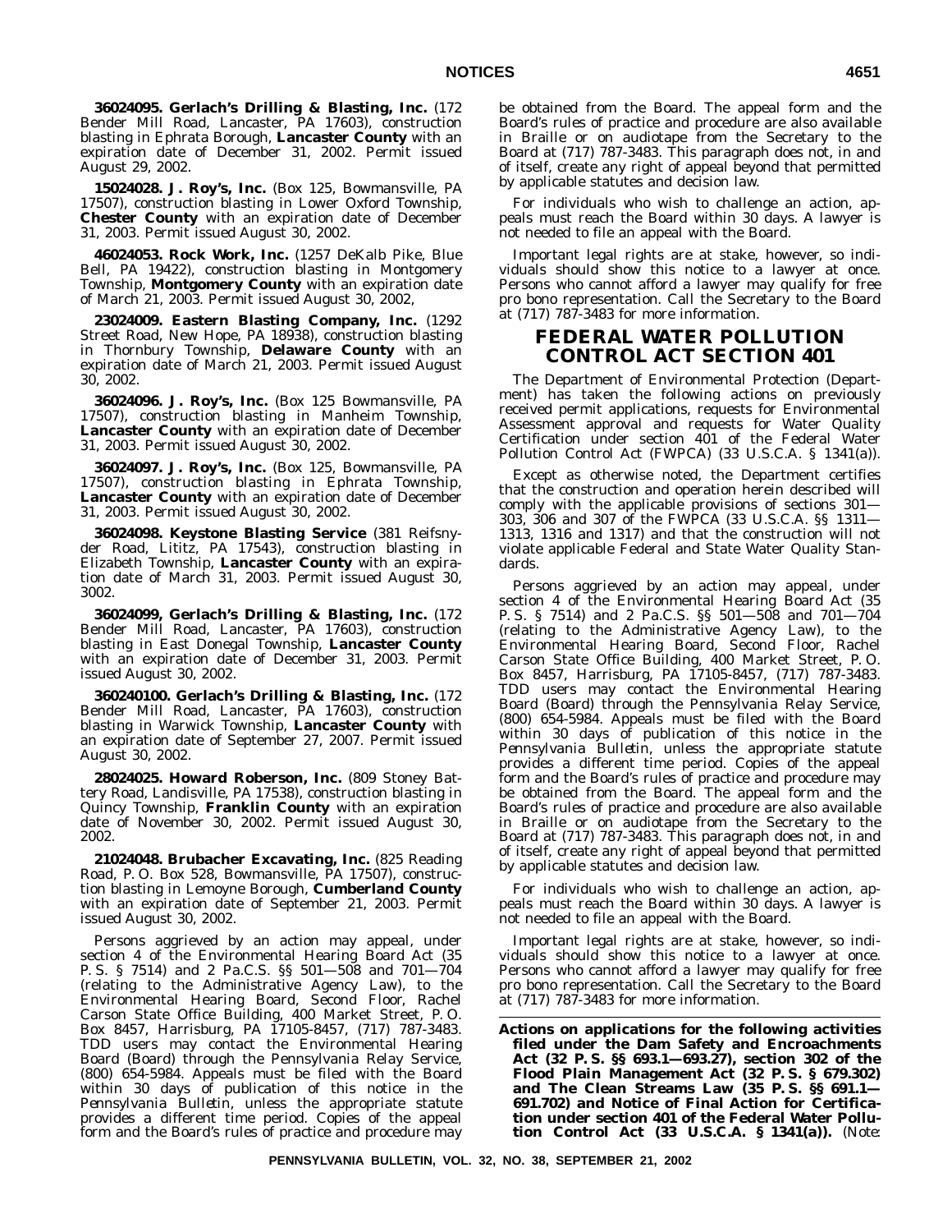**36024095. Gerlach's Drilling & Blasting, Inc.** (172 Bender Mill Road, Lancaster, PA 17603), construction blasting in Ephrata Borough, **Lancaster County** with an expiration date of December 31, 2002. Permit issued August 29, 2002.

**15024028. J. Roy's, Inc.** (Box 125, Bowmansville, PA 17507), construction blasting in Lower Oxford Township, **Chester County** with an expiration date of December 31, 2003. Permit issued August 30, 2002.

**46024053. Rock Work, Inc.** (1257 DeKalb Pike, Blue Bell, PA 19422), construction blasting in Montgomery Township, **Montgomery County** with an expiration date of March 21, 2003. Permit issued August 30, 2002,

**23024009. Eastern Blasting Company, Inc.** (1292 Street Road, New Hope, PA 18938), construction blasting in Thornbury Township, **Delaware County** with an expiration date of March 21, 2003. Permit issued August 30, 2002.

**36024096. J. Roy's, Inc.** (Box 125 Bowmansville, PA 17507), construction blasting in Manheim Township, **Lancaster County** with an expiration date of December 31, 2003. Permit issued August 30, 2002.

**36024097. J. Roy's, Inc.** (Box 125, Bowmansville, PA 17507), construction blasting in Ephrata Township, **Lancaster County** with an expiration date of December 31, 2003. Permit issued August 30, 2002.

**36024098. Keystone Blasting Service** (381 Reifsnyder Road, Lititz, PA 17543), construction blasting in Elizabeth Township, **Lancaster County** with an expiration date of March 31, 2003. Permit issued August 30, 3002.

**36024099, Gerlach's Drilling & Blasting, Inc.** (172 Bender Mill Road, Lancaster, PA 17603), construction blasting in East Donegal Township, **Lancaster County** with an expiration date of December 31, 2003. Permit issued August 30, 2002.

**360240100. Gerlach's Drilling & Blasting, Inc.** (172 Bender Mill Road, Lancaster, PA 17603), construction blasting in Warwick Township, **Lancaster County** with an expiration date of September 27, 2007. Permit issued August 30, 2002.

**28024025. Howard Roberson, Inc.** (809 Stoney Battery Road, Landisville, PA 17538), construction blasting in Quincy Township, **Franklin County** with an expiration date of November 30, 2002. Permit issued August 30, 2002.

**21024048. Brubacher Excavating, Inc.** (825 Reading Road, P. O. Box 528, Bowmansville, PA 17507), construction blasting in Lemoyne Borough, **Cumberland County** with an expiration date of September 21, 2003. Permit issued August 30, 2002.

Persons aggrieved by an action may appeal, under section 4 of the Environmental Hearing Board Act (35 P. S. § 7514) and 2 Pa.C.S. §§ 501—508 and 701—704 (relating to the Administrative Agency Law), to the Environmental Hearing Board, Second Floor, Rachel Carson State Office Building, 400 Market Street, P. O. Box 8457, Harrisburg, PA 17105-8457, (717) 787-3483. TDD users may contact the Environmental Hearing Board (Board) through the Pennsylvania Relay Service, (800) 654-5984. Appeals must be filed with the Board within 30 days of publication of this notice in the *Pennsylvania Bulletin*, unless the appropriate statute provides a different time period. Copies of the appeal form and the Board's rules of practice and procedure may be obtained from the Board. The appeal form and the Board's rules of practice and procedure are also available in Braille or on audiotape from the Secretary to the Board at (717) 787-3483. This paragraph does not, in and of itself, create any right of appeal beyond that permitted by applicable statutes and decision law.

For individuals who wish to challenge an action, appeals must reach the Board within 30 days. A lawyer is not needed to file an appeal with the Board.

Important legal rights are at stake, however, so individuals should show this notice to a lawyer at once. Persons who cannot afford a lawyer may qualify for free pro bono representation. Call the Secretary to the Board at (717) 787-3483 for more information.

# FEDERAL WATER POLLUTION CONTROL ACT SECTION 401

The Department of Environmental Protection (Department) has taken the following actions on previously received permit applications, requests for Environmental Assessment approval and requests for Water Quality Certification under section 401 of the Federal Water Pollution Control Act (FWPCA) (33 U.S.C.A. § 1341(a)).

Except as otherwise noted, the Department certifies that the construction and operation herein described will comply with the applicable provisions of sections 301—303, 306 and 307 of the FWPCA (33 U.S.C.A. §§ 1311—1313, 1316 and 1317) and that the construction will not violate applicable Federal and State Water Quality Standards.

Persons aggrieved by an action may appeal, under section 4 of the Environmental Hearing Board Act (35 P. S. § 7514) and 2 Pa.C.S. §§ 501—508 and 701—704 (relating to the Administrative Agency Law), to the Environmental Hearing Board, Second Floor, Rachel Carson State Office Building, 400 Market Street, P. O. Box 8457, Harrisburg, PA 17105-8457, (717) 787-3483. TDD users may contact the Environmental Hearing Board (Board) through the Pennsylvania Relay Service, (800) 654-5984. Appeals must be filed with the Board within 30 days of publication of this notice in the *Pennsylvania Bulletin*, unless the appropriate statute provides a different time period. Copies of the appeal form and the Board's rules of practice and procedure may be obtained from the Board. The appeal form and the Board's rules of practice and procedure are also available in Braille or on audiotape from the Secretary to the Board at (717) 787-3483. This paragraph does not, in and of itself, create any right of appeal beyond that permitted by applicable statutes and decision law.

For individuals who wish to challenge an action, appeals must reach the Board within 30 days. A lawyer is not needed to file an appeal with the Board.

Important legal rights are at stake, however, so individuals should show this notice to a lawyer at once. Persons who cannot afford a lawyer may qualify for free pro bono representation. Call the Secretary to the Board at (717) 787-3483 for more information.

**Actions on applications for the following activities filed under the Dam Safety and Encroachments Act (32 P. S. §§ 693.1—693.27), section 302 of the Flood Plain Management Act (32 P. S. § 679.302) and The Clean Streams Law (35 P. S. §§ 691.1—691.702) and Notice of Final Action for Certification under section 401 of the Federal Water Pollution Control Act (33 U.S.C.A. § 1341(a)).** (*Note:*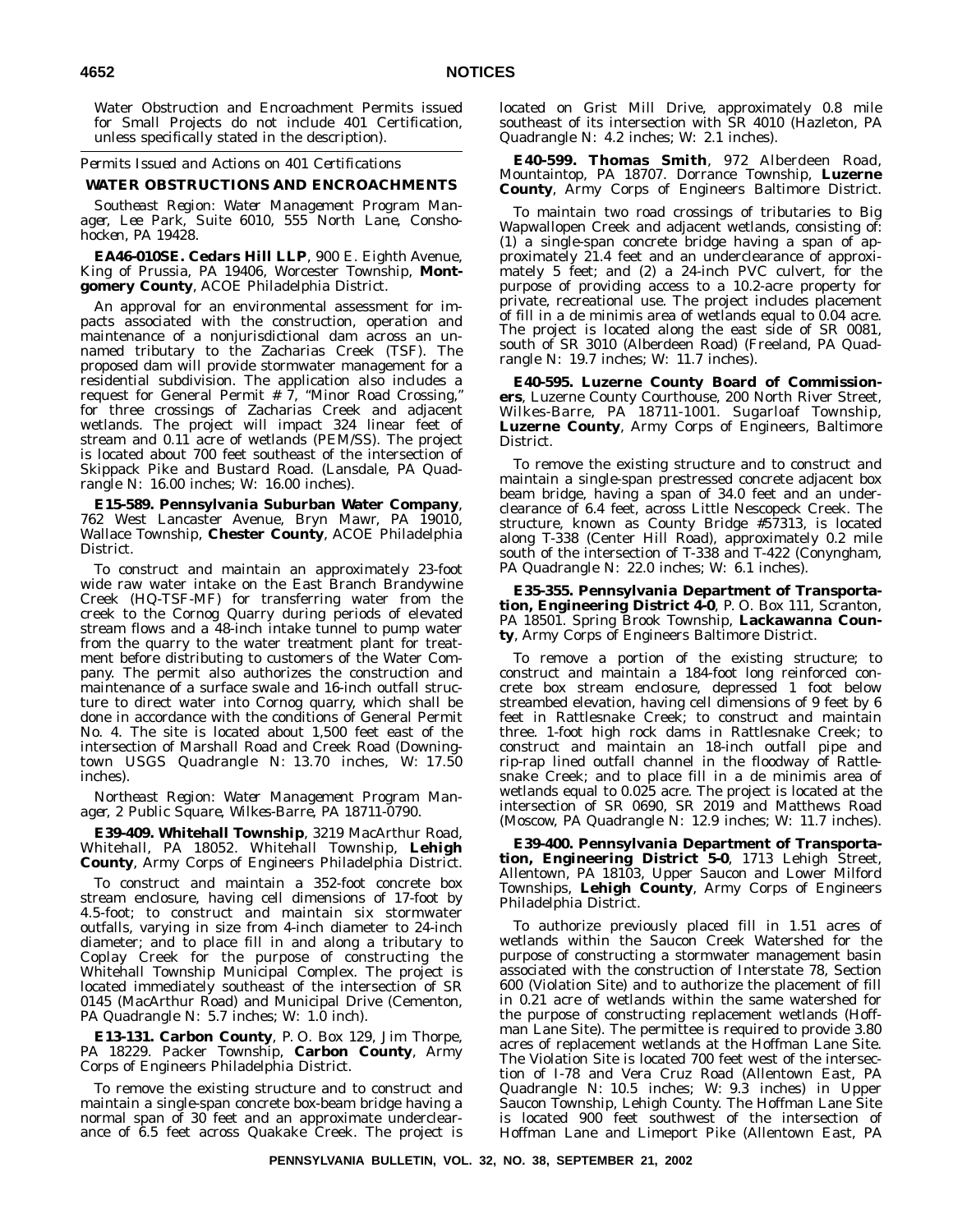Water Obstruction and Encroachment Permits issued for Small Projects do not include 401 Certification, unless specifically stated in the description).

*Permits Issued and Actions on 401 Certifications*

## WATER OBSTRUCTIONS AND ENCROACHMENTS

*Southeast Region: Water Management Program Manager, Lee Park, Suite 6010, 555 North Lane, Conshohocken, PA 19428.*

**EA46-010SE. Cedars Hill LLP**, 900 E. Eighth Avenue, King of Prussia, PA 19406, Worcester Township, **Montgomery County**, ACOE Philadelphia District.

An approval for an environmental assessment for impacts associated with the construction, operation and maintenance of a nonjurisdictional dam across an unnamed tributary to the Zacharias Creek (TSF). The proposed dam will provide stormwater management for a residential subdivision. The application also includes a request for General Permit # 7, "Minor Road Crossing," for three crossings of Zacharias Creek and adjacent wetlands. The project will impact 324 linear feet of stream and 0.11 acre of wetlands (PEM/SS). The project is located about 700 feet southeast of the intersection of Skippack Pike and Bustard Road. (Lansdale, PA Quadrangle N: 16.00 inches; W: 16.00 inches).

**E15-589. Pennsylvania Suburban Water Company**, 762 West Lancaster Avenue, Bryn Mawr, PA 19010, Wallace Township, **Chester County**, ACOE Philadelphia District.

To construct and maintain an approximately 23-foot wide raw water intake on the East Branch Brandywine Creek (HQ-TSF-MF) for transferring water from the creek to the Cornog Quarry during periods of elevated stream flows and a 48-inch intake tunnel to pump water from the quarry to the water treatment plant for treatment before distributing to customers of the Water Company. The permit also authorizes the construction and maintenance of a surface swale and 16-inch outfall structure to direct water into Cornog quarry, which shall be done in accordance with the conditions of General Permit No. 4. The site is located about 1,500 feet east of the intersection of Marshall Road and Creek Road (Downingtown USGS Quadrangle N: 13.70 inches, W: 17.50 inches).

*Northeast Region: Water Management Program Manager, 2 Public Square, Wilkes-Barre, PA 18711-0790.*

**E39-409. Whitehall Township**, 3219 MacArthur Road, Whitehall, PA 18052. Whitehall Township, **Lehigh County**, Army Corps of Engineers Philadelphia District.

To construct and maintain a 352-foot concrete box stream enclosure, having cell dimensions of 17-foot by 4.5-foot; to construct and maintain six stormwater outfalls, varying in size from 4-inch diameter to 24-inch diameter; and to place fill in and along a tributary to Coplay Creek for the purpose of constructing the Whitehall Township Municipal Complex. The project is located immediately southeast of the intersection of SR 0145 (MacArthur Road) and Municipal Drive (Cementon, PA Quadrangle N: 5.7 inches; W: 1.0 inch).

**E13-131. Carbon County**, P. O. Box 129, Jim Thorpe, PA 18229. Packer Township, **Carbon County**, Army Corps of Engineers Philadelphia District.

To remove the existing structure and to construct and maintain a single-span concrete box-beam bridge having a normal span of 30 feet and an approximate underclearance of 6.5 feet across Quakake Creek. The project is located on Grist Mill Drive, approximately 0.8 mile southeast of its intersection with SR 4010 (Hazleton, PA Quadrangle N: 4.2 inches; W: 2.1 inches).

**E40-599. Thomas Smith**, 972 Alberdeen Road, Mountaintop, PA 18707. Dorrance Township, **Luzerne County**, Army Corps of Engineers Baltimore District.

To maintain two road crossings of tributaries to Big Wapwallopen Creek and adjacent wetlands, consisting of: (1) a single-span concrete bridge having a span of approximately 21.4 feet and an underclearance of approximately 5 feet; and (2) a 24-inch PVC culvert, for the purpose of providing access to a 10.2-acre property for private, recreational use. The project includes placement of fill in a de minimis area of wetlands equal to 0.04 acre. The project is located along the east side of SR 0081, south of SR 3010 (Alberdeen Road) (Freeland, PA Quadrangle N: 19.7 inches; W: 11.7 inches).

**E40-595. Luzerne County Board of Commissioners**, Luzerne County Courthouse, 200 North River Street, Wilkes-Barre, PA 18711-1001. Sugarloaf Township, **Luzerne County**, Army Corps of Engineers, Baltimore District.

To remove the existing structure and to construct and maintain a single-span prestressed concrete adjacent box beam bridge, having a span of 34.0 feet and an underclearance of 6.4 feet, across Little Nescopeck Creek. The structure, known as County Bridge #57313, is located along T-338 (Center Hill Road), approximately 0.2 mile south of the intersection of T-338 and T-422 (Conyngham, PA Quadrangle N: 22.0 inches; W: 6.1 inches).

**E35-355. Pennsylvania Department of Transportation, Engineering District 4-0**, P. O. Box 111, Scranton, PA 18501. Spring Brook Township, **Lackawanna County**, Army Corps of Engineers Baltimore District.

To remove a portion of the existing structure; to construct and maintain a 184-foot long reinforced concrete box stream enclosure, depressed 1 foot below streambed elevation, having cell dimensions of 9 feet by 6 feet in Rattlesnake Creek; to construct and maintain three. 1-foot high rock dams in Rattlesnake Creek; to construct and maintain an 18-inch outfall pipe and rip-rap lined outfall channel in the floodway of Rattlesnake Creek; and to place fill in a de minimis area of wetlands equal to 0.025 acre. The project is located at the intersection of SR 0690, SR 2019 and Matthews Road (Moscow, PA Quadrangle N: 12.9 inches; W: 11.7 inches).

**E39-400. Pennsylvania Department of Transportation, Engineering District 5-0**, 1713 Lehigh Street, Allentown, PA 18103, Upper Saucon and Lower Milford Townships, **Lehigh County**, Army Corps of Engineers Philadelphia District.

To authorize previously placed fill in 1.51 acres of wetlands within the Saucon Creek Watershed for the purpose of constructing a stormwater management basin associated with the construction of Interstate 78, Section 600 (Violation Site) and to authorize the placement of fill in 0.21 acre of wetlands within the same watershed for the purpose of constructing replacement wetlands (Hoffman Lane Site). The permittee is required to provide 3.80 acres of replacement wetlands at the Hoffman Lane Site. The Violation Site is located 700 feet west of the intersection of I-78 and Vera Cruz Road (Allentown East, PA Quadrangle N: 10.5 inches; W: 9.3 inches) in Upper Saucon Township, Lehigh County. The Hoffman Lane Site is located 900 feet southwest of the intersection of Hoffman Lane and Limeport Pike (Allentown East, PA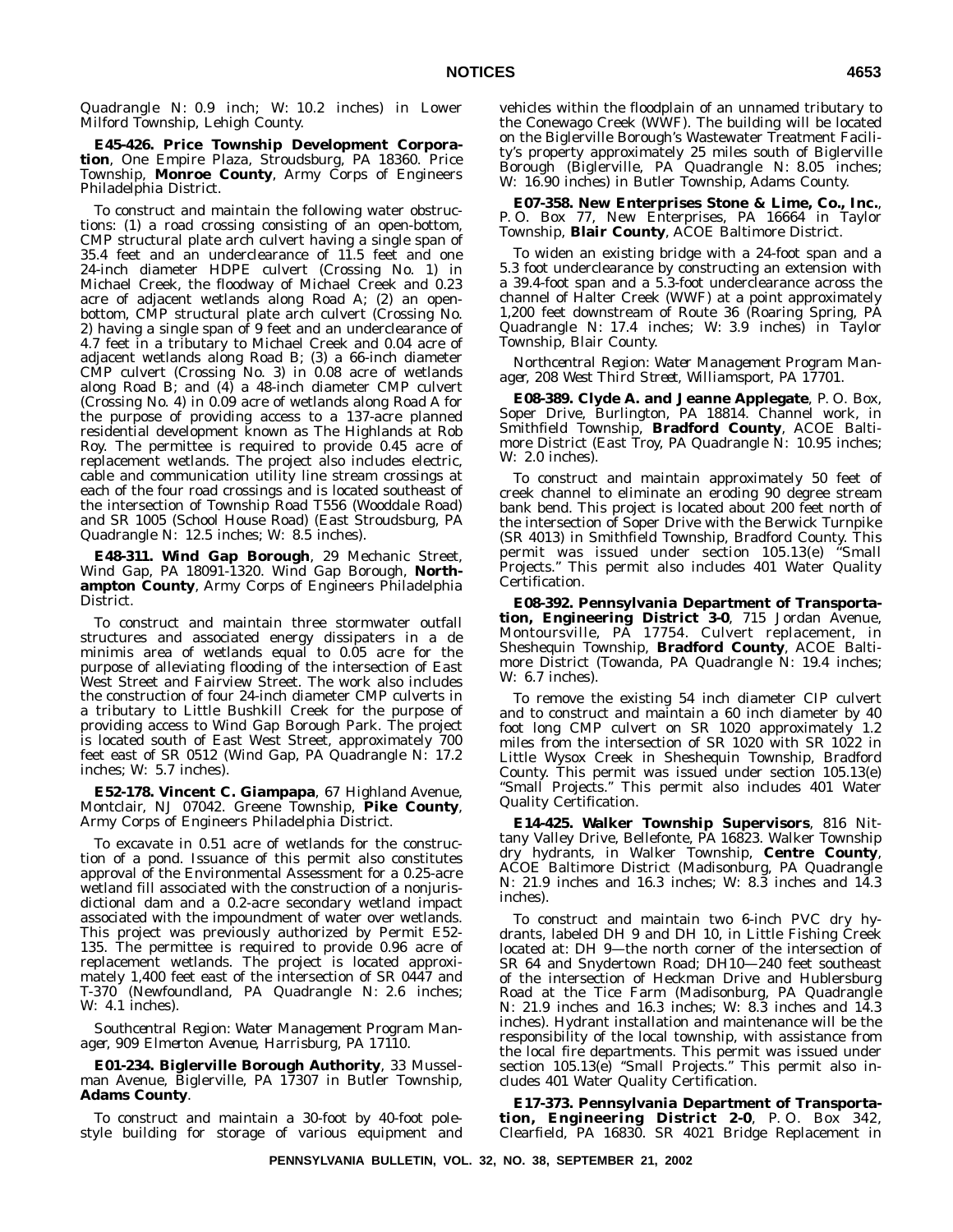Quadrangle N: 0.9 inch; W: 10.2 inches) in Lower Milford Township, Lehigh County.

**E45-426. Price Township Development Corporation**, One Empire Plaza, Stroudsburg, PA 18360. Price Township, **Monroe County**, Army Corps of Engineers Philadelphia District.

To construct and maintain the following water obstructions: (1) a road crossing consisting of an open-bottom, CMP structural plate arch culvert having a single span of 35.4 feet and an underclearance of 11.5 feet and one 24-inch diameter HDPE culvert (Crossing No. 1) in Michael Creek, the floodway of Michael Creek and 0.23 acre of adjacent wetlands along Road A; (2) an open-bottom, CMP structural plate arch culvert (Crossing No. 2) having a single span of 9 feet and an underclearance of 4.7 feet in a tributary to Michael Creek and 0.04 acre of adjacent wetlands along Road B; (3) a 66-inch diameter CMP culvert (Crossing No. 3) in 0.08 acre of wetlands along Road B; and (4) a 48-inch diameter CMP culvert (Crossing No. 4) in 0.09 acre of wetlands along Road A for the purpose of providing access to a 137-acre planned residential development known as The Highlands at Rob Roy. The permittee is required to provide 0.45 acre of replacement wetlands. The project also includes electric, cable and communication utility line stream crossings at each of the four road crossings and is located southeast of the intersection of Township Road T556 (Wooddale Road) and SR 1005 (School House Road) (East Stroudsburg, PA Quadrangle N: 12.5 inches; W: 8.5 inches).

**E48-311. Wind Gap Borough**, 29 Mechanic Street, Wind Gap, PA 18091-1320. Wind Gap Borough, **Northampton County**, Army Corps of Engineers Philadelphia District.

To construct and maintain three stormwater outfall structures and associated energy dissipaters in a de minimis area of wetlands equal to 0.05 acre for the purpose of alleviating flooding of the intersection of East West Street and Fairview Street. The work also includes the construction of four 24-inch diameter CMP culverts in a tributary to Little Bushkill Creek for the purpose of providing access to Wind Gap Borough Park. The project is located south of East West Street, approximately 700 feet east of SR 0512 (Wind Gap, PA Quadrangle N: 17.2 inches; W: 5.7 inches).

**E52-178. Vincent C. Giampapa**, 67 Highland Avenue, Montclair, NJ 07042. Greene Township, **Pike County**, Army Corps of Engineers Philadelphia District.

To excavate in 0.51 acre of wetlands for the construction of a pond. Issuance of this permit also constitutes approval of the Environmental Assessment for a 0.25-acre wetland fill associated with the construction of a nonjurisdictional dam and a 0.2-acre secondary wetland impact associated with the impoundment of water over wetlands. This project was previously authorized by Permit E52-135. The permittee is required to provide 0.96 acre of replacement wetlands. The project is located approximately 1,400 feet east of the intersection of SR 0447 and T-370 (Newfoundland, PA Quadrangle N: 2.6 inches; W: 4.1 inches).

*Southcentral Region: Water Management Program Manager, 909 Elmerton Avenue, Harrisburg, PA 17110.*

**E01-234. Biglerville Borough Authority**, 33 Musselman Avenue, Biglerville, PA 17307 in Butler Township, **Adams County**.

To construct and maintain a 30-foot by 40-foot pole-style building for storage of various equipment and vehicles within the floodplain of an unnamed tributary to the Conewago Creek (WWF). The building will be located on the Biglerville Borough's Wastewater Treatment Facility's property approximately 25 miles south of Biglerville Borough (Biglerville, PA Quadrangle N: 8.05 inches; W: 16.90 inches) in Butler Township, Adams County.

**E07-358. New Enterprises Stone & Lime, Co., Inc.**, P. O. Box 77, New Enterprises, PA 16664 in Taylor Township, **Blair County**, ACOE Baltimore District.

To widen an existing bridge with a 24-foot span and a 5.3 foot underclearance by constructing an extension with a 39.4-foot span and a 5.3-foot underclearance across the channel of Halter Creek (WWF) at a point approximately 1,200 feet downstream of Route 36 (Roaring Spring, PA Quadrangle N: 17.4 inches; W: 3.9 inches) in Taylor Township, Blair County.

*Northcentral Region: Water Management Program Manager, 208 West Third Street, Williamsport, PA 17701.*

**E08-389. Clyde A. and Jeanne Applegate**, P. O. Box, Soper Drive, Burlington, PA 18814. Channel work, in Smithfield Township, **Bradford County**, ACOE Baltimore District (East Troy, PA Quadrangle N: 10.95 inches; W: 2.0 inches).

To construct and maintain approximately 50 feet of creek channel to eliminate an eroding 90 degree stream bank bend. This project is located about 200 feet north of the intersection of Soper Drive with the Berwick Turnpike (SR 4013) in Smithfield Township, Bradford County. This permit was issued under section 105.13(e) "Small Projects." This permit also includes 401 Water Quality Certification.

**E08-392. Pennsylvania Department of Transportation, Engineering District 3-0**, 715 Jordan Avenue, Montoursville, PA 17754. Culvert replacement, in Sheshequin Township, **Bradford County**, ACOE Baltimore District (Towanda, PA Quadrangle N: 19.4 inches; W: 6.7 inches).

To remove the existing 54 inch diameter CIP culvert and to construct and maintain a 60 inch diameter by 40 foot long CMP culvert on SR 1020 approximately 1.2 miles from the intersection of SR 1020 with SR 1022 in Little Wysox Creek in Sheshequin Township, Bradford County. This permit was issued under section 105.13(e) "Small Projects." This permit also includes 401 Water Quality Certification.

**E14-425. Walker Township Supervisors**, 816 Nittany Valley Drive, Bellefonte, PA 16823. Walker Township dry hydrants, in Walker Township, **Centre County**, ACOE Baltimore District (Madisonburg, PA Quadrangle N: 21.9 inches and 16.3 inches; W: 8.3 inches and 14.3 inches).

To construct and maintain two 6-inch PVC dry hydrants, labeled DH 9 and DH 10, in Little Fishing Creek located at: DH 9—the north corner of the intersection of SR 64 and Snydertown Road; DH10—240 feet southeast of the intersection of Heckman Drive and Hublersburg Road at the Tice Farm (Madisonburg, PA Quadrangle N: 21.9 inches and 16.3 inches; W: 8.3 inches and 14.3 inches). Hydrant installation and maintenance will be the responsibility of the local township, with assistance from the local fire departments. This permit was issued under section 105.13(e) "Small Projects." This permit also includes 401 Water Quality Certification.

**E17-373. Pennsylvania Department of Transportation, Engineering District 2-0**, P. O. Box 342, Clearfield, PA 16830. SR 4021 Bridge Replacement in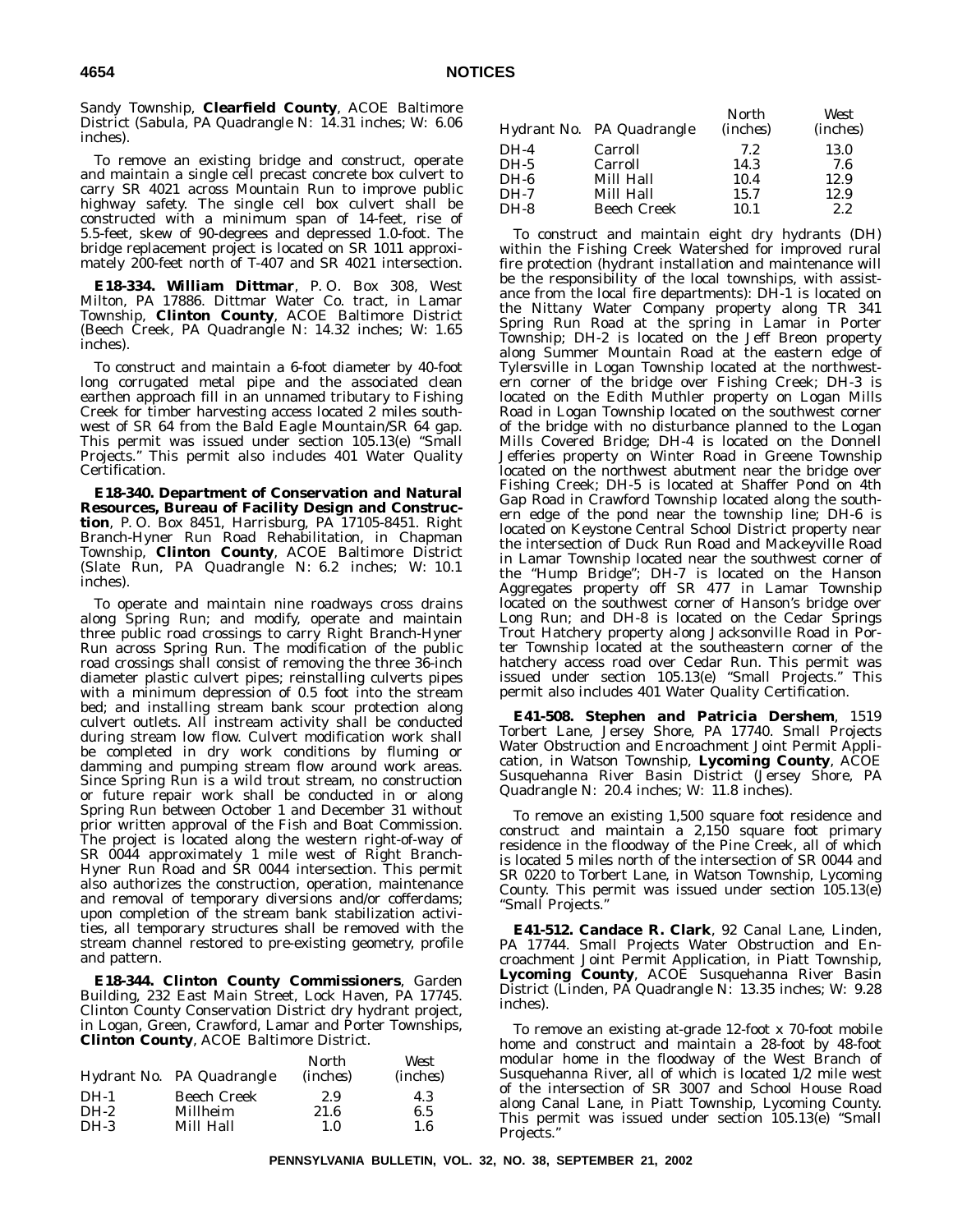Sandy Township, **Clearfield County**, ACOE Baltimore District (Sabula, PA Quadrangle N: 14.31 inches; W: 6.06 inches).

To remove an existing bridge and construct, operate and maintain a single cell precast concrete box culvert to carry SR 4021 across Mountain Run to improve public highway safety. The single cell box culvert shall be constructed with a minimum span of 14-feet, rise of 5.5-feet, skew of 90-degrees and depressed 1.0-foot. The bridge replacement project is located on SR 1011 approximately 200-feet north of T-407 and SR 4021 intersection.

**E18-334. William Dittmar**, P. O. Box 308, West Milton, PA 17886. Dittmar Water Co. tract, in Lamar Township, **Clinton County**, ACOE Baltimore District (Beech Creek, PA Quadrangle N: 14.32 inches; W: 1.65 inches).

To construct and maintain a 6-foot diameter by 40-foot long corrugated metal pipe and the associated clean earthen approach fill in an unnamed tributary to Fishing Creek for timber harvesting access located 2 miles southwest of SR 64 from the Bald Eagle Mountain/SR 64 gap. This permit was issued under section 105.13(e) "Small Projects." This permit also includes 401 Water Quality Certification.

**E18-340. Department of Conservation and Natural Resources, Bureau of Facility Design and Construction**, P. O. Box 8451, Harrisburg, PA 17105-8451. Right Branch-Hyner Run Road Rehabilitation, in Chapman Township, **Clinton County**, ACOE Baltimore District (Slate Run, PA Quadrangle N: 6.2 inches; W: 10.1 inches).

To operate and maintain nine roadways cross drains along Spring Run; and modify, operate and maintain three public road crossings to carry Right Branch-Hyner Run across Spring Run. The modification of the public road crossings shall consist of removing the three 36-inch diameter plastic culvert pipes; reinstalling culverts pipes with a minimum depression of 0.5 foot into the stream bed; and installing stream bank scour protection along culvert outlets. All instream activity shall be conducted during stream low flow. Culvert modification work shall be completed in dry work conditions by fluming or damming and pumping stream flow around work areas. Since Spring Run is a wild trout stream, no construction or future repair work shall be conducted in or along Spring Run between October 1 and December 31 without prior written approval of the Fish and Boat Commission. The project is located along the western right-of-way of SR 0044 approximately 1 mile west of Right Branch-Hyner Run Road and SR 0044 intersection. This permit also authorizes the construction, operation, maintenance and removal of temporary diversions and/or cofferdams; upon completion of the stream bank stabilization activities, all temporary structures shall be removed with the stream channel restored to pre-existing geometry, profile and pattern.

**E18-344. Clinton County Commissioners**, Garden Building, 232 East Main Street, Lock Haven, PA 17745. Clinton County Conservation District dry hydrant project, in Logan, Green, Crawford, Lamar and Porter Townships, **Clinton County**, ACOE Baltimore District.

| Hydrant No. | PA Quadrangle | North (inches) | West (inches) |
|---|---|---|---|
| DH-1 | Beech Creek | 2.9 | 4.3 |
| DH-2 | Millheim | 21.6 | 6.5 |
| DH-3 | Mill Hall | 1.0 | 1.6 |
| DH-4 | Carroll | 7.2 | 13.0 |
| DH-5 | Carroll | 14.3 | 7.6 |
| DH-6 | Mill Hall | 10.4 | 12.9 |
| DH-7 | Mill Hall | 15.7 | 12.9 |
| DH-8 | Beech Creek | 10.1 | 2.2 |

To construct and maintain eight dry hydrants (DH) within the Fishing Creek Watershed for improved rural fire protection (hydrant installation and maintenance will be the responsibility of the local townships, with assistance from the local fire departments): DH-1 is located on the Nittany Water Company property along TR 341 Spring Run Road at the spring in Lamar in Porter Township; DH-2 is located on the Jeff Breon property along Summer Mountain Road at the eastern edge of Tylersville in Logan Township located at the northwestern corner of the bridge over Fishing Creek; DH-3 is located on the Edith Muthler property on Logan Mills Road in Logan Township located on the southwest corner of the bridge with no disturbance planned to the Logan Mills Covered Bridge; DH-4 is located on the Donnell Jefferies property on Winter Road in Greene Township located on the northwest abutment near the bridge over Fishing Creek; DH-5 is located at Shaffer Pond on 4th Gap Road in Crawford Township located along the southern edge of the pond near the township line; DH-6 is located on Keystone Central School District property near the intersection of Duck Run Road and Mackeyville Road in Lamar Township located near the southwest corner of the "Hump Bridge"; DH-7 is located on the Hanson Aggregates property off SR 477 in Lamar Township located on the southwest corner of Hanson's bridge over Long Run; and DH-8 is located on the Cedar Springs Trout Hatchery property along Jacksonville Road in Porter Township located at the southeastern corner of the hatchery access road over Cedar Run. This permit was issued under section 105.13(e) "Small Projects." This permit also includes 401 Water Quality Certification.

**E41-508. Stephen and Patricia Dershem**, 1519 Torbert Lane, Jersey Shore, PA 17740. Small Projects Water Obstruction and Encroachment Joint Permit Application, in Watson Township, **Lycoming County**, ACOE Susquehanna River Basin District (Jersey Shore, PA Quadrangle N: 20.4 inches; W: 11.8 inches).

To remove an existing 1,500 square foot residence and construct and maintain a 2,150 square foot primary residence in the floodway of the Pine Creek, all of which is located 5 miles north of the intersection of SR 0044 and SR 0220 to Torbert Lane, in Watson Township, Lycoming County. This permit was issued under section 105.13(e) "Small Projects."

**E41-512. Candace R. Clark**, 92 Canal Lane, Linden, PA 17744. Small Projects Water Obstruction and Encroachment Joint Permit Application, in Piatt Township, **Lycoming County**, ACOE Susquehanna River Basin District (Linden, PA Quadrangle N: 13.35 inches; W: 9.28 inches).

To remove an existing at-grade 12-foot x 70-foot mobile home and construct and maintain a 28-foot by 48-foot modular home in the floodway of the West Branch of Susquehanna River, all of which is located 1/2 mile west of the intersection of SR 3007 and School House Road along Canal Lane, in Piatt Township, Lycoming County. This permit was issued under section 105.13(e) "Small Projects."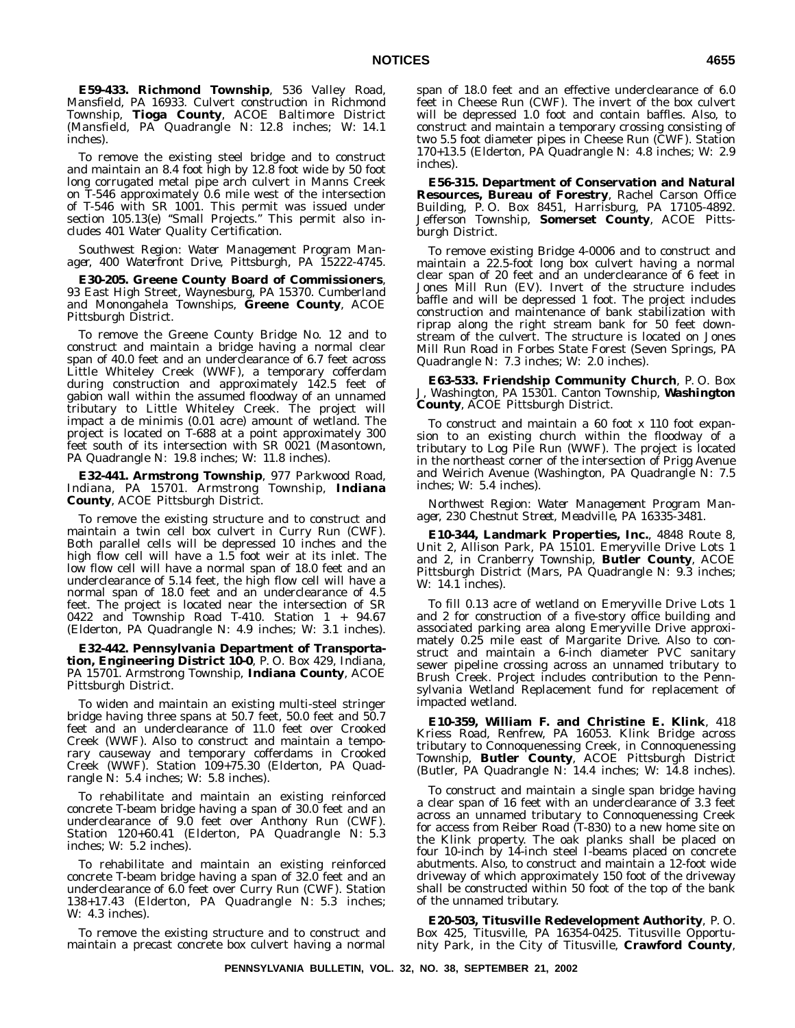**E59-433. Richmond Township**, 536 Valley Road, Mansfield, PA 16933. Culvert construction in Richmond Township, **Tioga County**, ACOE Baltimore District (Mansfield, PA Quadrangle N: 12.8 inches; W: 14.1 inches).

To remove the existing steel bridge and to construct and maintain an 8.4 foot high by 12.8 foot wide by 50 foot long corrugated metal pipe arch culvert in Manns Creek on T-546 approximately 0.6 mile west of the intersection of T-546 with SR 1001. This permit was issued under section 105.13(e) "Small Projects." This permit also includes 401 Water Quality Certification.

*Southwest Region: Water Management Program Manager, 400 Waterfront Drive, Pittsburgh, PA 15222-4745.*

**E30-205. Greene County Board of Commissioners**, 93 East High Street, Waynesburg, PA 15370. Cumberland and Monongahela Townships, **Greene County**, ACOE Pittsburgh District.

To remove the Greene County Bridge No. 12 and to construct and maintain a bridge having a normal clear span of 40.0 feet and an underclearance of 6.7 feet across Little Whiteley Creek (WWF), a temporary cofferdam during construction and approximately 142.5 feet of gabion wall within the assumed floodway of an unnamed tributary to Little Whiteley Creek. The project will impact a de minimis (0.01 acre) amount of wetland. The project is located on T-688 at a point approximately 300 feet south of its intersection with SR 0021 (Masontown, PA Quadrangle N: 19.8 inches; W: 11.8 inches).

**E32-441. Armstrong Township**, 977 Parkwood Road, Indiana, PA 15701. Armstrong Township, **Indiana County**, ACOE Pittsburgh District.

To remove the existing structure and to construct and maintain a twin cell box culvert in Curry Run (CWF). Both parallel cells will be depressed 10 inches and the high flow cell will have a 1.5 foot weir at its inlet. The low flow cell will have a normal span of 18.0 feet and an underclearance of 5.14 feet, the high flow cell will have a normal span of 18.0 feet and an underclearance of 4.5 feet. The project is located near the intersection of SR 0422 and Township Road T-410. Station 1 + 94.67 (Elderton, PA Quadrangle N: 4.9 inches; W: 3.1 inches).

**E32-442. Pennsylvania Department of Transportation, Engineering District 10-0**, P. O. Box 429, Indiana, PA 15701. Armstrong Township, **Indiana County**, ACOE Pittsburgh District.

To widen and maintain an existing multi-steel stringer bridge having three spans at 50.7 feet, 50.0 feet and 50.7 feet and an underclearance of 11.0 feet over Crooked Creek (WWF). Also to construct and maintain a temporary causeway and temporary cofferdams in Crooked Creek (WWF). Station 109+75.30 (Elderton, PA Quadrangle N: 5.4 inches; W: 5.8 inches).

To rehabilitate and maintain an existing reinforced concrete T-beam bridge having a span of 30.0 feet and an underclearance of 9.0 feet over Anthony Run (CWF). Station 120+60.41 (Elderton, PA Quadrangle N: 5.3 inches; W: 5.2 inches).

To rehabilitate and maintain an existing reinforced concrete T-beam bridge having a span of 32.0 feet and an underclearance of 6.0 feet over Curry Run (CWF). Station 138+17.43 (Elderton, PA Quadrangle N: 5.3 inches; W: 4.3 inches).

To remove the existing structure and to construct and maintain a precast concrete box culvert having a normal span of 18.0 feet and an effective underclearance of 6.0 feet in Cheese Run (CWF). The invert of the box culvert will be depressed 1.0 foot and contain baffles. Also, to construct and maintain a temporary crossing consisting of two 5.5 foot diameter pipes in Cheese Run (CWF). Station 170+13.5 (Elderton, PA Quadrangle N: 4.8 inches; W: 2.9 inches).

**E56-315. Department of Conservation and Natural Resources, Bureau of Forestry**, Rachel Carson Office Building, P. O. Box 8451, Harrisburg, PA 17105-4892. Jefferson Township, **Somerset County**, ACOE Pittsburgh District.

To remove existing Bridge 4-0006 and to construct and maintain a 22.5-foot long box culvert having a normal clear span of 20 feet and an underclearance of 6 feet in Jones Mill Run (EV). Invert of the structure includes baffle and will be depressed 1 foot. The project includes construction and maintenance of bank stabilization with riprap along the right stream bank for 50 feet downstream of the culvert. The structure is located on Jones Mill Run Road in Forbes State Forest (Seven Springs, PA Quadrangle N: 7.3 inches; W: 2.0 inches).

**E63-533. Friendship Community Church**, P. O. Box J, Washington, PA 15301. Canton Township, **Washington County**, ACOE Pittsburgh District.

To construct and maintain a 60 foot x 110 foot expansion to an existing church within the floodway of a tributary to Log Pile Run (WWF). The project is located in the northeast corner of the intersection of Prigg Avenue and Weirich Avenue (Washington, PA Quadrangle N: 7.5 inches; W: 5.4 inches).

*Northwest Region: Water Management Program Manager, 230 Chestnut Street, Meadville, PA 16335-3481.*

**E10-344, Landmark Properties, Inc.**, 4848 Route 8, Unit 2, Allison Park, PA 15101. Emeryville Drive Lots 1 and 2, in Cranberry Township, **Butler County**, ACOE Pittsburgh District (Mars, PA Quadrangle N: 9.3 inches; W: 14.1 inches).

To fill 0.13 acre of wetland on Emeryville Drive Lots 1 and 2 for construction of a five-story office building and associated parking area along Emeryville Drive approximately 0.25 mile east of Margarite Drive. Also to construct and maintain a 6-inch diameter PVC sanitary sewer pipeline crossing across an unnamed tributary to Brush Creek. Project includes contribution to the Pennsylvania Wetland Replacement fund for replacement of impacted wetland.

**E10-359, William F. and Christine E. Klink**, 418 Kriess Road, Renfrew, PA 16053. Klink Bridge across tributary to Connoquenessing Creek, in Connoquenessing Township, **Butler County**, ACOE Pittsburgh District (Butler, PA Quadrangle N: 14.4 inches; W: 14.8 inches).

To construct and maintain a single span bridge having a clear span of 16 feet with an underclearance of 3.3 feet across an unnamed tributary to Connoquenessing Creek for access from Reiber Road (T-830) to a new home site on the Klink property. The oak planks shall be placed on four 10-inch by 14-inch steel I-beams placed on concrete abutments. Also, to construct and maintain a 12-foot wide driveway of which approximately 150 foot of the driveway shall be constructed within 50 foot of the top of the bank of the unnamed tributary.

**E20-503, Titusville Redevelopment Authority**, P. O. Box 425, Titusville, PA 16354-0425. Titusville Opportunity Park, in the City of Titusville, **Crawford County**,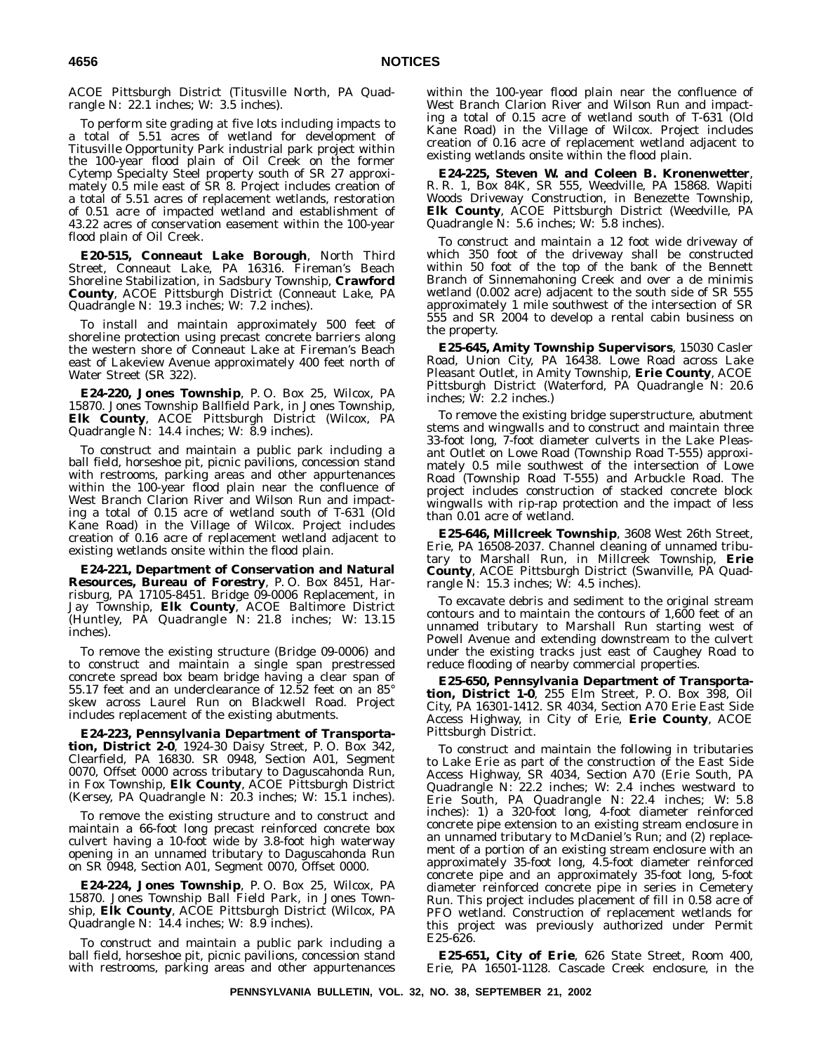ACOE Pittsburgh District (Titusville North, PA Quadrangle N: 22.1 inches; W: 3.5 inches).

To perform site grading at five lots including impacts to a total of 5.51 acres of wetland for development of Titusville Opportunity Park industrial park project within the 100-year flood plain of Oil Creek on the former Cytemp Specialty Steel property south of SR 27 approximately 0.5 mile east of SR 8. Project includes creation of a total of 5.51 acres of replacement wetlands, restoration of 0.51 acre of impacted wetland and establishment of 43.22 acres of conservation easement within the 100-year flood plain of Oil Creek.

**E20-515, Conneaut Lake Borough**, North Third Street, Conneaut Lake, PA 16316. Fireman's Beach Shoreline Stabilization, in Sadsbury Township, **Crawford County**, ACOE Pittsburgh District (Conneaut Lake, PA Quadrangle N: 19.3 inches; W: 7.2 inches).

To install and maintain approximately 500 feet of shoreline protection using precast concrete barriers along the western shore of Conneaut Lake at Fireman's Beach east of Lakeview Avenue approximately 400 feet north of Water Street (SR 322).

**E24-220, Jones Township**, P. O. Box 25, Wilcox, PA 15870. Jones Township Ballfield Park, in Jones Township, **Elk County**, ACOE Pittsburgh District (Wilcox, PA Quadrangle N: 14.4 inches; W: 8.9 inches).

To construct and maintain a public park including a ball field, horseshoe pit, picnic pavilions, concession stand with restrooms, parking areas and other appurtenances within the 100-year flood plain near the confluence of West Branch Clarion River and Wilson Run and impacting a total of 0.15 acre of wetland south of T-631 (Old Kane Road) in the Village of Wilcox. Project includes creation of 0.16 acre of replacement wetland adjacent to existing wetlands onsite within the flood plain.

**E24-221, Department of Conservation and Natural Resources, Bureau of Forestry**, P. O. Box 8451, Harrisburg, PA 17105-8451. Bridge 09-0006 Replacement, in Jay Township, **Elk County**, ACOE Baltimore District (Huntley, PA Quadrangle N: 21.8 inches; W: 13.15 inches).

To remove the existing structure (Bridge 09-0006) and to construct and maintain a single span prestressed concrete spread box beam bridge having a clear span of 55.17 feet and an underclearance of 12.52 feet on an 85° skew across Laurel Run on Blackwell Road. Project includes replacement of the existing abutments.

**E24-223, Pennsylvania Department of Transportation, District 2-0**, 1924-30 Daisy Street, P. O. Box 342, Clearfield, PA 16830. SR 0948, Section A01, Segment 0070, Offset 0000 across tributary to Daguscahonda Run, in Fox Township, **Elk County**, ACOE Pittsburgh District (Kersey, PA Quadrangle N: 20.3 inches; W: 15.1 inches).

To remove the existing structure and to construct and maintain a 66-foot long precast reinforced concrete box culvert having a 10-foot wide by 3.8-foot high waterway opening in an unnamed tributary to Daguscahonda Run on SR 0948, Section A01, Segment 0070, Offset 0000.

**E24-224, Jones Township**, P. O. Box 25, Wilcox, PA 15870. Jones Township Ball Field Park, in Jones Township, **Elk County**, ACOE Pittsburgh District (Wilcox, PA Quadrangle N: 14.4 inches; W: 8.9 inches).

To construct and maintain a public park including a ball field, horseshoe pit, picnic pavilions, concession stand with restrooms, parking areas and other appurtenances within the 100-year flood plain near the confluence of West Branch Clarion River and Wilson Run and impacting a total of 0.15 acre of wetland south of T-631 (Old Kane Road) in the Village of Wilcox. Project includes creation of 0.16 acre of replacement wetland adjacent to existing wetlands onsite within the flood plain.

**E24-225, Steven W. and Coleen B. Kronenwetter**, R. R. 1, Box 84K, SR 555, Weedville, PA 15868. Wapiti Woods Driveway Construction, in Benezette Township, **Elk County**, ACOE Pittsburgh District (Weedville, PA Quadrangle N: 5.6 inches; W: 5.8 inches).

To construct and maintain a 12 foot wide driveway of which 350 foot of the driveway shall be constructed within 50 foot of the top of the bank of the Bennett Branch of Sinnemahoning Creek and over a de minimis wetland (0.002 acre) adjacent to the south side of SR 555 approximately 1 mile southwest of the intersection of SR 555 and SR 2004 to develop a rental cabin business on the property.

**E25-645, Amity Township Supervisors**, 15030 Casler Road, Union City, PA 16438. Lowe Road across Lake Pleasant Outlet, in Amity Township, **Erie County**, ACOE Pittsburgh District (Waterford, PA Quadrangle N: 20.6 inches; W: 2.2 inches.)

To remove the existing bridge superstructure, abutment stems and wingwalls and to construct and maintain three 33-foot long, 7-foot diameter culverts in the Lake Pleasant Outlet on Lowe Road (Township Road T-555) approximately 0.5 mile southwest of the intersection of Lowe Road (Township Road T-555) and Arbuckle Road. The project includes construction of stacked concrete block wingwalls with rip-rap protection and the impact of less than 0.01 acre of wetland.

**E25-646, Millcreek Township**, 3608 West 26th Street, Erie, PA 16508-2037. Channel cleaning of unnamed tributary to Marshall Run, in Millcreek Township, **Erie County**, ACOE Pittsburgh District (Swanville, PA Quadrangle N: 15.3 inches; W: 4.5 inches).

To excavate debris and sediment to the original stream contours and to maintain the contours of 1,600 feet of an unnamed tributary to Marshall Run starting west of Powell Avenue and extending downstream to the culvert under the existing tracks just east of Caughey Road to reduce flooding of nearby commercial properties.

**E25-650, Pennsylvania Department of Transportation, District 1-0**, 255 Elm Street, P. O. Box 398, Oil City, PA 16301-1412. SR 4034, Section A70 Erie East Side Access Highway, in City of Erie, **Erie County**, ACOE Pittsburgh District.

To construct and maintain the following in tributaries to Lake Erie as part of the construction of the East Side Access Highway, SR 4034, Section A70 (Erie South, PA Quadrangle N: 22.2 inches; W: 2.4 inches westward to Erie South, PA Quadrangle N: 22.4 inches; W: 5.8 inches): 1) a 320-foot long, 4-foot diameter reinforced concrete pipe extension to an existing stream enclosure in an unnamed tributary to McDaniel's Run; and (2) replacement of a portion of an existing stream enclosure with an approximately 35-foot long, 4.5-foot diameter reinforced concrete pipe and an approximately 35-foot long, 5-foot diameter reinforced concrete pipe in series in Cemetery Run. This project includes placement of fill in 0.58 acre of PFO wetland. Construction of replacement wetlands for this project was previously authorized under Permit E25-626.

**E25-651, City of Erie**, 626 State Street, Room 400, Erie, PA 16501-1128. Cascade Creek enclosure, in the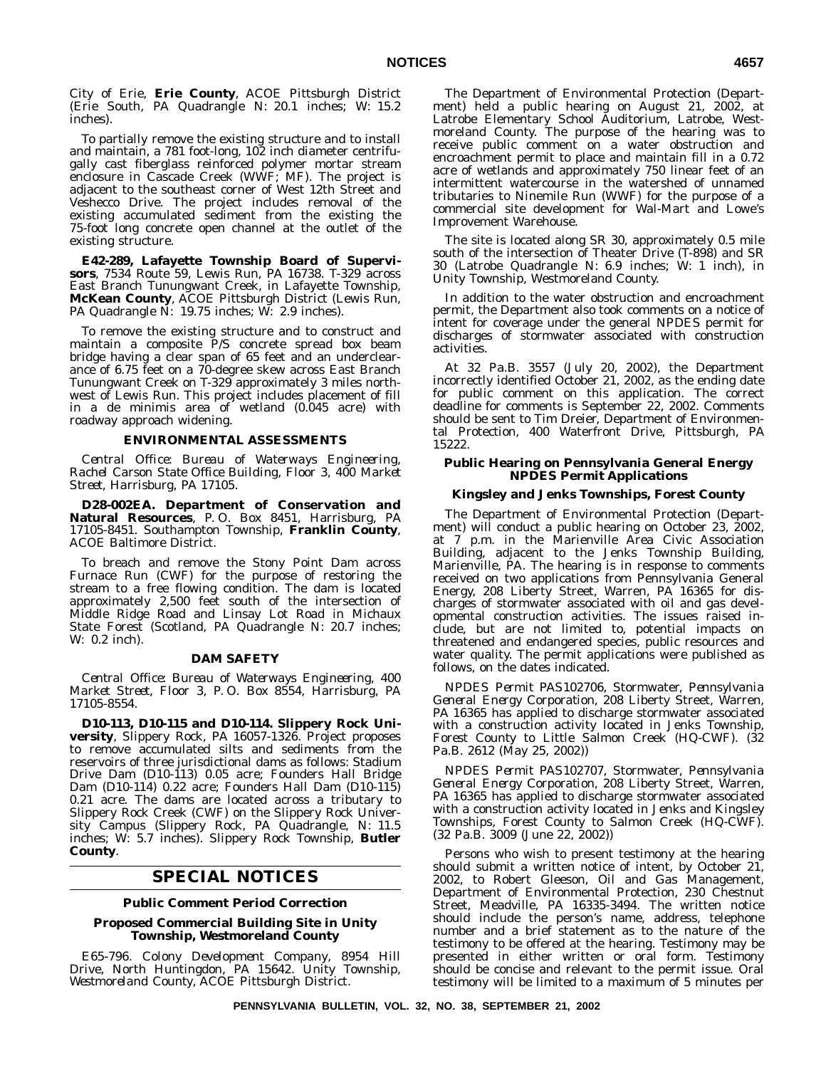City of Erie, **Erie County**, ACOE Pittsburgh District (Erie South, PA Quadrangle N: 20.1 inches; W: 15.2 inches).

To partially remove the existing structure and to install and maintain, a 781 foot-long, 102 inch diameter centrifugally cast fiberglass reinforced polymer mortar stream enclosure in Cascade Creek (WWF; MF). The project is adjacent to the southeast corner of West 12th Street and Veshecco Drive. The project includes removal of the existing accumulated sediment from the existing the 75-foot long concrete open channel at the outlet of the existing structure.

**E42-289, Lafayette Township Board of Supervisors**, 7534 Route 59, Lewis Run, PA 16738. T-329 across East Branch Tunungwant Creek, in Lafayette Township, **McKean County**, ACOE Pittsburgh District (Lewis Run, PA Quadrangle N: 19.75 inches; W: 2.9 inches).

To remove the existing structure and to construct and maintain a composite P/S concrete spread box beam bridge having a clear span of 65 feet and an underclearance of 6.75 feet on a 70-degree skew across East Branch Tunungwant Creek on T-329 approximately 3 miles northwest of Lewis Run. This project includes placement of fill in a de minimis area of wetland (0.045 acre) with roadway approach widening.

### ENVIRONMENTAL ASSESSMENTS

*Central Office: Bureau of Waterways Engineering, Rachel Carson State Office Building, Floor 3, 400 Market Street, Harrisburg, PA 17105.*

**D28-002EA. Department of Conservation and Natural Resources**, P. O. Box 8451, Harrisburg, PA 17105-8451. Southampton Township, **Franklin County**, ACOE Baltimore District.

To breach and remove the Stony Point Dam across Furnace Run (CWF) for the purpose of restoring the stream to a free flowing condition. The dam is located approximately 2,500 feet south of the intersection of Middle Ridge Road and Linsay Lot Road in Michaux State Forest (Scotland, PA Quadrangle N: 20.7 inches; W: 0.2 inch).

### DAM SAFETY

*Central Office: Bureau of Waterways Engineering, 400 Market Street, Floor 3, P. O. Box 8554, Harrisburg, PA 17105-8554.*

**D10-113, D10-115 and D10-114. Slippery Rock University**, Slippery Rock, PA 16057-1326. Project proposes to remove accumulated silts and sediments from the reservoirs of three jurisdictional dams as follows: Stadium Drive Dam (D10-113) 0.05 acre; Founders Hall Bridge Dam (D10-114) 0.22 acre; Founders Hall Dam (D10-115) 0.21 acre. The dams are located across a tributary to Slippery Rock Creek (CWF) on the Slippery Rock University Campus (Slippery Rock, PA Quadrangle, N: 11.5 inches; W: 5.7 inches). Slippery Rock Township, **Butler County**.

## SPECIAL NOTICES

### Public Comment Period Correction

### Proposed Commercial Building Site in Unity Township, Westmoreland County

*E65-796. Colony Development Company, 8954 Hill Drive, North Huntingdon, PA 15642. Unity Township, Westmoreland County, ACOE Pittsburgh District.*

The Department of Environmental Protection (Department) held a public hearing on August 21, 2002, at Latrobe Elementary School Auditorium, Latrobe, Westmoreland County. The purpose of the hearing was to receive public comment on a water obstruction and encroachment permit to place and maintain fill in a 0.72 acre of wetlands and approximately 750 linear feet of an intermittent watercourse in the watershed of unnamed tributaries to Ninemile Run (WWF) for the purpose of a commercial site development for Wal-Mart and Lowe's Improvement Warehouse.

The site is located along SR 30, approximately 0.5 mile south of the intersection of Theater Drive (T-898) and SR 30 (Latrobe Quadrangle N: 6.9 inches; W: 1 inch), in Unity Township, Westmoreland County.

In addition to the water obstruction and encroachment permit, the Department also took comments on a notice of intent for coverage under the general NPDES permit for discharges of stormwater associated with construction activities.

At 32 Pa.B. 3557 (July 20, 2002), the Department incorrectly identified October 21, 2002, as the ending date for public comment on this application. The correct deadline for comments is September 22, 2002. Comments should be sent to Tim Dreier, Department of Environmental Protection, 400 Waterfront Drive, Pittsburgh, PA 15222.

### Public Hearing on Pennsylvania General Energy NPDES Permit Applications

### Kingsley and Jenks Townships, Forest County

The Department of Environmental Protection (Department) will conduct a public hearing on October 23, 2002, at 7 p.m. in the Marienville Area Civic Association Building, adjacent to the Jenks Township Building, Marienville, PA. The hearing is in response to comments received on two applications from Pennsylvania General Energy, 208 Liberty Street, Warren, PA 16365 for discharges of stormwater associated with oil and gas developmental construction activities. The issues raised include, but are not limited to, potential impacts on threatened and endangered species, public resources and water quality. The permit applications were published as follows, on the dates indicated.

*NPDES Permit PAS102706, Stormwater, Pennsylvania General Energy Corporation, 208 Liberty Street, Warren, PA 16365 has applied to discharge stormwater associated with a construction activity located in Jenks Township, Forest County to Little Salmon Creek (HQ-CWF). (32 Pa.B. 2612 (May 25, 2002))*

*NPDES Permit PAS102707, Stormwater, Pennsylvania General Energy Corporation, 208 Liberty Street, Warren, PA 16365 has applied to discharge stormwater associated with a construction activity located in Jenks and Kingsley Townships, Forest County to Salmon Creek (HQ-CWF). (32 Pa.B. 3009 (June 22, 2002))*

Persons who wish to present testimony at the hearing should submit a written notice of intent, by October 21, 2002, to Robert Gleeson, Oil and Gas Management, Department of Environmental Protection, 230 Chestnut Street, Meadville, PA 16335-3494. The written notice should include the person's name, address, telephone number and a brief statement as to the nature of the testimony to be offered at the hearing. Testimony may be presented in either written or oral form. Testimony should be concise and relevant to the permit issue. Oral testimony will be limited to a maximum of 5 minutes per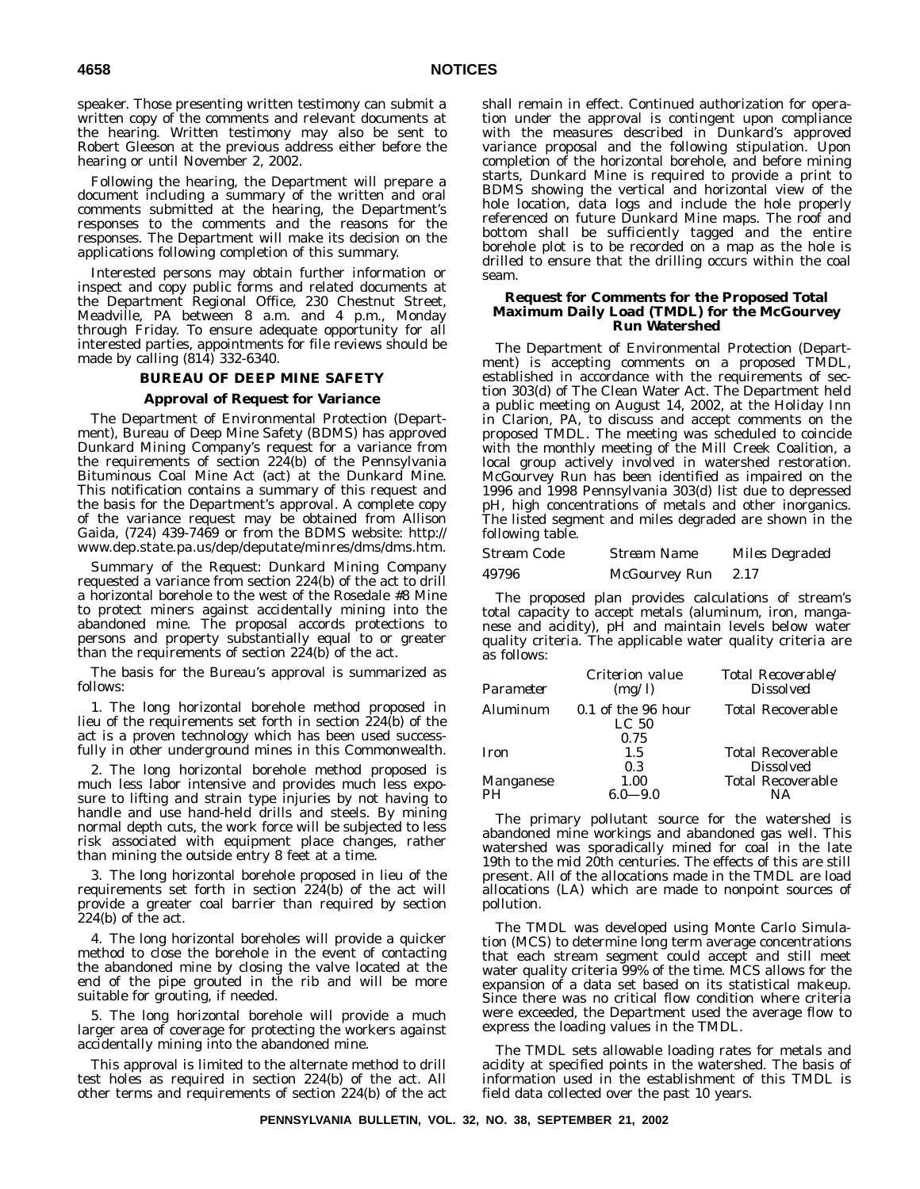speaker. Those presenting written testimony can submit a written copy of the comments and relevant documents at the hearing. Written testimony may also be sent to Robert Gleeson at the previous address either before the hearing or until November 2, 2002.

Following the hearing, the Department will prepare a document including a summary of the written and oral comments submitted at the hearing, the Department's responses to the comments and the reasons for the responses. The Department will make its decision on the applications following completion of this summary.

Interested persons may obtain further information or inspect and copy public forms and related documents at the Department Regional Office, 230 Chestnut Street, Meadville, PA between 8 a.m. and 4 p.m., Monday through Friday. To ensure adequate opportunity for all interested parties, appointments for file reviews should be made by calling (814) 332-6340.

## BUREAU OF DEEP MINE SAFETY

### Approval of Request for Variance

The Department of Environmental Protection (Department), Bureau of Deep Mine Safety (BDMS) has approved Dunkard Mining Company's request for a variance from the requirements of section 224(b) of the Pennsylvania Bituminous Coal Mine Act (act) at the Dunkard Mine. This notification contains a summary of this request and the basis for the Department's approval. A complete copy of the variance request may be obtained from Allison Gaida, (724) 439-7469 or from the BDMS website: http://www.dep.state.pa.us/dep/deputate/minres/dms/dms.htm.

*Summary of the Request*: Dunkard Mining Company requested a variance from section 224(b) of the act to drill a horizontal borehole to the west of the Rosedale #8 Mine to protect miners against accidentally mining into the abandoned mine. The proposal accords protections to persons and property substantially equal to or greater than the requirements of section 224(b) of the act.

The basis for the Bureau's approval is summarized as follows:

1. The long horizontal borehole method proposed in lieu of the requirements set forth in section 224(b) of the act is a proven technology which has been used successfully in other underground mines in this Commonwealth.

2. The long horizontal borehole method proposed is much less labor intensive and provides much less exposure to lifting and strain type injuries by not having to handle and use hand-held drills and steels. By mining normal depth cuts, the work force will be subjected to less risk associated with equipment place changes, rather than mining the outside entry 8 feet at a time.

3. The long horizontal borehole proposed in lieu of the requirements set forth in section 224(b) of the act will provide a greater coal barrier than required by section 224(b) of the act.

4. The long horizontal boreholes will provide a quicker method to close the borehole in the event of contacting the abandoned mine by closing the valve located at the end of the pipe grouted in the rib and will be more suitable for grouting, if needed.

5. The long horizontal borehole will provide a much larger area of coverage for protecting the workers against accidentally mining into the abandoned mine.

This approval is limited to the alternate method to drill test holes as required in section 224(b) of the act. All other terms and requirements of section 224(b) of the act shall remain in effect. Continued authorization for operation under the approval is contingent upon compliance with the measures described in Dunkard's approved variance proposal and the following stipulation. Upon completion of the horizontal borehole, and before mining starts, Dunkard Mine is required to provide a print to BDMS showing the vertical and horizontal view of the hole location, data logs and include the hole properly referenced on future Dunkard Mine maps. The roof and bottom shall be sufficiently tagged and the entire borehole plot is to be recorded on a map as the hole is drilled to ensure that the drilling occurs within the coal seam.

### Request for Comments for the Proposed Total Maximum Daily Load (TMDL) for the McGourvey Run Watershed

The Department of Environmental Protection (Department) is accepting comments on a proposed TMDL, established in accordance with the requirements of section 303(d) of The Clean Water Act. The Department held a public meeting on August 14, 2002, at the Holiday Inn in Clarion, PA, to discuss and accept comments on the proposed TMDL. The meeting was scheduled to coincide with the monthly meeting of the Mill Creek Coalition, a local group actively involved in watershed restoration. McGourvey Run has been identified as impaired on the 1996 and 1998 Pennsylvania 303(d) list due to depressed pH, high concentrations of metals and other inorganics. The listed segment and miles degraded are shown in the following table.

| *Stream Code* | *Stream Name* | *Miles Degraded* |
|---|---|---|
| 49796 | McGourvey Run | 2.17 |

The proposed plan provides calculations of stream's total capacity to accept metals (aluminum, iron, manganese and acidity), pH and maintain levels below water quality criteria. The applicable water quality criteria are as follows:

| *Parameter* | *Criterion value (mg/l)* | *Total Recoverable/ Dissolved* |
|---|---|---|
| Aluminum | 0.1 of the 96 hour LC 50 | Total Recoverable |
| | 0.75 | |
| Iron | 1.5 | Total Recoverable |
| | 0.3 | Dissolved |
| Manganese | 1.00 | Total Recoverable |
| PH | 6.0—9.0 | NA |

The primary pollutant source for the watershed is abandoned mine workings and abandoned gas well. This watershed was sporadically mined for coal in the late 19th to the mid 20th centuries. The effects of this are still present. All of the allocations made in the TMDL are load allocations (LA) which are made to nonpoint sources of pollution.

The TMDL was developed using Monte Carlo Simulation (MCS) to determine long term average concentrations that each stream segment could accept and still meet water quality criteria 99% of the time. MCS allows for the expansion of a data set based on its statistical makeup. Since there was no critical flow condition where criteria were exceeded, the Department used the average flow to express the loading values in the TMDL.

The TMDL sets allowable loading rates for metals and acidity at specified points in the watershed. The basis of information used in the establishment of this TMDL is field data collected over the past 10 years.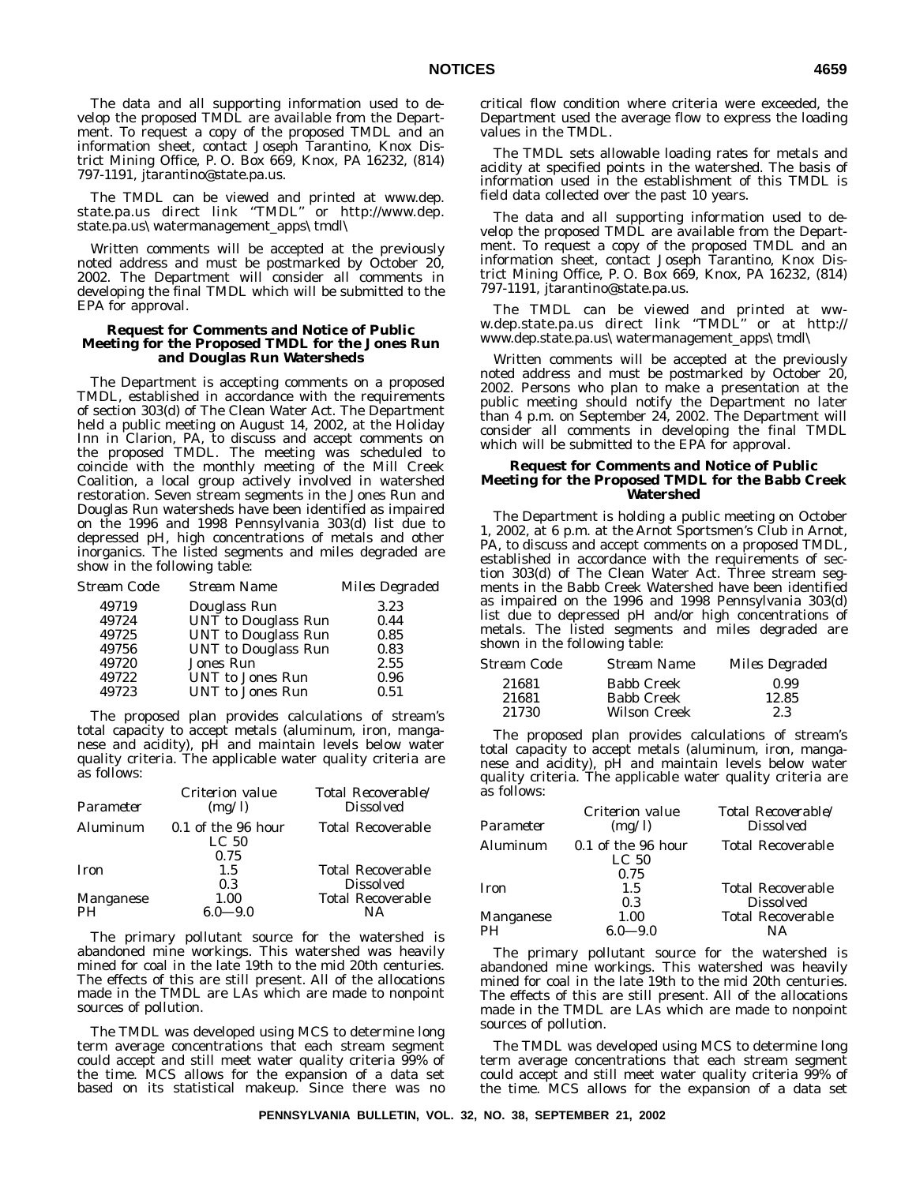The data and all supporting information used to develop the proposed TMDL are available from the Department. To request a copy of the proposed TMDL and an information sheet, contact Joseph Tarantino, Knox District Mining Office, P. O. Box 669, Knox, PA 16232, (814) 797-1191, jtarantino@state.pa.us.

The TMDL can be viewed and printed at www.dep.state.pa.us direct link "TMDL" or http://www.dep.state.pa.us\watermanagement_apps\tmdl\

Written comments will be accepted at the previously noted address and must be postmarked by October 20, 2002. The Department will consider all comments in developing the final TMDL which will be submitted to the EPA for approval.

**Request for Comments and Notice of Public Meeting for the Proposed TMDL for the Jones Run and Douglas Run Watersheds**

The Department is accepting comments on a proposed TMDL, established in accordance with the requirements of section 303(d) of The Clean Water Act. The Department held a public meeting on August 14, 2002, at the Holiday Inn in Clarion, PA, to discuss and accept comments on the proposed TMDL. The meeting was scheduled to coincide with the monthly meeting of the Mill Creek Coalition, a local group actively involved in watershed restoration. Seven stream segments in the Jones Run and Douglas Run watersheds have been identified as impaired on the 1996 and 1998 Pennsylvania 303(d) list due to depressed pH, high concentrations of metals and other inorganics. The listed segments and miles degraded are show in the following table:

| *Stream Code* | *Stream Name* | *Miles Degraded* |
|---|---|---|
| 49719 | Douglass Run | 3.23 |
| 49724 | UNT to Douglass Run | 0.44 |
| 49725 | UNT to Douglass Run | 0.85 |
| 49756 | UNT to Douglass Run | 0.83 |
| 49720 | Jones Run | 2.55 |
| 49722 | UNT to Jones Run | 0.96 |
| 49723 | UNT to Jones Run | 0.51 |

The proposed plan provides calculations of stream's total capacity to accept metals (aluminum, iron, manganese and acidity), pH and maintain levels below water quality criteria. The applicable water quality criteria are as follows:

| *Parameter* | *Criterion value (mg/l)* | *Total Recoverable/ Dissolved* |
|---|---|---|
| Aluminum | 0.1 of the 96 hour LC 50 | Total Recoverable |
| | 0.75 | |
| Iron | 1.5 | Total Recoverable |
| | 0.3 | Dissolved |
| Manganese | 1.00 | Total Recoverable |
| PH | 6.0—9.0 | NA |

The primary pollutant source for the watershed is abandoned mine workings. This watershed was heavily mined for coal in the late 19th to the mid 20th centuries. The effects of this are still present. All of the allocations made in the TMDL are LAs which are made to nonpoint sources of pollution.

The TMDL was developed using MCS to determine long term average concentrations that each stream segment could accept and still meet water quality criteria 99% of the time. MCS allows for the expansion of a data set based on its statistical makeup. Since there was no critical flow condition where criteria were exceeded, the Department used the average flow to express the loading values in the TMDL.

The TMDL sets allowable loading rates for metals and acidity at specified points in the watershed. The basis of information used in the establishment of this TMDL is field data collected over the past 10 years.

The data and all supporting information used to develop the proposed TMDL are available from the Department. To request a copy of the proposed TMDL and an information sheet, contact Joseph Tarantino, Knox District Mining Office, P. O. Box 669, Knox, PA 16232, (814) 797-1191, jtarantino@state.pa.us.

The TMDL can be viewed and printed at www.dep.state.pa.us direct link "TMDL" or at http://www.dep.state.pa.us\watermanagement_apps\tmdl\

Written comments will be accepted at the previously noted address and must be postmarked by October 20, 2002. Persons who plan to make a presentation at the public meeting should notify the Department no later than 4 p.m. on September 24, 2002. The Department will consider all comments in developing the final TMDL which will be submitted to the EPA for approval.

**Request for Comments and Notice of Public Meeting for the Proposed TMDL for the Babb Creek Watershed**

The Department is holding a public meeting on October 1, 2002, at 6 p.m. at the Arnot Sportsmen's Club in Arnot, PA, to discuss and accept comments on a proposed TMDL, established in accordance with the requirements of section 303(d) of The Clean Water Act. Three stream segments in the Babb Creek Watershed have been identified as impaired on the 1996 and 1998 Pennsylvania 303(d) list due to depressed pH and/or high concentrations of metals. The listed segments and miles degraded are shown in the following table:

| *Stream Code* | *Stream Name* | *Miles Degraded* |
|---|---|---|
| 21681 | Babb Creek | 0.99 |
| 21681 | Babb Creek | 12.85 |
| 21730 | Wilson Creek | 2.3 |

The proposed plan provides calculations of stream's total capacity to accept metals (aluminum, iron, manganese and acidity), pH and maintain levels below water quality criteria. The applicable water quality criteria are as follows:

| *Parameter* | *Criterion value (mg/l)* | *Total Recoverable/ Dissolved* |
|---|---|---|
| Aluminum | 0.1 of the 96 hour LC 50 | Total Recoverable |
| | 0.75 | |
| Iron | 1.5 | Total Recoverable |
| | 0.3 | Dissolved |
| Manganese | 1.00 | Total Recoverable |
| PH | 6.0—9.0 | NA |

The primary pollutant source for the watershed is abandoned mine workings. This watershed was heavily mined for coal in the late 19th to the mid 20th centuries. The effects of this are still present. All of the allocations made in the TMDL are LAs which are made to nonpoint sources of pollution.

The TMDL was developed using MCS to determine long term average concentrations that each stream segment could accept and still meet water quality criteria 99% of the time. MCS allows for the expansion of a data set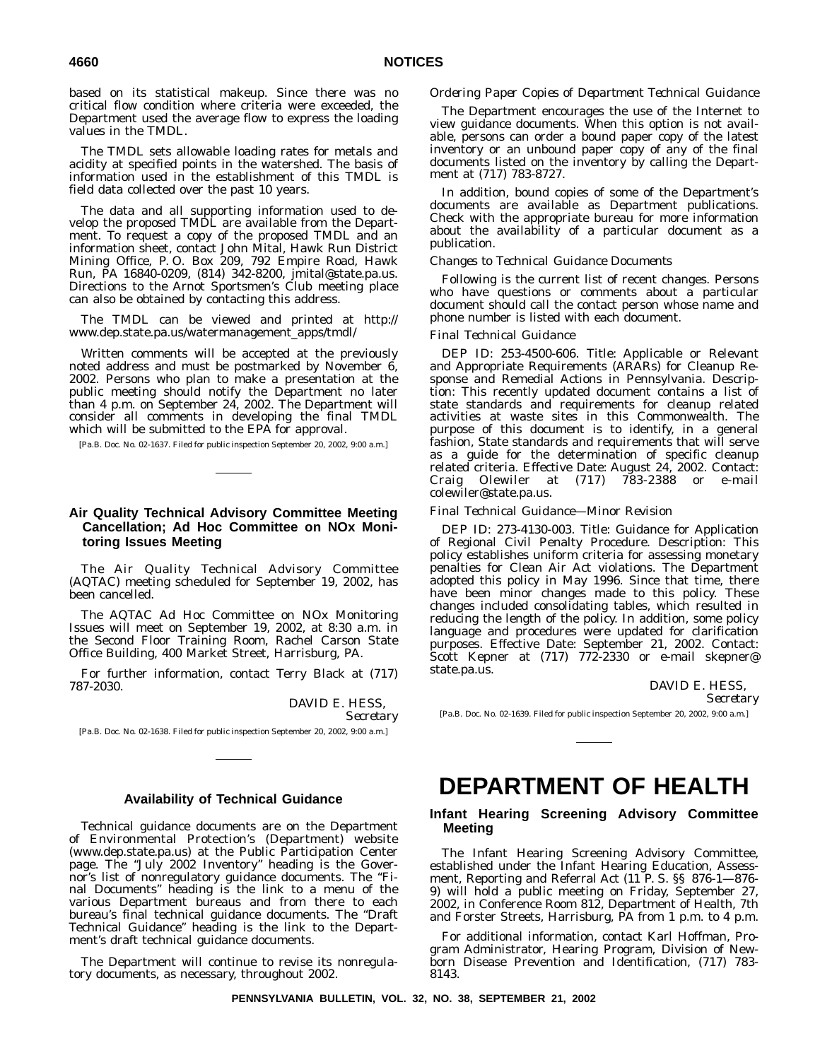based on its statistical makeup. Since there was no critical flow condition where criteria were exceeded, the Department used the average flow to express the loading values in the TMDL.

The TMDL sets allowable loading rates for metals and acidity at specified points in the watershed. The basis of information used in the establishment of this TMDL is field data collected over the past 10 years.

The data and all supporting information used to develop the proposed TMDL are available from the Department. To request a copy of the proposed TMDL and an information sheet, contact John Mital, Hawk Run District Mining Office, P. O. Box 209, 792 Empire Road, Hawk Run, PA 16840-0209, (814) 342-8200, jmital@state.pa.us. Directions to the Arnot Sportsmen's Club meeting place can also be obtained by contacting this address.

The TMDL can be viewed and printed at http://www.dep.state.pa.us/watermanagement_apps/tmdl/

Written comments will be accepted at the previously noted address and must be postmarked by November 6, 2002. Persons who plan to make a presentation at the public meeting should notify the Department no later than 4 p.m. on September 24, 2002. The Department will consider all comments in developing the final TMDL which will be submitted to the EPA for approval.

[Pa.B. Doc. No. 02-1637. Filed for public inspection September 20, 2002, 9:00 a.m.]

## Air Quality Technical Advisory Committee Meeting Cancellation; Ad Hoc Committee on NOx Monitoring Issues Meeting

The Air Quality Technical Advisory Committee (AQTAC) meeting scheduled for September 19, 2002, has been cancelled.

The AQTAC Ad Hoc Committee on NOx Monitoring Issues will meet on September 19, 2002, at 8:30 a.m. in the Second Floor Training Room, Rachel Carson State Office Building, 400 Market Street, Harrisburg, PA.

For further information, contact Terry Black at (717) 787-2030.

DAVID E. HESS,
*Secretary*

[Pa.B. Doc. No. 02-1638. Filed for public inspection September 20, 2002, 9:00 a.m.]

## Availability of Technical Guidance

Technical guidance documents are on the Department of Environmental Protection's (Department) website (www.dep.state.pa.us) at the Public Participation Center page. The "July 2002 Inventory" heading is the Governor's list of nonregulatory guidance documents. The "Final Documents" heading is the link to a menu of the various Department bureaus and from there to each bureau's final technical guidance documents. The "Draft Technical Guidance" heading is the link to the Department's draft technical guidance documents.

The Department will continue to revise its nonregulatory documents, as necessary, throughout 2002.

*Ordering Paper Copies of Department Technical Guidance*

The Department encourages the use of the Internet to view guidance documents. When this option is not available, persons can order a bound paper copy of the latest inventory or an unbound paper copy of any of the final documents listed on the inventory by calling the Department at (717) 783-8727.

In addition, bound copies of some of the Department's documents are available as Department publications. Check with the appropriate bureau for more information about the availability of a particular document as a publication.

*Changes to Technical Guidance Documents*

Following is the current list of recent changes. Persons who have questions or comments about a particular document should call the contact person whose name and phone number is listed with each document.

*Final Technical Guidance*

DEP ID: 253-4500-606. Title: Applicable or Relevant and Appropriate Requirements (ARARs) for Cleanup Response and Remedial Actions in Pennsylvania. Description: This recently updated document contains a list of state standards and requirements for cleanup related activities at waste sites in this Commonwealth. The purpose of this document is to identify, in a general fashion, State standards and requirements that will serve as a guide for the determination of specific cleanup related criteria. Effective Date: August 24, 2002. Contact: Craig Olewiler at (717) 783-2388 or e-mail colewiler@state.pa.us.

*Final Technical Guidance—Minor Revision*

DEP ID: 273-4130-003. Title: Guidance for Application of Regional Civil Penalty Procedure. Description: This policy establishes uniform criteria for assessing monetary penalties for Clean Air Act violations. The Department adopted this policy in May 1996. Since that time, there have been minor changes made to this policy. These changes included consolidating tables, which resulted in reducing the length of the policy. In addition, some policy language and procedures were updated for clarification purposes. Effective Date: September 21, 2002. Contact: Scott Kepner at (717) 772-2330 or e-mail skepner@state.pa.us.

DAVID E. HESS,
*Secretary*

[Pa.B. Doc. No. 02-1639. Filed for public inspection September 20, 2002, 9:00 a.m.]

# DEPARTMENT OF HEALTH

## Infant Hearing Screening Advisory Committee Meeting

The Infant Hearing Screening Advisory Committee, established under the Infant Hearing Education, Assessment, Reporting and Referral Act (11 P. S. §§ 876-1—876-9) will hold a public meeting on Friday, September 27, 2002, in Conference Room 812, Department of Health, 7th and Forster Streets, Harrisburg, PA from 1 p.m. to 4 p.m.

For additional information, contact Karl Hoffman, Program Administrator, Hearing Program, Division of Newborn Disease Prevention and Identification, (717) 783-8143.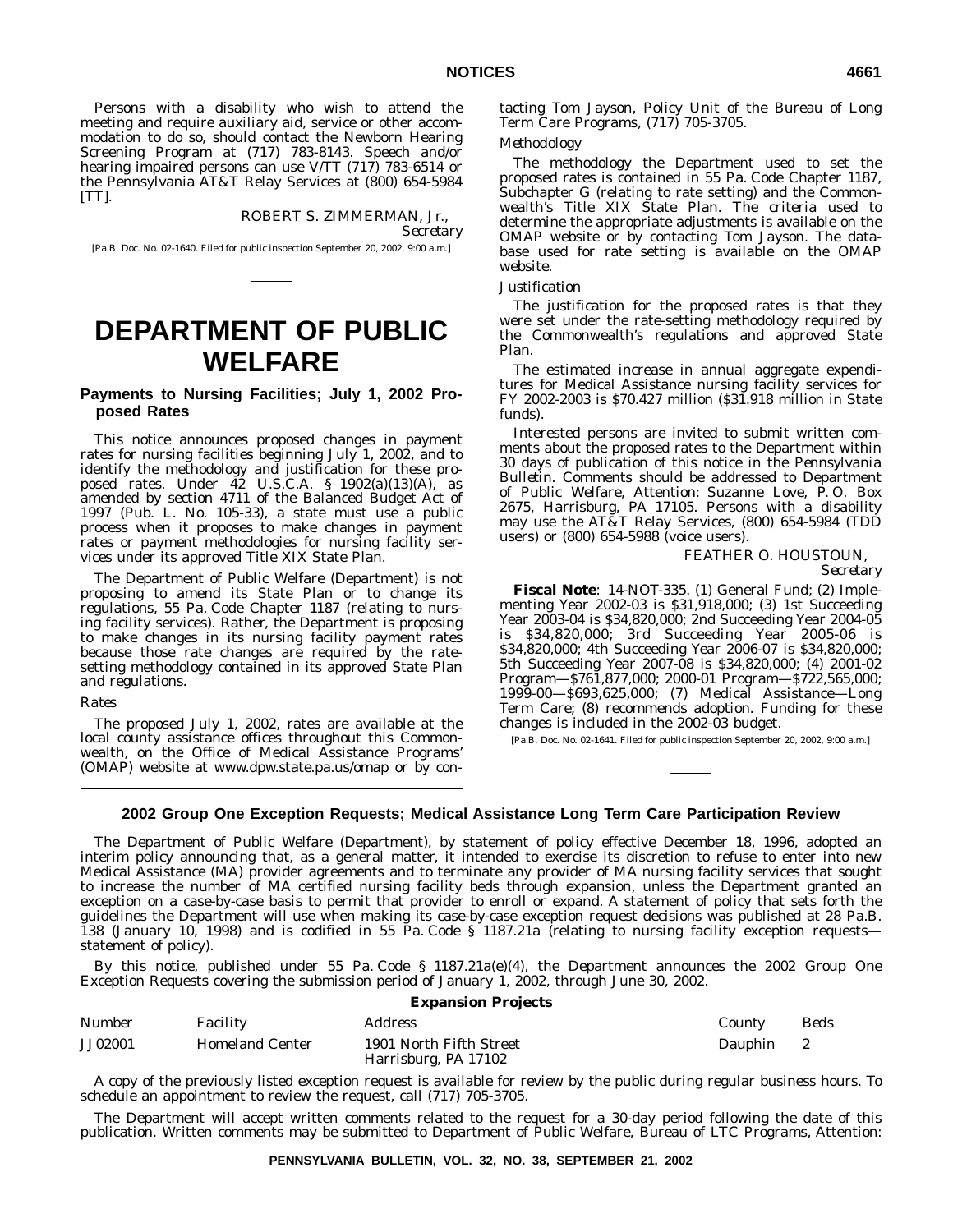Persons with a disability who wish to attend the meeting and require auxiliary aid, service or other accommodation to do so, should contact the Newborn Hearing Screening Program at (717) 783-8143. Speech and/or hearing impaired persons can use V/TT (717) 783-6514 or the Pennsylvania AT&T Relay Services at (800) 654-5984 [TT].

ROBERT S. ZIMMERMAN, Jr.,
*Secretary*

[Pa.B. Doc. No. 02-1640. Filed for public inspection September 20, 2002, 9:00 a.m.]

# DEPARTMENT OF PUBLIC WELFARE

## Payments to Nursing Facilities; July 1, 2002 Proposed Rates

This notice announces proposed changes in payment rates for nursing facilities beginning July 1, 2002, and to identify the methodology and justification for these proposed rates. Under 42 U.S.C.A. § 1902(a)(13)(A), as amended by section 4711 of the Balanced Budget Act of 1997 (Pub. L. No. 105-33), a state must use a public process when it proposes to make changes in payment rates or payment methodologies for nursing facility services under its approved Title XIX State Plan.

The Department of Public Welfare (Department) is not proposing to amend its State Plan or to change its regulations, 55 Pa. Code Chapter 1187 (relating to nursing facility services). Rather, the Department is proposing to make changes in its nursing facility payment rates because those rate changes are required by the rate-setting methodology contained in its approved State Plan and regulations.

*Rates*

The proposed July 1, 2002, rates are available at the local county assistance offices throughout this Commonwealth, on the Office of Medical Assistance Programs' (OMAP) website at www.dpw.state.pa.us/omap or by contacting Tom Jayson, Policy Unit of the Bureau of Long Term Care Programs, (717) 705-3705.

*Methodology*

The methodology the Department used to set the proposed rates is contained in 55 Pa. Code Chapter 1187, Subchapter G (relating to rate setting) and the Commonwealth's Title XIX State Plan. The criteria used to determine the appropriate adjustments is available on the OMAP website or by contacting Tom Jayson. The database used for rate setting is available on the OMAP website.

*Justification*

The justification for the proposed rates is that they were set under the rate-setting methodology required by the Commonwealth's regulations and approved State Plan.

The estimated increase in annual aggregate expenditures for Medical Assistance nursing facility services for FY 2002-2003 is $70.427 million ($31.918 million in State funds).

Interested persons are invited to submit written comments about the proposed rates to the Department within 30 days of publication of this notice in the *Pennsylvania Bulletin*. Comments should be addressed to Department of Public Welfare, Attention: Suzanne Love, P. O. Box 2675, Harrisburg, PA 17105. Persons with a disability may use the AT&T Relay Services, (800) 654-5984 (TDD users) or (800) 654-5988 (voice users).

FEATHER O. HOUSTOUN,
*Secretary*

**Fiscal Note**: 14-NOT-335. (1) General Fund; (2) Implementing Year 2002-03 is $31,918,000; (3) 1st Succeeding Year 2003-04 is $34,820,000; 2nd Succeeding Year 2004-05 is $34,820,000; 3rd Succeeding Year 2005-06 is $34,820,000; 4th Succeeding Year 2006-07 is $34,820,000; 5th Succeeding Year 2007-08 is $34,820,000; (4) 2001-02 Program—$761,877,000; 2000-01 Program—$722,565,000; 1999-00—$693,625,000; (7) Medical Assistance—Long Term Care; (8) recommends adoption. Funding for these changes is included in the 2002-03 budget.

[Pa.B. Doc. No. 02-1641. Filed for public inspection September 20, 2002, 9:00 a.m.]

## 2002 Group One Exception Requests; Medical Assistance Long Term Care Participation Review

The Department of Public Welfare (Department), by statement of policy effective December 18, 1996, adopted an interim policy announcing that, as a general matter, it intended to exercise its discretion to refuse to enter into new Medical Assistance (MA) provider agreements and to terminate any provider of MA nursing facility services that sought to increase the number of MA certified nursing facility beds through expansion, unless the Department granted an exception on a case-by-case basis to permit that provider to enroll or expand. A statement of policy that sets forth the guidelines the Department will use when making its case-by-case exception request decisions was published at 28 Pa.B. 138 (January 10, 1998) and is codified in 55 Pa. Code § 1187.21a (relating to nursing facility exception requests—statement of policy).

By this notice, published under 55 Pa. Code § 1187.21a(e)(4), the Department announces the 2002 Group One Exception Requests covering the submission period of January 1, 2002, through June 30, 2002.

**Expansion Projects**

| *Number* | *Facility* | *Address* | *County* | *Beds* |
|---|---|---|---|---|
| JJ02001 | Homeland Center | 1901 North Fifth Street<br>Harrisburg, PA 17102 | Dauphin | 2 |

A copy of the previously listed exception request is available for review by the public during regular business hours. To schedule an appointment to review the request, call (717) 705-3705.

The Department will accept written comments related to the request for a 30-day period following the date of this publication. Written comments may be submitted to Department of Public Welfare, Bureau of LTC Programs, Attention: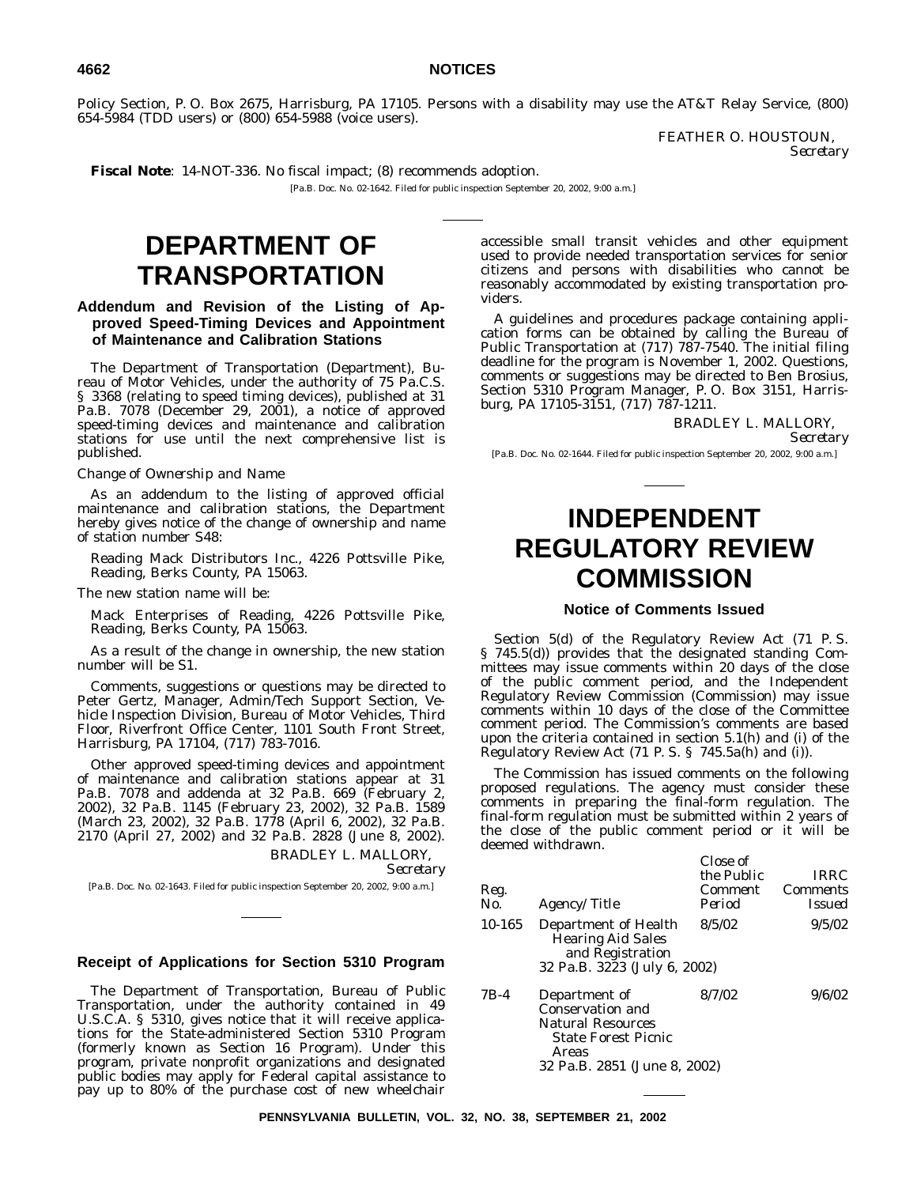Policy Section, P. O. Box 2675, Harrisburg, PA 17105. Persons with a disability may use the AT&T Relay Service, (800) 654-5984 (TDD users) or (800) 654-5988 (voice users).

FEATHER O. HOUSTOUN,
*Secretary*

**Fiscal Note**: 14-NOT-336. No fiscal impact; (8) recommends adoption.

[Pa.B. Doc. No. 02-1642. Filed for public inspection September 20, 2002, 9:00 a.m.]

# DEPARTMENT OF TRANSPORTATION

## Addendum and Revision of the Listing of Approved Speed-Timing Devices and Appointment of Maintenance and Calibration Stations

The Department of Transportation (Department), Bureau of Motor Vehicles, under the authority of 75 Pa.C.S. § 3368 (relating to speed timing devices), published at 31 Pa.B. 7078 (December 29, 2001), a notice of approved speed-timing devices and maintenance and calibration stations for use until the next comprehensive list is published.

*Change of Ownership and Name*

As an addendum to the listing of approved official maintenance and calibration stations, the Department hereby gives notice of the change of ownership and name of station number S48:

Reading Mack Distributors Inc., 4226 Pottsville Pike, Reading, Berks County, PA 15063.

The new station name will be:

Mack Enterprises of Reading, 4226 Pottsville Pike, Reading, Berks County, PA 15063.

As a result of the change in ownership, the new station number will be S1.

Comments, suggestions or questions may be directed to Peter Gertz, Manager, Admin/Tech Support Section, Vehicle Inspection Division, Bureau of Motor Vehicles, Third Floor, Riverfront Office Center, 1101 South Front Street, Harrisburg, PA 17104, (717) 783-7016.

Other approved speed-timing devices and appointment of maintenance and calibration stations appear at 31 Pa.B. 7078 and addenda at 32 Pa.B. 669 (February 2, 2002), 32 Pa.B. 1145 (February 23, 2002), 32 Pa.B. 1589 (March 23, 2002), 32 Pa.B. 1778 (April 6, 2002), 32 Pa.B. 2170 (April 27, 2002) and 32 Pa.B. 2828 (June 8, 2002).

BRADLEY L. MALLORY,
*Secretary*

[Pa.B. Doc. No. 02-1643. Filed for public inspection September 20, 2002, 9:00 a.m.]

## Receipt of Applications for Section 5310 Program

The Department of Transportation, Bureau of Public Transportation, under the authority contained in 49 U.S.C.A. § 5310, gives notice that it will receive applications for the State-administered Section 5310 Program (formerly known as Section 16 Program). Under this program, private nonprofit organizations and designated public bodies may apply for Federal capital assistance to pay up to 80% of the purchase cost of new wheelchair accessible small transit vehicles and other equipment used to provide needed transportation services for senior citizens and persons with disabilities who cannot be reasonably accommodated by existing transportation providers.

A guidelines and procedures package containing application forms can be obtained by calling the Bureau of Public Transportation at (717) 787-7540. The initial filing deadline for the program is November 1, 2002. Questions, comments or suggestions may be directed to Ben Brosius, Section 5310 Program Manager, P. O. Box 3151, Harrisburg, PA 17105-3151, (717) 787-1211.

BRADLEY L. MALLORY,
*Secretary*

[Pa.B. Doc. No. 02-1644. Filed for public inspection September 20, 2002, 9:00 a.m.]

# INDEPENDENT REGULATORY REVIEW COMMISSION

## Notice of Comments Issued

Section 5(d) of the Regulatory Review Act (71 P. S. § 745.5(d)) provides that the designated standing Committees may issue comments within 20 days of the close of the public comment period, and the Independent Regulatory Review Commission (Commission) may issue comments within 10 days of the close of the Committee comment period. The Commission's comments are based upon the criteria contained in section 5.1(h) and (i) of the Regulatory Review Act (71 P. S. § 745.5a(h) and (i)).

The Commission has issued comments on the following proposed regulations. The agency must consider these comments in preparing the final-form regulation. The final-form regulation must be submitted within 2 years of the close of the public comment period or it will be deemed withdrawn.

| *Reg. No.* | *Agency/Title* | *Close of the Public Comment Period* | *IRRC Comments Issued* |
|---|---|---|---|
| 10-165 | Department of Health Hearing Aid Sales and Registration 32 Pa.B. 3223 (July 6, 2002) | 8/5/02 | 9/5/02 |
| 7B-4 | Department of Conservation and Natural Resources State Forest Picnic Areas 32 Pa.B. 2851 (June 8, 2002) | 8/7/02 | 9/6/02 |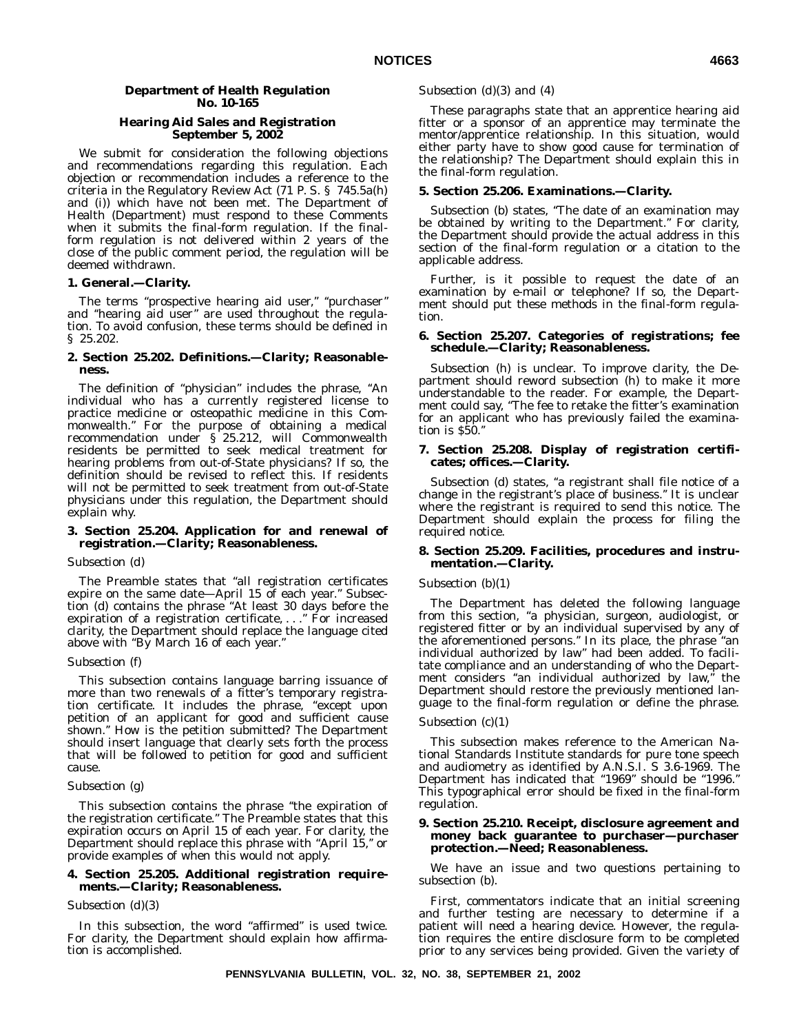**Department of Health Regulation No. 10-165**

**Hearing Aid Sales and Registration September 5, 2002**

We submit for consideration the following objections and recommendations regarding this regulation. Each objection or recommendation includes a reference to the criteria in the Regulatory Review Act (71 P. S. § 745.5a(h) and (i)) which have not been met. The Department of Health (Department) must respond to these Comments when it submits the final-form regulation. If the final-form regulation is not delivered within 2 years of the close of the public comment period, the regulation will be deemed withdrawn.

**1. General.—Clarity.**

The terms "prospective hearing aid user," "purchaser" and "hearing aid user" are used throughout the regulation. To avoid confusion, these terms should be defined in § 25.202.

**2. Section 25.202. Definitions.—Clarity; Reasonableness.**

The definition of "physician" includes the phrase, "An individual who has a currently registered license to practice medicine or osteopathic medicine in this Commonwealth." For the purpose of obtaining a medical recommendation under § 25.212, will Commonwealth residents be permitted to seek medical treatment for hearing problems from out-of-State physicians? If so, the definition should be revised to reflect this. If residents will not be permitted to seek treatment from out-of-State physicians under this regulation, the Department should explain why.

**3. Section 25.204. Application for and renewal of registration.—Clarity; Reasonableness.**

*Subsection (d)*

The Preamble states that "all registration certificates expire on the same date—April 15 of each year." Subsection (d) contains the phrase "At least 30 days before the expiration of a registration certificate, . . ." For increased clarity, the Department should replace the language cited above with "By March 16 of each year."

*Subsection (f)*

This subsection contains language barring issuance of more than two renewals of a fitter's temporary registration certificate. It includes the phrase, "except upon petition of an applicant for good and sufficient cause shown." How is the petition submitted? The Department should insert language that clearly sets forth the process that will be followed to petition for good and sufficient cause.

*Subsection (g)*

This subsection contains the phrase "the expiration of the registration certificate." The Preamble states that this expiration occurs on April 15 of each year. For clarity, the Department should replace this phrase with "April 15," or provide examples of when this would not apply.

**4. Section 25.205. Additional registration requirements.—Clarity; Reasonableness.**

*Subsection (d)(3)*

In this subsection, the word "affirmed" is used twice. For clarity, the Department should explain how affirmation is accomplished.

*Subsection (d)(3) and (4)*

These paragraphs state that an apprentice hearing aid fitter or a sponsor of an apprentice may terminate the mentor/apprentice relationship. In this situation, would either party have to show good cause for termination of the relationship? The Department should explain this in the final-form regulation.

**5. Section 25.206. Examinations.—Clarity.**

Subsection (b) states, "The date of an examination may be obtained by writing to the Department." For clarity, the Department should provide the actual address in this section of the final-form regulation or a citation to the applicable address.

Further, is it possible to request the date of an examination by e-mail or telephone? If so, the Department should put these methods in the final-form regulation.

**6. Section 25.207. Categories of registrations; fee schedule.—Clarity; Reasonableness.**

Subsection (h) is unclear. To improve clarity, the Department should reword subsection (h) to make it more understandable to the reader. For example, the Department could say, "The fee to retake the fitter's examination for an applicant who has previously failed the examination is $50."

**7. Section 25.208. Display of registration certificates; offices.—Clarity.**

Subsection (d) states, "a registrant shall file notice of a change in the registrant's place of business." It is unclear where the registrant is required to send this notice. The Department should explain the process for filing the required notice.

**8. Section 25.209. Facilities, procedures and instrumentation.—Clarity.**

*Subsection (b)(1)*

The Department has deleted the following language from this section, "a physician, surgeon, audiologist, or registered fitter or by an individual supervised by any of the aforementioned persons." In its place, the phrase "an individual authorized by law" had been added. To facilitate compliance and an understanding of who the Department considers "an individual authorized by law," the Department should restore the previously mentioned language to the final-form regulation or define the phrase.

*Subsection (c)(1)*

This subsection makes reference to the American National Standards Institute standards for pure tone speech and audiometry as identified by A.N.S.I. S 3.6-1969. The Department has indicated that "1969" should be "1996." This typographical error should be fixed in the final-form regulation.

**9. Section 25.210. Receipt, disclosure agreement and money back guarantee to purchaser—purchaser protection.—Need; Reasonableness.**

We have an issue and two questions pertaining to subsection (b).

First, commentators indicate that an initial screening and further testing are necessary to determine if a patient will need a hearing device. However, the regulation requires the entire disclosure form to be completed prior to any services being provided. Given the variety of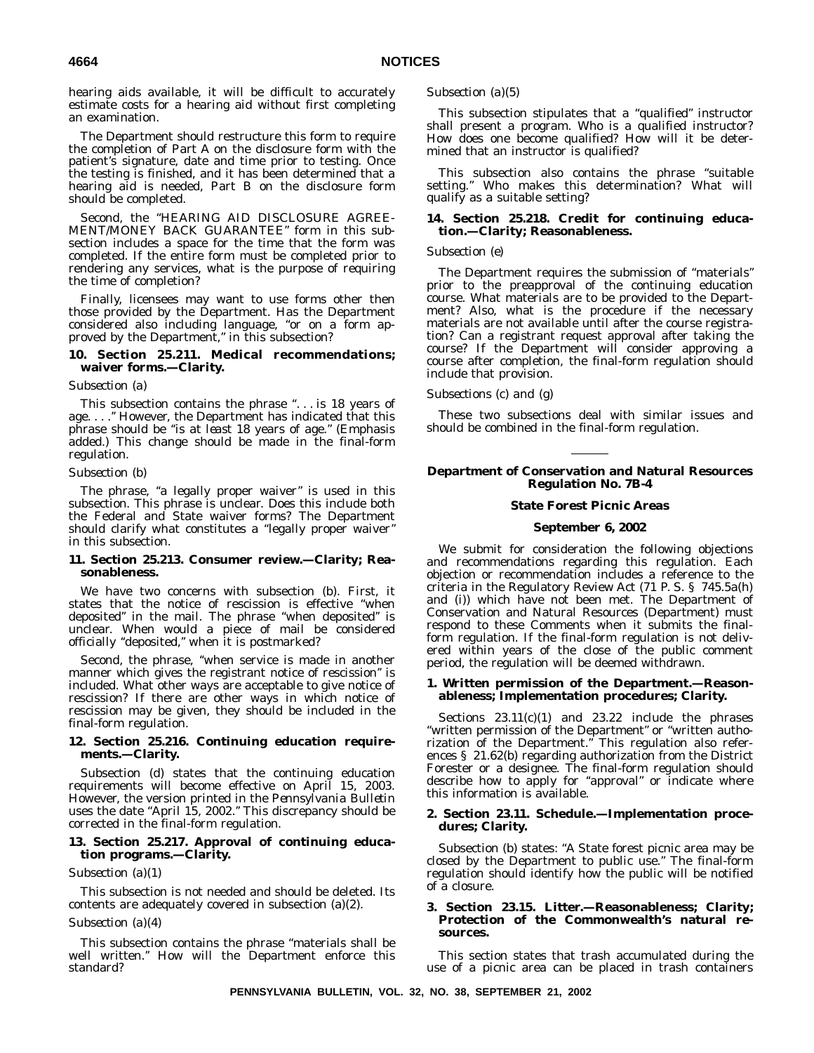hearing aids available, it will be difficult to accurately estimate costs for a hearing aid without first completing an examination.

The Department should restructure this form to require the completion of Part A on the disclosure form with the patient's signature, date and time prior to testing. Once the testing is finished, and it has been determined that a hearing aid is needed, Part B on the disclosure form should be completed.

Second, the "HEARING AID DISCLOSURE AGREEMENT/MONEY BACK GUARANTEE" form in this subsection includes a space for the time that the form was completed. If the entire form must be completed prior to rendering any services, what is the purpose of requiring the time of completion?

Finally, licensees may want to use forms other then those provided by the Department. Has the Department considered also including language, "or on a form approved by the Department," in this subsection?

**10. Section 25.211. Medical recommendations; waiver forms.—Clarity.**

*Subsection (a)*

This subsection contains the phrase ". . . is 18 years of age. . . ." However, the Department has indicated that this phrase should be "is *at least* 18 years of age." (Emphasis added.) This change should be made in the final-form regulation.

*Subsection (b)*

The phrase, "a legally proper waiver" is used in this subsection. This phrase is unclear. Does this include both the Federal and State waiver forms? The Department should clarify what constitutes a "legally proper waiver" in this subsection.

**11. Section 25.213. Consumer review.—Clarity; Reasonableness.**

We have two concerns with subsection (b). First, it states that the notice of rescission is effective "when deposited" in the mail. The phrase "when deposited" is unclear. When would a piece of mail be considered officially "deposited," when it is postmarked?

Second, the phrase, "when service is made in another manner which gives the registrant notice of rescission" is included. What other ways are acceptable to give notice of rescission? If there are other ways in which notice of rescission may be given, they should be included in the final-form regulation.

**12. Section 25.216. Continuing education requirements.—Clarity.**

Subsection (d) states that the continuing education requirements will become effective on April 15, 2003. However, the version printed in the *Pennsylvania Bulletin* uses the date "April 15, 2002." This discrepancy should be corrected in the final-form regulation.

**13. Section 25.217. Approval of continuing education programs.—Clarity.**

*Subsection (a)(1)*

This subsection is not needed and should be deleted. Its contents are adequately covered in subsection (a)(2).

*Subsection (a)(4)*

This subsection contains the phrase "materials shall be well written." How will the Department enforce this standard?

*Subsection (a)(5)*

This subsection stipulates that a "qualified" instructor shall present a program. Who is a qualified instructor? How does one become qualified? How will it be determined that an instructor is qualified?

This subsection also contains the phrase "suitable setting." Who makes this determination? What will qualify as a suitable setting?

**14. Section 25.218. Credit for continuing education.—Clarity; Reasonableness.**

*Subsection (e)*

The Department requires the submission of "materials" prior to the preapproval of the continuing education course. What materials are to be provided to the Department? Also, what is the procedure if the necessary materials are not available until after the course registration? Can a registrant request approval after taking the course? If the Department will consider approving a course after completion, the final-form regulation should include that provision.

*Subsections (c) and (g)*

These two subsections deal with similar issues and should be combined in the final-form regulation.

---

**Department of Conservation and Natural Resources Regulation No. 7B-4**

**State Forest Picnic Areas**

**September 6, 2002**

We submit for consideration the following objections and recommendations regarding this regulation. Each objection or recommendation includes a reference to the criteria in the Regulatory Review Act (71 P. S. § 745.5a(h) and (i)) which have not been met. The Department of Conservation and Natural Resources (Department) must respond to these Comments when it submits the final-form regulation. If the final-form regulation is not delivered within years of the close of the public comment period, the regulation will be deemed withdrawn.

**1. Written permission of the Department.—Reasonableness; Implementation procedures; Clarity.**

Sections 23.11(c)(1) and 23.22 include the phrases "written permission of the Department" or "written authorization of the Department." This regulation also references § 21.62(b) regarding authorization from the District Forester or a designee. The final-form regulation should describe how to apply for "approval" or indicate where this information is available.

**2. Section 23.11. Schedule.—Implementation procedures; Clarity.**

Subsection (b) states: "A State forest picnic area may be closed by the Department to public use." The final-form regulation should identify how the public will be notified of a closure.

**3. Section 23.15. Litter.—Reasonableness; Clarity; Protection of the Commonwealth's natural resources.**

This section states that trash accumulated during the use of a picnic area can be placed in trash containers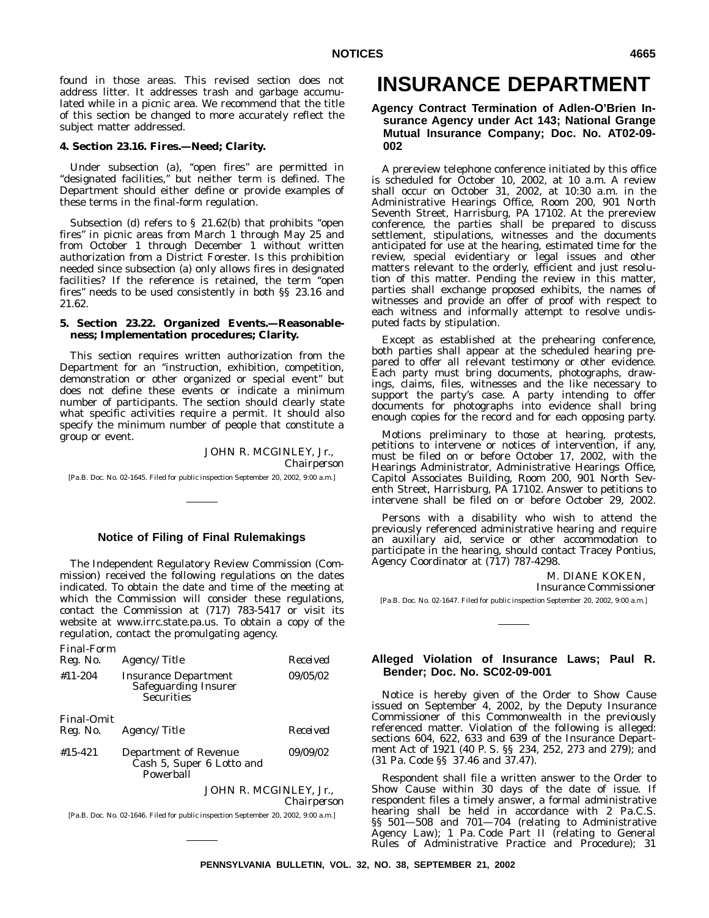found in those areas. This revised section does not address litter. It addresses trash and garbage accumulated while in a picnic area. We recommend that the title of this section be changed to more accurately reflect the subject matter addressed.

**4. Section 23.16. Fires.—Need; Clarity.**

Under subsection (a), "open fires" are permitted in "designated facilities," but neither term is defined. The Department should either define or provide examples of these terms in the final-form regulation.

Subsection (d) refers to § 21.62(b) that prohibits "open fires" in picnic areas from March 1 through May 25 and from October 1 through December 1 without written authorization from a District Forester. Is this prohibition needed since subsection (a) only allows fires in designated facilities? If the reference is retained, the term "open fires" needs to be used consistently in both §§ 23.16 and 21.62.

**5. Section 23.22. Organized Events.—Reasonableness; Implementation procedures; Clarity.**

This section requires written authorization from the Department for an "instruction, exhibition, competition, demonstration or other organized or special event" but does not define these events or indicate a minimum number of participants. The section should clearly state what specific activities require a permit. It should also specify the minimum number of people that constitute a group or event.

JOHN R. MCGINLEY, Jr.,
*Chairperson*

[Pa.B. Doc. No. 02-1645. Filed for public inspection September 20, 2002, 9:00 a.m.]

---

### Notice of Filing of Final Rulemakings

The Independent Regulatory Review Commission (Commission) received the following regulations on the dates indicated. To obtain the date and time of the meeting at which the Commission will consider these regulations, contact the Commission at (717) 783-5417 or visit its website at www.irrc.state.pa.us. To obtain a copy of the regulation, contact the promulgating agency.

| *Final-Form Reg. No.* | *Agency/Title* | *Received* |
|---|---|---|
| #11-204 | Insurance Department Safeguarding Insurer Securities | 09/05/02 |

| *Final-Omit Reg. No.* | *Agency/Title* | *Received* |
|---|---|---|
| #15-421 | Department of Revenue Cash 5, Super 6 Lotto and Powerball | 09/09/02 |

JOHN R. MCGINLEY, Jr.,
*Chairperson*

[Pa.B. Doc. No. 02-1646. Filed for public inspection September 20, 2002, 9:00 a.m.]

---

# INSURANCE DEPARTMENT

### Agency Contract Termination of Adlen-O'Brien Insurance Agency under Act 143; National Grange Mutual Insurance Company; Doc. No. AT02-09-002

A prereview telephone conference initiated by this office is scheduled for October 10, 2002, at 10 a.m. A review shall occur on October 31, 2002, at 10:30 a.m. in the Administrative Hearings Office, Room 200, 901 North Seventh Street, Harrisburg, PA 17102. At the prereview conference, the parties shall be prepared to discuss settlement, stipulations, witnesses and the documents anticipated for use at the hearing, estimated time for the review, special evidentiary or legal issues and other matters relevant to the orderly, efficient and just resolution of this matter. Pending the review in this matter, parties shall exchange proposed exhibits, the names of witnesses and provide an offer of proof with respect to each witness and informally attempt to resolve undisputed facts by stipulation.

Except as established at the prehearing conference, both parties shall appear at the scheduled hearing prepared to offer all relevant testimony or other evidence. Each party must bring documents, photographs, drawings, claims, files, witnesses and the like necessary to support the party's case. A party intending to offer documents for photographs into evidence shall bring enough copies for the record and for each opposing party.

Motions preliminary to those at hearing, protests, petitions to intervene or notices of intervention, if any, must be filed on or before October 17, 2002, with the Hearings Administrator, Administrative Hearings Office, Capitol Associates Building, Room 200, 901 North Seventh Street, Harrisburg, PA 17102. Answer to petitions to intervene shall be filed on or before October 29, 2002.

Persons with a disability who wish to attend the previously referenced administrative hearing and require an auxiliary aid, service or other accommodation to participate in the hearing, should contact Tracey Pontius, Agency Coordinator at (717) 787-4298.

M. DIANE KOKEN,
*Insurance Commissioner*

[Pa.B. Doc. No. 02-1647. Filed for public inspection September 20, 2002, 9:00 a.m.]

---

### Alleged Violation of Insurance Laws; Paul R. Bender; Doc. No. SC02-09-001

Notice is hereby given of the Order to Show Cause issued on September 4, 2002, by the Deputy Insurance Commissioner of this Commonwealth in the previously referenced matter. Violation of the following is alleged: sections 604, 622, 633 and 639 of the Insurance Department Act of 1921 (40 P. S. §§ 234, 252, 273 and 279); and (31 Pa. Code §§ 37.46 and 37.47).

Respondent shall file a written answer to the Order to Show Cause within 30 days of the date of issue. If respondent files a timely answer, a formal administrative hearing shall be held in accordance with 2 Pa.C.S. §§ 501—508 and 701—704 (relating to Administrative Agency Law); 1 Pa. Code Part II (relating to General Rules of Administrative Practice and Procedure); 31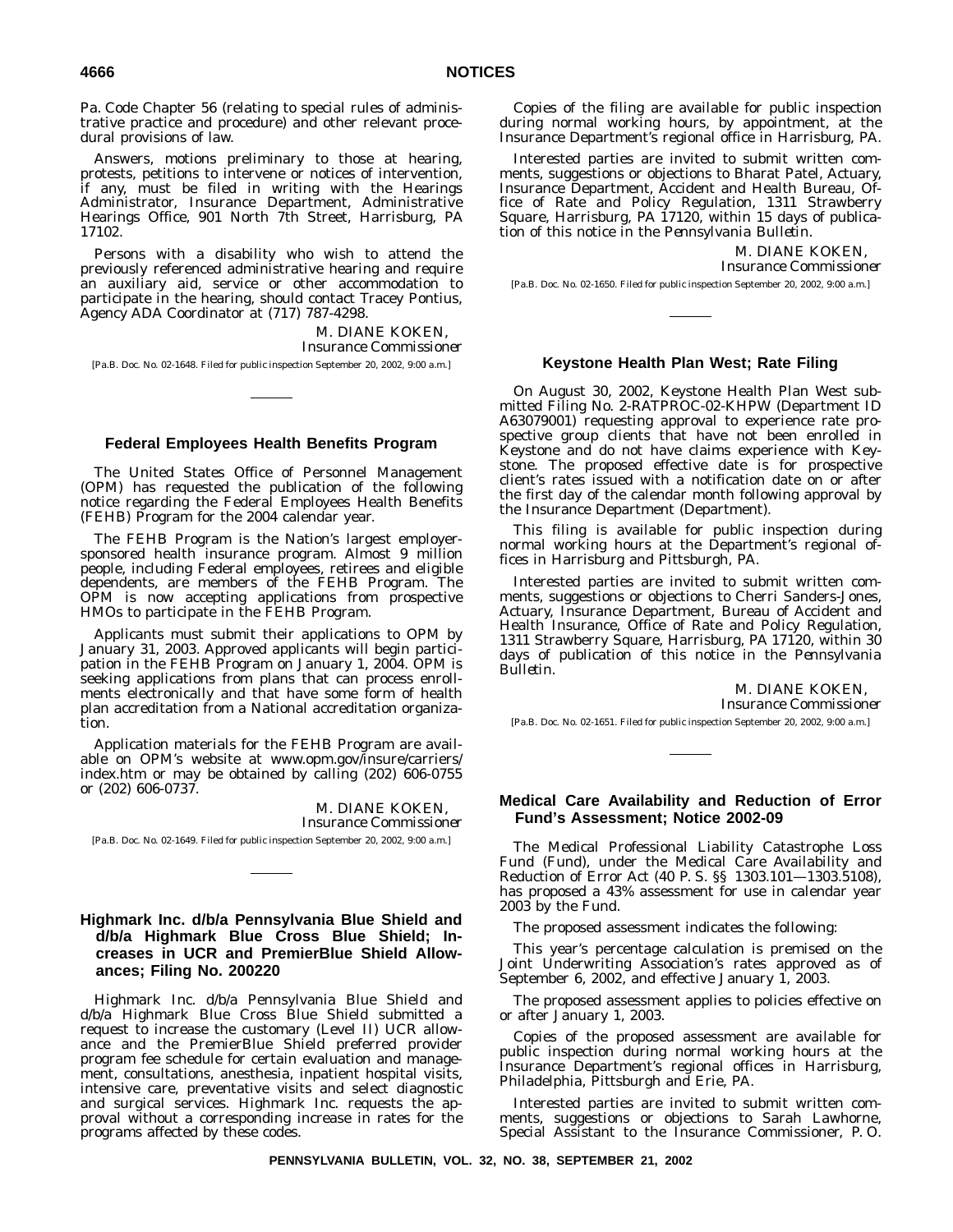Pa. Code Chapter 56 (relating to special rules of administrative practice and procedure) and other relevant procedural provisions of law.

Answers, motions preliminary to those at hearing, protests, petitions to intervene or notices of intervention, if any, must be filed in writing with the Hearings Administrator, Insurance Department, Administrative Hearings Office, 901 North 7th Street, Harrisburg, PA 17102.

Persons with a disability who wish to attend the previously referenced administrative hearing and require an auxiliary aid, service or other accommodation to participate in the hearing, should contact Tracey Pontius, Agency ADA Coordinator at (717) 787-4298.

M. DIANE KOKEN,
*Insurance Commissioner*

[Pa.B. Doc. No. 02-1648. Filed for public inspection September 20, 2002, 9:00 a.m.]

## Federal Employees Health Benefits Program

The United States Office of Personnel Management (OPM) has requested the publication of the following notice regarding the Federal Employees Health Benefits (FEHB) Program for the 2004 calendar year.

The FEHB Program is the Nation's largest employer-sponsored health insurance program. Almost 9 million people, including Federal employees, retirees and eligible dependents, are members of the FEHB Program. The OPM is now accepting applications from prospective HMOs to participate in the FEHB Program.

Applicants must submit their applications to OPM by January 31, 2003. Approved applicants will begin participation in the FEHB Program on January 1, 2004. OPM is seeking applications from plans that can process enrollments electronically and that have some form of health plan accreditation from a National accreditation organization.

Application materials for the FEHB Program are available on OPM's website at www.opm.gov/insure/carriers/index.htm or may be obtained by calling (202) 606-0755 or (202) 606-0737.

M. DIANE KOKEN,
*Insurance Commissioner*

[Pa.B. Doc. No. 02-1649. Filed for public inspection September 20, 2002, 9:00 a.m.]

## Highmark Inc. d/b/a Pennsylvania Blue Shield and d/b/a Highmark Blue Cross Blue Shield; Increases in UCR and PremierBlue Shield Allowances; Filing No. 200220

Highmark Inc. d/b/a Pennsylvania Blue Shield and d/b/a Highmark Blue Cross Blue Shield submitted a request to increase the customary (Level II) UCR allowance and the PremierBlue Shield preferred provider program fee schedule for certain evaluation and management, consultations, anesthesia, inpatient hospital visits, intensive care, preventative visits and select diagnostic and surgical services. Highmark Inc. requests the approval without a corresponding increase in rates for the programs affected by these codes.

Copies of the filing are available for public inspection during normal working hours, by appointment, at the Insurance Department's regional office in Harrisburg, PA.

Interested parties are invited to submit written comments, suggestions or objections to Bharat Patel, Actuary, Insurance Department, Accident and Health Bureau, Office of Rate and Policy Regulation, 1311 Strawberry Square, Harrisburg, PA 17120, within 15 days of publication of this notice in the *Pennsylvania Bulletin*.

M. DIANE KOKEN,
*Insurance Commissioner*

[Pa.B. Doc. No. 02-1650. Filed for public inspection September 20, 2002, 9:00 a.m.]

## Keystone Health Plan West; Rate Filing

On August 30, 2002, Keystone Health Plan West submitted Filing No. 2-RATPROC-02-KHPW (Department ID A63079001) requesting approval to experience rate prospective group clients that have not been enrolled in Keystone and do not have claims experience with Keystone. The proposed effective date is for prospective client's rates issued with a notification date on or after the first day of the calendar month following approval by the Insurance Department (Department).

This filing is available for public inspection during normal working hours at the Department's regional offices in Harrisburg and Pittsburgh, PA.

Interested parties are invited to submit written comments, suggestions or objections to Cherri Sanders-Jones, Actuary, Insurance Department, Bureau of Accident and Health Insurance, Office of Rate and Policy Regulation, 1311 Strawberry Square, Harrisburg, PA 17120, within 30 days of publication of this notice in the *Pennsylvania Bulletin*.

M. DIANE KOKEN,
*Insurance Commissioner*

[Pa.B. Doc. No. 02-1651. Filed for public inspection September 20, 2002, 9:00 a.m.]

## Medical Care Availability and Reduction of Error Fund's Assessment; Notice 2002-09

The Medical Professional Liability Catastrophe Loss Fund (Fund), under the Medical Care Availability and Reduction of Error Act (40 P. S. §§ 1303.101—1303.5108), has proposed a 43% assessment for use in calendar year 2003 by the Fund.

The proposed assessment indicates the following:

This year's percentage calculation is premised on the Joint Underwriting Association's rates approved as of September 6, 2002, and effective January 1, 2003.

The proposed assessment applies to policies effective on or after January 1, 2003.

Copies of the proposed assessment are available for public inspection during normal working hours at the Insurance Department's regional offices in Harrisburg, Philadelphia, Pittsburgh and Erie, PA.

Interested parties are invited to submit written comments, suggestions or objections to Sarah Lawhorne, Special Assistant to the Insurance Commissioner, P. O.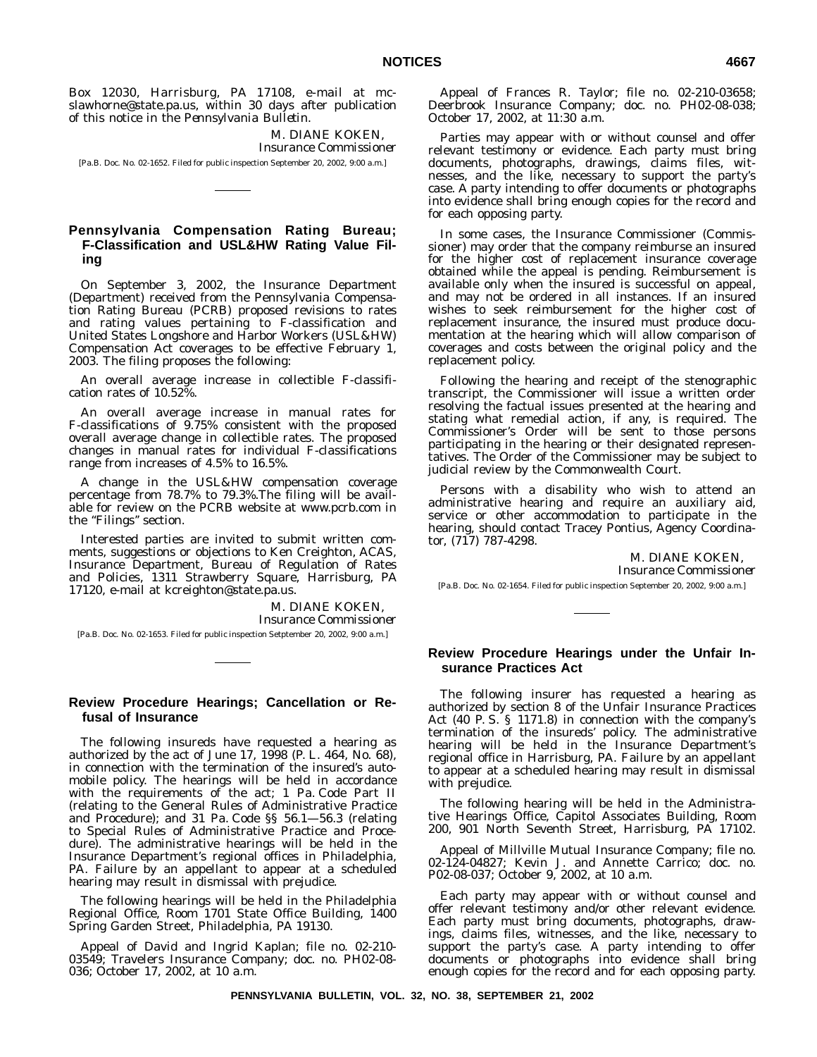Box 12030, Harrisburg, PA 17108, e-mail at mcslawhorne@state.pa.us, within 30 days after publication of this notice in the *Pennsylvania Bulletin*.

M. DIANE KOKEN,
*Insurance Commissioner*

[Pa.B. Doc. No. 02-1652. Filed for public inspection September 20, 2002, 9:00 a.m.]

---

## Pennsylvania Compensation Rating Bureau; F-Classification and USL&HW Rating Value Filing

On September 3, 2002, the Insurance Department (Department) received from the Pennsylvania Compensation Rating Bureau (PCRB) proposed revisions to rates and rating values pertaining to F-classification and United States Longshore and Harbor Workers (USL&HW) Compensation Act coverages to be effective February 1, 2003. The filing proposes the following:

An overall average increase in collectible F-classification rates of 10.52%.

An overall average increase in manual rates for F-classifications of 9.75% consistent with the proposed overall average change in collectible rates. The proposed changes in manual rates for individual F-classifications range from increases of 4.5% to 16.5%.

A change in the USL&HW compensation coverage percentage from 78.7% to 79.3%.The filing will be available for review on the PCRB website at www.pcrb.com in the "Filings" section.

Interested parties are invited to submit written comments, suggestions or objections to Ken Creighton, ACAS, Insurance Department, Bureau of Regulation of Rates and Policies, 1311 Strawberry Square, Harrisburg, PA 17120, e-mail at kcreighton@state.pa.us.

M. DIANE KOKEN,
*Insurance Commissioner*

[Pa.B. Doc. No. 02-1653. Filed for public inspection Setptember 20, 2002, 9:00 a.m.]

---

## Review Procedure Hearings; Cancellation or Refusal of Insurance

The following insureds have requested a hearing as authorized by the act of June 17, 1998 (P. L. 464, No. 68), in connection with the termination of the insured's automobile policy. The hearings will be held in accordance with the requirements of the act; 1 Pa. Code Part II (relating to the General Rules of Administrative Practice and Procedure); and 31 Pa. Code §§ 56.1—56.3 (relating to Special Rules of Administrative Practice and Procedure). The administrative hearings will be held in the Insurance Department's regional offices in Philadelphia, PA. Failure by an appellant to appear at a scheduled hearing may result in dismissal with prejudice.

The following hearings will be held in the Philadelphia Regional Office, Room 1701 State Office Building, 1400 Spring Garden Street, Philadelphia, PA 19130.

Appeal of David and Ingrid Kaplan; file no. 02-210-03549; Travelers Insurance Company; doc. no. PH02-08-036; October 17, 2002, at 10 a.m.

Appeal of Frances R. Taylor; file no. 02-210-03658; Deerbrook Insurance Company; doc. no. PH02-08-038; October 17, 2002, at 11:30 a.m.

Parties may appear with or without counsel and offer relevant testimony or evidence. Each party must bring documents, photographs, drawings, claims files, witnesses, and the like, necessary to support the party's case. A party intending to offer documents or photographs into evidence shall bring enough copies for the record and for each opposing party.

In some cases, the Insurance Commissioner (Commissioner) may order that the company reimburse an insured for the higher cost of replacement insurance coverage obtained while the appeal is pending. Reimbursement is available only when the insured is successful on appeal, and may not be ordered in all instances. If an insured wishes to seek reimbursement for the higher cost of replacement insurance, the insured must produce documentation at the hearing which will allow comparison of coverages and costs between the original policy and the replacement policy.

Following the hearing and receipt of the stenographic transcript, the Commissioner will issue a written order resolving the factual issues presented at the hearing and stating what remedial action, if any, is required. The Commissioner's Order will be sent to those persons participating in the hearing or their designated representatives. The Order of the Commissioner may be subject to judicial review by the Commonwealth Court.

Persons with a disability who wish to attend an administrative hearing and require an auxiliary aid, service or other accommodation to participate in the hearing, should contact Tracey Pontius, Agency Coordinator, (717) 787-4298.

M. DIANE KOKEN,
*Insurance Commissioner*

[Pa.B. Doc. No. 02-1654. Filed for public inspection September 20, 2002, 9:00 a.m.]

---

## Review Procedure Hearings under the Unfair Insurance Practices Act

The following insurer has requested a hearing as authorized by section 8 of the Unfair Insurance Practices Act (40 P. S. § 1171.8) in connection with the company's termination of the insureds' policy. The administrative hearing will be held in the Insurance Department's regional office in Harrisburg, PA. Failure by an appellant to appear at a scheduled hearing may result in dismissal with prejudice.

The following hearing will be held in the Administrative Hearings Office, Capitol Associates Building, Room 200, 901 North Seventh Street, Harrisburg, PA 17102.

Appeal of Millville Mutual Insurance Company; file no. 02-124-04827; Kevin J. and Annette Carrico; doc. no. P02-08-037; October 9, 2002, at 10 a.m.

Each party may appear with or without counsel and offer relevant testimony and/or other relevant evidence. Each party must bring documents, photographs, drawings, claims files, witnesses, and the like, necessary to support the party's case. A party intending to offer documents or photographs into evidence shall bring enough copies for the record and for each opposing party.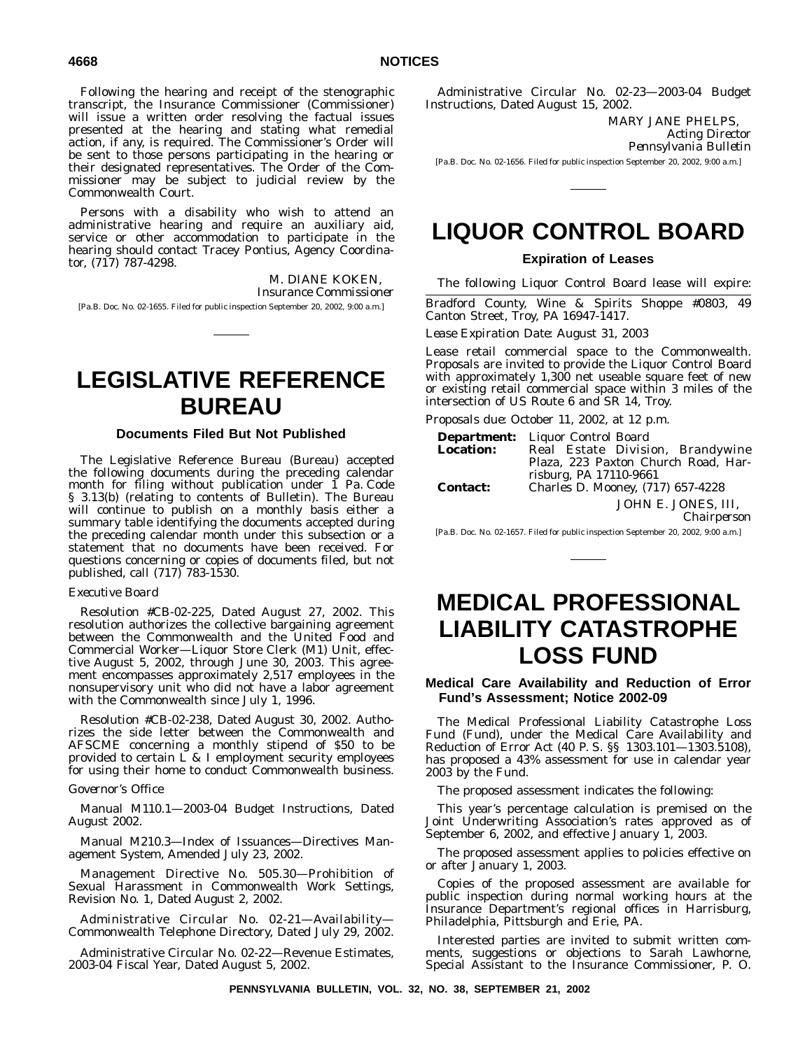Following the hearing and receipt of the stenographic transcript, the Insurance Commissioner (Commissioner) will issue a written order resolving the factual issues presented at the hearing and stating what remedial action, if any, is required. The Commissioner's Order will be sent to those persons participating in the hearing or their designated representatives. The Order of the Commissioner may be subject to judicial review by the Commonwealth Court.

Persons with a disability who wish to attend an administrative hearing and require an auxiliary aid, service or other accommodation to participate in the hearing should contact Tracey Pontius, Agency Coordinator, (717) 787-4298.

M. DIANE KOKEN,
*Insurance Commissioner*

[Pa.B. Doc. No. 02-1655. Filed for public inspection September 20, 2002, 9:00 a.m.]

# LEGISLATIVE REFERENCE BUREAU

### Documents Filed But Not Published

The Legislative Reference Bureau (Bureau) accepted the following documents during the preceding calendar month for filing without publication under 1 Pa. Code § 3.13(b) (relating to contents of Bulletin). The Bureau will continue to publish on a monthly basis either a summary table identifying the documents accepted during the preceding calendar month under this subsection or a statement that no documents have been received. For questions concerning or copies of documents filed, but not published, call (717) 783-1530.

*Executive Board*

Resolution #CB-02-225, Dated August 27, 2002. This resolution authorizes the collective bargaining agreement between the Commonwealth and the United Food and Commercial Worker—Liquor Store Clerk (M1) Unit, effective August 5, 2002, through June 30, 2003. This agreement encompasses approximately 2,517 employees in the nonsupervisory unit who did not have a labor agreement with the Commonwealth since July 1, 1996.

Resolution #CB-02-238, Dated August 30, 2002. Authorizes the side letter between the Commonwealth and AFSCME concerning a monthly stipend of $50 to be provided to certain L & I employment security employees for using their home to conduct Commonwealth business.

*Governor's Office*

Manual M110.1—2003-04 Budget Instructions, Dated August 2002.

Manual M210.3—Index of Issuances—Directives Management System, Amended July 23, 2002.

Management Directive No. 505.30—Prohibition of Sexual Harassment in Commonwealth Work Settings, Revision No. 1, Dated August 2, 2002.

Administrative Circular No. 02-21—Availability—Commonwealth Telephone Directory, Dated July 29, 2002.

Administrative Circular No. 02-22—Revenue Estimates, 2003-04 Fiscal Year, Dated August 5, 2002.

Administrative Circular No. 02-23—2003-04 Budget Instructions, Dated August 15, 2002.

MARY JANE PHELPS,
*Acting Director*
*Pennsylvania Bulletin*

[Pa.B. Doc. No. 02-1656. Filed for public inspection September 20, 2002, 9:00 a.m.]

# LIQUOR CONTROL BOARD

### Expiration of Leases

*The following Liquor Control Board lease will expire:*

Bradford County, Wine & Spirits Shoppe #0803, 49 Canton Street, Troy, PA 16947-1417.

*Lease Expiration Date:* August 31, 2003

Lease retail commercial space to the Commonwealth. Proposals are invited to provide the Liquor Control Board with approximately 1,300 net useable square feet of new or existing retail commercial space within 3 miles of the intersection of US Route 6 and SR 14, Troy.

*Proposals due:* October 11, 2002, at 12 p.m.

**Department:** Liquor Control Board
**Location:** Real Estate Division, Brandywine Plaza, 223 Paxton Church Road, Harrisburg, PA 17110-9661
**Contact:** Charles D. Mooney, (717) 657-4228

JOHN E. JONES, III,
*Chairperson*

[Pa.B. Doc. No. 02-1657. Filed for public inspection September 20, 2002, 9:00 a.m.]

# MEDICAL PROFESSIONAL LIABILITY CATASTROPHE LOSS FUND

### Medical Care Availability and Reduction of Error Fund's Assessment; Notice 2002-09

The Medical Professional Liability Catastrophe Loss Fund (Fund), under the Medical Care Availability and Reduction of Error Act (40 P. S. §§ 1303.101—1303.5108), has proposed a 43% assessment for use in calendar year 2003 by the Fund.

The proposed assessment indicates the following:

This year's percentage calculation is premised on the Joint Underwriting Association's rates approved as of September 6, 2002, and effective January 1, 2003.

The proposed assessment applies to policies effective on or after January 1, 2003.

Copies of the proposed assessment are available for public inspection during normal working hours at the Insurance Department's regional offices in Harrisburg, Philadelphia, Pittsburgh and Erie, PA.

Interested parties are invited to submit written comments, suggestions or objections to Sarah Lawhorne, Special Assistant to the Insurance Commissioner, P. O.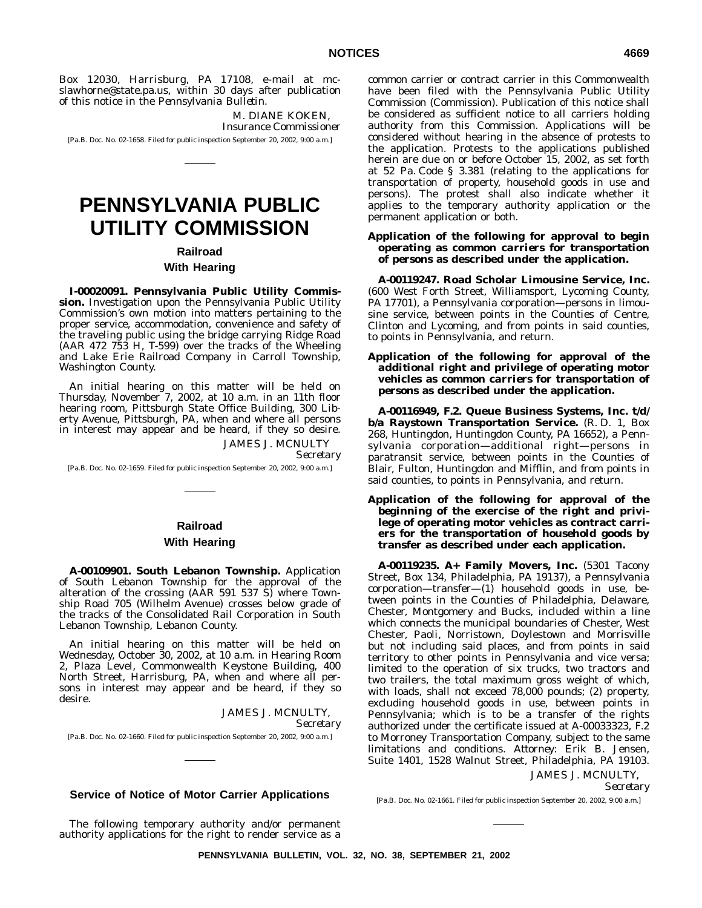Box 12030, Harrisburg, PA 17108, e-mail at mc-slawhorne@state.pa.us, within 30 days after publication of this notice in the *Pennsylvania Bulletin*.

M. DIANE KOKEN,
*Insurance Commissioner*

[Pa.B. Doc. No. 02-1658. Filed for public inspection September 20, 2002, 9:00 a.m.]

# PENNSYLVANIA PUBLIC UTILITY COMMISSION

## Railroad

### With Hearing

**I-00020091. Pennsylvania Public Utility Commission.** Investigation upon the Pennsylvania Public Utility Commission's own motion into matters pertaining to the proper service, accommodation, convenience and safety of the traveling public using the bridge carrying Ridge Road (AAR 472 753 H, T-599) over the tracks of the Wheeling and Lake Erie Railroad Company in Carroll Township, Washington County.

An initial hearing on this matter will be held on Thursday, November 7, 2002, at 10 a.m. in an 11th floor hearing room, Pittsburgh State Office Building, 300 Liberty Avenue, Pittsburgh, PA, when and where all persons in interest may appear and be heard, if they so desire.

JAMES J. MCNULTY
*Secretary*

[Pa.B. Doc. No. 02-1659. Filed for public inspection September 20, 2002, 9:00 a.m.]

## Railroad

### With Hearing

**A-00109901. South Lebanon Township.** Application of South Lebanon Township for the approval of the alteration of the crossing (AAR 591 537 S) where Township Road 705 (Wilhelm Avenue) crosses below grade of the tracks of the Consolidated Rail Corporation in South Lebanon Township, Lebanon County.

An initial hearing on this matter will be held on Wednesday, October 30, 2002, at 10 a.m. in Hearing Room 2, Plaza Level, Commonwealth Keystone Building, 400 North Street, Harrisburg, PA, when and where all persons in interest may appear and be heard, if they so desire.

JAMES J. MCNULTY,
*Secretary*

[Pa.B. Doc. No. 02-1660. Filed for public inspection September 20, 2002, 9:00 a.m.]

## Service of Notice of Motor Carrier Applications

The following temporary authority and/or permanent authority applications for the right to render service as a common carrier or contract carrier in this Commonwealth have been filed with the Pennsylvania Public Utility Commission (Commission). Publication of this notice shall be considered as sufficient notice to all carriers holding authority from this Commission. Applications will be considered without hearing in the absence of protests to the application. Protests to the applications published herein are due on or before October 15, 2002, as set forth at 52 Pa. Code § 3.381 (relating to the applications for transportation of property, household goods in use and persons). The protest shall also indicate whether it applies to the temporary authority application or the permanent application or both.

**Application of the following for approval to begin operating as *common carriers* for transportation of *persons* as described under the application.**

**A-00119247. Road Scholar Limousine Service, Inc.** (600 West Forth Street, Williamsport, Lycoming County, PA 17701), a Pennsylvania corporation—persons in limousine service, between points in the Counties of Centre, Clinton and Lycoming, and from points in said counties, to points in Pennsylvania, and return.

**Application of the following for approval of the *additional right* and privilege of operating motor vehicles as *common carriers* for transportation of *persons* as described under the application.**

**A-00116949, F.2. Queue Business Systems, Inc. t/d/b/a Raystown Transportation Service.** (R. D. 1, Box 268, Huntingdon, Huntingdon County, PA 16652), a Pennsylvania corporation—additional right—persons in paratransit service, between points in the Counties of Blair, Fulton, Huntingdon and Mifflin, and from points in said counties, to points in Pennsylvania, and return.

**Application of the following for approval of the *beginning of the exercise of the right and privilege of operating motor vehicles as contract carriers for the transportation of household goods* by transfer as described under each application.**

**A-00119235. A+ Family Movers, Inc.** (5301 Tacony Street, Box 134, Philadelphia, PA 19137), a Pennsylvania corporation—transfer—(1) household goods in use, between points in the Counties of Philadelphia, Delaware, Chester, Montgomery and Bucks, included within a line which connects the municipal boundaries of Chester, West Chester, Paoli, Norristown, Doylestown and Morrisville but not including said places, and from points in said territory to other points in Pennsylvania and vice versa; limited to the operation of six trucks, two tractors and two trailers, the total maximum gross weight of which, with loads, shall not exceed 78,000 pounds; (2) property, excluding household goods in use, between points in Pennsylvania; which is to be a transfer of the rights authorized under the certificate issued at A-00033323, F.2 to Morroney Transportation Company, subject to the same limitations and conditions. *Attorney*: Erik B. Jensen, Suite 1401, 1528 Walnut Street, Philadelphia, PA 19103.

JAMES J. MCNULTY,
*Secretary*

[Pa.B. Doc. No. 02-1661. Filed for public inspection September 20, 2002, 9:00 a.m.]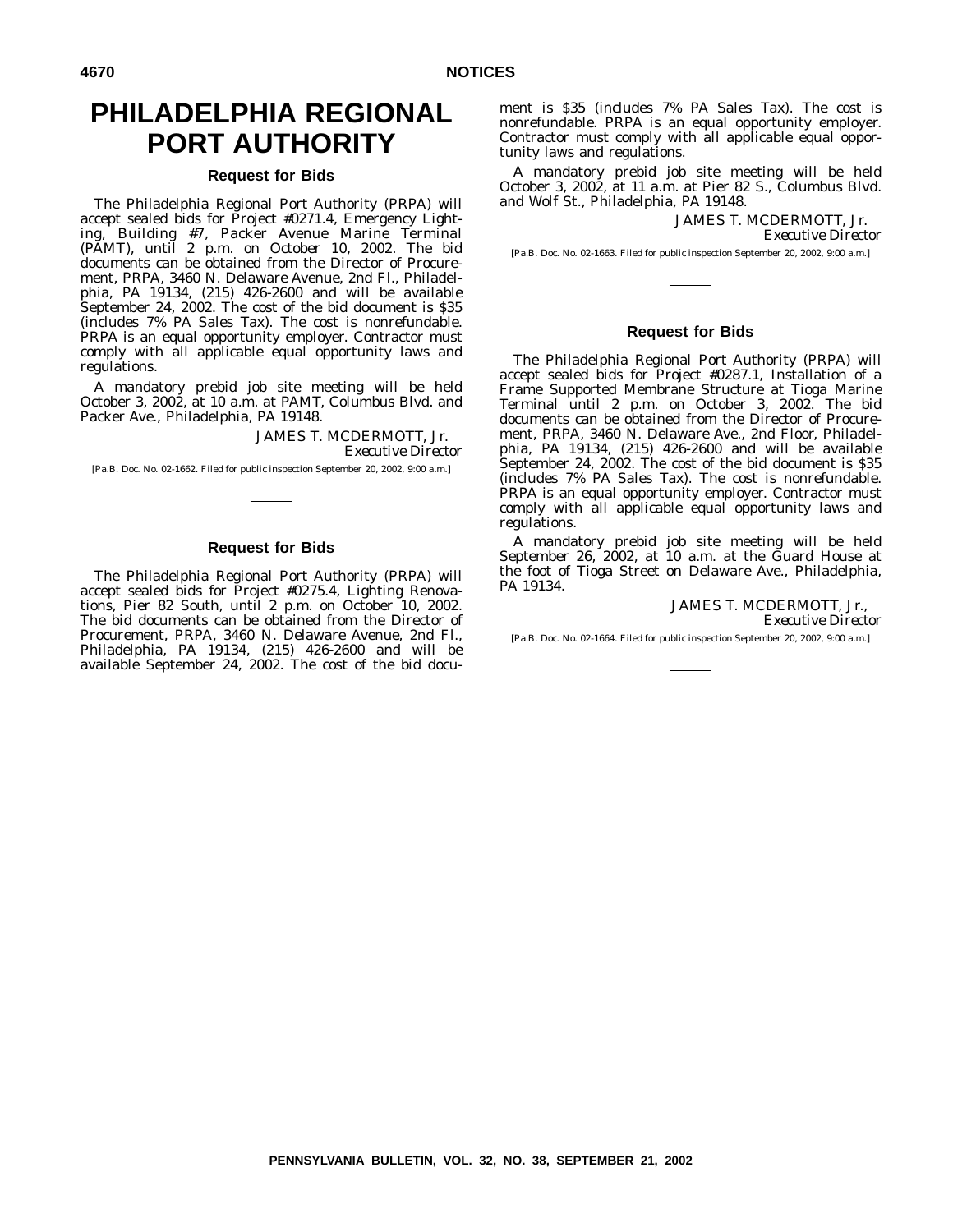# PHILADELPHIA REGIONAL PORT AUTHORITY

## Request for Bids

The Philadelphia Regional Port Authority (PRPA) will accept sealed bids for Project #0271.4, Emergency Lighting, Building #7, Packer Avenue Marine Terminal (PAMT), until 2 p.m. on October 10, 2002. The bid documents can be obtained from the Director of Procurement, PRPA, 3460 N. Delaware Avenue, 2nd Fl., Philadelphia, PA 19134, (215) 426-2600 and will be available September 24, 2002. The cost of the bid document is $35 (includes 7% PA Sales Tax). The cost is nonrefundable. PRPA is an equal opportunity employer. Contractor must comply with all applicable equal opportunity laws and regulations.

A mandatory prebid job site meeting will be held October 3, 2002, at 10 a.m. at PAMT, Columbus Blvd. and Packer Ave., Philadelphia, PA 19148.

JAMES T. MCDERMOTT, Jr.,
*Executive Director*

[Pa.B. Doc. No. 02-1662. Filed for public inspection September 20, 2002, 9:00 a.m.]

## Request for Bids

The Philadelphia Regional Port Authority (PRPA) will accept sealed bids for Project #0275.4, Lighting Renovations, Pier 82 South, until 2 p.m. on October 10, 2002. The bid documents can be obtained from the Director of Procurement, PRPA, 3460 N. Delaware Avenue, 2nd Fl., Philadelphia, PA 19134, (215) 426-2600 and will be available September 24, 2002. The cost of the bid document is $35 (includes 7% PA Sales Tax). The cost is nonrefundable. PRPA is an equal opportunity employer. Contractor must comply with all applicable equal opportunity laws and regulations.

A mandatory prebid job site meeting will be held October 3, 2002, at 11 a.m. at Pier 82 S., Columbus Blvd. and Wolf St., Philadelphia, PA 19148.

JAMES T. MCDERMOTT, Jr.,
*Executive Director*

[Pa.B. Doc. No. 02-1663. Filed for public inspection September 20, 2002, 9:00 a.m.]

## Request for Bids

The Philadelphia Regional Port Authority (PRPA) will accept sealed bids for Project #0287.1, Installation of a Frame Supported Membrane Structure at Tioga Marine Terminal until 2 p.m. on October 3, 2002. The bid documents can be obtained from the Director of Procurement, PRPA, 3460 N. Delaware Ave., 2nd Floor, Philadelphia, PA 19134, (215) 426-2600 and will be available September 24, 2002. The cost of the bid document is $35 (includes 7% PA Sales Tax). The cost is nonrefundable. PRPA is an equal opportunity employer. Contractor must comply with all applicable equal opportunity laws and regulations.

A mandatory prebid job site meeting will be held September 26, 2002, at 10 a.m. at the Guard House at the foot of Tioga Street on Delaware Ave., Philadelphia, PA 19134.

JAMES T. MCDERMOTT, Jr.,
*Executive Director*

[Pa.B. Doc. No. 02-1664. Filed for public inspection September 20, 2002, 9:00 a.m.]